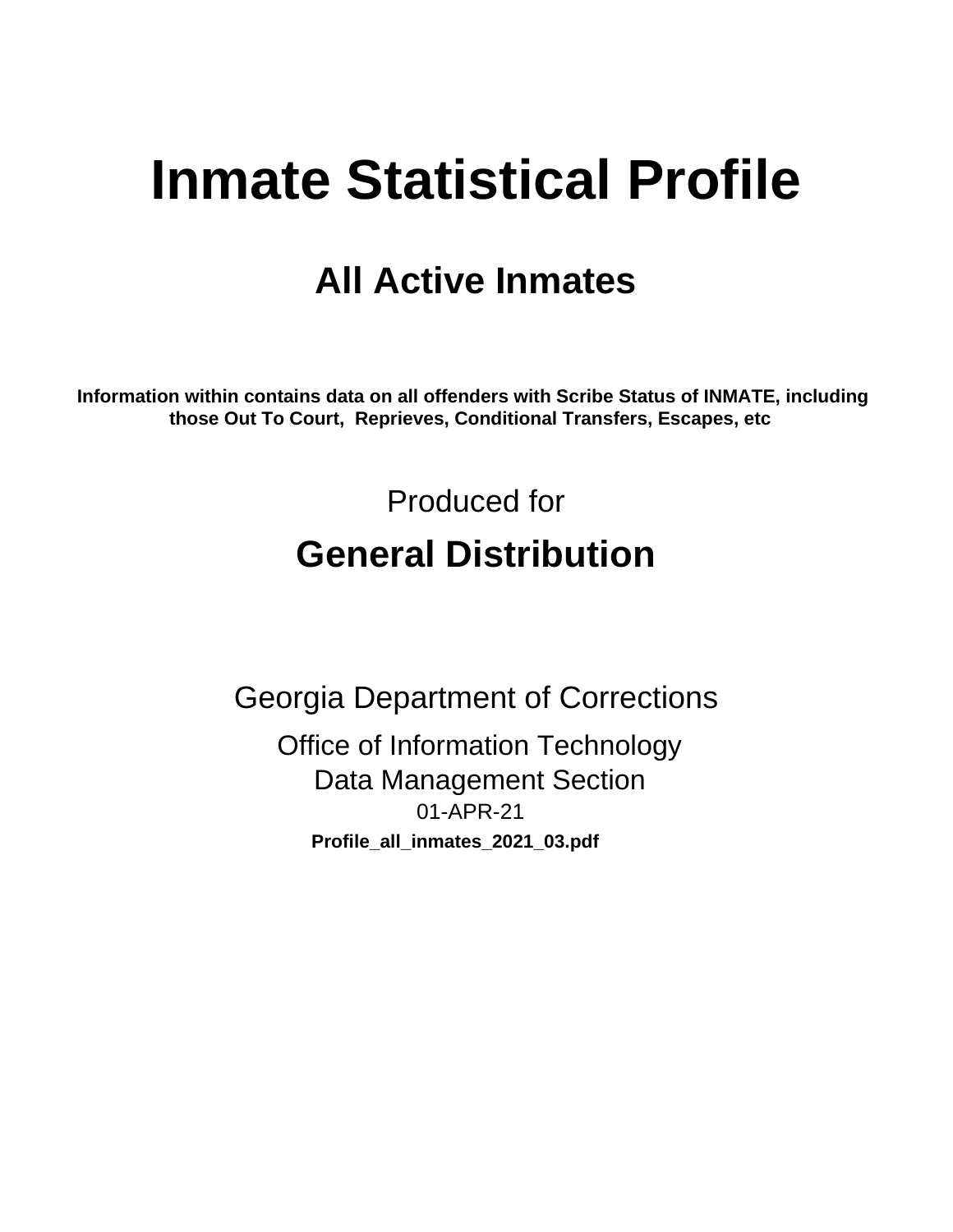# Inmate Statistical Profile

## All Active Inmates

**Information within contains data on all offenders with Scribe Status of INMATE, including those Out To Court, Reprieves, Conditional Transfers, Escapes, etc**

Produced for

## General Distribution

Georgia Department of Corrections

Office of Information Technology
Data Management Section
01-APR-21

**Profile_all_inmates_2021_03.pdf**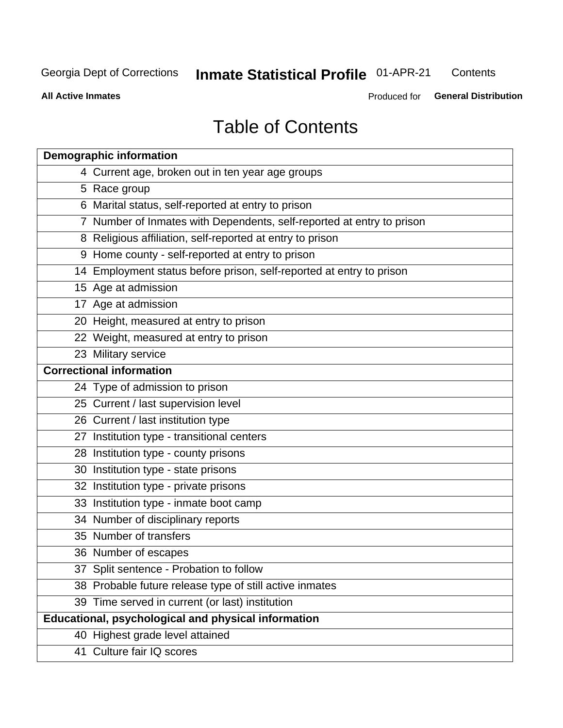# Table of Contents

| Demographic information | |
|---|---|
| 4 | Current age, broken out in ten year age groups |
| 5 | Race group |
| 6 | Marital status, self-reported at entry to prison |
| 7 | Number of Inmates with Dependents, self-reported at entry to prison |
| 8 | Religious affiliation, self-reported at entry to prison |
| 9 | Home county - self-reported at entry to prison |
| 14 | Employment status before prison, self-reported at entry to prison |
| 15 | Age at admission |
| 17 | Age at admission |
| 20 | Height, measured at entry to prison |
| 22 | Weight, measured at entry to prison |
| 23 | Military service |
| **Correctional information** | |
| 24 | Type of admission to prison |
| 25 | Current / last supervision level |
| 26 | Current / last institution type |
| 27 | Institution type - transitional centers |
| 28 | Institution type - county prisons |
| 30 | Institution type - state prisons |
| 32 | Institution type - private prisons |
| 33 | Institution type - inmate boot camp |
| 34 | Number of disciplinary reports |
| 35 | Number of transfers |
| 36 | Number of escapes |
| 37 | Split sentence - Probation to follow |
| 38 | Probable future release type of still active inmates |
| 39 | Time served in current (or last) institution |
| **Educational, psychological and physical information** | |
| 40 | Highest grade level attained |
| 41 | Culture fair IQ scores |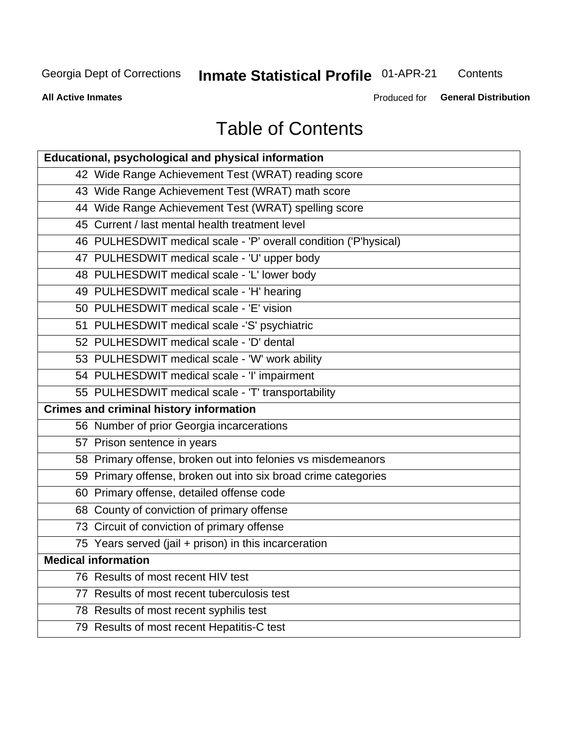# Table of Contents

| Educational, psychological and physical information |
|---|
| 42 Wide Range Achievement Test (WRAT) reading score |
| 43 Wide Range Achievement Test (WRAT) math score |
| 44 Wide Range Achievement Test (WRAT) spelling score |
| 45 Current / last mental health treatment level |
| 46 PULHESDWIT medical scale - 'P' overall condition ('P'hysical) |
| 47 PULHESDWIT medical scale - 'U' upper body |
| 48 PULHESDWIT medical scale - 'L' lower body |
| 49 PULHESDWIT medical scale - 'H' hearing |
| 50 PULHESDWIT medical scale - 'E' vision |
| 51 PULHESDWIT medical scale -'S' psychiatric |
| 52 PULHESDWIT medical scale - 'D' dental |
| 53 PULHESDWIT medical scale - 'W' work ability |
| 54 PULHESDWIT medical scale - 'I' impairment |
| 55 PULHESDWIT medical scale - 'T' transportability |
| **Crimes and criminal history information** |
| 56 Number of prior Georgia incarcerations |
| 57 Prison sentence in years |
| 58 Primary offense, broken out into felonies vs misdemeanors |
| 59 Primary offense, broken out into six broad crime categories |
| 60 Primary offense, detailed offense code |
| 68 County of conviction of primary offense |
| 73 Circuit of conviction of primary offense |
| 75 Years served (jail + prison) in this incarceration |
| **Medical information** |
| 76 Results of most recent HIV test |
| 77 Results of most recent tuberculosis test |
| 78 Results of most recent syphilis test |
| 79 Results of most recent Hepatitis-C test |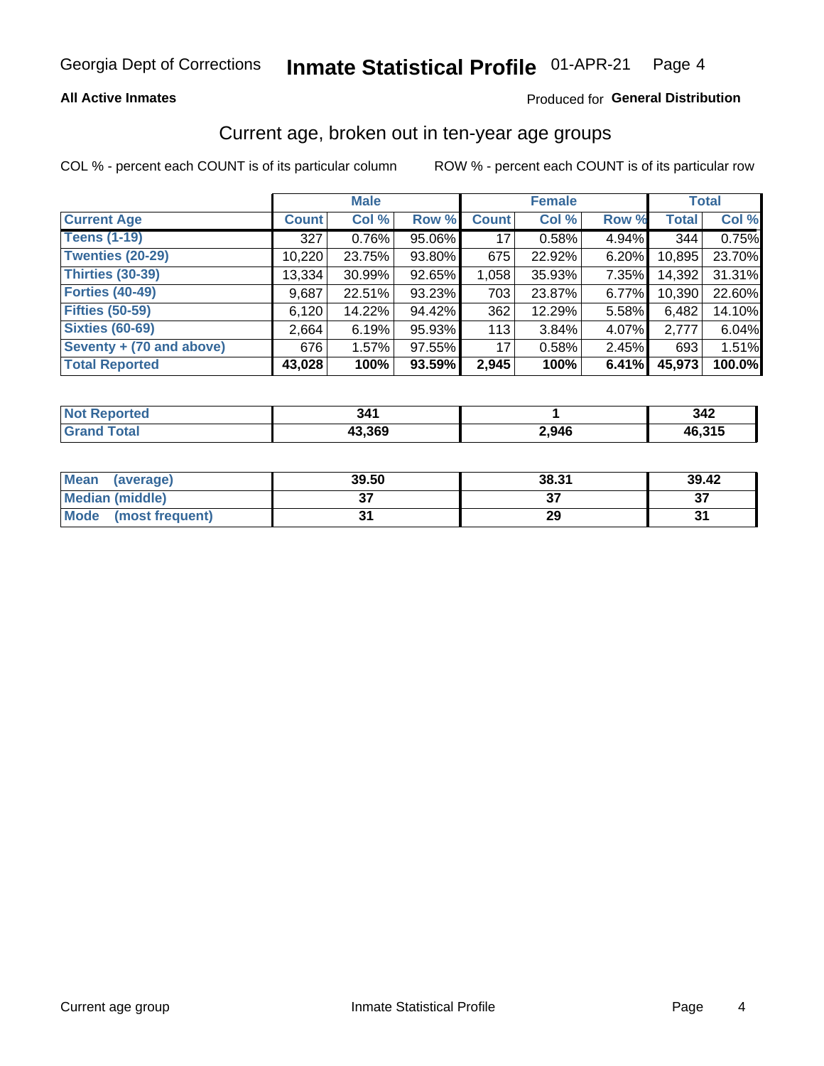Georgia Dept of Corrections **Inmate Statistical Profile** 01-APR-21

**All Active Inmates**

Produced for **General Distribution**

## Current age, broken out in ten-year age groups

COL % - percent each COUNT is of its particular column    ROW % - percent each COUNT is of its particular row

| | Male | | | Female | | | Total | |
|---|---|---|---|---|---|---|---|---|
| **Current Age** | **Count** | **Col %** | **Row %** | **Count** | **Col %** | **Row %** | **Total** | **Col %** |
| **Teens (1-19)** | 327 | 0.76% | 95.06% | 17 | 0.58% | 4.94% | 344 | 0.75% |
| **Twenties (20-29)** | 10,220 | 23.75% | 93.80% | 675 | 22.92% | 6.20% | 10,895 | 23.70% |
| **Thirties (30-39)** | 13,334 | 30.99% | 92.65% | 1,058 | 35.93% | 7.35% | 14,392 | 31.31% |
| **Forties (40-49)** | 9,687 | 22.51% | 93.23% | 703 | 23.87% | 6.77% | 10,390 | 22.60% |
| **Fifties (50-59)** | 6,120 | 14.22% | 94.42% | 362 | 12.29% | 5.58% | 6,482 | 14.10% |
| **Sixties (60-69)** | 2,664 | 6.19% | 95.93% | 113 | 3.84% | 4.07% | 2,777 | 6.04% |
| **Seventy + (70 and above)** | 676 | 1.57% | 97.55% | 17 | 0.58% | 2.45% | 693 | 1.51% |
| **Total Reported** | **43,028** | **100%** | **93.59%** | **2,945** | **100%** | **6.41%** | **45,973** | **100.0%** |

| | Male | Female | Total |
|---|---|---|---|
| **Not Reported** | **341** | **1** | **342** |
| **Grand Total** | **43,369** | **2,946** | **46,315** |

| | Male | Female | Total |
|---|---|---|---|
| **Mean (average)** | **39.50** | **38.31** | **39.42** |
| **Median (middle)** | **37** | **37** | **37** |
| **Mode (most frequent)** | **31** | **29** | **31** |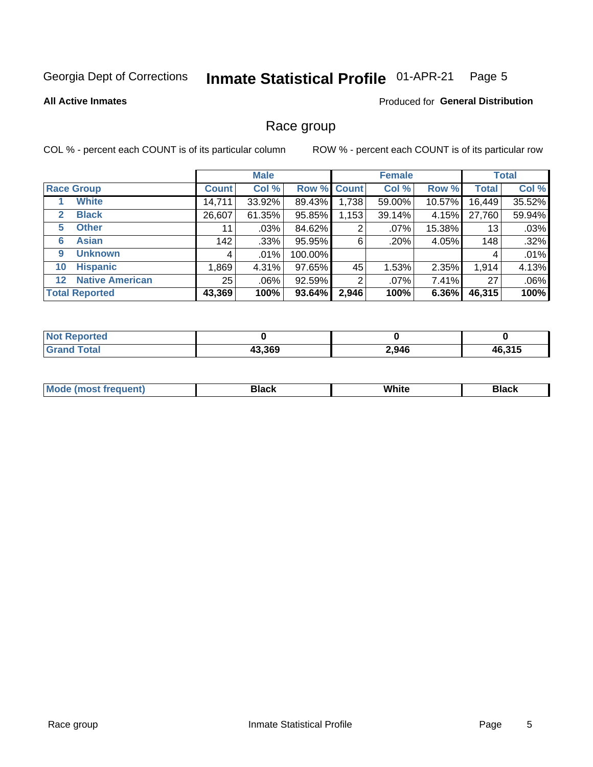Georgia Dept of Corrections **Inmate Statistical Profile** 01-APR-21

**All Active Inmates**

Produced for **General Distribution**

## Race group

COL % - percent each COUNT is of its particular column    ROW % - percent each COUNT is of its particular row

| | | Male | | | Female | | | Total | |
|---|---|---|---|---|---|---|---|---|---|
| **Race Group** | | **Count** | **Col %** | **Row %** | **Count** | **Col %** | **Row %** | **Total** | **Col %** |
| 1 | **White** | 14,711 | 33.92% | 89.43% | 1,738 | 59.00% | 10.57% | 16,449 | 35.52% |
| 2 | **Black** | 26,607 | 61.35% | 95.85% | 1,153 | 39.14% | 4.15% | 27,760 | 59.94% |
| 5 | **Other** | 11 | .03% | 84.62% | 2 | .07% | 15.38% | 13 | .03% |
| 6 | **Asian** | 142 | .33% | 95.95% | 6 | .20% | 4.05% | 148 | .32% |
| 9 | **Unknown** | 4 | .01% | 100.00% | | | | 4 | .01% |
| 10 | **Hispanic** | 1,869 | 4.31% | 97.65% | 45 | 1.53% | 2.35% | 1,914 | 4.13% |
| 12 | **Native American** | 25 | .06% | 92.59% | 2 | .07% | 7.41% | 27 | .06% |
| **Total Reported** | | **43,369** | **100%** | **93.64%** | **2,946** | **100%** | **6.36%** | **46,315** | **100%** |

| | Male | Female | Total |
|---|---|---|---|
| **Not Reported** | **0** | **0** | **0** |
| **Grand Total** | **43,369** | **2,946** | **46,315** |

| | Male | Female | Total |
|---|---|---|---|
| **Mode (most frequent)** | **Black** | **White** | **Black** |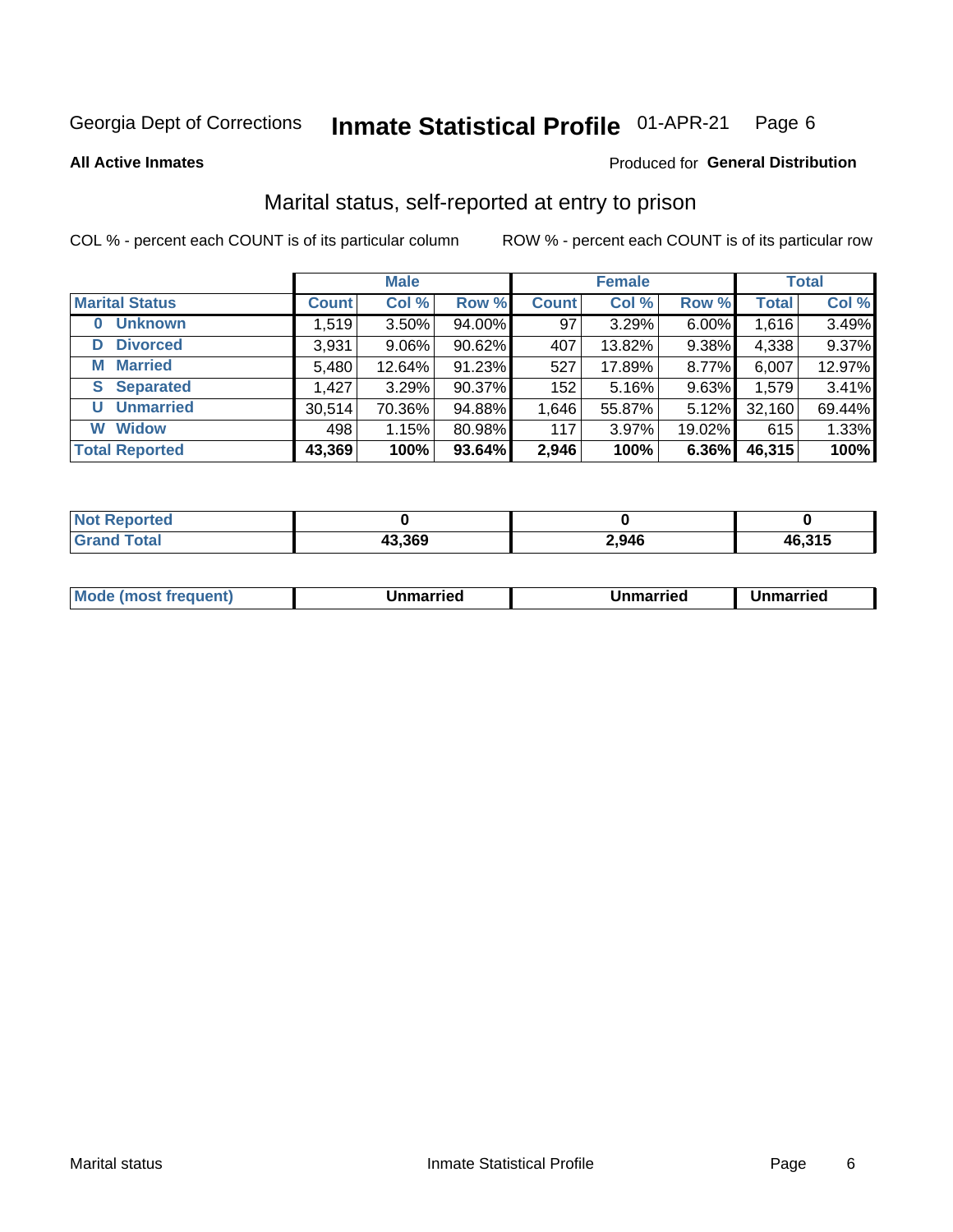Georgia Dept of Corrections **Inmate Statistical Profile** 01-APR-21

**All Active Inmates**

Produced for **General Distribution**

## Marital status, self-reported at entry to prison

COL % - percent each COUNT is of its particular column

ROW % - percent each COUNT is of its particular row

| | Male | | | Female | | | Total | |
|---|---|---|---|---|---|---|---|---|
| **Marital Status** | **Count** | **Col %** | **Row %** | **Count** | **Col %** | **Row %** | **Total** | **Col %** |
| 0 Unknown | 1,519 | 3.50% | 94.00% | 97 | 3.29% | 6.00% | 1,616 | 3.49% |
| D Divorced | 3,931 | 9.06% | 90.62% | 407 | 13.82% | 9.38% | 4,338 | 9.37% |
| M Married | 5,480 | 12.64% | 91.23% | 527 | 17.89% | 8.77% | 6,007 | 12.97% |
| S Separated | 1,427 | 3.29% | 90.37% | 152 | 5.16% | 9.63% | 1,579 | 3.41% |
| U Unmarried | 30,514 | 70.36% | 94.88% | 1,646 | 55.87% | 5.12% | 32,160 | 69.44% |
| W Widow | 498 | 1.15% | 80.98% | 117 | 3.97% | 19.02% | 615 | 1.33% |
| **Total Reported** | **43,369** | **100%** | **93.64%** | **2,946** | **100%** | **6.36%** | **46,315** | **100%** |

| | Male | Female | Total |
|---|---|---|---|
| Not Reported | 0 | 0 | 0 |
| Grand Total | 43,369 | 2,946 | 46,315 |

| | Male | Female | Total |
|---|---|---|---|
| Mode (most frequent) | Unmarried | Unmarried | Unmarried |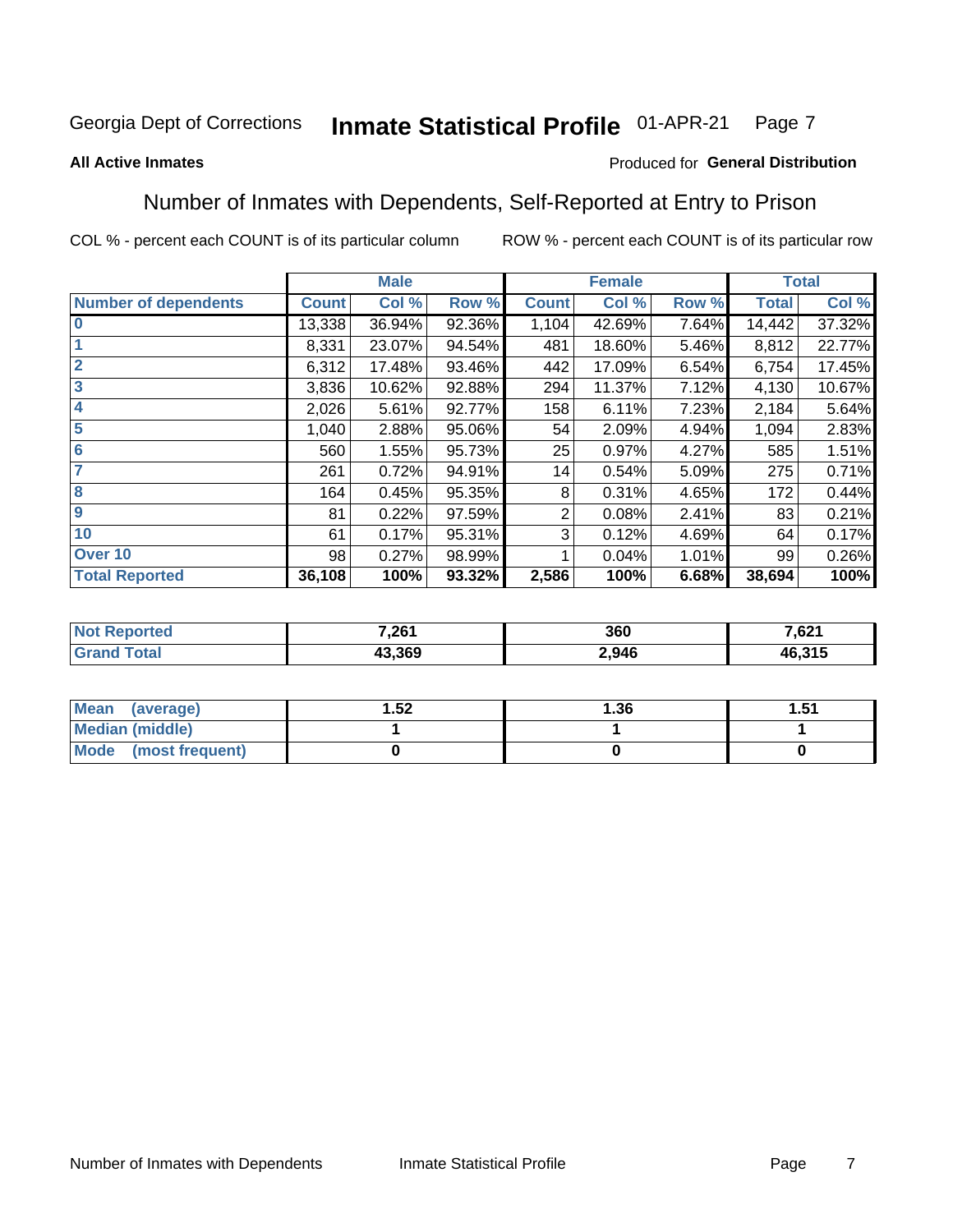Georgia Dept of Corrections **Inmate Statistical Profile** 01-APR-21

**All Active Inmates**

Produced for **General Distribution**

## Number of Inmates with Dependents, Self-Reported at Entry to Prison

COL % - percent each COUNT is of its particular column ROW % - percent each COUNT is of its particular row

| | Male | | | Female | | | Total | |
|---|---|---|---|---|---|---|---|---|
| **Number of dependents** | **Count** | **Col %** | **Row %** | **Count** | **Col %** | **Row %** | **Total** | **Col %** |
| **0** | 13,338 | 36.94% | 92.36% | 1,104 | 42.69% | 7.64% | 14,442 | 37.32% |
| **1** | 8,331 | 23.07% | 94.54% | 481 | 18.60% | 5.46% | 8,812 | 22.77% |
| **2** | 6,312 | 17.48% | 93.46% | 442 | 17.09% | 6.54% | 6,754 | 17.45% |
| **3** | 3,836 | 10.62% | 92.88% | 294 | 11.37% | 7.12% | 4,130 | 10.67% |
| **4** | 2,026 | 5.61% | 92.77% | 158 | 6.11% | 7.23% | 2,184 | 5.64% |
| **5** | 1,040 | 2.88% | 95.06% | 54 | 2.09% | 4.94% | 1,094 | 2.83% |
| **6** | 560 | 1.55% | 95.73% | 25 | 0.97% | 4.27% | 585 | 1.51% |
| **7** | 261 | 0.72% | 94.91% | 14 | 0.54% | 5.09% | 275 | 0.71% |
| **8** | 164 | 0.45% | 95.35% | 8 | 0.31% | 4.65% | 172 | 0.44% |
| **9** | 81 | 0.22% | 97.59% | 2 | 0.08% | 2.41% | 83 | 0.21% |
| **10** | 61 | 0.17% | 95.31% | 3 | 0.12% | 4.69% | 64 | 0.17% |
| **Over 10** | 98 | 0.27% | 98.99% | 1 | 0.04% | 1.01% | 99 | 0.26% |
| **Total Reported** | **36,108** | **100%** | **93.32%** | **2,586** | **100%** | **6.68%** | **38,694** | **100%** |

| | Male | Female | Total |
|---|---|---|---|
| **Not Reported** | **7,261** | **360** | **7,621** |
| **Grand Total** | **43,369** | **2,946** | **46,315** |

| | Male | Female | Total |
|---|---|---|---|
| **Mean (average)** | **1.52** | **1.36** | **1.51** |
| **Median (middle)** | **1** | **1** | **1** |
| **Mode (most frequent)** | **0** | **0** | **0** |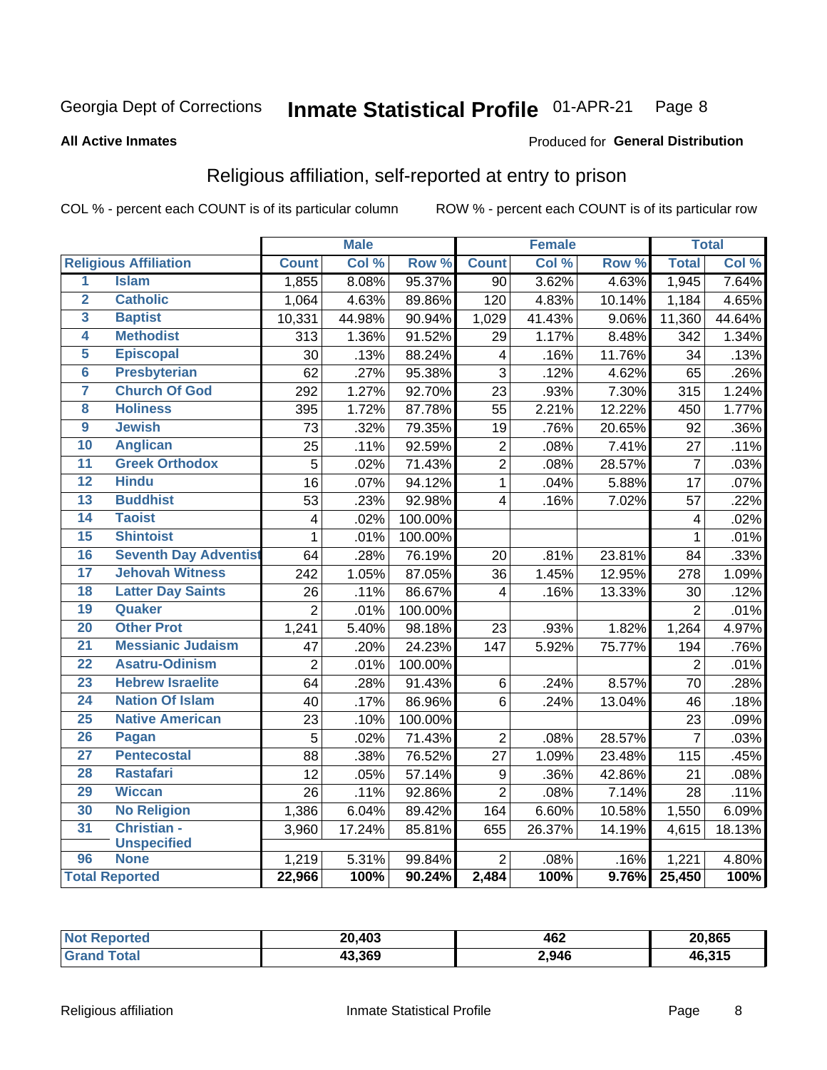Georgia Dept of Corrections **Inmate Statistical Profile** 01-APR-21

**All Active Inmates**

Produced for **General Distribution**

## Religious affiliation, self-reported at entry to prison

COL % - percent each COUNT is of its particular column ROW % - percent each COUNT is of its particular row

| | | Male | | | Female | | | Total | |
|---|---|---|---|---|---|---|---|---|---|
| **Religious Affiliation** | | **Count** | **Col %** | **Row %** | **Count** | **Col %** | **Row %** | **Total** | **Col %** |
| 1 | Islam | 1,855 | 8.08% | 95.37% | 90 | 3.62% | 4.63% | 1,945 | 7.64% |
| 2 | Catholic | 1,064 | 4.63% | 89.86% | 120 | 4.83% | 10.14% | 1,184 | 4.65% |
| 3 | Baptist | 10,331 | 44.98% | 90.94% | 1,029 | 41.43% | 9.06% | 11,360 | 44.64% |
| 4 | Methodist | 313 | 1.36% | 91.52% | 29 | 1.17% | 8.48% | 342 | 1.34% |
| 5 | Episcopal | 30 | .13% | 88.24% | 4 | .16% | 11.76% | 34 | .13% |
| 6 | Presbyterian | 62 | .27% | 95.38% | 3 | .12% | 4.62% | 65 | .26% |
| 7 | Church Of God | 292 | 1.27% | 92.70% | 23 | .93% | 7.30% | 315 | 1.24% |
| 8 | Holiness | 395 | 1.72% | 87.78% | 55 | 2.21% | 12.22% | 450 | 1.77% |
| 9 | Jewish | 73 | .32% | 79.35% | 19 | .76% | 20.65% | 92 | .36% |
| 10 | Anglican | 25 | .11% | 92.59% | 2 | .08% | 7.41% | 27 | .11% |
| 11 | Greek Orthodox | 5 | .02% | 71.43% | 2 | .08% | 28.57% | 7 | .03% |
| 12 | Hindu | 16 | .07% | 94.12% | 1 | .04% | 5.88% | 17 | .07% |
| 13 | Buddhist | 53 | .23% | 92.98% | 4 | .16% | 7.02% | 57 | .22% |
| 14 | Taoist | 4 | .02% | 100.00% | | | | 4 | .02% |
| 15 | Shintoist | 1 | .01% | 100.00% | | | | 1 | .01% |
| 16 | Seventh Day Adventist | 64 | .28% | 76.19% | 20 | .81% | 23.81% | 84 | .33% |
| 17 | Jehovah Witness | 242 | 1.05% | 87.05% | 36 | 1.45% | 12.95% | 278 | 1.09% |
| 18 | Latter Day Saints | 26 | .11% | 86.67% | 4 | .16% | 13.33% | 30 | .12% |
| 19 | Quaker | 2 | .01% | 100.00% | | | | 2 | .01% |
| 20 | Other Prot | 1,241 | 5.40% | 98.18% | 23 | .93% | 1.82% | 1,264 | 4.97% |
| 21 | Messianic Judaism | 47 | .20% | 24.23% | 147 | 5.92% | 75.77% | 194 | .76% |
| 22 | Asatru-Odinism | 2 | .01% | 100.00% | | | | 2 | .01% |
| 23 | Hebrew Israelite | 64 | .28% | 91.43% | 6 | .24% | 8.57% | 70 | .28% |
| 24 | Nation Of Islam | 40 | .17% | 86.96% | 6 | .24% | 13.04% | 46 | .18% |
| 25 | Native American | 23 | .10% | 100.00% | | | | 23 | .09% |
| 26 | Pagan | 5 | .02% | 71.43% | 2 | .08% | 28.57% | 7 | .03% |
| 27 | Pentecostal | 88 | .38% | 76.52% | 27 | 1.09% | 23.48% | 115 | .45% |
| 28 | Rastafari | 12 | .05% | 57.14% | 9 | .36% | 42.86% | 21 | .08% |
| 29 | Wiccan | 26 | .11% | 92.86% | 2 | .08% | 7.14% | 28 | .11% |
| 30 | No Religion | 1,386 | 6.04% | 89.42% | 164 | 6.60% | 10.58% | 1,550 | 6.09% |
| 31 | Christian - Unspecified | 3,960 | 17.24% | 85.81% | 655 | 26.37% | 14.19% | 4,615 | 18.13% |
| 96 | None | 1,219 | 5.31% | 99.84% | 2 | .08% | .16% | 1,221 | 4.80% |
| **Total Reported** | | **22,966** | **100%** | **90.24%** | **2,484** | **100%** | **9.76%** | **25,450** | **100%** |

| | Male | Female | Total |
|---|---|---|---|
| Not Reported | 20,403 | 462 | 20,865 |
| Grand Total | 43,369 | 2,946 | 46,315 |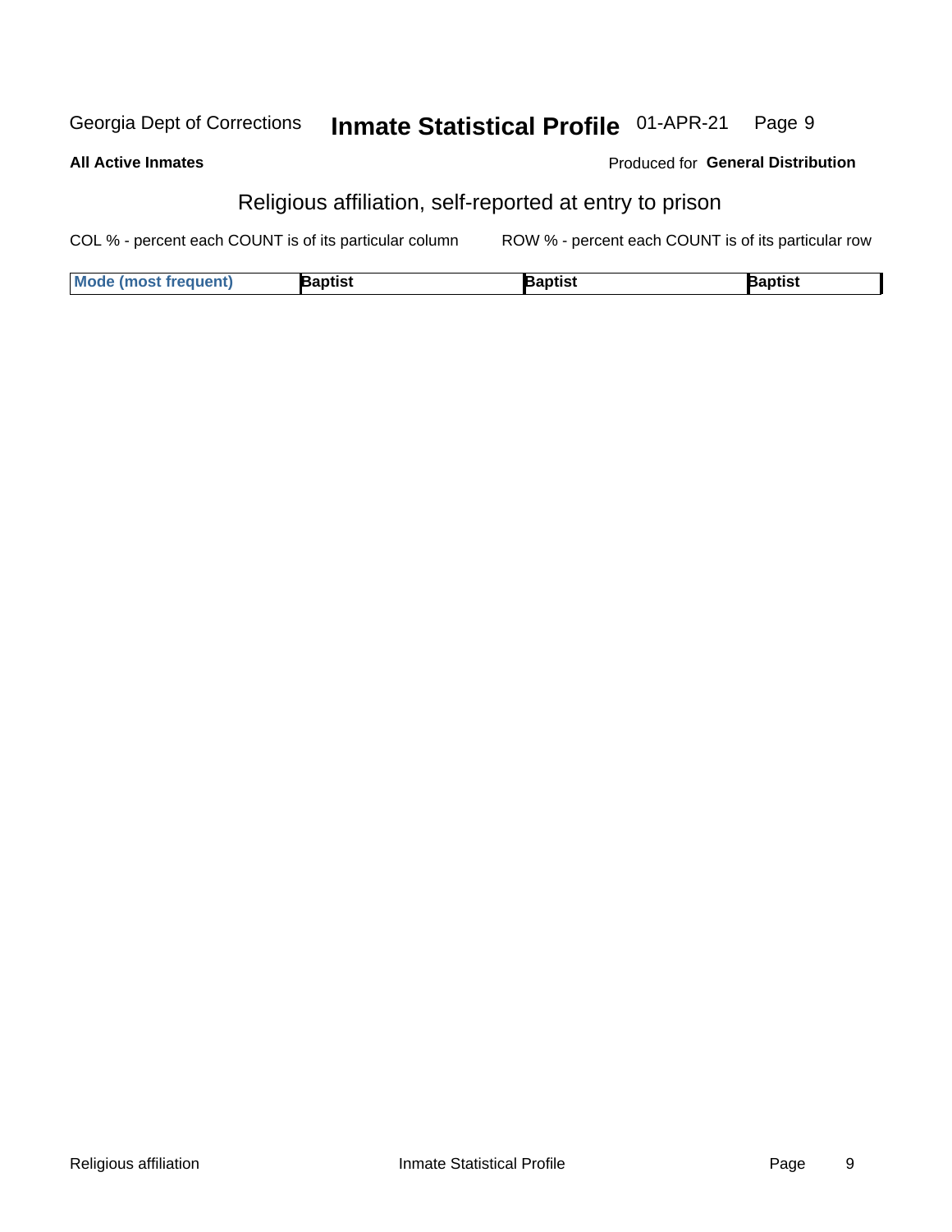**All Active Inmates**

Produced for **General Distribution**

## Religious affiliation, self-reported at entry to prison

COL % - percent each COUNT is of its particular column

ROW % - percent each COUNT is of its particular row

| Mode (most frequent) | Baptist | Baptist | Baptist |
|---|---|---|---|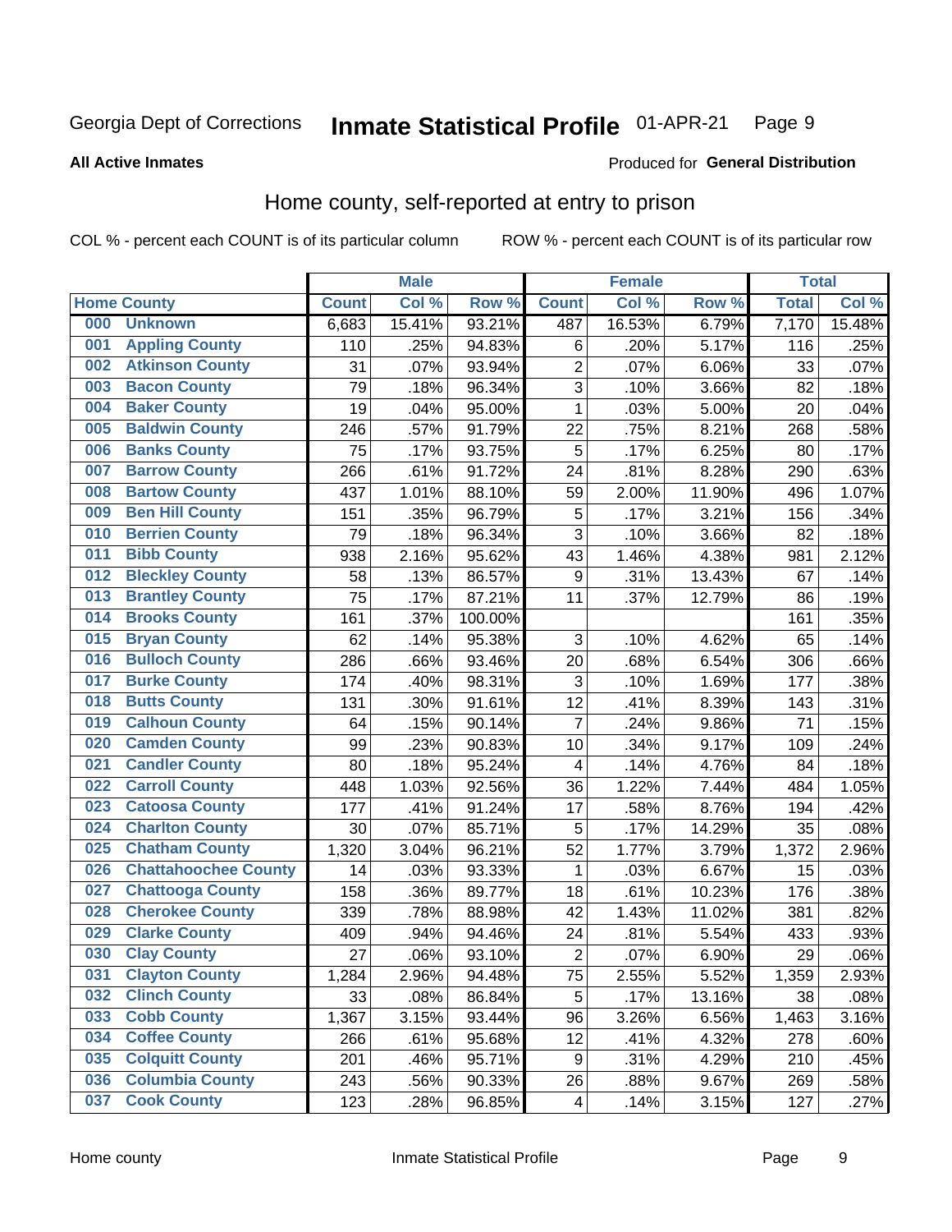Georgia Dept of Corrections **Inmate Statistical Profile** 01-APR-21

**All Active Inmates**

Produced for **General Distribution**

## Home county, self-reported at entry to prison

COL % - percent each COUNT is of its particular column ROW % - percent each COUNT is of its particular row

| Home County | | Male | | | Female | | | Total | |
|---|---|---|---|---|---|---|---|---|---|
| | | Count | Col % | Row % | Count | Col % | Row % | Total | Col % |
| 000 | Unknown | 6,683 | 15.41% | 93.21% | 487 | 16.53% | 6.79% | 7,170 | 15.48% |
| 001 | Appling County | 110 | .25% | 94.83% | 6 | .20% | 5.17% | 116 | .25% |
| 002 | Atkinson County | 31 | .07% | 93.94% | 2 | .07% | 6.06% | 33 | .07% |
| 003 | Bacon County | 79 | .18% | 96.34% | 3 | .10% | 3.66% | 82 | .18% |
| 004 | Baker County | 19 | .04% | 95.00% | 1 | .03% | 5.00% | 20 | .04% |
| 005 | Baldwin County | 246 | .57% | 91.79% | 22 | .75% | 8.21% | 268 | .58% |
| 006 | Banks County | 75 | .17% | 93.75% | 5 | .17% | 6.25% | 80 | .17% |
| 007 | Barrow County | 266 | .61% | 91.72% | 24 | .81% | 8.28% | 290 | .63% |
| 008 | Bartow County | 437 | 1.01% | 88.10% | 59 | 2.00% | 11.90% | 496 | 1.07% |
| 009 | Ben Hill County | 151 | .35% | 96.79% | 5 | .17% | 3.21% | 156 | .34% |
| 010 | Berrien County | 79 | .18% | 96.34% | 3 | .10% | 3.66% | 82 | .18% |
| 011 | Bibb County | 938 | 2.16% | 95.62% | 43 | 1.46% | 4.38% | 981 | 2.12% |
| 012 | Bleckley County | 58 | .13% | 86.57% | 9 | .31% | 13.43% | 67 | .14% |
| 013 | Brantley County | 75 | .17% | 87.21% | 11 | .37% | 12.79% | 86 | .19% |
| 014 | Brooks County | 161 | .37% | 100.00% | | | | 161 | .35% |
| 015 | Bryan County | 62 | .14% | 95.38% | 3 | .10% | 4.62% | 65 | .14% |
| 016 | Bulloch County | 286 | .66% | 93.46% | 20 | .68% | 6.54% | 306 | .66% |
| 017 | Burke County | 174 | .40% | 98.31% | 3 | .10% | 1.69% | 177 | .38% |
| 018 | Butts County | 131 | .30% | 91.61% | 12 | .41% | 8.39% | 143 | .31% |
| 019 | Calhoun County | 64 | .15% | 90.14% | 7 | .24% | 9.86% | 71 | .15% |
| 020 | Camden County | 99 | .23% | 90.83% | 10 | .34% | 9.17% | 109 | .24% |
| 021 | Candler County | 80 | .18% | 95.24% | 4 | .14% | 4.76% | 84 | .18% |
| 022 | Carroll County | 448 | 1.03% | 92.56% | 36 | 1.22% | 7.44% | 484 | 1.05% |
| 023 | Catoosa County | 177 | .41% | 91.24% | 17 | .58% | 8.76% | 194 | .42% |
| 024 | Charlton County | 30 | .07% | 85.71% | 5 | .17% | 14.29% | 35 | .08% |
| 025 | Chatham County | 1,320 | 3.04% | 96.21% | 52 | 1.77% | 3.79% | 1,372 | 2.96% |
| 026 | Chattahoochee County | 14 | .03% | 93.33% | 1 | .03% | 6.67% | 15 | .03% |
| 027 | Chattooga County | 158 | .36% | 89.77% | 18 | .61% | 10.23% | 176 | .38% |
| 028 | Cherokee County | 339 | .78% | 88.98% | 42 | 1.43% | 11.02% | 381 | .82% |
| 029 | Clarke County | 409 | .94% | 94.46% | 24 | .81% | 5.54% | 433 | .93% |
| 030 | Clay County | 27 | .06% | 93.10% | 2 | .07% | 6.90% | 29 | .06% |
| 031 | Clayton County | 1,284 | 2.96% | 94.48% | 75 | 2.55% | 5.52% | 1,359 | 2.93% |
| 032 | Clinch County | 33 | .08% | 86.84% | 5 | .17% | 13.16% | 38 | .08% |
| 033 | Cobb County | 1,367 | 3.15% | 93.44% | 96 | 3.26% | 6.56% | 1,463 | 3.16% |
| 034 | Coffee County | 266 | .61% | 95.68% | 12 | .41% | 4.32% | 278 | .60% |
| 035 | Colquitt County | 201 | .46% | 95.71% | 9 | .31% | 4.29% | 210 | .45% |
| 036 | Columbia County | 243 | .56% | 90.33% | 26 | .88% | 9.67% | 269 | .58% |
| 037 | Cook County | 123 | .28% | 96.85% | 4 | .14% | 3.15% | 127 | .27% |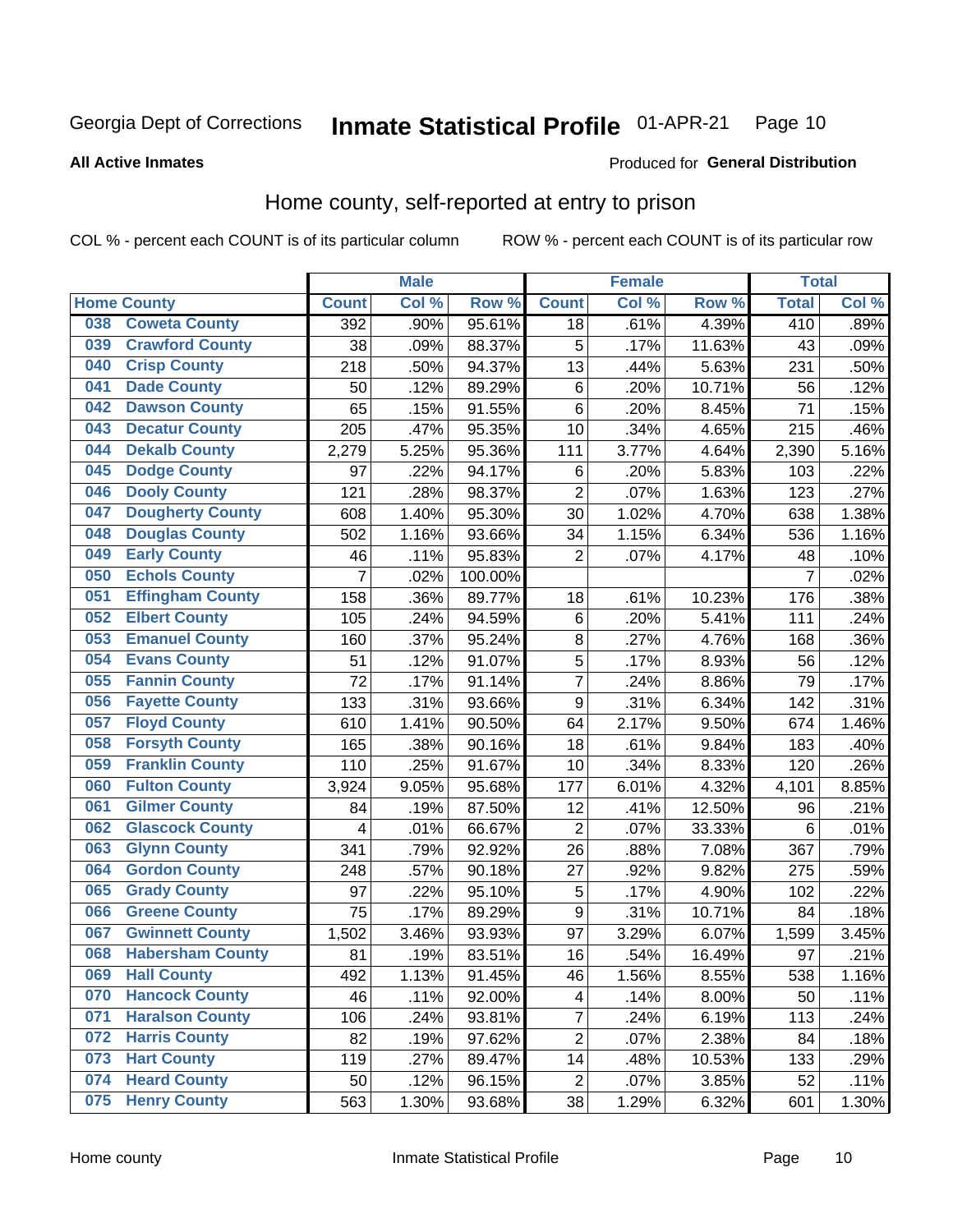Georgia Dept of Corrections **Inmate Statistical Profile** 01-APR-21

**All Active Inmates**

Produced for **General Distribution**

## Home county, self-reported at entry to prison

COL % - percent each COUNT is of its particular column     ROW % - percent each COUNT is of its particular row

| Home County | | Male | | | Female | | | Total | |
|---|---|---|---|---|---|---|---|---|---|
| | | Count | Col % | Row % | Count | Col % | Row % | Total | Col % |
| 038 | Coweta County | 392 | .90% | 95.61% | 18 | .61% | 4.39% | 410 | .89% |
| 039 | Crawford County | 38 | .09% | 88.37% | 5 | .17% | 11.63% | 43 | .09% |
| 040 | Crisp County | 218 | .50% | 94.37% | 13 | .44% | 5.63% | 231 | .50% |
| 041 | Dade County | 50 | .12% | 89.29% | 6 | .20% | 10.71% | 56 | .12% |
| 042 | Dawson County | 65 | .15% | 91.55% | 6 | .20% | 8.45% | 71 | .15% |
| 043 | Decatur County | 205 | .47% | 95.35% | 10 | .34% | 4.65% | 215 | .46% |
| 044 | Dekalb County | 2,279 | 5.25% | 95.36% | 111 | 3.77% | 4.64% | 2,390 | 5.16% |
| 045 | Dodge County | 97 | .22% | 94.17% | 6 | .20% | 5.83% | 103 | .22% |
| 046 | Dooly County | 121 | .28% | 98.37% | 2 | .07% | 1.63% | 123 | .27% |
| 047 | Dougherty County | 608 | 1.40% | 95.30% | 30 | 1.02% | 4.70% | 638 | 1.38% |
| 048 | Douglas County | 502 | 1.16% | 93.66% | 34 | 1.15% | 6.34% | 536 | 1.16% |
| 049 | Early County | 46 | .11% | 95.83% | 2 | .07% | 4.17% | 48 | .10% |
| 050 | Echols County | 7 | .02% | 100.00% | | | | 7 | .02% |
| 051 | Effingham County | 158 | .36% | 89.77% | 18 | .61% | 10.23% | 176 | .38% |
| 052 | Elbert County | 105 | .24% | 94.59% | 6 | .20% | 5.41% | 111 | .24% |
| 053 | Emanuel County | 160 | .37% | 95.24% | 8 | .27% | 4.76% | 168 | .36% |
| 054 | Evans County | 51 | .12% | 91.07% | 5 | .17% | 8.93% | 56 | .12% |
| 055 | Fannin County | 72 | .17% | 91.14% | 7 | .24% | 8.86% | 79 | .17% |
| 056 | Fayette County | 133 | .31% | 93.66% | 9 | .31% | 6.34% | 142 | .31% |
| 057 | Floyd County | 610 | 1.41% | 90.50% | 64 | 2.17% | 9.50% | 674 | 1.46% |
| 058 | Forsyth County | 165 | .38% | 90.16% | 18 | .61% | 9.84% | 183 | .40% |
| 059 | Franklin County | 110 | .25% | 91.67% | 10 | .34% | 8.33% | 120 | .26% |
| 060 | Fulton County | 3,924 | 9.05% | 95.68% | 177 | 6.01% | 4.32% | 4,101 | 8.85% |
| 061 | Gilmer County | 84 | .19% | 87.50% | 12 | .41% | 12.50% | 96 | .21% |
| 062 | Glascock County | 4 | .01% | 66.67% | 2 | .07% | 33.33% | 6 | .01% |
| 063 | Glynn County | 341 | .79% | 92.92% | 26 | .88% | 7.08% | 367 | .79% |
| 064 | Gordon County | 248 | .57% | 90.18% | 27 | .92% | 9.82% | 275 | .59% |
| 065 | Grady County | 97 | .22% | 95.10% | 5 | .17% | 4.90% | 102 | .22% |
| 066 | Greene County | 75 | .17% | 89.29% | 9 | .31% | 10.71% | 84 | .18% |
| 067 | Gwinnett County | 1,502 | 3.46% | 93.93% | 97 | 3.29% | 6.07% | 1,599 | 3.45% |
| 068 | Habersham County | 81 | .19% | 83.51% | 16 | .54% | 16.49% | 97 | .21% |
| 069 | Hall County | 492 | 1.13% | 91.45% | 46 | 1.56% | 8.55% | 538 | 1.16% |
| 070 | Hancock County | 46 | .11% | 92.00% | 4 | .14% | 8.00% | 50 | .11% |
| 071 | Haralson County | 106 | .24% | 93.81% | 7 | .24% | 6.19% | 113 | .24% |
| 072 | Harris County | 82 | .19% | 97.62% | 2 | .07% | 2.38% | 84 | .18% |
| 073 | Hart County | 119 | .27% | 89.47% | 14 | .48% | 10.53% | 133 | .29% |
| 074 | Heard County | 50 | .12% | 96.15% | 2 | .07% | 3.85% | 52 | .11% |
| 075 | Henry County | 563 | 1.30% | 93.68% | 38 | 1.29% | 6.32% | 601 | 1.30% |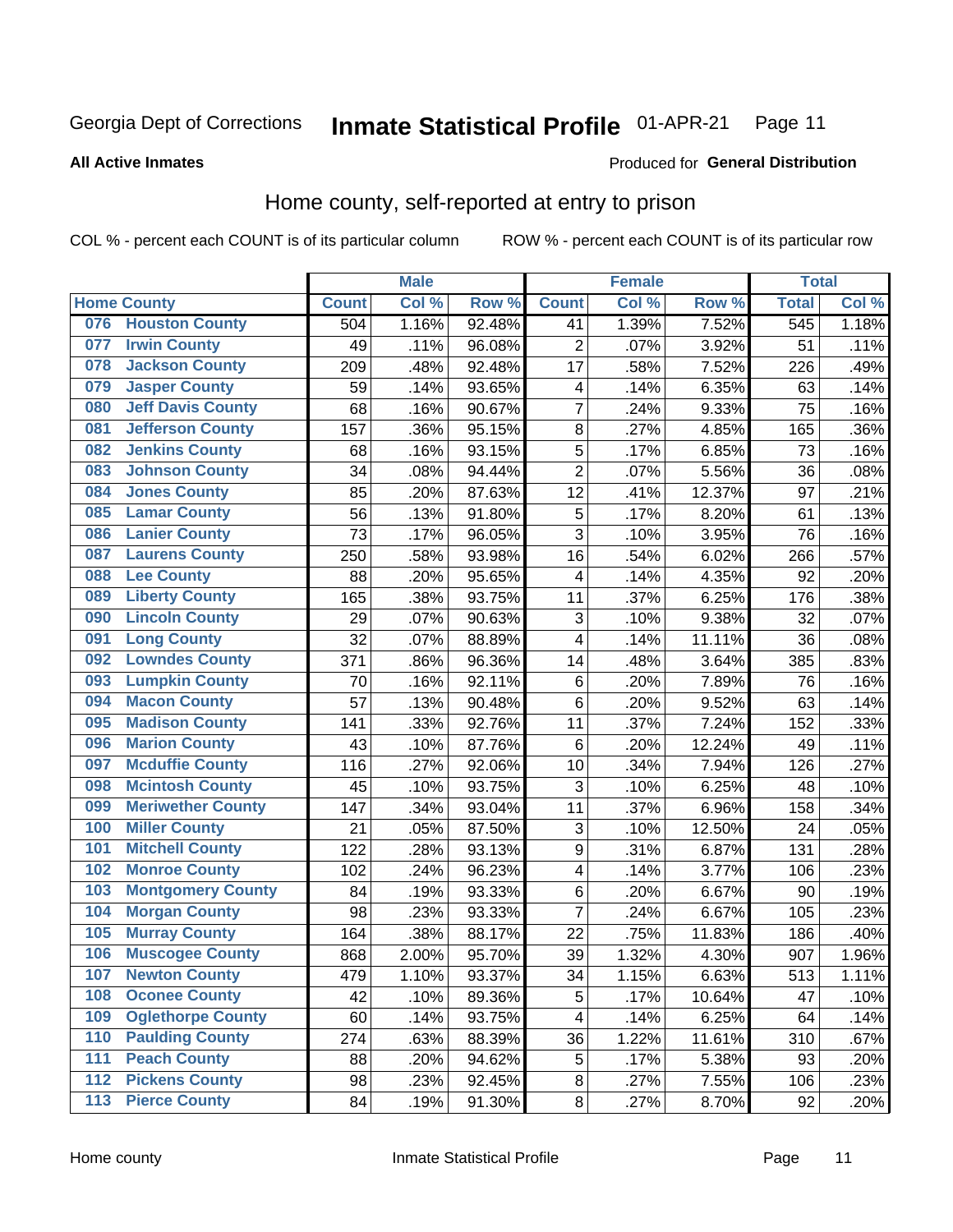Georgia Dept of Corrections **Inmate Statistical Profile** 01-APR-21

**All Active Inmates**

Produced for **General Distribution**

## Home county, self-reported at entry to prison

COL % - percent each COUNT is of its particular column ROW % - percent each COUNT is of its particular row

| Home County | | Male | | | Female | | | Total | |
|---|---|---|---|---|---|---|---|---|---|
| | | Count | Col % | Row % | Count | Col % | Row % | Total | Col % |
| 076 | Houston County | 504 | 1.16% | 92.48% | 41 | 1.39% | 7.52% | 545 | 1.18% |
| 077 | Irwin County | 49 | .11% | 96.08% | 2 | .07% | 3.92% | 51 | .11% |
| 078 | Jackson County | 209 | .48% | 92.48% | 17 | .58% | 7.52% | 226 | .49% |
| 079 | Jasper County | 59 | .14% | 93.65% | 4 | .14% | 6.35% | 63 | .14% |
| 080 | Jeff Davis County | 68 | .16% | 90.67% | 7 | .24% | 9.33% | 75 | .16% |
| 081 | Jefferson County | 157 | .36% | 95.15% | 8 | .27% | 4.85% | 165 | .36% |
| 082 | Jenkins County | 68 | .16% | 93.15% | 5 | .17% | 6.85% | 73 | .16% |
| 083 | Johnson County | 34 | .08% | 94.44% | 2 | .07% | 5.56% | 36 | .08% |
| 084 | Jones County | 85 | .20% | 87.63% | 12 | .41% | 12.37% | 97 | .21% |
| 085 | Lamar County | 56 | .13% | 91.80% | 5 | .17% | 8.20% | 61 | .13% |
| 086 | Lanier County | 73 | .17% | 96.05% | 3 | .10% | 3.95% | 76 | .16% |
| 087 | Laurens County | 250 | .58% | 93.98% | 16 | .54% | 6.02% | 266 | .57% |
| 088 | Lee County | 88 | .20% | 95.65% | 4 | .14% | 4.35% | 92 | .20% |
| 089 | Liberty County | 165 | .38% | 93.75% | 11 | .37% | 6.25% | 176 | .38% |
| 090 | Lincoln County | 29 | .07% | 90.63% | 3 | .10% | 9.38% | 32 | .07% |
| 091 | Long County | 32 | .07% | 88.89% | 4 | .14% | 11.11% | 36 | .08% |
| 092 | Lowndes County | 371 | .86% | 96.36% | 14 | .48% | 3.64% | 385 | .83% |
| 093 | Lumpkin County | 70 | .16% | 92.11% | 6 | .20% | 7.89% | 76 | .16% |
| 094 | Macon County | 57 | .13% | 90.48% | 6 | .20% | 9.52% | 63 | .14% |
| 095 | Madison County | 141 | .33% | 92.76% | 11 | .37% | 7.24% | 152 | .33% |
| 096 | Marion County | 43 | .10% | 87.76% | 6 | .20% | 12.24% | 49 | .11% |
| 097 | Mcduffie County | 116 | .27% | 92.06% | 10 | .34% | 7.94% | 126 | .27% |
| 098 | Mcintosh County | 45 | .10% | 93.75% | 3 | .10% | 6.25% | 48 | .10% |
| 099 | Meriwether County | 147 | .34% | 93.04% | 11 | .37% | 6.96% | 158 | .34% |
| 100 | Miller County | 21 | .05% | 87.50% | 3 | .10% | 12.50% | 24 | .05% |
| 101 | Mitchell County | 122 | .28% | 93.13% | 9 | .31% | 6.87% | 131 | .28% |
| 102 | Monroe County | 102 | .24% | 96.23% | 4 | .14% | 3.77% | 106 | .23% |
| 103 | Montgomery County | 84 | .19% | 93.33% | 6 | .20% | 6.67% | 90 | .19% |
| 104 | Morgan County | 98 | .23% | 93.33% | 7 | .24% | 6.67% | 105 | .23% |
| 105 | Murray County | 164 | .38% | 88.17% | 22 | .75% | 11.83% | 186 | .40% |
| 106 | Muscogee County | 868 | 2.00% | 95.70% | 39 | 1.32% | 4.30% | 907 | 1.96% |
| 107 | Newton County | 479 | 1.10% | 93.37% | 34 | 1.15% | 6.63% | 513 | 1.11% |
| 108 | Oconee County | 42 | .10% | 89.36% | 5 | .17% | 10.64% | 47 | .10% |
| 109 | Oglethorpe County | 60 | .14% | 93.75% | 4 | .14% | 6.25% | 64 | .14% |
| 110 | Paulding County | 274 | .63% | 88.39% | 36 | 1.22% | 11.61% | 310 | .67% |
| 111 | Peach County | 88 | .20% | 94.62% | 5 | .17% | 5.38% | 93 | .20% |
| 112 | Pickens County | 98 | .23% | 92.45% | 8 | .27% | 7.55% | 106 | .23% |
| 113 | Pierce County | 84 | .19% | 91.30% | 8 | .27% | 8.70% | 92 | .20% |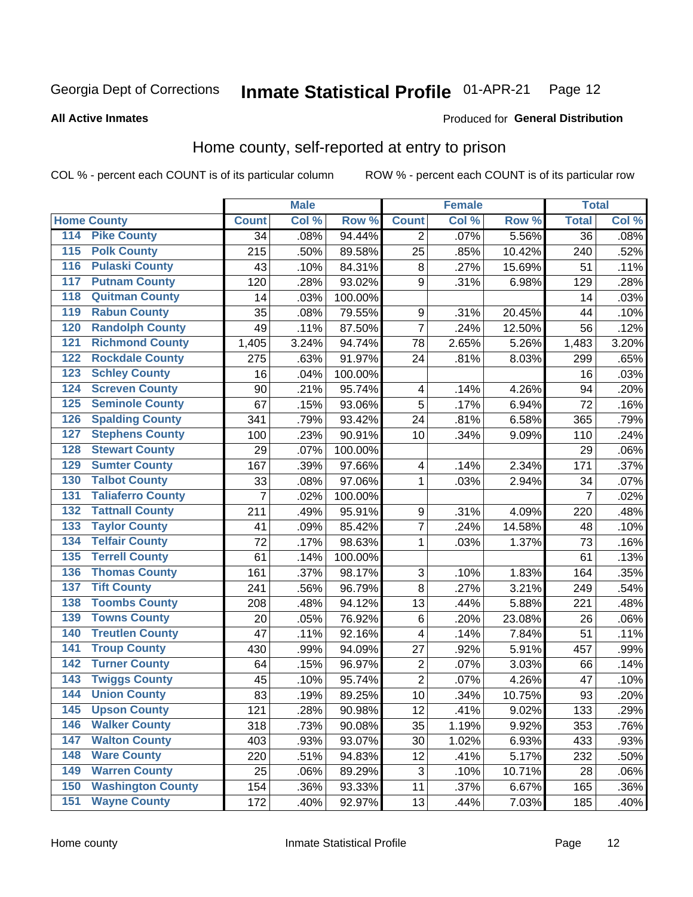Georgia Dept of Corrections **Inmate Statistical Profile** 01-APR-21 Page 12

**All Active Inmates**

Produced for **General Distribution**

## Home county, self-reported at entry to prison

COL % - percent each COUNT is of its particular column ROW % - percent each COUNT is of its particular row

| Home County | | Male | | | Female | | | Total | |
|---|---|---|---|---|---|---|---|---|---|
| | | Count | Col % | Row % | Count | Col % | Row % | Total | Col % |
| 114 | Pike County | 34 | .08% | 94.44% | 2 | .07% | 5.56% | 36 | .08% |
| 115 | Polk County | 215 | .50% | 89.58% | 25 | .85% | 10.42% | 240 | .52% |
| 116 | Pulaski County | 43 | .10% | 84.31% | 8 | .27% | 15.69% | 51 | .11% |
| 117 | Putnam County | 120 | .28% | 93.02% | 9 | .31% | 6.98% | 129 | .28% |
| 118 | Quitman County | 14 | .03% | 100.00% | | | | 14 | .03% |
| 119 | Rabun County | 35 | .08% | 79.55% | 9 | .31% | 20.45% | 44 | .10% |
| 120 | Randolph County | 49 | .11% | 87.50% | 7 | .24% | 12.50% | 56 | .12% |
| 121 | Richmond County | 1,405 | 3.24% | 94.74% | 78 | 2.65% | 5.26% | 1,483 | 3.20% |
| 122 | Rockdale County | 275 | .63% | 91.97% | 24 | .81% | 8.03% | 299 | .65% |
| 123 | Schley County | 16 | .04% | 100.00% | | | | 16 | .03% |
| 124 | Screven County | 90 | .21% | 95.74% | 4 | .14% | 4.26% | 94 | .20% |
| 125 | Seminole County | 67 | .15% | 93.06% | 5 | .17% | 6.94% | 72 | .16% |
| 126 | Spalding County | 341 | .79% | 93.42% | 24 | .81% | 6.58% | 365 | .79% |
| 127 | Stephens County | 100 | .23% | 90.91% | 10 | .34% | 9.09% | 110 | .24% |
| 128 | Stewart County | 29 | .07% | 100.00% | | | | 29 | .06% |
| 129 | Sumter County | 167 | .39% | 97.66% | 4 | .14% | 2.34% | 171 | .37% |
| 130 | Talbot County | 33 | .08% | 97.06% | 1 | .03% | 2.94% | 34 | .07% |
| 131 | Taliaferro County | 7 | .02% | 100.00% | | | | 7 | .02% |
| 132 | Tattnall County | 211 | .49% | 95.91% | 9 | .31% | 4.09% | 220 | .48% |
| 133 | Taylor County | 41 | .09% | 85.42% | 7 | .24% | 14.58% | 48 | .10% |
| 134 | Telfair County | 72 | .17% | 98.63% | 1 | .03% | 1.37% | 73 | .16% |
| 135 | Terrell County | 61 | .14% | 100.00% | | | | 61 | .13% |
| 136 | Thomas County | 161 | .37% | 98.17% | 3 | .10% | 1.83% | 164 | .35% |
| 137 | Tift County | 241 | .56% | 96.79% | 8 | .27% | 3.21% | 249 | .54% |
| 138 | Toombs County | 208 | .48% | 94.12% | 13 | .44% | 5.88% | 221 | .48% |
| 139 | Towns County | 20 | .05% | 76.92% | 6 | .20% | 23.08% | 26 | .06% |
| 140 | Treutlen County | 47 | .11% | 92.16% | 4 | .14% | 7.84% | 51 | .11% |
| 141 | Troup County | 430 | .99% | 94.09% | 27 | .92% | 5.91% | 457 | .99% |
| 142 | Turner County | 64 | .15% | 96.97% | 2 | .07% | 3.03% | 66 | .14% |
| 143 | Twiggs County | 45 | .10% | 95.74% | 2 | .07% | 4.26% | 47 | .10% |
| 144 | Union County | 83 | .19% | 89.25% | 10 | .34% | 10.75% | 93 | .20% |
| 145 | Upson County | 121 | .28% | 90.98% | 12 | .41% | 9.02% | 133 | .29% |
| 146 | Walker County | 318 | .73% | 90.08% | 35 | 1.19% | 9.92% | 353 | .76% |
| 147 | Walton County | 403 | .93% | 93.07% | 30 | 1.02% | 6.93% | 433 | .93% |
| 148 | Ware County | 220 | .51% | 94.83% | 12 | .41% | 5.17% | 232 | .50% |
| 149 | Warren County | 25 | .06% | 89.29% | 3 | .10% | 10.71% | 28 | .06% |
| 150 | Washington County | 154 | .36% | 93.33% | 11 | .37% | 6.67% | 165 | .36% |
| 151 | Wayne County | 172 | .40% | 92.97% | 13 | .44% | 7.03% | 185 | .40% |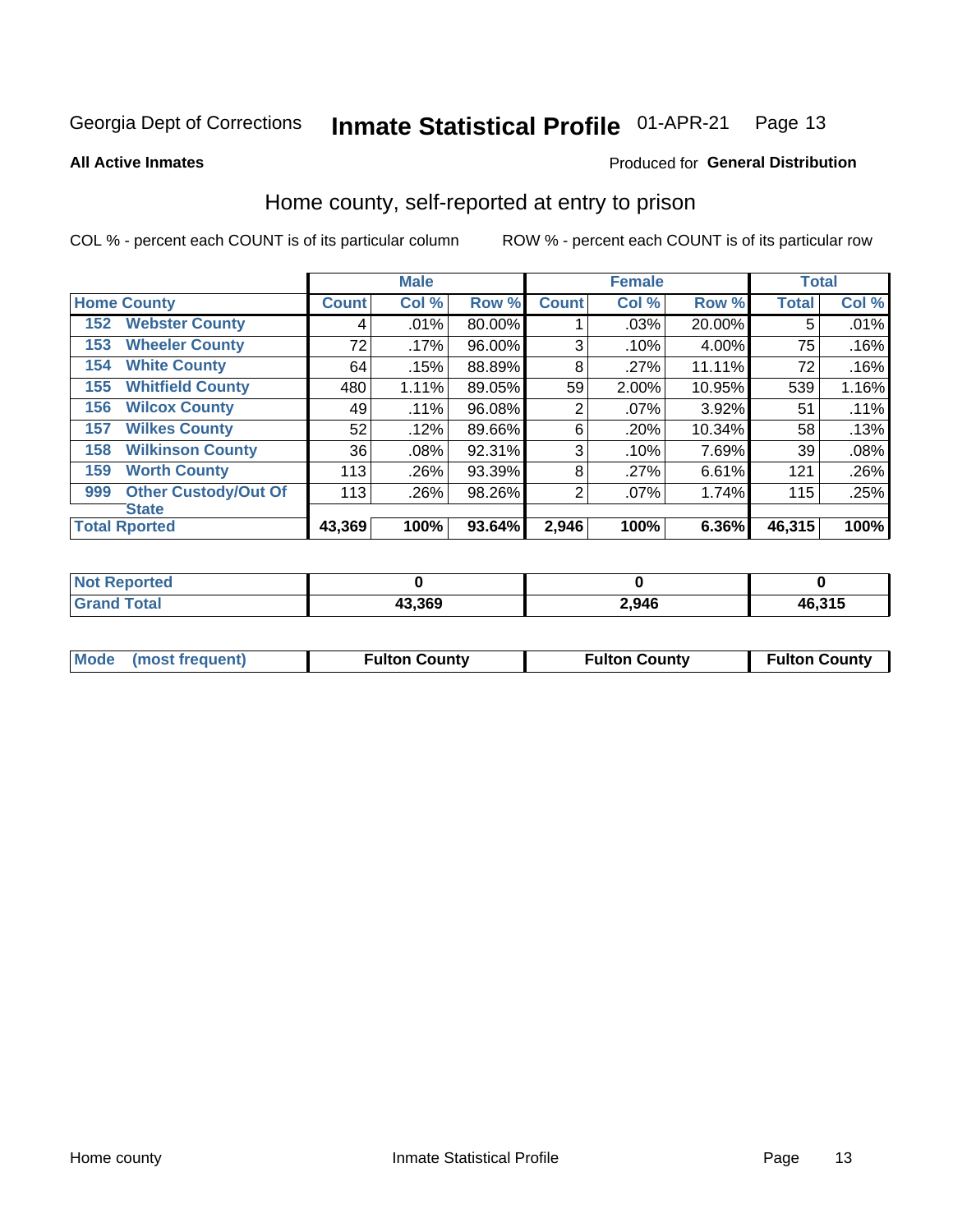Georgia Dept of Corrections **Inmate Statistical Profile** 01-APR-21

**All Active Inmates**

Produced for **General Distribution**

## Home county, self-reported at entry to prison

COL % - percent each COUNT is of its particular column

ROW % - percent each COUNT is of its particular row

| Home County | | Male | | | Female | | | Total | |
|---|---|---|---|---|---|---|---|---|---|
| | | Count | Col % | Row % | Count | Col % | Row % | Total | Col % |
| 152 | Webster County | 4 | .01% | 80.00% | 1 | .03% | 20.00% | 5 | .01% |
| 153 | Wheeler County | 72 | .17% | 96.00% | 3 | .10% | 4.00% | 75 | .16% |
| 154 | White County | 64 | .15% | 88.89% | 8 | .27% | 11.11% | 72 | .16% |
| 155 | Whitfield County | 480 | 1.11% | 89.05% | 59 | 2.00% | 10.95% | 539 | 1.16% |
| 156 | Wilcox County | 49 | .11% | 96.08% | 2 | .07% | 3.92% | 51 | .11% |
| 157 | Wilkes County | 52 | .12% | 89.66% | 6 | .20% | 10.34% | 58 | .13% |
| 158 | Wilkinson County | 36 | .08% | 92.31% | 3 | .10% | 7.69% | 39 | .08% |
| 159 | Worth County | 113 | .26% | 93.39% | 8 | .27% | 6.61% | 121 | .26% |
| 999 | Other Custody/Out Of State | 113 | .26% | 98.26% | 2 | .07% | 1.74% | 115 | .25% |
| Total Rported | | 43,369 | 100% | 93.64% | 2,946 | 100% | 6.36% | 46,315 | 100% |

| | Male | Female | Total |
|---|---|---|---|
| Not Reported | 0 | 0 | 0 |
| Grand Total | 43,369 | 2,946 | 46,315 |

| | Male | Female | Total |
|---|---|---|---|
| Mode (most frequent) | Fulton County | Fulton County | Fulton County |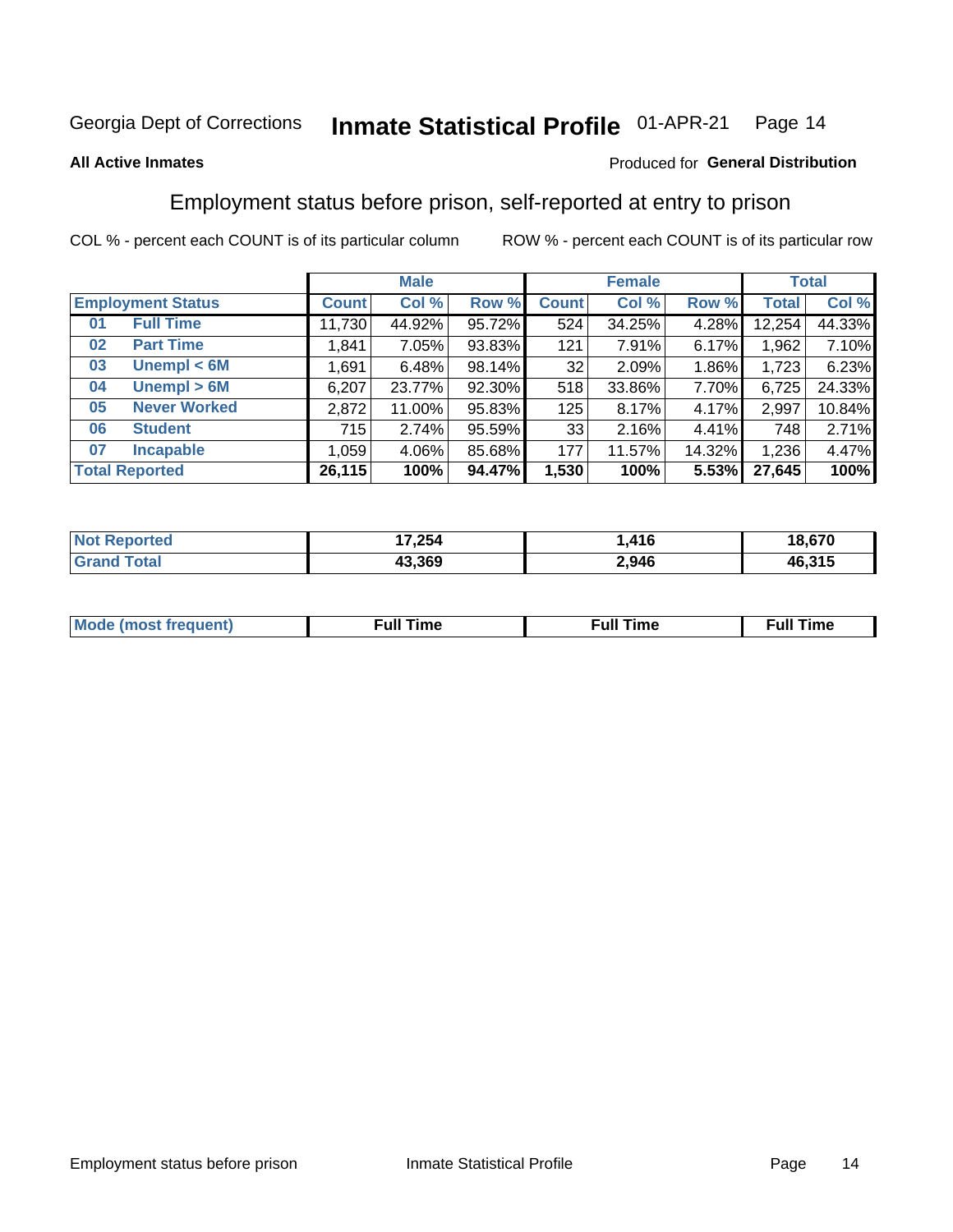Georgia Dept of Corrections **Inmate Statistical Profile** 01-APR-21

**All Active Inmates**

Produced for **General Distribution**

## Employment status before prison, self-reported at entry to prison

COL % - percent each COUNT is of its particular column ROW % - percent each COUNT is of its particular row

| | | Male | | | Female | | | Total | |
|---|---|---|---|---|---|---|---|---|---|
| **Employment Status** | | **Count** | **Col %** | **Row %** | **Count** | **Col %** | **Row %** | **Total** | **Col %** |
| 01 | **Full Time** | 11,730 | 44.92% | 95.72% | 524 | 34.25% | 4.28% | 12,254 | 44.33% |
| 02 | **Part Time** | 1,841 | 7.05% | 93.83% | 121 | 7.91% | 6.17% | 1,962 | 7.10% |
| 03 | **Unempl < 6M** | 1,691 | 6.48% | 98.14% | 32 | 2.09% | 1.86% | 1,723 | 6.23% |
| 04 | **Unempl > 6M** | 6,207 | 23.77% | 92.30% | 518 | 33.86% | 7.70% | 6,725 | 24.33% |
| 05 | **Never Worked** | 2,872 | 11.00% | 95.83% | 125 | 8.17% | 4.17% | 2,997 | 10.84% |
| 06 | **Student** | 715 | 2.74% | 95.59% | 33 | 2.16% | 4.41% | 748 | 2.71% |
| 07 | **Incapable** | 1,059 | 4.06% | 85.68% | 177 | 11.57% | 14.32% | 1,236 | 4.47% |
| **Total Reported** | | **26,115** | **100%** | **94.47%** | **1,530** | **100%** | **5.53%** | **27,645** | **100%** |

| | Male | Female | Total |
|---|---|---|---|
| **Not Reported** | **17,254** | **1,416** | **18,670** |
| **Grand Total** | **43,369** | **2,946** | **46,315** |

| | Male | Female | Total |
|---|---|---|---|
| **Mode (most frequent)** | **Full Time** | **Full Time** | **Full Time** |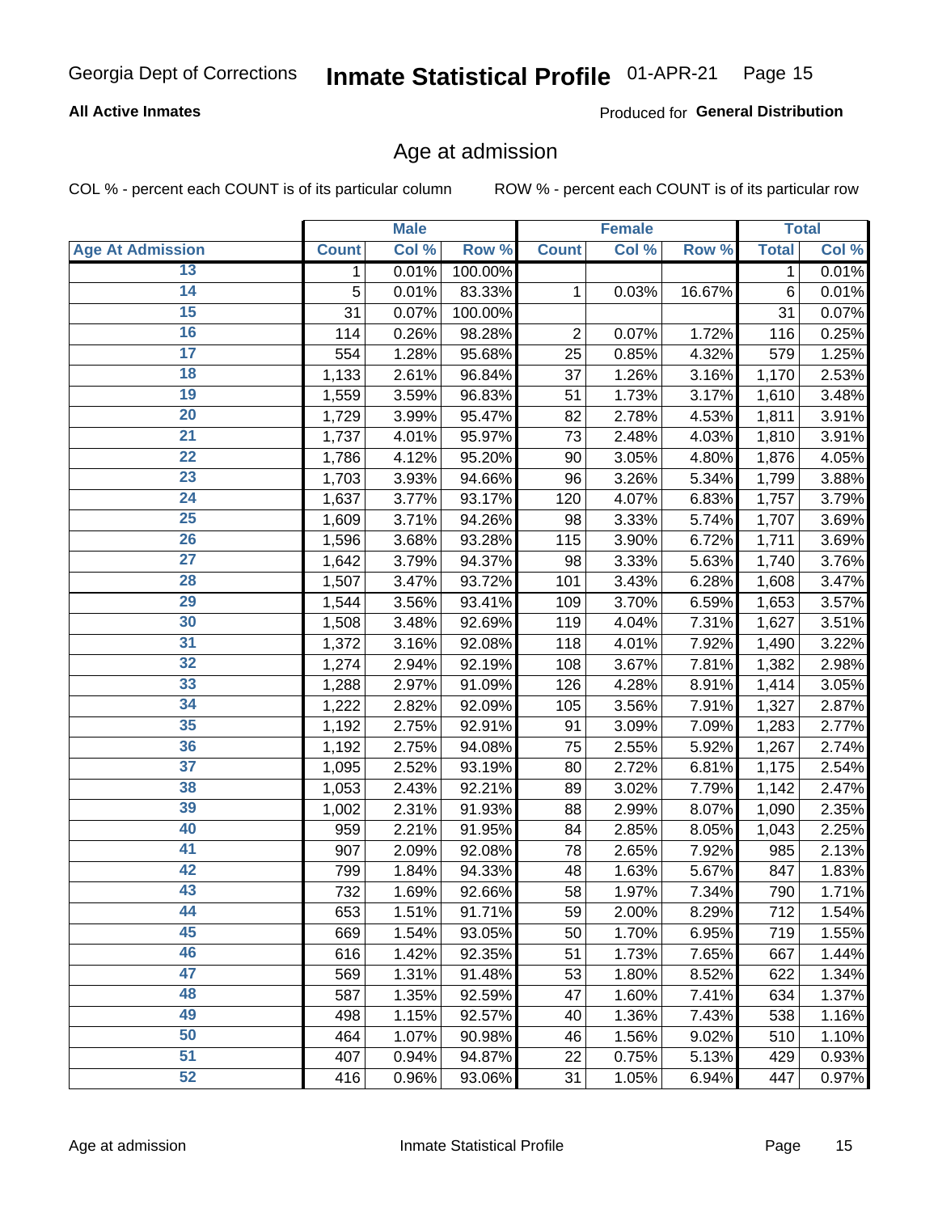# Age at admission

COL % - percent each COUNT is of its particular column

ROW % - percent each COUNT is of its particular row

| Age At Admission | Male | | | Female | | | Total | |
|---|---|---|---|---|---|---|---|---|
| | Count | Col % | Row % | Count | Col % | Row % | Total | Col % |
| 13 | 1 | 0.01% | 100.00% | | | | 1 | 0.01% |
| 14 | 5 | 0.01% | 83.33% | 1 | 0.03% | 16.67% | 6 | 0.01% |
| 15 | 31 | 0.07% | 100.00% | | | | 31 | 0.07% |
| 16 | 114 | 0.26% | 98.28% | 2 | 0.07% | 1.72% | 116 | 0.25% |
| 17 | 554 | 1.28% | 95.68% | 25 | 0.85% | 4.32% | 579 | 1.25% |
| 18 | 1,133 | 2.61% | 96.84% | 37 | 1.26% | 3.16% | 1,170 | 2.53% |
| 19 | 1,559 | 3.59% | 96.83% | 51 | 1.73% | 3.17% | 1,610 | 3.48% |
| 20 | 1,729 | 3.99% | 95.47% | 82 | 2.78% | 4.53% | 1,811 | 3.91% |
| 21 | 1,737 | 4.01% | 95.97% | 73 | 2.48% | 4.03% | 1,810 | 3.91% |
| 22 | 1,786 | 4.12% | 95.20% | 90 | 3.05% | 4.80% | 1,876 | 4.05% |
| 23 | 1,703 | 3.93% | 94.66% | 96 | 3.26% | 5.34% | 1,799 | 3.88% |
| 24 | 1,637 | 3.77% | 93.17% | 120 | 4.07% | 6.83% | 1,757 | 3.79% |
| 25 | 1,609 | 3.71% | 94.26% | 98 | 3.33% | 5.74% | 1,707 | 3.69% |
| 26 | 1,596 | 3.68% | 93.28% | 115 | 3.90% | 6.72% | 1,711 | 3.69% |
| 27 | 1,642 | 3.79% | 94.37% | 98 | 3.33% | 5.63% | 1,740 | 3.76% |
| 28 | 1,507 | 3.47% | 93.72% | 101 | 3.43% | 6.28% | 1,608 | 3.47% |
| 29 | 1,544 | 3.56% | 93.41% | 109 | 3.70% | 6.59% | 1,653 | 3.57% |
| 30 | 1,508 | 3.48% | 92.69% | 119 | 4.04% | 7.31% | 1,627 | 3.51% |
| 31 | 1,372 | 3.16% | 92.08% | 118 | 4.01% | 7.92% | 1,490 | 3.22% |
| 32 | 1,274 | 2.94% | 92.19% | 108 | 3.67% | 7.81% | 1,382 | 2.98% |
| 33 | 1,288 | 2.97% | 91.09% | 126 | 4.28% | 8.91% | 1,414 | 3.05% |
| 34 | 1,222 | 2.82% | 92.09% | 105 | 3.56% | 7.91% | 1,327 | 2.87% |
| 35 | 1,192 | 2.75% | 92.91% | 91 | 3.09% | 7.09% | 1,283 | 2.77% |
| 36 | 1,192 | 2.75% | 94.08% | 75 | 2.55% | 5.92% | 1,267 | 2.74% |
| 37 | 1,095 | 2.52% | 93.19% | 80 | 2.72% | 6.81% | 1,175 | 2.54% |
| 38 | 1,053 | 2.43% | 92.21% | 89 | 3.02% | 7.79% | 1,142 | 2.47% |
| 39 | 1,002 | 2.31% | 91.93% | 88 | 2.99% | 8.07% | 1,090 | 2.35% |
| 40 | 959 | 2.21% | 91.95% | 84 | 2.85% | 8.05% | 1,043 | 2.25% |
| 41 | 907 | 2.09% | 92.08% | 78 | 2.65% | 7.92% | 985 | 2.13% |
| 42 | 799 | 1.84% | 94.33% | 48 | 1.63% | 5.67% | 847 | 1.83% |
| 43 | 732 | 1.69% | 92.66% | 58 | 1.97% | 7.34% | 790 | 1.71% |
| 44 | 653 | 1.51% | 91.71% | 59 | 2.00% | 8.29% | 712 | 1.54% |
| 45 | 669 | 1.54% | 93.05% | 50 | 1.70% | 6.95% | 719 | 1.55% |
| 46 | 616 | 1.42% | 92.35% | 51 | 1.73% | 7.65% | 667 | 1.44% |
| 47 | 569 | 1.31% | 91.48% | 53 | 1.80% | 8.52% | 622 | 1.34% |
| 48 | 587 | 1.35% | 92.59% | 47 | 1.60% | 7.41% | 634 | 1.37% |
| 49 | 498 | 1.15% | 92.57% | 40 | 1.36% | 7.43% | 538 | 1.16% |
| 50 | 464 | 1.07% | 90.98% | 46 | 1.56% | 9.02% | 510 | 1.10% |
| 51 | 407 | 0.94% | 94.87% | 22 | 0.75% | 5.13% | 429 | 0.93% |
| 52 | 416 | 0.96% | 93.06% | 31 | 1.05% | 6.94% | 447 | 0.97% |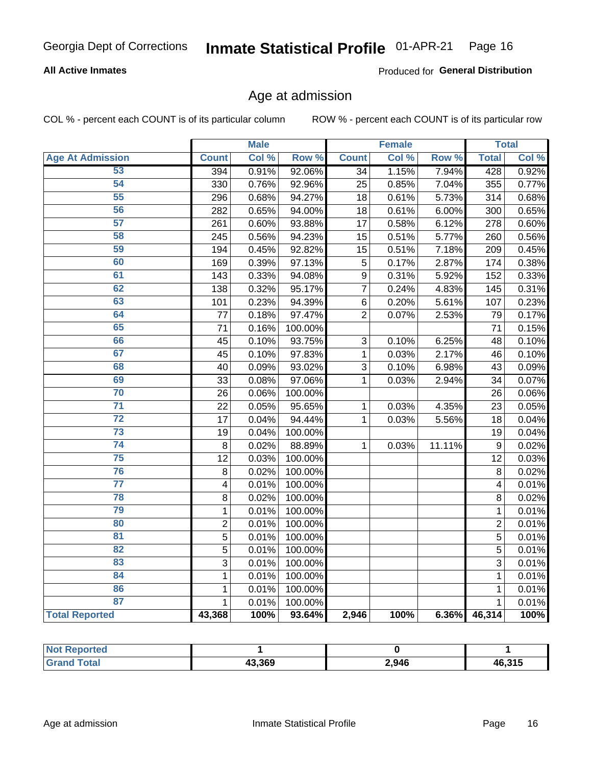Georgia Dept of Corrections **Inmate Statistical Profile** 01-APR-21

**All Active Inmates**

Produced for **General Distribution**

## Age at admission

COL % - percent each COUNT is of its particular column

ROW % - percent each COUNT is of its particular row

| | Male | | | Female | | | Total | |
|---|---|---|---|---|---|---|---|---|
| **Age At Admission** | **Count** | **Col %** | **Row %** | **Count** | **Col %** | **Row %** | **Total** | **Col %** |
| 53 | 394 | 0.91% | 92.06% | 34 | 1.15% | 7.94% | 428 | 0.92% |
| 54 | 330 | 0.76% | 92.96% | 25 | 0.85% | 7.04% | 355 | 0.77% |
| 55 | 296 | 0.68% | 94.27% | 18 | 0.61% | 5.73% | 314 | 0.68% |
| 56 | 282 | 0.65% | 94.00% | 18 | 0.61% | 6.00% | 300 | 0.65% |
| 57 | 261 | 0.60% | 93.88% | 17 | 0.58% | 6.12% | 278 | 0.60% |
| 58 | 245 | 0.56% | 94.23% | 15 | 0.51% | 5.77% | 260 | 0.56% |
| 59 | 194 | 0.45% | 92.82% | 15 | 0.51% | 7.18% | 209 | 0.45% |
| 60 | 169 | 0.39% | 97.13% | 5 | 0.17% | 2.87% | 174 | 0.38% |
| 61 | 143 | 0.33% | 94.08% | 9 | 0.31% | 5.92% | 152 | 0.33% |
| 62 | 138 | 0.32% | 95.17% | 7 | 0.24% | 4.83% | 145 | 0.31% |
| 63 | 101 | 0.23% | 94.39% | 6 | 0.20% | 5.61% | 107 | 0.23% |
| 64 | 77 | 0.18% | 97.47% | 2 | 0.07% | 2.53% | 79 | 0.17% |
| 65 | 71 | 0.16% | 100.00% | | | | 71 | 0.15% |
| 66 | 45 | 0.10% | 93.75% | 3 | 0.10% | 6.25% | 48 | 0.10% |
| 67 | 45 | 0.10% | 97.83% | 1 | 0.03% | 2.17% | 46 | 0.10% |
| 68 | 40 | 0.09% | 93.02% | 3 | 0.10% | 6.98% | 43 | 0.09% |
| 69 | 33 | 0.08% | 97.06% | 1 | 0.03% | 2.94% | 34 | 0.07% |
| 70 | 26 | 0.06% | 100.00% | | | | 26 | 0.06% |
| 71 | 22 | 0.05% | 95.65% | 1 | 0.03% | 4.35% | 23 | 0.05% |
| 72 | 17 | 0.04% | 94.44% | 1 | 0.03% | 5.56% | 18 | 0.04% |
| 73 | 19 | 0.04% | 100.00% | | | | 19 | 0.04% |
| 74 | 8 | 0.02% | 88.89% | 1 | 0.03% | 11.11% | 9 | 0.02% |
| 75 | 12 | 0.03% | 100.00% | | | | 12 | 0.03% |
| 76 | 8 | 0.02% | 100.00% | | | | 8 | 0.02% |
| 77 | 4 | 0.01% | 100.00% | | | | 4 | 0.01% |
| 78 | 8 | 0.02% | 100.00% | | | | 8 | 0.02% |
| 79 | 1 | 0.01% | 100.00% | | | | 1 | 0.01% |
| 80 | 2 | 0.01% | 100.00% | | | | 2 | 0.01% |
| 81 | 5 | 0.01% | 100.00% | | | | 5 | 0.01% |
| 82 | 5 | 0.01% | 100.00% | | | | 5 | 0.01% |
| 83 | 3 | 0.01% | 100.00% | | | | 3 | 0.01% |
| 84 | 1 | 0.01% | 100.00% | | | | 1 | 0.01% |
| 86 | 1 | 0.01% | 100.00% | | | | 1 | 0.01% |
| 87 | 1 | 0.01% | 100.00% | | | | 1 | 0.01% |
| **Total Reported** | **43,368** | **100%** | **93.64%** | **2,946** | **100%** | **6.36%** | **46,314** | **100%** |

| | Male | Female | Total |
|---|---|---|---|
| **Not Reported** | **1** | **0** | **1** |
| **Grand Total** | **43,369** | **2,946** | **46,315** |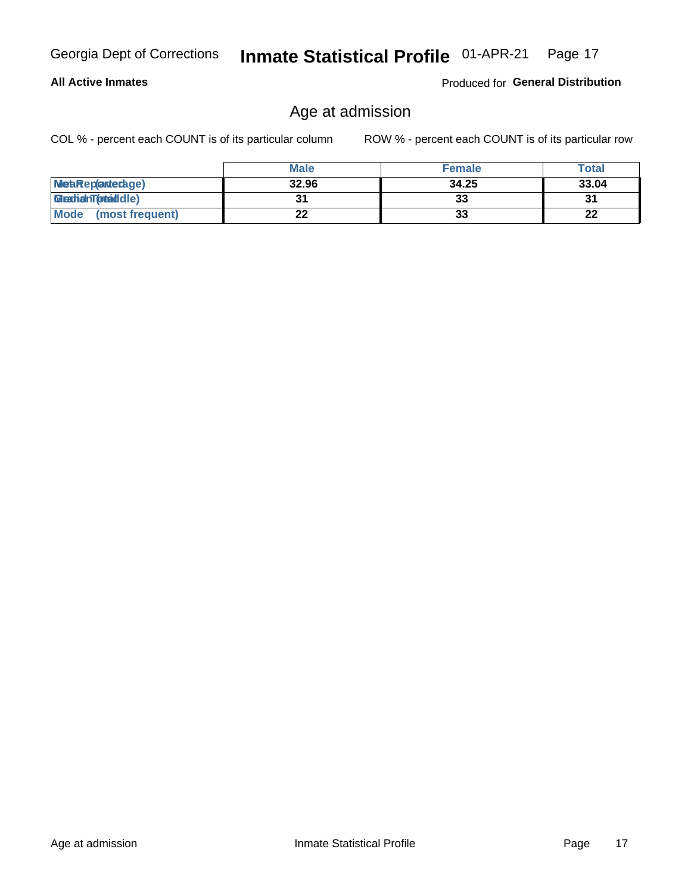## Age at admission

COL % - percent each COUNT is of its particular column ROW % - percent each COUNT is of its particular row

| | Male | Female | Total |
|---|---|---|---|
| Mean (average) | 32.96 | 34.25 | 33.04 |
| Median (middle) | 31 | 33 | 31 |
| Mode (most frequent) | 22 | 33 | 22 |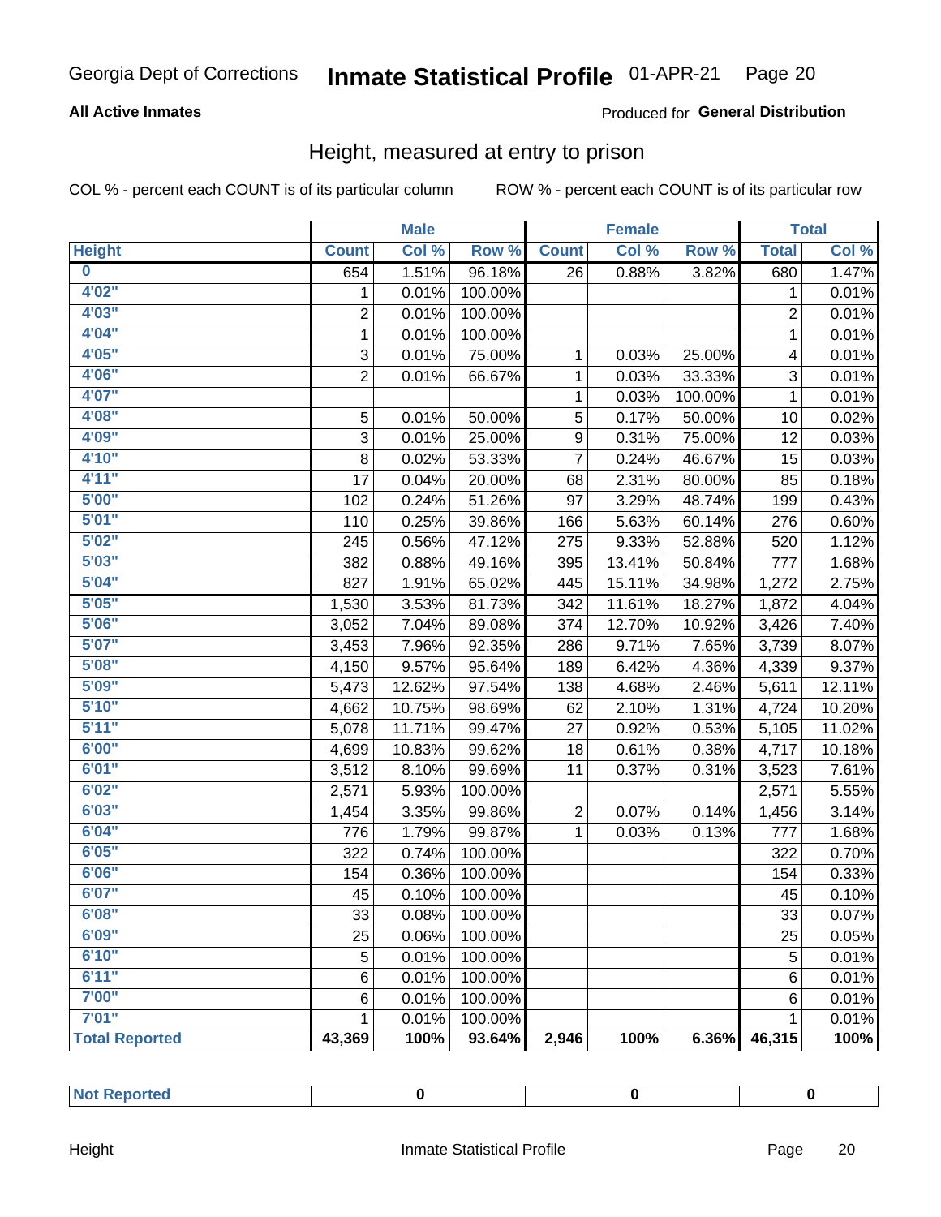Georgia Dept of Corrections **Inmate Statistical Profile** 01-APR-21

**All Active Inmates**

Produced for **General Distribution**

## Height, measured at entry to prison

COL % - percent each COUNT is of its particular column ROW % - percent each COUNT is of its particular row

| | Male | | | Female | | | Total | |
|---|---|---|---|---|---|---|---|---|
| **Height** | **Count** | **Col %** | **Row %** | **Count** | **Col %** | **Row %** | **Total** | **Col %** |
| **0** | 654 | 1.51% | 96.18% | 26 | 0.88% | 3.82% | 680 | 1.47% |
| **4'02"** | 1 | 0.01% | 100.00% | | | | 1 | 0.01% |
| **4'03"** | 2 | 0.01% | 100.00% | | | | 2 | 0.01% |
| **4'04"** | 1 | 0.01% | 100.00% | | | | 1 | 0.01% |
| **4'05"** | 3 | 0.01% | 75.00% | 1 | 0.03% | 25.00% | 4 | 0.01% |
| **4'06"** | 2 | 0.01% | 66.67% | 1 | 0.03% | 33.33% | 3 | 0.01% |
| **4'07"** | | | | 1 | 0.03% | 100.00% | 1 | 0.01% |
| **4'08"** | 5 | 0.01% | 50.00% | 5 | 0.17% | 50.00% | 10 | 0.02% |
| **4'09"** | 3 | 0.01% | 25.00% | 9 | 0.31% | 75.00% | 12 | 0.03% |
| **4'10"** | 8 | 0.02% | 53.33% | 7 | 0.24% | 46.67% | 15 | 0.03% |
| **4'11"** | 17 | 0.04% | 20.00% | 68 | 2.31% | 80.00% | 85 | 0.18% |
| **5'00"** | 102 | 0.24% | 51.26% | 97 | 3.29% | 48.74% | 199 | 0.43% |
| **5'01"** | 110 | 0.25% | 39.86% | 166 | 5.63% | 60.14% | 276 | 0.60% |
| **5'02"** | 245 | 0.56% | 47.12% | 275 | 9.33% | 52.88% | 520 | 1.12% |
| **5'03"** | 382 | 0.88% | 49.16% | 395 | 13.41% | 50.84% | 777 | 1.68% |
| **5'04"** | 827 | 1.91% | 65.02% | 445 | 15.11% | 34.98% | 1,272 | 2.75% |
| **5'05"** | 1,530 | 3.53% | 81.73% | 342 | 11.61% | 18.27% | 1,872 | 4.04% |
| **5'06"** | 3,052 | 7.04% | 89.08% | 374 | 12.70% | 10.92% | 3,426 | 7.40% |
| **5'07"** | 3,453 | 7.96% | 92.35% | 286 | 9.71% | 7.65% | 3,739 | 8.07% |
| **5'08"** | 4,150 | 9.57% | 95.64% | 189 | 6.42% | 4.36% | 4,339 | 9.37% |
| **5'09"** | 5,473 | 12.62% | 97.54% | 138 | 4.68% | 2.46% | 5,611 | 12.11% |
| **5'10"** | 4,662 | 10.75% | 98.69% | 62 | 2.10% | 1.31% | 4,724 | 10.20% |
| **5'11"** | 5,078 | 11.71% | 99.47% | 27 | 0.92% | 0.53% | 5,105 | 11.02% |
| **6'00"** | 4,699 | 10.83% | 99.62% | 18 | 0.61% | 0.38% | 4,717 | 10.18% |
| **6'01"** | 3,512 | 8.10% | 99.69% | 11 | 0.37% | 0.31% | 3,523 | 7.61% |
| **6'02"** | 2,571 | 5.93% | 100.00% | | | | 2,571 | 5.55% |
| **6'03"** | 1,454 | 3.35% | 99.86% | 2 | 0.07% | 0.14% | 1,456 | 3.14% |
| **6'04"** | 776 | 1.79% | 99.87% | 1 | 0.03% | 0.13% | 777 | 1.68% |
| **6'05"** | 322 | 0.74% | 100.00% | | | | 322 | 0.70% |
| **6'06"** | 154 | 0.36% | 100.00% | | | | 154 | 0.33% |
| **6'07"** | 45 | 0.10% | 100.00% | | | | 45 | 0.10% |
| **6'08"** | 33 | 0.08% | 100.00% | | | | 33 | 0.07% |
| **6'09"** | 25 | 0.06% | 100.00% | | | | 25 | 0.05% |
| **6'10"** | 5 | 0.01% | 100.00% | | | | 5 | 0.01% |
| **6'11"** | 6 | 0.01% | 100.00% | | | | 6 | 0.01% |
| **7'00"** | 6 | 0.01% | 100.00% | | | | 6 | 0.01% |
| **7'01"** | 1 | 0.01% | 100.00% | | | | 1 | 0.01% |
| **Total Reported** | **43,369** | **100%** | **93.64%** | **2,946** | **100%** | **6.36%** | **46,315** | **100%** |

| | Male | Female | Total |
|---|---|---|---|
| **Not Reported** | **0** | **0** | **0** |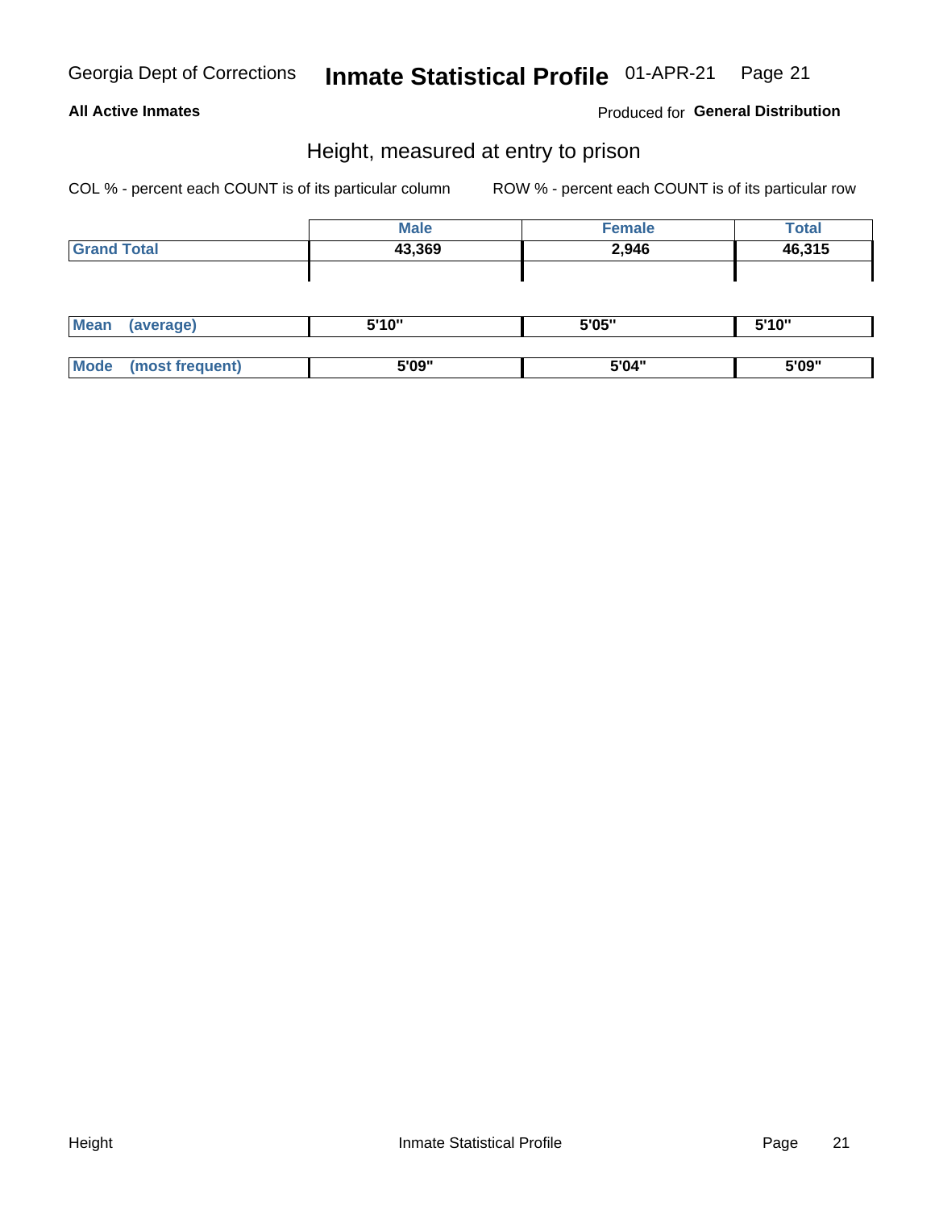Georgia Dept of Corrections **Inmate Statistical Profile** 01-APR-21

**All Active Inmates**

Produced for **General Distribution**

## Height, measured at entry to prison

COL % - percent each COUNT is of its particular column ROW % - percent each COUNT is of its particular row

| | Male | Female | Total |
|---|---|---|---|
| **Grand Total** | **43,369** | **2,946** | **46,315** |
| | | | |
| **Mean (average)** | **5'10"** | **5'05"** | **5'10"** |
| **Mode (most frequent)** | **5'09"** | **5'04"** | **5'09"** |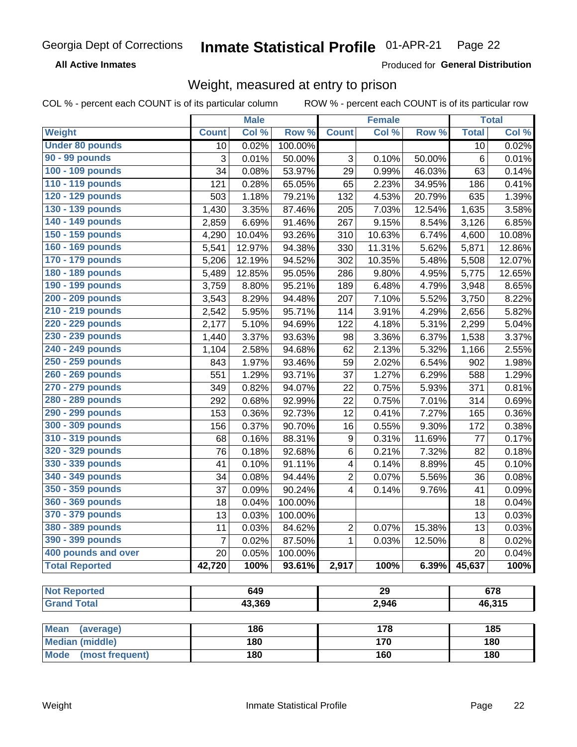Georgia Dept of Corrections **Inmate Statistical Profile** 01-APR-21

**All Active Inmates**

Produced for **General Distribution**

## Weight, measured at entry to prison

COL % - percent each COUNT is of its particular column        ROW % - percent each COUNT is of its particular row

| | Male | | | Female | | | Total | |
|---|---|---|---|---|---|---|---|---|
| **Weight** | **Count** | **Col %** | **Row %** | **Count** | **Col %** | **Row %** | **Total** | **Col %** |
| **Under 80 pounds** | 10 | 0.02% | 100.00% | | | | 10 | 0.02% |
| **90 - 99 pounds** | 3 | 0.01% | 50.00% | 3 | 0.10% | 50.00% | 6 | 0.01% |
| **100 - 109 pounds** | 34 | 0.08% | 53.97% | 29 | 0.99% | 46.03% | 63 | 0.14% |
| **110 - 119 pounds** | 121 | 0.28% | 65.05% | 65 | 2.23% | 34.95% | 186 | 0.41% |
| **120 - 129 pounds** | 503 | 1.18% | 79.21% | 132 | 4.53% | 20.79% | 635 | 1.39% |
| **130 - 139 pounds** | 1,430 | 3.35% | 87.46% | 205 | 7.03% | 12.54% | 1,635 | 3.58% |
| **140 - 149 pounds** | 2,859 | 6.69% | 91.46% | 267 | 9.15% | 8.54% | 3,126 | 6.85% |
| **150 - 159 pounds** | 4,290 | 10.04% | 93.26% | 310 | 10.63% | 6.74% | 4,600 | 10.08% |
| **160 - 169 pounds** | 5,541 | 12.97% | 94.38% | 330 | 11.31% | 5.62% | 5,871 | 12.86% |
| **170 - 179 pounds** | 5,206 | 12.19% | 94.52% | 302 | 10.35% | 5.48% | 5,508 | 12.07% |
| **180 - 189 pounds** | 5,489 | 12.85% | 95.05% | 286 | 9.80% | 4.95% | 5,775 | 12.65% |
| **190 - 199 pounds** | 3,759 | 8.80% | 95.21% | 189 | 6.48% | 4.79% | 3,948 | 8.65% |
| **200 - 209 pounds** | 3,543 | 8.29% | 94.48% | 207 | 7.10% | 5.52% | 3,750 | 8.22% |
| **210 - 219 pounds** | 2,542 | 5.95% | 95.71% | 114 | 3.91% | 4.29% | 2,656 | 5.82% |
| **220 - 229 pounds** | 2,177 | 5.10% | 94.69% | 122 | 4.18% | 5.31% | 2,299 | 5.04% |
| **230 - 239 pounds** | 1,440 | 3.37% | 93.63% | 98 | 3.36% | 6.37% | 1,538 | 3.37% |
| **240 - 249 pounds** | 1,104 | 2.58% | 94.68% | 62 | 2.13% | 5.32% | 1,166 | 2.55% |
| **250 - 259 pounds** | 843 | 1.97% | 93.46% | 59 | 2.02% | 6.54% | 902 | 1.98% |
| **260 - 269 pounds** | 551 | 1.29% | 93.71% | 37 | 1.27% | 6.29% | 588 | 1.29% |
| **270 - 279 pounds** | 349 | 0.82% | 94.07% | 22 | 0.75% | 5.93% | 371 | 0.81% |
| **280 - 289 pounds** | 292 | 0.68% | 92.99% | 22 | 0.75% | 7.01% | 314 | 0.69% |
| **290 - 299 pounds** | 153 | 0.36% | 92.73% | 12 | 0.41% | 7.27% | 165 | 0.36% |
| **300 - 309 pounds** | 156 | 0.37% | 90.70% | 16 | 0.55% | 9.30% | 172 | 0.38% |
| **310 - 319 pounds** | 68 | 0.16% | 88.31% | 9 | 0.31% | 11.69% | 77 | 0.17% |
| **320 - 329 pounds** | 76 | 0.18% | 92.68% | 6 | 0.21% | 7.32% | 82 | 0.18% |
| **330 - 339 pounds** | 41 | 0.10% | 91.11% | 4 | 0.14% | 8.89% | 45 | 0.10% |
| **340 - 349 pounds** | 34 | 0.08% | 94.44% | 2 | 0.07% | 5.56% | 36 | 0.08% |
| **350 - 359 pounds** | 37 | 0.09% | 90.24% | 4 | 0.14% | 9.76% | 41 | 0.09% |
| **360 - 369 pounds** | 18 | 0.04% | 100.00% | | | | 18 | 0.04% |
| **370 - 379 pounds** | 13 | 0.03% | 100.00% | | | | 13 | 0.03% |
| **380 - 389 pounds** | 11 | 0.03% | 84.62% | 2 | 0.07% | 15.38% | 13 | 0.03% |
| **390 - 399 pounds** | 7 | 0.02% | 87.50% | 1 | 0.03% | 12.50% | 8 | 0.02% |
| **400 pounds and over** | 20 | 0.05% | 100.00% | | | | 20 | 0.04% |
| **Total Reported** | **42,720** | **100%** | **93.61%** | **2,917** | **100%** | **6.39%** | **45,637** | **100%** |

| | Male | Female | Total |
|---|---|---|---|
| **Not Reported** | **649** | **29** | **678** |
| **Grand Total** | **43,369** | **2,946** | **46,315** |

| | Male | Female | Total |
|---|---|---|---|
| **Mean (average)** | **186** | **178** | **185** |
| **Median (middle)** | **180** | **170** | **180** |
| **Mode (most frequent)** | **180** | **160** | **180** |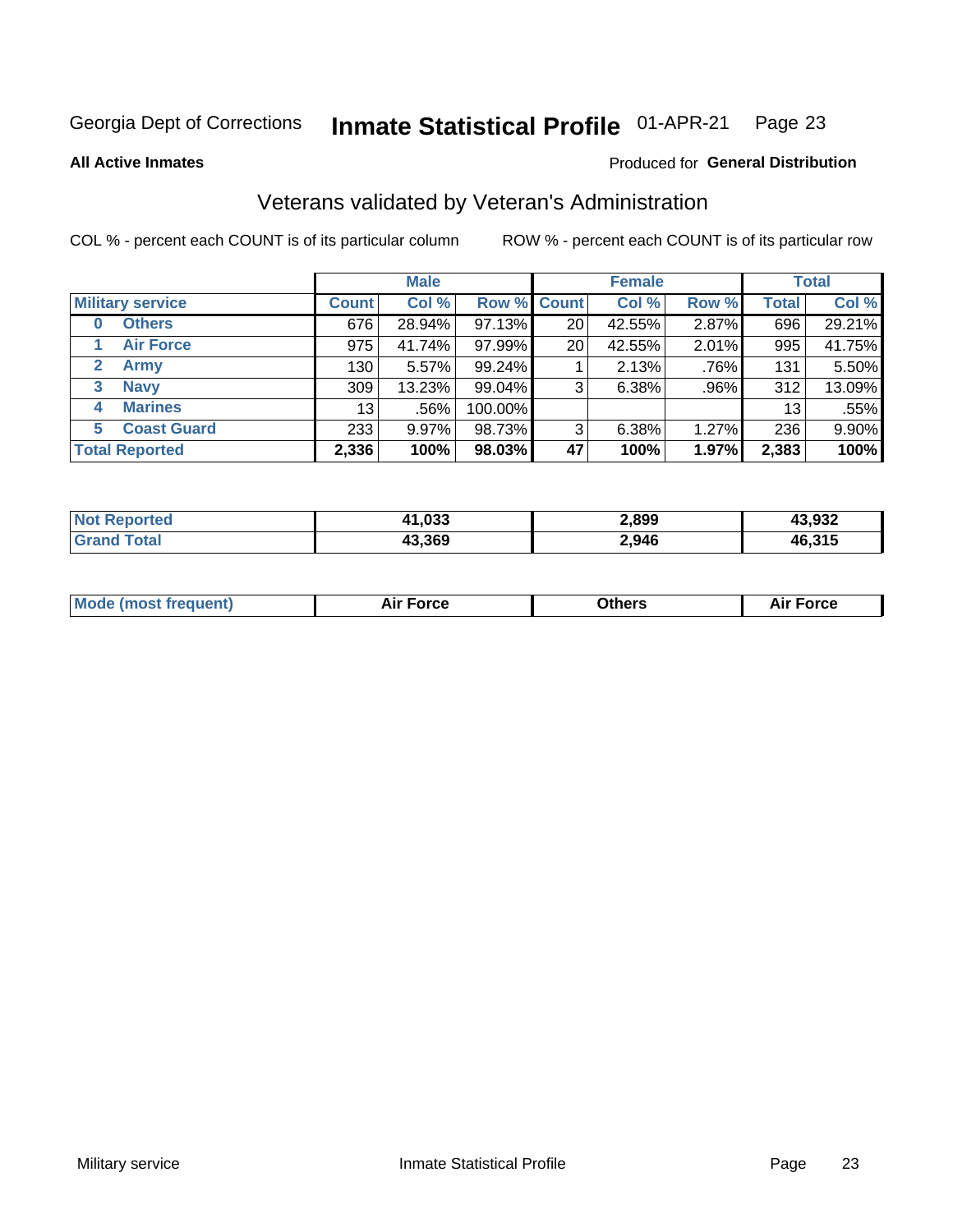Georgia Dept of Corrections **Inmate Statistical Profile** 01-APR-21

**All Active Inmates**

Produced for **General Distribution**

## Veterans validated by Veteran's Administration

COL % - percent each COUNT is of its particular column

ROW % - percent each COUNT is of its particular row

| | Male | | | Female | | | Total | |
|---|---|---|---|---|---|---|---|---|
| **Military service** | **Count** | **Col %** | **Row %** | **Count** | **Col %** | **Row %** | **Total** | **Col %** |
| **0 Others** | 676 | 28.94% | 97.13% | 20 | 42.55% | 2.87% | 696 | 29.21% |
| **1 Air Force** | 975 | 41.74% | 97.99% | 20 | 42.55% | 2.01% | 995 | 41.75% |
| **2 Army** | 130 | 5.57% | 99.24% | 1 | 2.13% | .76% | 131 | 5.50% |
| **3 Navy** | 309 | 13.23% | 99.04% | 3 | 6.38% | .96% | 312 | 13.09% |
| **4 Marines** | 13 | .56% | 100.00% | | | | 13 | .55% |
| **5 Coast Guard** | 233 | 9.97% | 98.73% | 3 | 6.38% | 1.27% | 236 | 9.90% |
| **Total Reported** | **2,336** | **100%** | **98.03%** | **47** | **100%** | **1.97%** | **2,383** | **100%** |

| | Male | Female | Total |
|---|---|---|---|
| **Not Reported** | **41,033** | **2,899** | **43,932** |
| **Grand Total** | **43,369** | **2,946** | **46,315** |

| | Male | Female | Total |
|---|---|---|---|
| **Mode (most frequent)** | **Air Force** | **Others** | **Air Force** |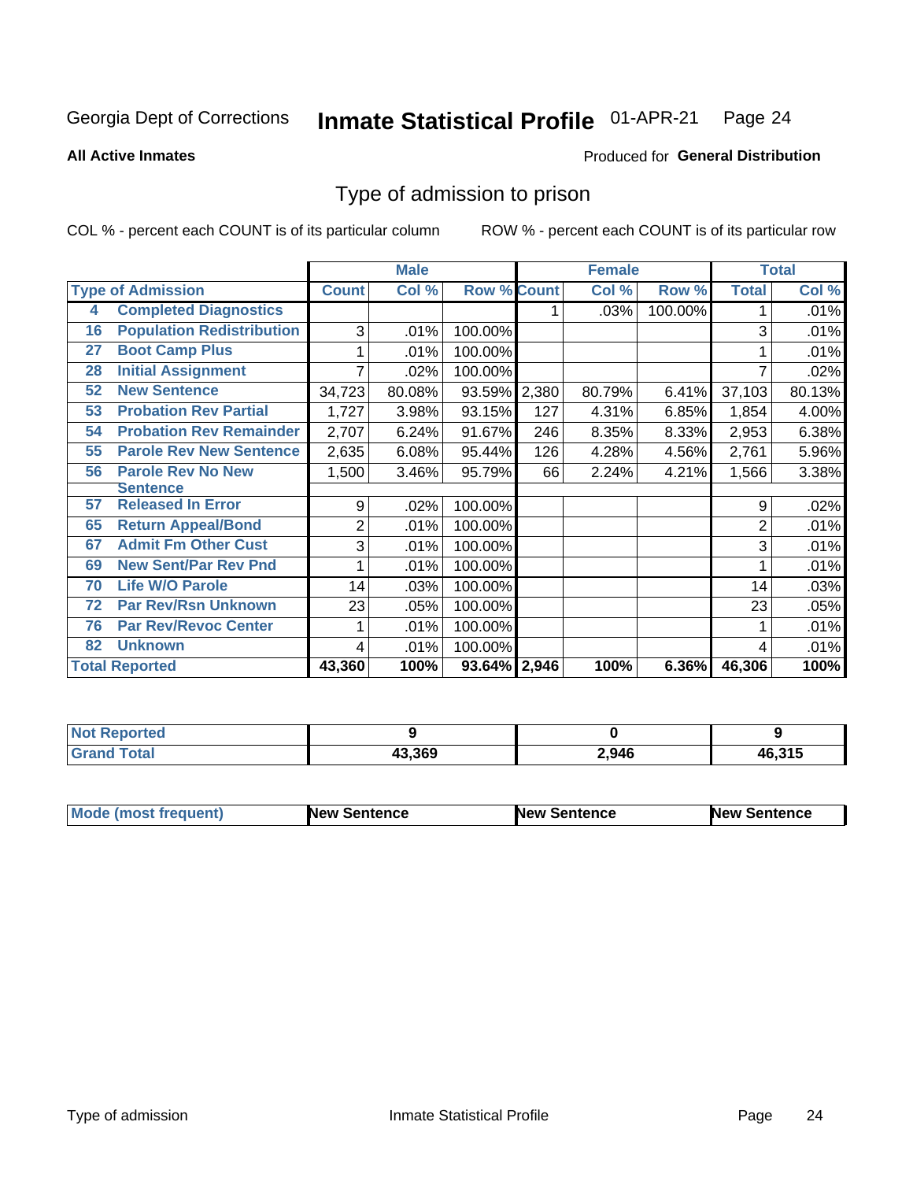Georgia Dept of Corrections **Inmate Statistical Profile** 01-APR-21 Page 24

**All Active Inmates**

Produced for **General Distribution**

## Type of admission to prison

COL % - percent each COUNT is of its particular column

ROW % - percent each COUNT is of its particular row

| Type of Admission | | Male | | | Female | | | Total | |
|---|---|---|---|---|---|---|---|---|---|
| | | Count | Col % | Row % | Count | Col % | Row % | Total | Col % |
| 4 | Completed Diagnostics | | | | 1 | .03% | 100.00% | 1 | .01% |
| 16 | Population Redistribution | 3 | .01% | 100.00% | | | | 3 | .01% |
| 27 | Boot Camp Plus | 1 | .01% | 100.00% | | | | 1 | .01% |
| 28 | Initial Assignment | 7 | .02% | 100.00% | | | | 7 | .02% |
| 52 | New Sentence | 34,723 | 80.08% | 93.59% | 2,380 | 80.79% | 6.41% | 37,103 | 80.13% |
| 53 | Probation Rev Partial | 1,727 | 3.98% | 93.15% | 127 | 4.31% | 6.85% | 1,854 | 4.00% |
| 54 | Probation Rev Remainder | 2,707 | 6.24% | 91.67% | 246 | 8.35% | 8.33% | 2,953 | 6.38% |
| 55 | Parole Rev New Sentence | 2,635 | 6.08% | 95.44% | 126 | 4.28% | 4.56% | 2,761 | 5.96% |
| 56 | Parole Rev No New Sentence | 1,500 | 3.46% | 95.79% | 66 | 2.24% | 4.21% | 1,566 | 3.38% |
| 57 | Released In Error | 9 | .02% | 100.00% | | | | 9 | .02% |
| 65 | Return Appeal/Bond | 2 | .01% | 100.00% | | | | 2 | .01% |
| 67 | Admit Fm Other Cust | 3 | .01% | 100.00% | | | | 3 | .01% |
| 69 | New Sent/Par Rev Pnd | 1 | .01% | 100.00% | | | | 1 | .01% |
| 70 | Life W/O Parole | 14 | .03% | 100.00% | | | | 14 | .03% |
| 72 | Par Rev/Rsn Unknown | 23 | .05% | 100.00% | | | | 23 | .05% |
| 76 | Par Rev/Revoc Center | 1 | .01% | 100.00% | | | | 1 | .01% |
| 82 | Unknown | 4 | .01% | 100.00% | | | | 4 | .01% |
| **Total Reported** | | **43,360** | **100%** | **93.64%** | **2,946** | **100%** | **6.36%** | **46,306** | **100%** |

| | Male | Female | Total |
|---|---|---|---|
| Not Reported | 9 | 0 | 9 |
| Grand Total | 43,369 | 2,946 | 46,315 |

| | Male | Female | Total |
|---|---|---|---|
| Mode (most frequent) | New Sentence | New Sentence | New Sentence |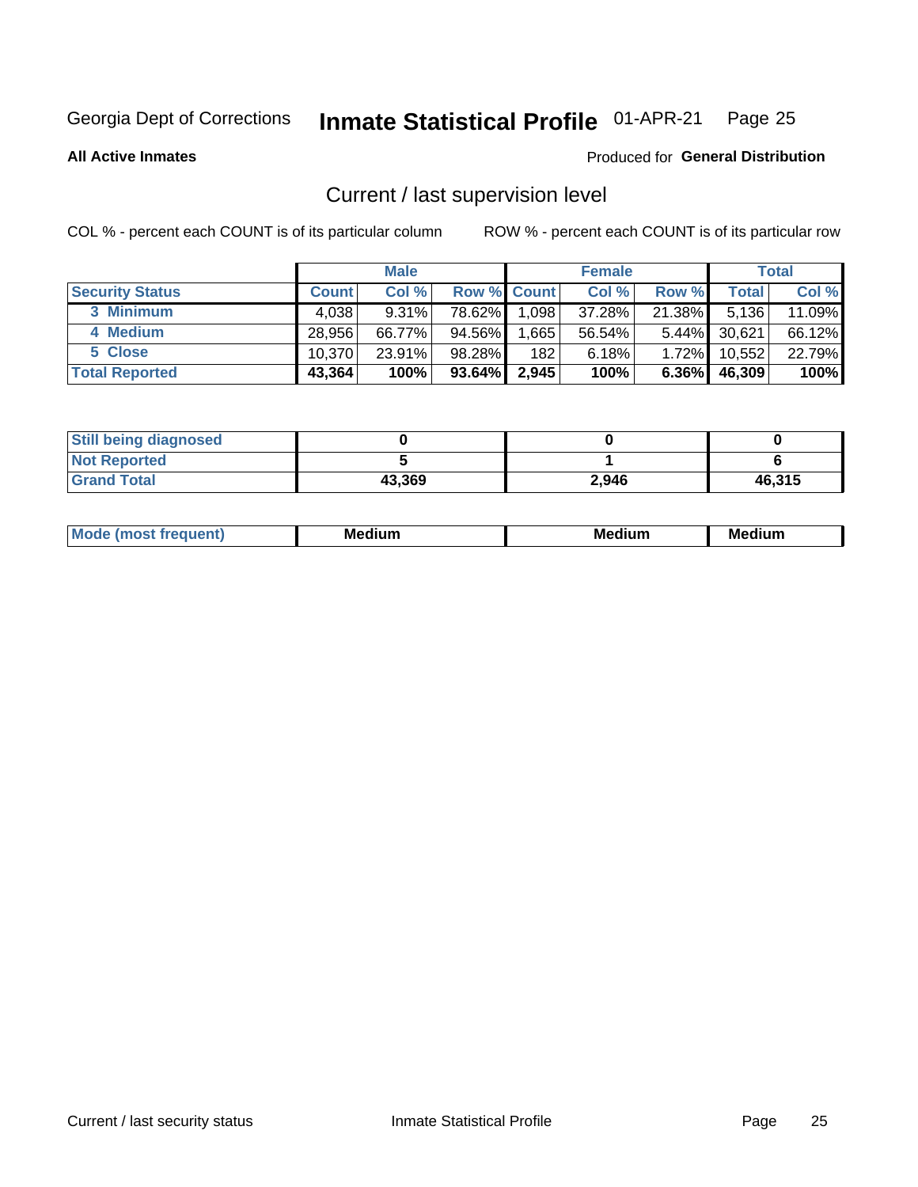Georgia Dept of Corrections **Inmate Statistical Profile** 01-APR-21

**All Active Inmates**

Produced for **General Distribution**

## Current / last supervision level

COL % - percent each COUNT is of its particular column

ROW % - percent each COUNT is of its particular row

| | Male | | | Female | | | Total | |
|---|---|---|---|---|---|---|---|---|
| Security Status | Count | Col % | Row % | Count | Col % | Row % | Total | Col % |
| 3 Minimum | 4,038 | 9.31% | 78.62% | 1,098 | 37.28% | 21.38% | 5,136 | 11.09% |
| 4 Medium | 28,956 | 66.77% | 94.56% | 1,665 | 56.54% | 5.44% | 30,621 | 66.12% |
| 5 Close | 10,370 | 23.91% | 98.28% | 182 | 6.18% | 1.72% | 10,552 | 22.79% |
| **Total Reported** | **43,364** | **100%** | **93.64%** | **2,945** | **100%** | **6.36%** | **46,309** | **100%** |

| | Male | Female | Total |
|---|---|---|---|
| Still being diagnosed | **0** | **0** | **0** |
| Not Reported | **5** | **1** | **6** |
| Grand Total | **43,369** | **2,946** | **46,315** |

| | Male | Female | Total |
|---|---|---|---|
| Mode (most frequent) | **Medium** | **Medium** | **Medium** |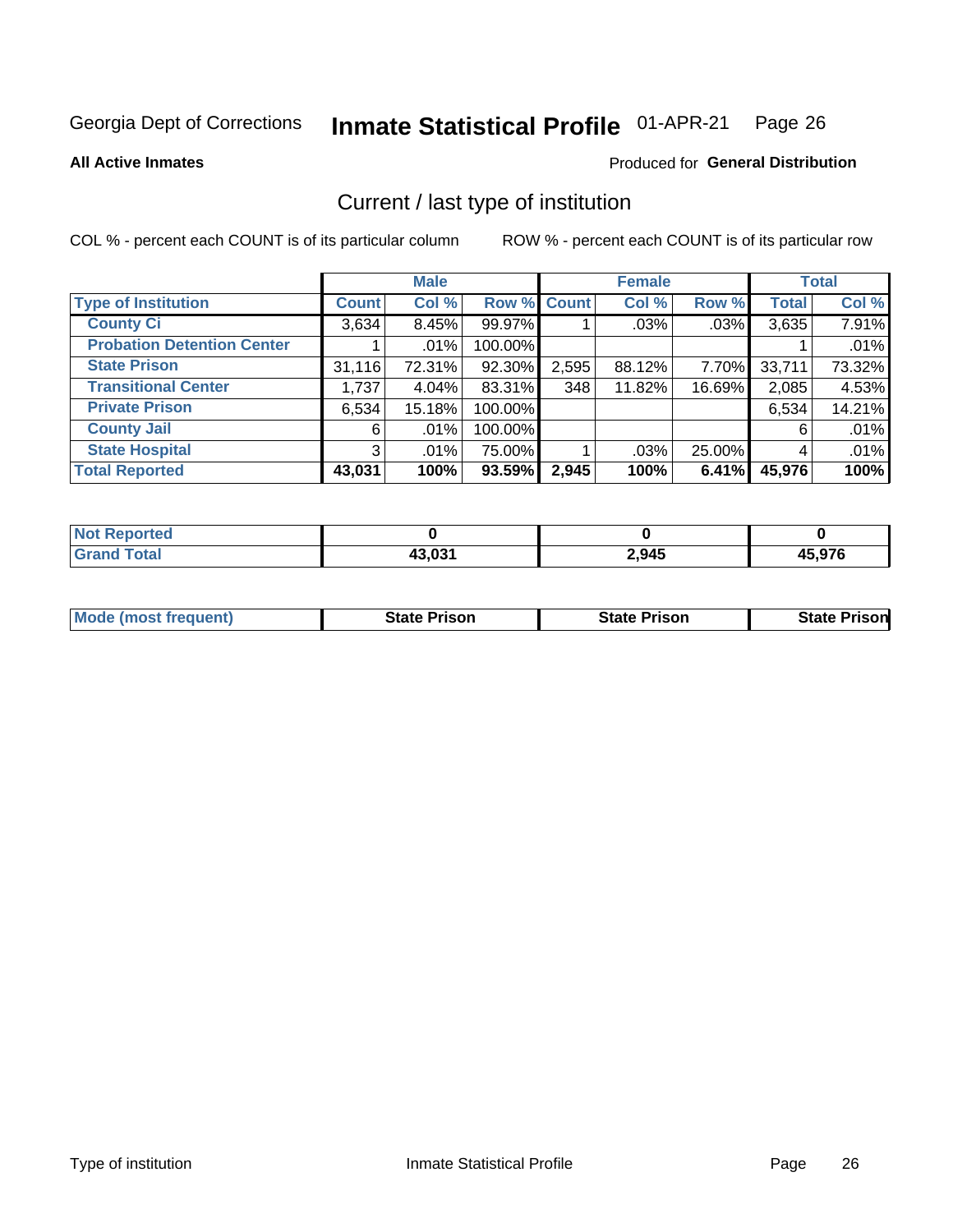Georgia Dept of Corrections **Inmate Statistical Profile** 01-APR-21

**All Active Inmates**

Produced for **General Distribution**

## Current / last type of institution

COL % - percent each COUNT is of its particular column ROW % - percent each COUNT is of its particular row

| | Male | | | Female | | | Total | |
|---|---|---|---|---|---|---|---|---|
| Type of Institution | Count | Col % | Row % | Count | Col % | Row % | Total | Col % |
| County Ci | 3,634 | 8.45% | 99.97% | 1 | .03% | .03% | 3,635 | 7.91% |
| Probation Detention Center | 1 | .01% | 100.00% | | | | 1 | .01% |
| State Prison | 31,116 | 72.31% | 92.30% | 2,595 | 88.12% | 7.70% | 33,711 | 73.32% |
| Transitional Center | 1,737 | 4.04% | 83.31% | 348 | 11.82% | 16.69% | 2,085 | 4.53% |
| Private Prison | 6,534 | 15.18% | 100.00% | | | | 6,534 | 14.21% |
| County Jail | 6 | .01% | 100.00% | | | | 6 | .01% |
| State Hospital | 3 | .01% | 75.00% | 1 | .03% | 25.00% | 4 | .01% |
| **Total Reported** | **43,031** | **100%** | **93.59%** | **2,945** | **100%** | **6.41%** | **45,976** | **100%** |

| | Male | Female | Total |
|---|---|---|---|
| Not Reported | 0 | 0 | 0 |
| Grand Total | 43,031 | 2,945 | 45,976 |

| | Male | Female | Total |
|---|---|---|---|
| Mode (most frequent) | State Prison | State Prison | State Prison |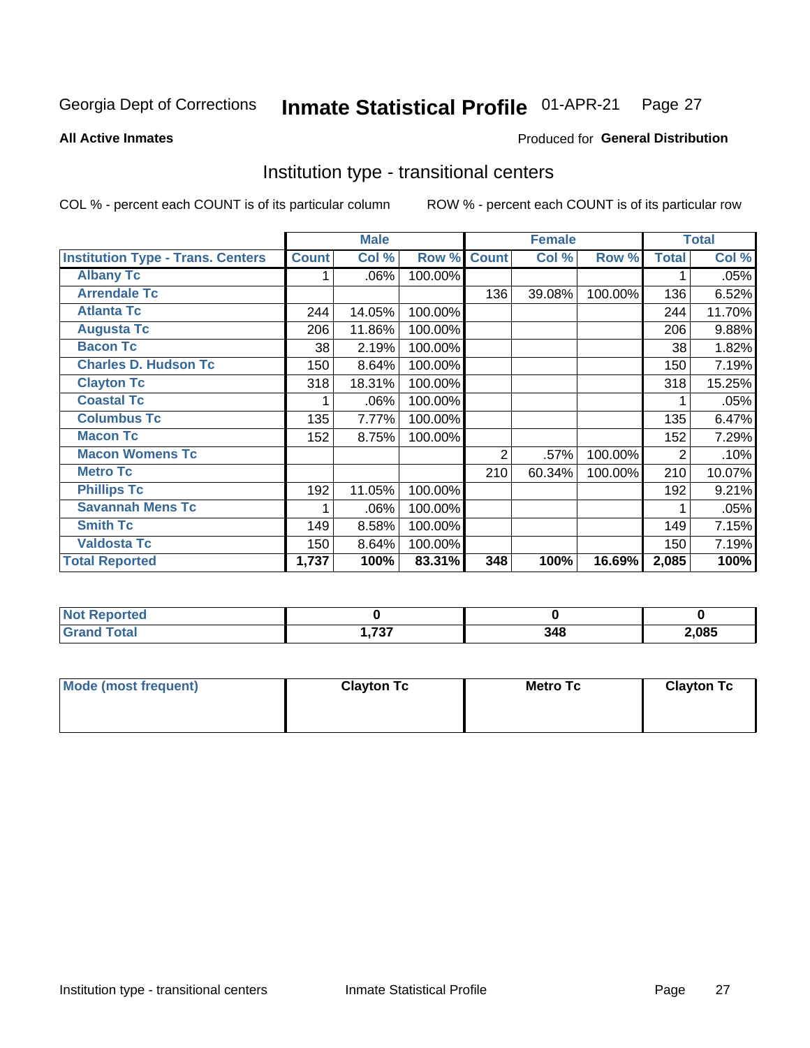Georgia Dept of Corrections **Inmate Statistical Profile** 01-APR-21

**All Active Inmates**

Produced for **General Distribution**

## Institution type - transitional centers

COL % - percent each COUNT is of its particular column

ROW % - percent each COUNT is of its particular row

| | Male | | | Female | | | Total | |
|---|---|---|---|---|---|---|---|---|
| **Institution Type - Trans. Centers** | **Count** | **Col %** | **Row %** | **Count** | **Col %** | **Row %** | **Total** | **Col %** |
| **Albany Tc** | 1 | .06% | 100.00% | | | | 1 | .05% |
| **Arrendale Tc** | | | | 136 | 39.08% | 100.00% | 136 | 6.52% |
| **Atlanta Tc** | 244 | 14.05% | 100.00% | | | | 244 | 11.70% |
| **Augusta Tc** | 206 | 11.86% | 100.00% | | | | 206 | 9.88% |
| **Bacon Tc** | 38 | 2.19% | 100.00% | | | | 38 | 1.82% |
| **Charles D. Hudson Tc** | 150 | 8.64% | 100.00% | | | | 150 | 7.19% |
| **Clayton Tc** | 318 | 18.31% | 100.00% | | | | 318 | 15.25% |
| **Coastal Tc** | 1 | .06% | 100.00% | | | | 1 | .05% |
| **Columbus Tc** | 135 | 7.77% | 100.00% | | | | 135 | 6.47% |
| **Macon Tc** | 152 | 8.75% | 100.00% | | | | 152 | 7.29% |
| **Macon Womens Tc** | | | | 2 | .57% | 100.00% | 2 | .10% |
| **Metro Tc** | | | | 210 | 60.34% | 100.00% | 210 | 10.07% |
| **Phillips Tc** | 192 | 11.05% | 100.00% | | | | 192 | 9.21% |
| **Savannah Mens Tc** | 1 | .06% | 100.00% | | | | 1 | .05% |
| **Smith Tc** | 149 | 8.58% | 100.00% | | | | 149 | 7.15% |
| **Valdosta Tc** | 150 | 8.64% | 100.00% | | | | 150 | 7.19% |
| **Total Reported** | **1,737** | **100%** | **83.31%** | **348** | **100%** | **16.69%** | **2,085** | **100%** |

| | Male | Female | Total |
|---|---|---|---|
| **Not Reported** | **0** | **0** | **0** |
| **Grand Total** | **1,737** | **348** | **2,085** |

| | Male | Female | Total |
|---|---|---|---|
| **Mode (most frequent)** | **Clayton Tc** | **Metro Tc** | **Clayton Tc** |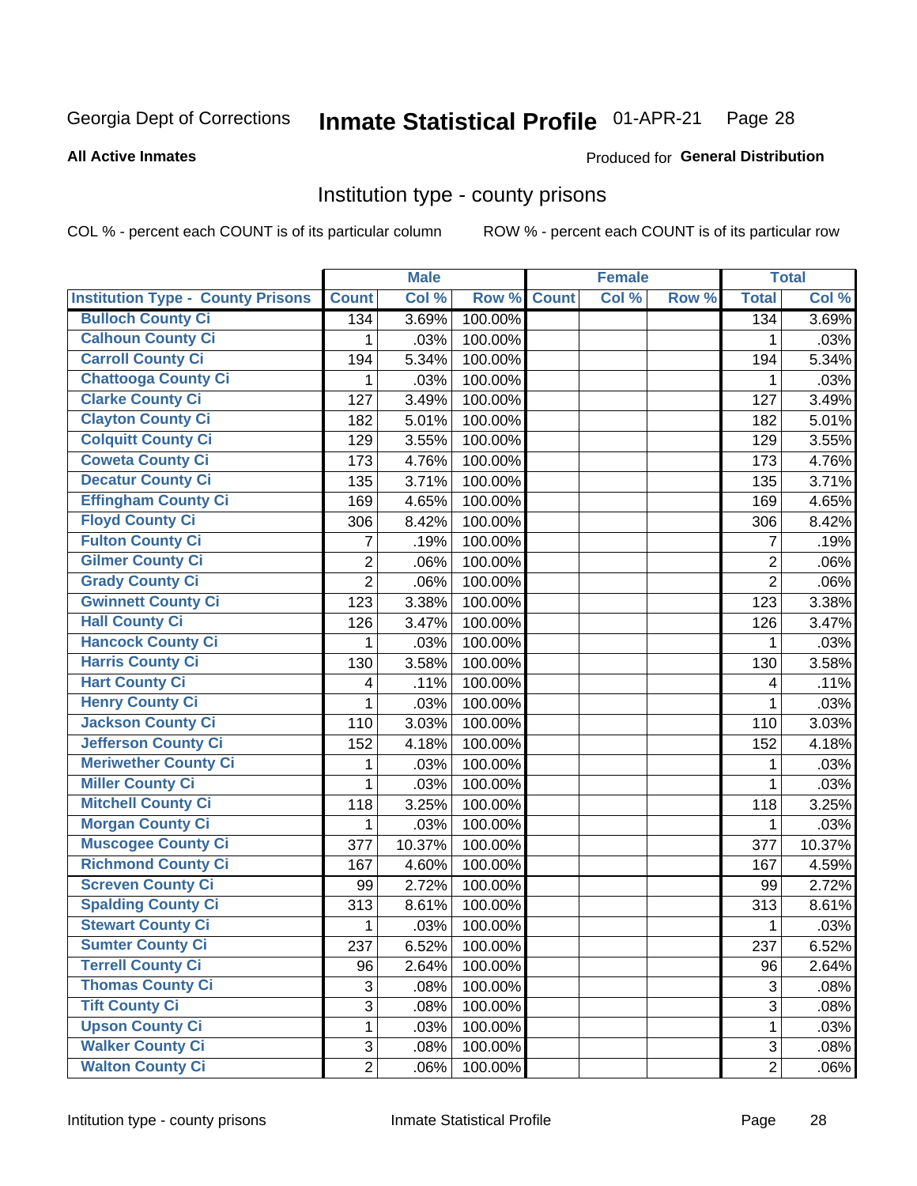Georgia Dept of Corrections **Inmate Statistical Profile** 01-APR-21 Page 28

**All Active Inmates**

Produced for **General Distribution**

## Institution type - county prisons

COL % - percent each COUNT is of its particular column ROW % - percent each COUNT is of its particular row

| | Male | | | Female | | | Total | |
|---|---|---|---|---|---|---|---|---|
| Institution Type - County Prisons | Count | Col % | Row % | Count | Col % | Row % | Total | Col % |
| Bulloch County Ci | 134 | 3.69% | 100.00% | | | | 134 | 3.69% |
| Calhoun County Ci | 1 | .03% | 100.00% | | | | 1 | .03% |
| Carroll County Ci | 194 | 5.34% | 100.00% | | | | 194 | 5.34% |
| Chattooga County Ci | 1 | .03% | 100.00% | | | | 1 | .03% |
| Clarke County Ci | 127 | 3.49% | 100.00% | | | | 127 | 3.49% |
| Clayton County Ci | 182 | 5.01% | 100.00% | | | | 182 | 5.01% |
| Colquitt County Ci | 129 | 3.55% | 100.00% | | | | 129 | 3.55% |
| Coweta County Ci | 173 | 4.76% | 100.00% | | | | 173 | 4.76% |
| Decatur County Ci | 135 | 3.71% | 100.00% | | | | 135 | 3.71% |
| Effingham County Ci | 169 | 4.65% | 100.00% | | | | 169 | 4.65% |
| Floyd County Ci | 306 | 8.42% | 100.00% | | | | 306 | 8.42% |
| Fulton County Ci | 7 | .19% | 100.00% | | | | 7 | .19% |
| Gilmer County Ci | 2 | .06% | 100.00% | | | | 2 | .06% |
| Grady County Ci | 2 | .06% | 100.00% | | | | 2 | .06% |
| Gwinnett County Ci | 123 | 3.38% | 100.00% | | | | 123 | 3.38% |
| Hall County Ci | 126 | 3.47% | 100.00% | | | | 126 | 3.47% |
| Hancock County Ci | 1 | .03% | 100.00% | | | | 1 | .03% |
| Harris County Ci | 130 | 3.58% | 100.00% | | | | 130 | 3.58% |
| Hart County Ci | 4 | .11% | 100.00% | | | | 4 | .11% |
| Henry County Ci | 1 | .03% | 100.00% | | | | 1 | .03% |
| Jackson County Ci | 110 | 3.03% | 100.00% | | | | 110 | 3.03% |
| Jefferson County Ci | 152 | 4.18% | 100.00% | | | | 152 | 4.18% |
| Meriwether County Ci | 1 | .03% | 100.00% | | | | 1 | .03% |
| Miller County Ci | 1 | .03% | 100.00% | | | | 1 | .03% |
| Mitchell County Ci | 118 | 3.25% | 100.00% | | | | 118 | 3.25% |
| Morgan County Ci | 1 | .03% | 100.00% | | | | 1 | .03% |
| Muscogee County Ci | 377 | 10.37% | 100.00% | | | | 377 | 10.37% |
| Richmond County Ci | 167 | 4.60% | 100.00% | | | | 167 | 4.59% |
| Screven County Ci | 99 | 2.72% | 100.00% | | | | 99 | 2.72% |
| Spalding County Ci | 313 | 8.61% | 100.00% | | | | 313 | 8.61% |
| Stewart County Ci | 1 | .03% | 100.00% | | | | 1 | .03% |
| Sumter County Ci | 237 | 6.52% | 100.00% | | | | 237 | 6.52% |
| Terrell County Ci | 96 | 2.64% | 100.00% | | | | 96 | 2.64% |
| Thomas County Ci | 3 | .08% | 100.00% | | | | 3 | .08% |
| Tift County Ci | 3 | .08% | 100.00% | | | | 3 | .08% |
| Upson County Ci | 1 | .03% | 100.00% | | | | 1 | .03% |
| Walker County Ci | 3 | .08% | 100.00% | | | | 3 | .08% |
| Walton County Ci | 2 | .06% | 100.00% | | | | 2 | .06% |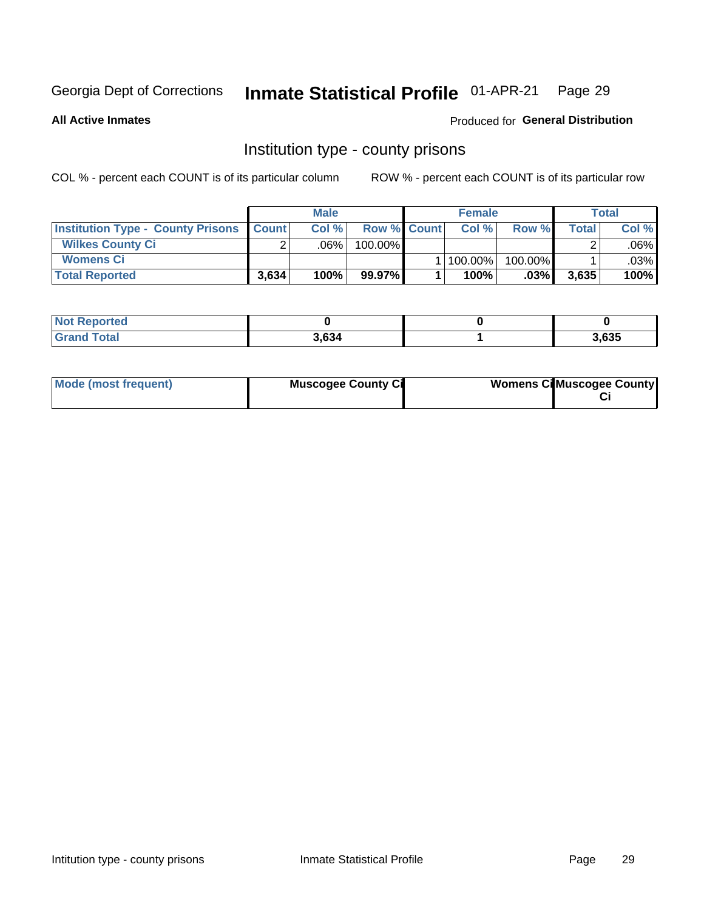Georgia Dept of Corrections **Inmate Statistical Profile** 01-APR-21

**All Active Inmates**

Produced for **General Distribution**

## Institution type - county prisons

COL % - percent each COUNT is of its particular column

ROW % - percent each COUNT is of its particular row

| | Male | | | Female | | | Total | |
|---|---|---|---|---|---|---|---|---|
| **Institution Type - County Prisons** | **Count** | **Col %** | **Row %** | **Count** | **Col %** | **Row %** | **Total** | **Col %** |
| **Wilkes County Ci** | 2 | .06% | 100.00% | | | | 2 | .06% |
| **Womens Ci** | | | | 1 | 100.00% | 100.00% | 1 | .03% |
| **Total Reported** | **3,634** | **100%** | **99.97%** | **1** | **100%** | **.03%** | **3,635** | **100%** |

| | Male | Female | Total |
|---|---|---|---|
| **Not Reported** | **0** | **0** | **0** |
| **Grand Total** | **3,634** | **1** | **3,635** |

| | Male | Female | Total |
|---|---|---|---|
| **Mode (most frequent)** | **Muscogee County Ci** | **Womens Ci** | **Muscogee County Ci** |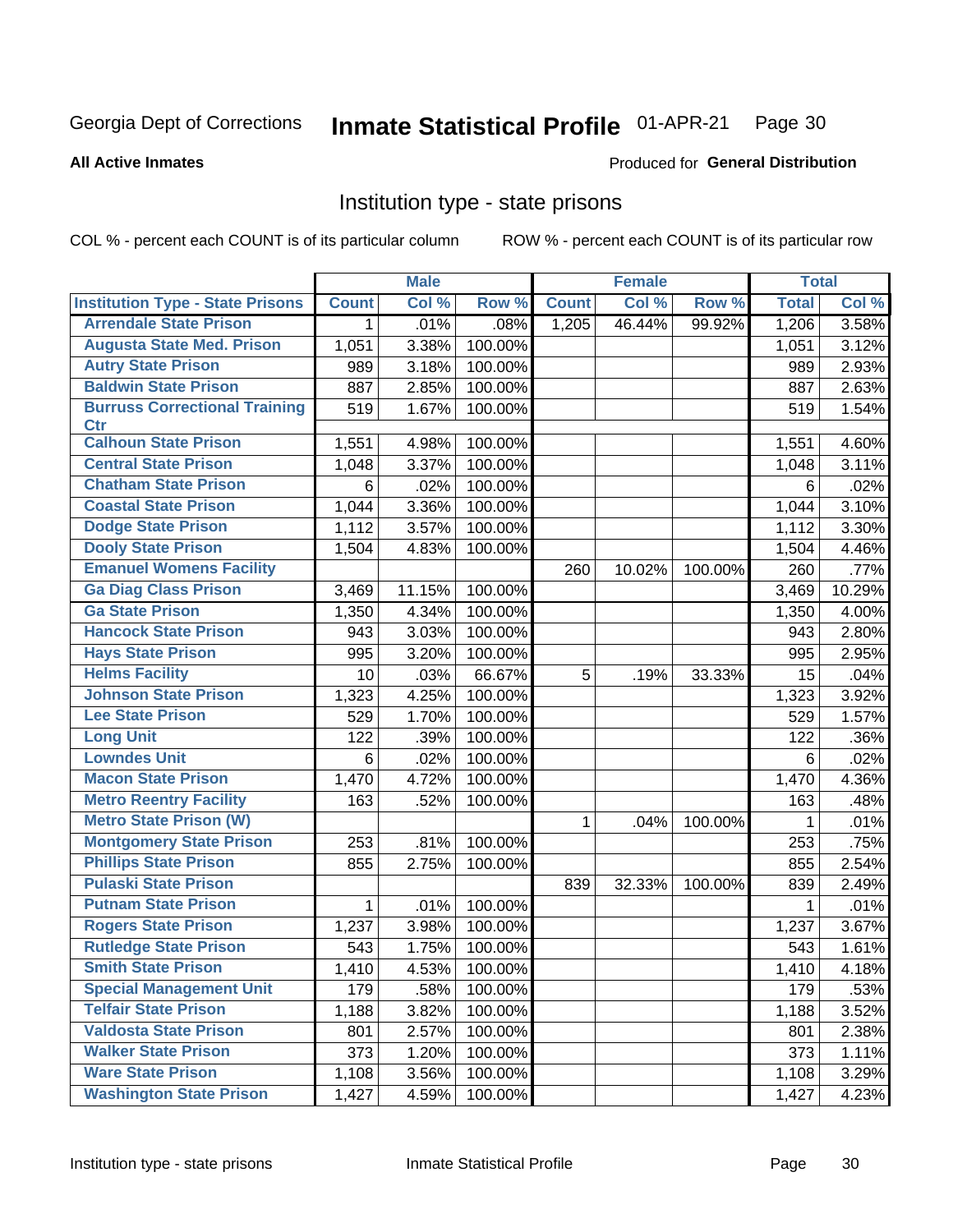Georgia Dept of Corrections **Inmate Statistical Profile** 01-APR-21

**All Active Inmates**

Produced for **General Distribution**

## Institution type - state prisons

COL % - percent each COUNT is of its particular column ROW % - percent each COUNT is of its particular row

| | Male | | | Female | | | Total | |
|---|---|---|---|---|---|---|---|---|
| **Institution Type - State Prisons** | **Count** | **Col %** | **Row %** | **Count** | **Col %** | **Row %** | **Total** | **Col %** |
| Arrendale State Prison | 1 | .01% | .08% | 1,205 | 46.44% | 99.92% | 1,206 | 3.58% |
| Augusta State Med. Prison | 1,051 | 3.38% | 100.00% | | | | 1,051 | 3.12% |
| Autry State Prison | 989 | 3.18% | 100.00% | | | | 989 | 2.93% |
| Baldwin State Prison | 887 | 2.85% | 100.00% | | | | 887 | 2.63% |
| Burruss Correctional Training Ctr | 519 | 1.67% | 100.00% | | | | 519 | 1.54% |
| Calhoun State Prison | 1,551 | 4.98% | 100.00% | | | | 1,551 | 4.60% |
| Central State Prison | 1,048 | 3.37% | 100.00% | | | | 1,048 | 3.11% |
| Chatham State Prison | 6 | .02% | 100.00% | | | | 6 | .02% |
| Coastal State Prison | 1,044 | 3.36% | 100.00% | | | | 1,044 | 3.10% |
| Dodge State Prison | 1,112 | 3.57% | 100.00% | | | | 1,112 | 3.30% |
| Dooly State Prison | 1,504 | 4.83% | 100.00% | | | | 1,504 | 4.46% |
| Emanuel Womens Facility | | | | 260 | 10.02% | 100.00% | 260 | .77% |
| Ga Diag Class Prison | 3,469 | 11.15% | 100.00% | | | | 3,469 | 10.29% |
| Ga State Prison | 1,350 | 4.34% | 100.00% | | | | 1,350 | 4.00% |
| Hancock State Prison | 943 | 3.03% | 100.00% | | | | 943 | 2.80% |
| Hays State Prison | 995 | 3.20% | 100.00% | | | | 995 | 2.95% |
| Helms Facility | 10 | .03% | 66.67% | 5 | .19% | 33.33% | 15 | .04% |
| Johnson State Prison | 1,323 | 4.25% | 100.00% | | | | 1,323 | 3.92% |
| Lee State Prison | 529 | 1.70% | 100.00% | | | | 529 | 1.57% |
| Long Unit | 122 | .39% | 100.00% | | | | 122 | .36% |
| Lowndes Unit | 6 | .02% | 100.00% | | | | 6 | .02% |
| Macon State Prison | 1,470 | 4.72% | 100.00% | | | | 1,470 | 4.36% |
| Metro Reentry Facility | 163 | .52% | 100.00% | | | | 163 | .48% |
| Metro State Prison (W) | | | | 1 | .04% | 100.00% | 1 | .01% |
| Montgomery State Prison | 253 | .81% | 100.00% | | | | 253 | .75% |
| Phillips State Prison | 855 | 2.75% | 100.00% | | | | 855 | 2.54% |
| Pulaski State Prison | | | | 839 | 32.33% | 100.00% | 839 | 2.49% |
| Putnam State Prison | 1 | .01% | 100.00% | | | | 1 | .01% |
| Rogers State Prison | 1,237 | 3.98% | 100.00% | | | | 1,237 | 3.67% |
| Rutledge State Prison | 543 | 1.75% | 100.00% | | | | 543 | 1.61% |
| Smith State Prison | 1,410 | 4.53% | 100.00% | | | | 1,410 | 4.18% |
| Special Management Unit | 179 | .58% | 100.00% | | | | 179 | .53% |
| Telfair State Prison | 1,188 | 3.82% | 100.00% | | | | 1,188 | 3.52% |
| Valdosta State Prison | 801 | 2.57% | 100.00% | | | | 801 | 2.38% |
| Walker State Prison | 373 | 1.20% | 100.00% | | | | 373 | 1.11% |
| Ware State Prison | 1,108 | 3.56% | 100.00% | | | | 1,108 | 3.29% |
| Washington State Prison | 1,427 | 4.59% | 100.00% | | | | 1,427 | 4.23% |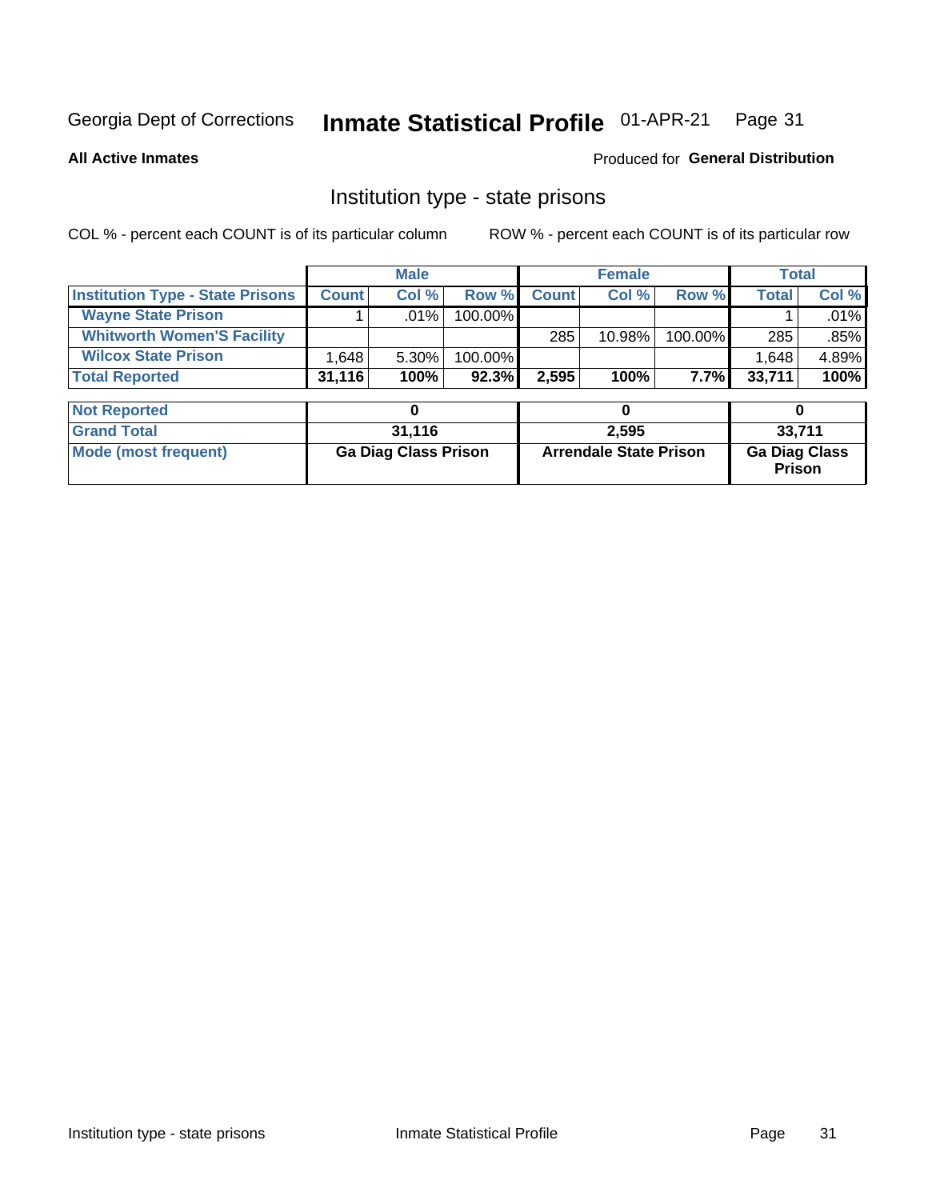Georgia Dept of Corrections **Inmate Statistical Profile** 01-APR-21

**All Active Inmates**

Produced for **General Distribution**

## Institution type - state prisons

COL % - percent each COUNT is of its particular column ROW % - percent each COUNT is of its particular row

| | Male | | | Female | | | Total | |
|---|---|---|---|---|---|---|---|---|
| **Institution Type - State Prisons** | **Count** | **Col %** | **Row %** | **Count** | **Col %** | **Row %** | **Total** | **Col %** |
| **Wayne State Prison** | 1 | .01% | 100.00% | | | | 1 | .01% |
| **Whitworth Women'S Facility** | | | | 285 | 10.98% | 100.00% | 285 | .85% |
| **Wilcox State Prison** | 1,648 | 5.30% | 100.00% | | | | 1,648 | 4.89% |
| **Total Reported** | **31,116** | **100%** | **92.3%** | **2,595** | **100%** | **7.7%** | **33,711** | **100%** |

| | Male | Female | Total |
|---|---|---|---|
| **Not Reported** | **0** | **0** | **0** |
| **Grand Total** | **31,116** | **2,595** | **33,711** |
| **Mode (most frequent)** | **Ga Diag Class Prison** | **Arrendale State Prison** | **Ga Diag Class Prison** |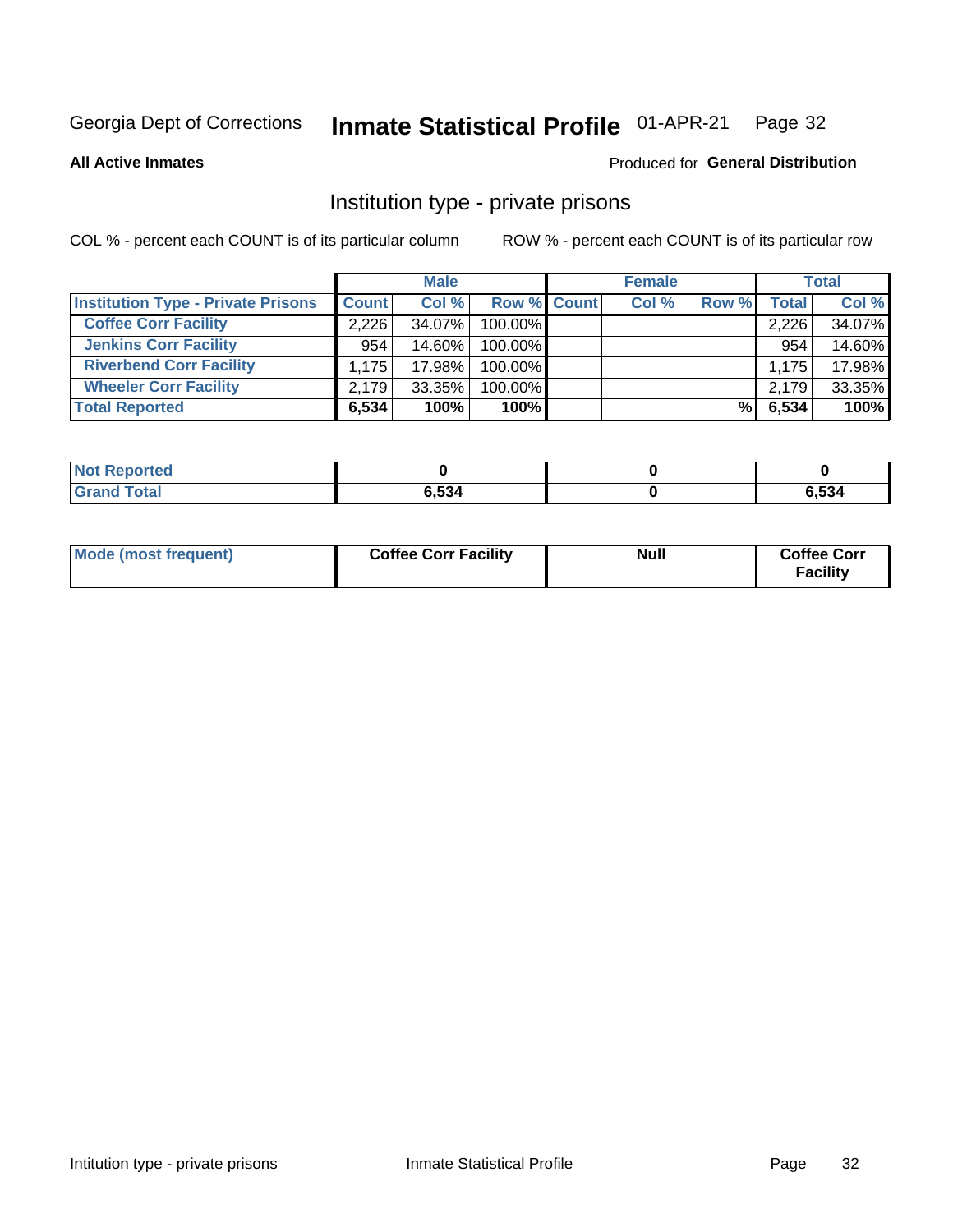Georgia Dept of Corrections **Inmate Statistical Profile** 01-APR-21

**All Active Inmates**

Produced for **General Distribution**

## Institution type - private prisons

COL % - percent each COUNT is of its particular column

ROW % - percent each COUNT is of its particular row

| | Male | | | Female | | | Total | |
|---|---|---|---|---|---|---|---|---|
| **Institution Type - Private Prisons** | **Count** | **Col %** | **Row %** | **Count** | **Col %** | **Row %** | **Total** | **Col %** |
| **Coffee Corr Facility** | 2,226 | 34.07% | 100.00% | | | | 2,226 | 34.07% |
| **Jenkins Corr Facility** | 954 | 14.60% | 100.00% | | | | 954 | 14.60% |
| **Riverbend Corr Facility** | 1,175 | 17.98% | 100.00% | | | | 1,175 | 17.98% |
| **Wheeler Corr Facility** | 2,179 | 33.35% | 100.00% | | | | 2,179 | 33.35% |
| **Total Reported** | **6,534** | **100%** | **100%** | | | **%** | **6,534** | **100%** |

| | Male | Female | Total |
|---|---|---|---|
| **Not Reported** | **0** | **0** | **0** |
| **Grand Total** | **6,534** | **0** | **6,534** |

| | Male | Female | Total |
|---|---|---|---|
| **Mode (most frequent)** | **Coffee Corr Facility** | **Null** | **Coffee Corr Facility** |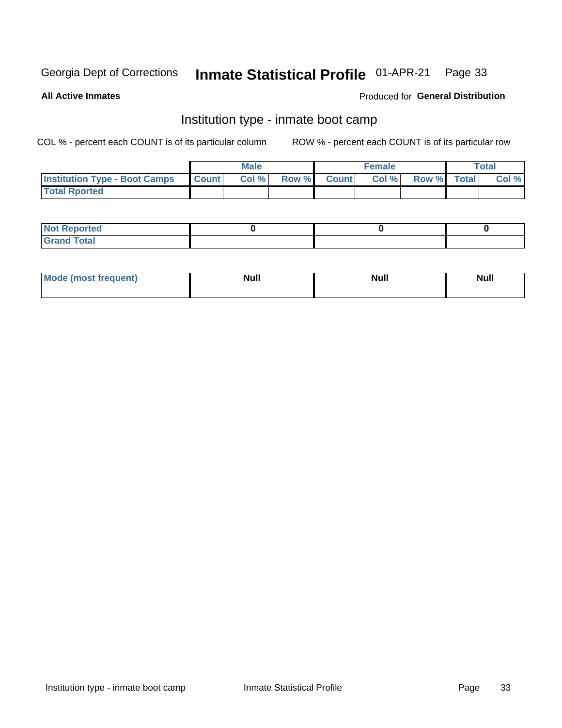Georgia Dept of Corrections **Inmate Statistical Profile** 01-APR-21

**All Active Inmates**

Produced for **General Distribution**

## Institution type - inmate boot camp

COL % - percent each COUNT is of its particular column

ROW % - percent each COUNT is of its particular row

| | Male | | | Female | | | Total | |
|---|---|---|---|---|---|---|---|---|
| **Institution Type - Boot Camps** | **Count** | **Col %** | **Row %** | **Count** | **Col %** | **Row %** | **Total** | **Col %** |
| **Total Rported** | | | | | | | | |

| | Male | Female | Total |
|---|---|---|---|
| **Not Reported** | **0** | **0** | **0** |
| **Grand Total** | | | |

| | Male | Female | Total |
|---|---|---|---|
| **Mode (most frequent)** | **Null** | **Null** | **Null** |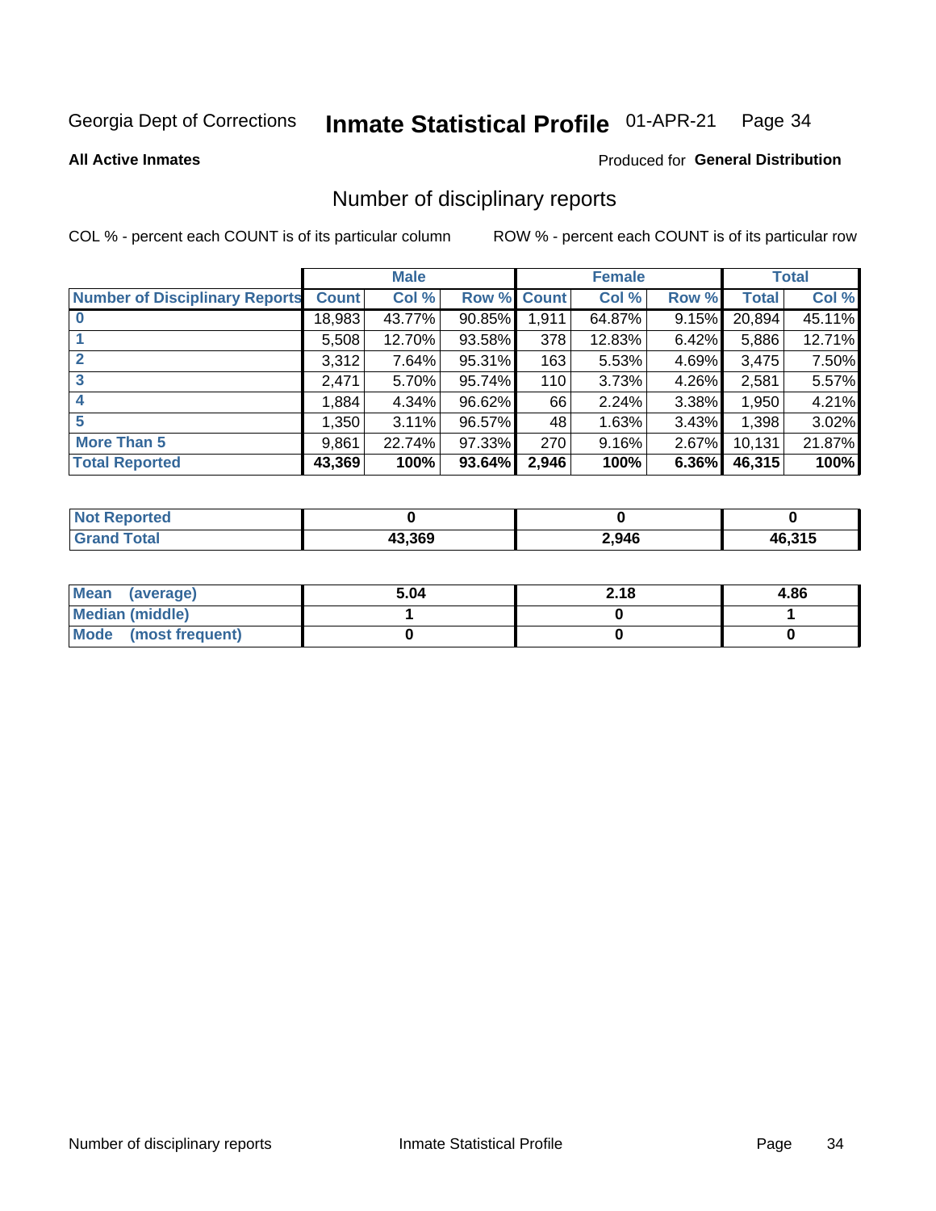Georgia Dept of Corrections **Inmate Statistical Profile** 01-APR-21

**All Active Inmates**

Produced for **General Distribution**

# Number of disciplinary reports

COL % - percent each COUNT is of its particular column

ROW % - percent each COUNT is of its particular row

| | Male | | | Female | | | Total | |
|---|---|---|---|---|---|---|---|---|
| **Number of Disciplinary Reports** | **Count** | **Col %** | **Row %** | **Count** | **Col %** | **Row %** | **Total** | **Col %** |
| **0** | 18,983 | 43.77% | 90.85% | 1,911 | 64.87% | 9.15% | 20,894 | 45.11% |
| **1** | 5,508 | 12.70% | 93.58% | 378 | 12.83% | 6.42% | 5,886 | 12.71% |
| **2** | 3,312 | 7.64% | 95.31% | 163 | 5.53% | 4.69% | 3,475 | 7.50% |
| **3** | 2,471 | 5.70% | 95.74% | 110 | 3.73% | 4.26% | 2,581 | 5.57% |
| **4** | 1,884 | 4.34% | 96.62% | 66 | 2.24% | 3.38% | 1,950 | 4.21% |
| **5** | 1,350 | 3.11% | 96.57% | 48 | 1.63% | 3.43% | 1,398 | 3.02% |
| **More Than 5** | 9,861 | 22.74% | 97.33% | 270 | 9.16% | 2.67% | 10,131 | 21.87% |
| **Total Reported** | **43,369** | **100%** | **93.64%** | **2,946** | **100%** | **6.36%** | **46,315** | **100%** |

| | Male | Female | Total |
|---|---|---|---|
| **Not Reported** | **0** | **0** | **0** |
| **Grand Total** | **43,369** | **2,946** | **46,315** |

| | Male | Female | Total |
|---|---|---|---|
| **Mean (average)** | **5.04** | **2.18** | **4.86** |
| **Median (middle)** | **1** | **0** | **1** |
| **Mode (most frequent)** | **0** | **0** | **0** |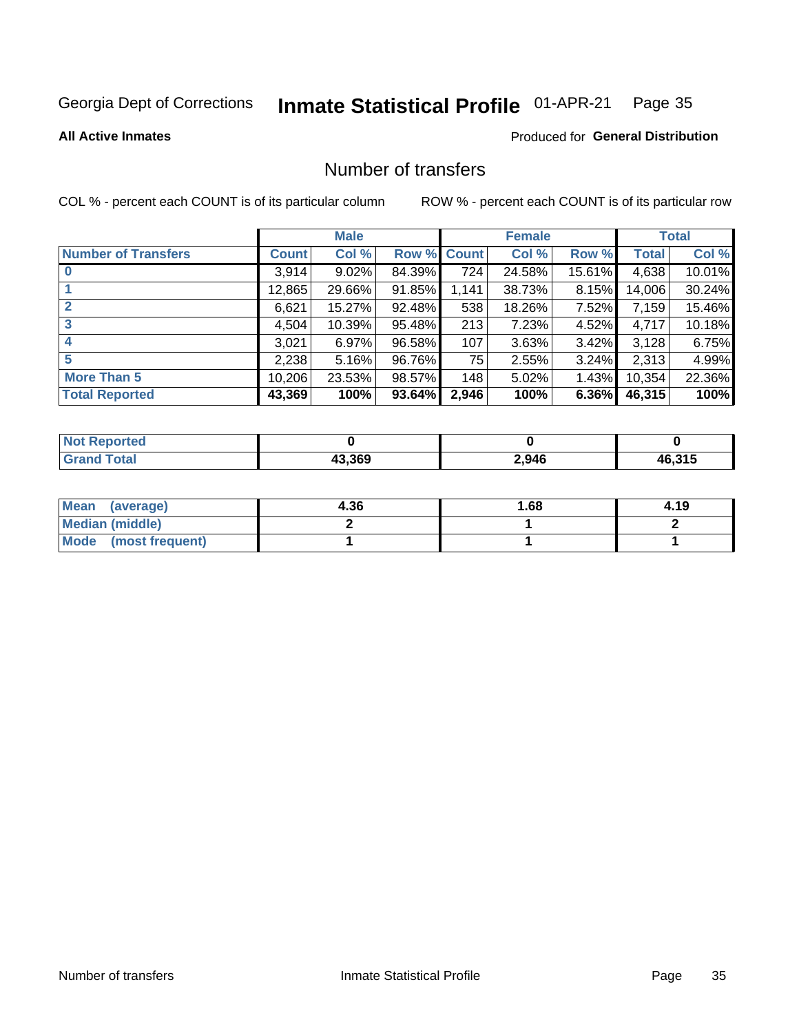Georgia Dept of Corrections **Inmate Statistical Profile** 01-APR-21

**All Active Inmates**

Produced for **General Distribution**

## Number of transfers

COL % - percent each COUNT is of its particular column

ROW % - percent each COUNT is of its particular row

| | Male | | | Female | | | Total | |
|---|---|---|---|---|---|---|---|---|
| **Number of Transfers** | **Count** | **Col %** | **Row %** | **Count** | **Col %** | **Row %** | **Total** | **Col %** |
| **0** | 3,914 | 9.02% | 84.39% | 724 | 24.58% | 15.61% | 4,638 | 10.01% |
| **1** | 12,865 | 29.66% | 91.85% | 1,141 | 38.73% | 8.15% | 14,006 | 30.24% |
| **2** | 6,621 | 15.27% | 92.48% | 538 | 18.26% | 7.52% | 7,159 | 15.46% |
| **3** | 4,504 | 10.39% | 95.48% | 213 | 7.23% | 4.52% | 4,717 | 10.18% |
| **4** | 3,021 | 6.97% | 96.58% | 107 | 3.63% | 3.42% | 3,128 | 6.75% |
| **5** | 2,238 | 5.16% | 96.76% | 75 | 2.55% | 3.24% | 2,313 | 4.99% |
| **More Than 5** | 10,206 | 23.53% | 98.57% | 148 | 5.02% | 1.43% | 10,354 | 22.36% |
| **Total Reported** | **43,369** | **100%** | **93.64%** | **2,946** | **100%** | **6.36%** | **46,315** | **100%** |

| | Male | Female | Total |
|---|---|---|---|
| **Not Reported** | **0** | **0** | **0** |
| **Grand Total** | **43,369** | **2,946** | **46,315** |

| | Male | Female | Total |
|---|---|---|---|
| **Mean (average)** | **4.36** | **1.68** | **4.19** |
| **Median (middle)** | **2** | **1** | **2** |
| **Mode (most frequent)** | **1** | **1** | **1** |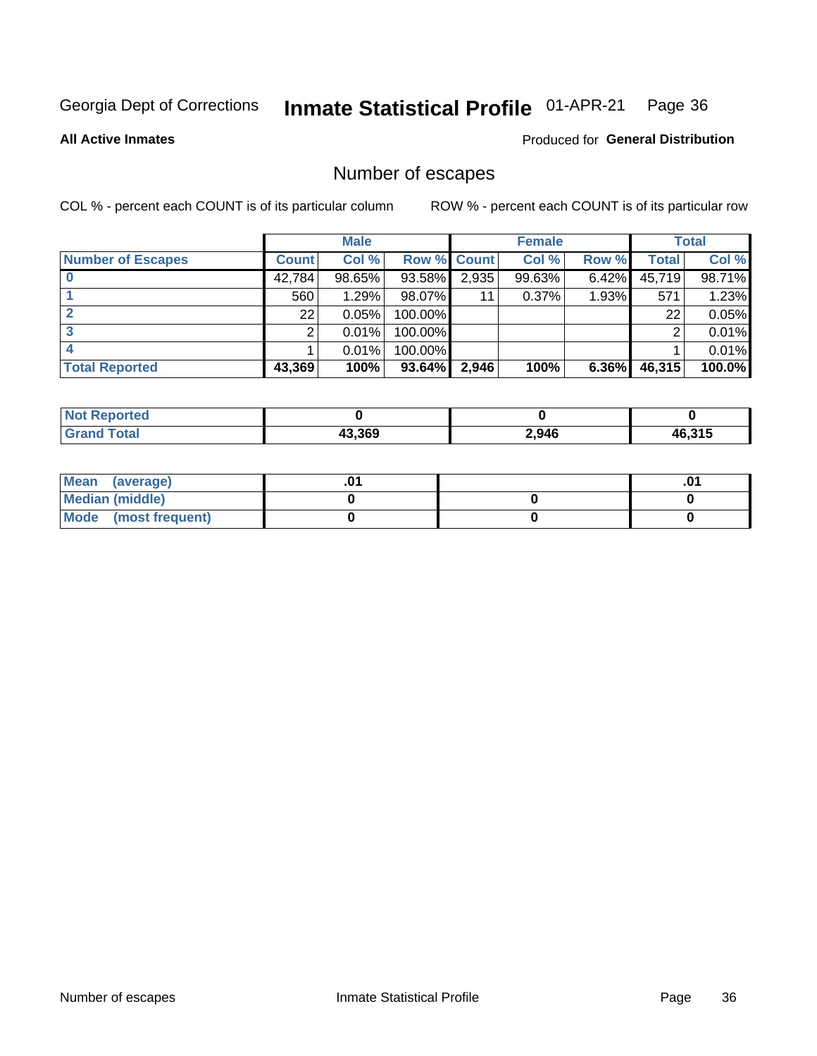Georgia Dept of Corrections **Inmate Statistical Profile** 01-APR-21

**All Active Inmates**

Produced for **General Distribution**

## Number of escapes

COL % - percent each COUNT is of its particular column

ROW % - percent each COUNT is of its particular row

| | Male | | | Female | | | Total | |
|---|---|---|---|---|---|---|---|---|
| **Number of Escapes** | **Count** | **Col %** | **Row %** | **Count** | **Col %** | **Row %** | **Total** | **Col %** |
| **0** | 42,784 | 98.65% | 93.58% | 2,935 | 99.63% | 6.42% | 45,719 | 98.71% |
| **1** | 560 | 1.29% | 98.07% | 11 | 0.37% | 1.93% | 571 | 1.23% |
| **2** | 22 | 0.05% | 100.00% | | | | 22 | 0.05% |
| **3** | 2 | 0.01% | 100.00% | | | | 2 | 0.01% |
| **4** | 1 | 0.01% | 100.00% | | | | 1 | 0.01% |
| **Total Reported** | **43,369** | **100%** | **93.64%** | **2,946** | **100%** | **6.36%** | **46,315** | **100.0%** |

| | Male | Female | Total |
|---|---|---|---|
| **Not Reported** | **0** | **0** | **0** |
| **Grand Total** | **43,369** | **2,946** | **46,315** |

| | Male | Female | Total |
|---|---|---|---|
| **Mean (average)** | **.01** | | **.01** |
| **Median (middle)** | **0** | **0** | **0** |
| **Mode (most frequent)** | **0** | **0** | **0** |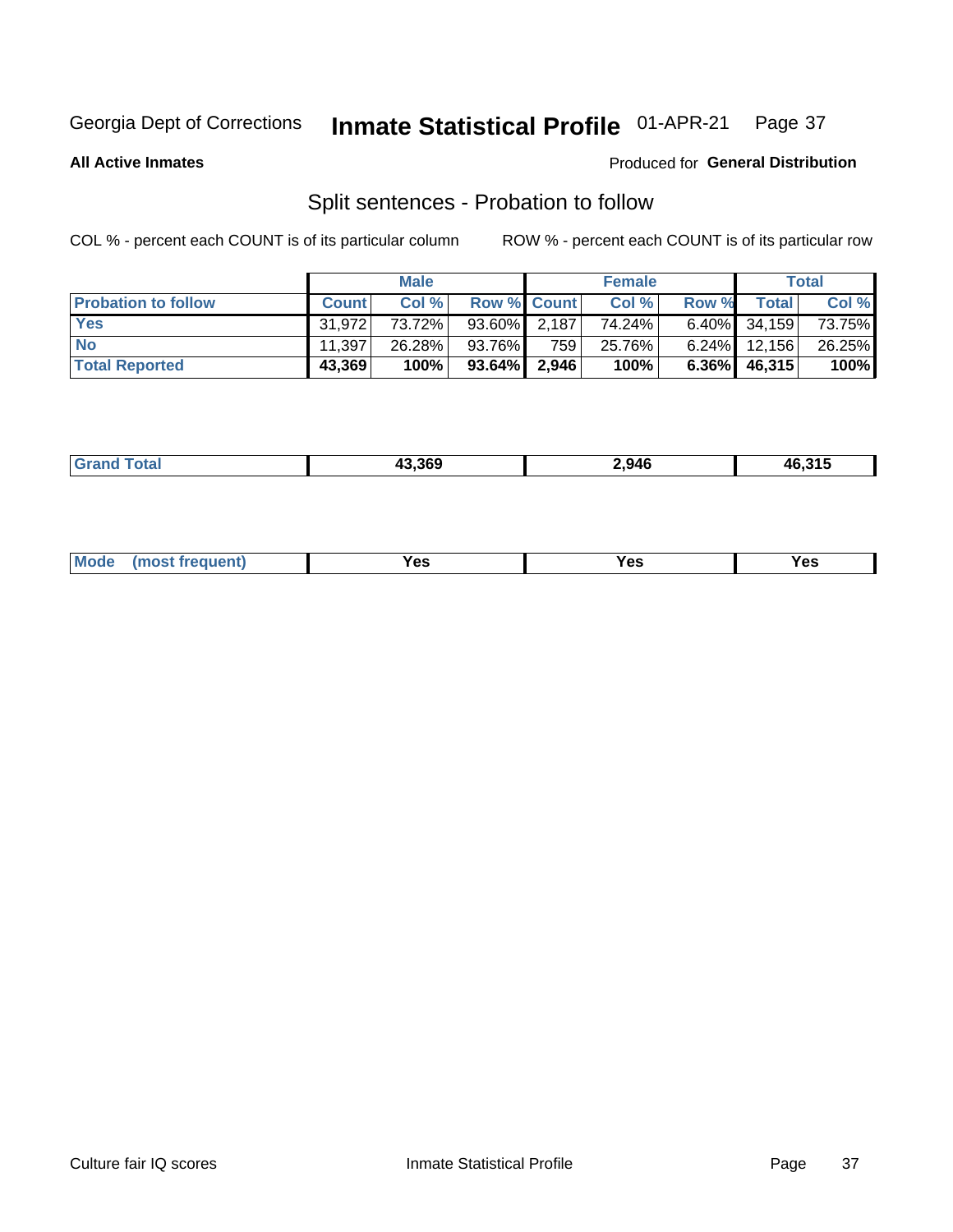Georgia Dept of Corrections **Inmate Statistical Profile** 01-APR-21

**All Active Inmates**

Produced for **General Distribution**

## Split sentences - Probation to follow

COL % - percent each COUNT is of its particular column

ROW % - percent each COUNT is of its particular row

| | Male | | | Female | | | Total | |
|---|---|---|---|---|---|---|---|---|
| **Probation to follow** | **Count** | **Col %** | **Row %** | **Count** | **Col %** | **Row %** | **Total** | **Col %** |
| **Yes** | 31,972 | 73.72% | 93.60% | 2,187 | 74.24% | 6.40% | 34,159 | 73.75% |
| **No** | 11,397 | 26.28% | 93.76% | 759 | 25.76% | 6.24% | 12,156 | 26.25% |
| **Total Reported** | **43,369** | **100%** | **93.64%** | **2,946** | **100%** | **6.36%** | **46,315** | **100%** |

| | | | |
|---|---|---|---|
| **Grand Total** | **43,369** | **2,946** | **46,315** |

| | | | |
|---|---|---|---|
| **Mode (most frequent)** | **Yes** | **Yes** | **Yes** |

Culture fair IQ scores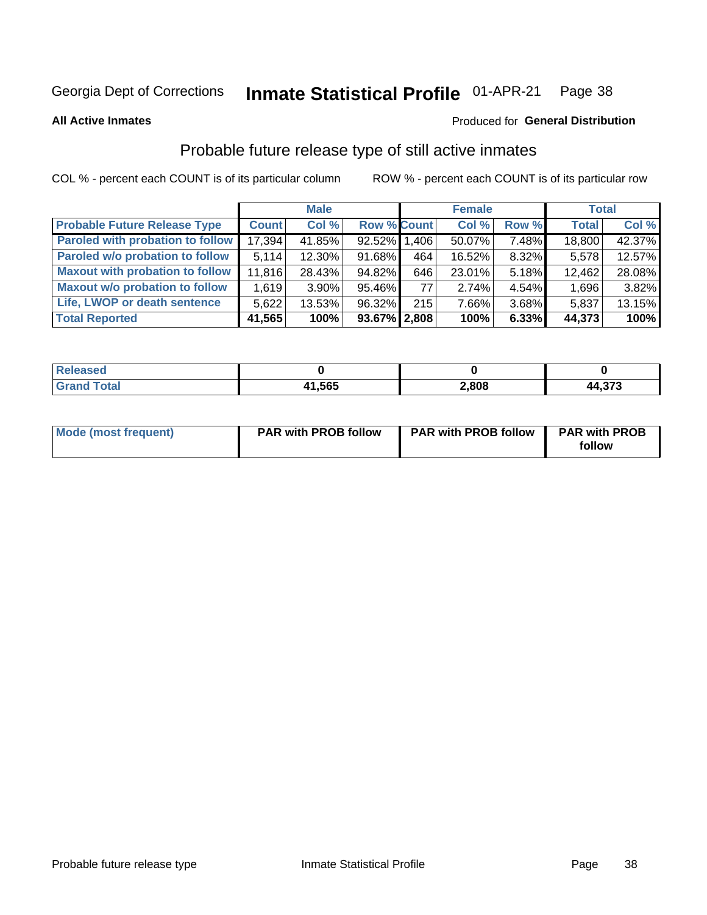Georgia Dept of Corrections **Inmate Statistical Profile** 01-APR-21

**All Active Inmates**

Produced for **General Distribution**

## Probable future release type of still active inmates

COL % - percent each COUNT is of its particular column ROW % - percent each COUNT is of its particular row

| | Male | | | Female | | | Total | |
|---|---|---|---|---|---|---|---|---|
| **Probable Future Release Type** | **Count** | **Col %** | **Row %** | **Count** | **Col %** | **Row %** | **Total** | **Col %** |
| **Paroled with probation to follow** | 17,394 | 41.85% | 92.52% | 1,406 | 50.07% | 7.48% | 18,800 | 42.37% |
| **Paroled w/o probation to follow** | 5,114 | 12.30% | 91.68% | 464 | 16.52% | 8.32% | 5,578 | 12.57% |
| **Maxout with probation to follow** | 11,816 | 28.43% | 94.82% | 646 | 23.01% | 5.18% | 12,462 | 28.08% |
| **Maxout w/o probation to follow** | 1,619 | 3.90% | 95.46% | 77 | 2.74% | 4.54% | 1,696 | 3.82% |
| **Life, LWOP or death sentence** | 5,622 | 13.53% | 96.32% | 215 | 7.66% | 3.68% | 5,837 | 13.15% |
| **Total Reported** | **41,565** | **100%** | **93.67%** | **2,808** | **100%** | **6.33%** | **44,373** | **100%** |

| | Male | Female | Total |
|---|---|---|---|
| **Released** | **0** | **0** | **0** |
| **Grand Total** | **41,565** | **2,808** | **44,373** |

| | Male | Female | Total |
|---|---|---|---|
| **Mode (most frequent)** | **PAR with PROB follow** | **PAR with PROB follow** | **PAR with PROB follow** |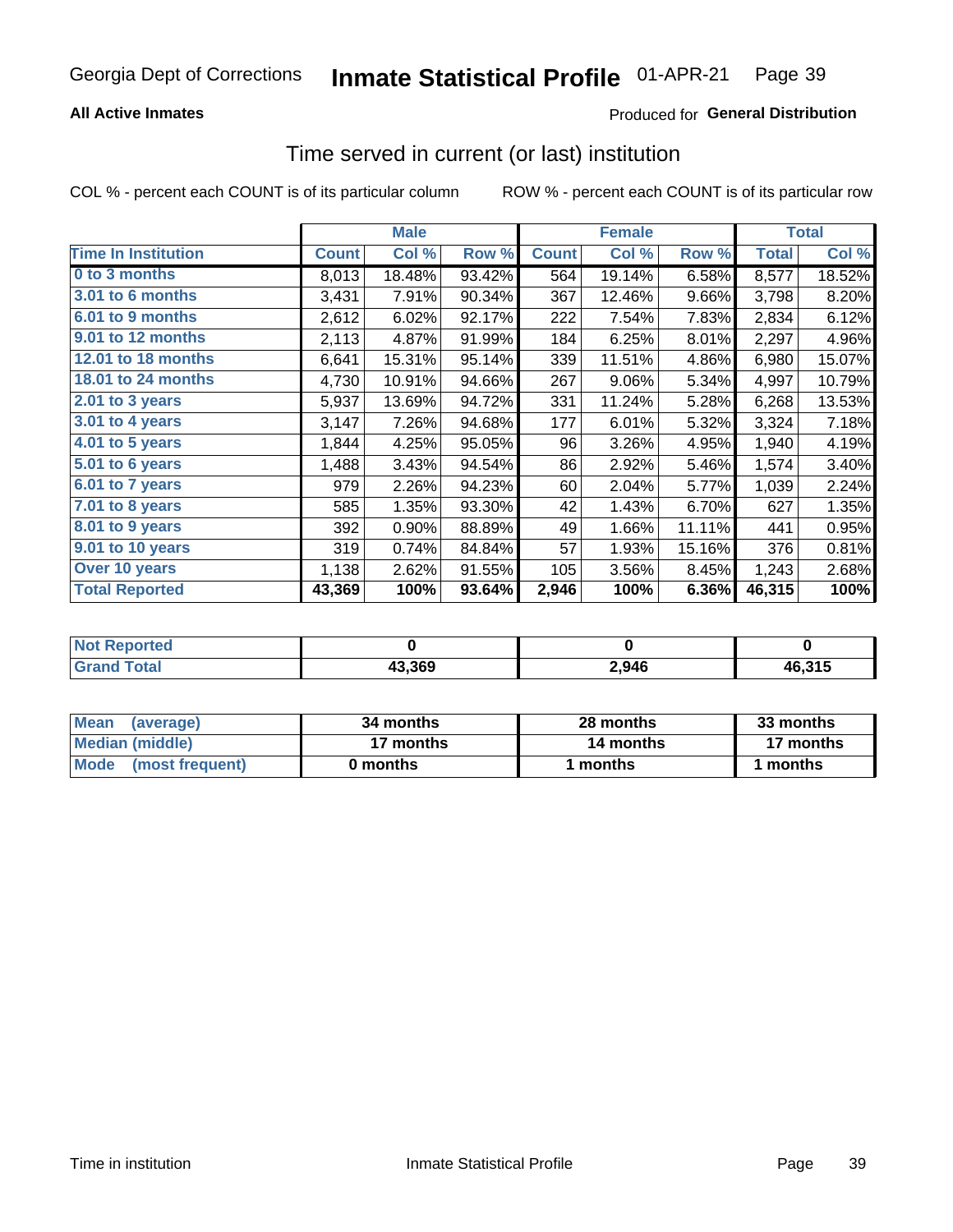Georgia Dept of Corrections **Inmate Statistical Profile** 01-APR-21

**All Active Inmates**

Produced for **General Distribution**

## Time served in current (or last) institution

COL % - percent each COUNT is of its particular column

ROW % - percent each COUNT is of its particular row

| | Male | | | Female | | | Total | |
|---|---|---|---|---|---|---|---|---|
| **Time In Institution** | **Count** | **Col %** | **Row %** | **Count** | **Col %** | **Row %** | **Total** | **Col %** |
| 0 to 3 months | 8,013 | 18.48% | 93.42% | 564 | 19.14% | 6.58% | 8,577 | 18.52% |
| 3.01 to 6 months | 3,431 | 7.91% | 90.34% | 367 | 12.46% | 9.66% | 3,798 | 8.20% |
| 6.01 to 9 months | 2,612 | 6.02% | 92.17% | 222 | 7.54% | 7.83% | 2,834 | 6.12% |
| 9.01 to 12 months | 2,113 | 4.87% | 91.99% | 184 | 6.25% | 8.01% | 2,297 | 4.96% |
| 12.01 to 18 months | 6,641 | 15.31% | 95.14% | 339 | 11.51% | 4.86% | 6,980 | 15.07% |
| 18.01 to 24 months | 4,730 | 10.91% | 94.66% | 267 | 9.06% | 5.34% | 4,997 | 10.79% |
| 2.01 to 3 years | 5,937 | 13.69% | 94.72% | 331 | 11.24% | 5.28% | 6,268 | 13.53% |
| 3.01 to 4 years | 3,147 | 7.26% | 94.68% | 177 | 6.01% | 5.32% | 3,324 | 7.18% |
| 4.01 to 5 years | 1,844 | 4.25% | 95.05% | 96 | 3.26% | 4.95% | 1,940 | 4.19% |
| 5.01 to 6 years | 1,488 | 3.43% | 94.54% | 86 | 2.92% | 5.46% | 1,574 | 3.40% |
| 6.01 to 7 years | 979 | 2.26% | 94.23% | 60 | 2.04% | 5.77% | 1,039 | 2.24% |
| 7.01 to 8 years | 585 | 1.35% | 93.30% | 42 | 1.43% | 6.70% | 627 | 1.35% |
| 8.01 to 9 years | 392 | 0.90% | 88.89% | 49 | 1.66% | 11.11% | 441 | 0.95% |
| 9.01 to 10 years | 319 | 0.74% | 84.84% | 57 | 1.93% | 15.16% | 376 | 0.81% |
| Over 10 years | 1,138 | 2.62% | 91.55% | 105 | 3.56% | 8.45% | 1,243 | 2.68% |
| **Total Reported** | **43,369** | **100%** | **93.64%** | **2,946** | **100%** | **6.36%** | **46,315** | **100%** |

| | Male | Female | Total |
|---|---|---|---|
| Not Reported | 0 | 0 | 0 |
| Grand Total | 43,369 | 2,946 | 46,315 |

| | Male | Female | Total |
|---|---|---|---|
| Mean (average) | 34 months | 28 months | 33 months |
| Median (middle) | 17 months | 14 months | 17 months |
| Mode (most frequent) | 0 months | 1 months | 1 months |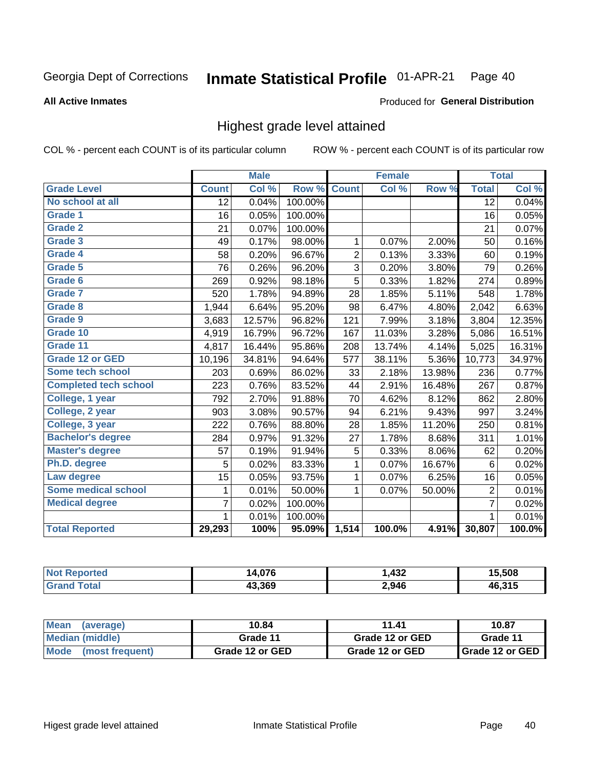Georgia Dept of Corrections **Inmate Statistical Profile** 01-APR-21 Page 40

**All Active Inmates**

Produced for **General Distribution**

## Highest grade level attained

COL % - percent each COUNT is of its particular column ROW % - percent each COUNT is of its particular row

| | Male | | | Female | | | Total | |
|---|---|---|---|---|---|---|---|---|
| **Grade Level** | **Count** | **Col %** | **Row %** | **Count** | **Col %** | **Row %** | **Total** | **Col %** |
| **No school at all** | 12 | 0.04% | 100.00% | | | | 12 | 0.04% |
| **Grade 1** | 16 | 0.05% | 100.00% | | | | 16 | 0.05% |
| **Grade 2** | 21 | 0.07% | 100.00% | | | | 21 | 0.07% |
| **Grade 3** | 49 | 0.17% | 98.00% | 1 | 0.07% | 2.00% | 50 | 0.16% |
| **Grade 4** | 58 | 0.20% | 96.67% | 2 | 0.13% | 3.33% | 60 | 0.19% |
| **Grade 5** | 76 | 0.26% | 96.20% | 3 | 0.20% | 3.80% | 79 | 0.26% |
| **Grade 6** | 269 | 0.92% | 98.18% | 5 | 0.33% | 1.82% | 274 | 0.89% |
| **Grade 7** | 520 | 1.78% | 94.89% | 28 | 1.85% | 5.11% | 548 | 1.78% |
| **Grade 8** | 1,944 | 6.64% | 95.20% | 98 | 6.47% | 4.80% | 2,042 | 6.63% |
| **Grade 9** | 3,683 | 12.57% | 96.82% | 121 | 7.99% | 3.18% | 3,804 | 12.35% |
| **Grade 10** | 4,919 | 16.79% | 96.72% | 167 | 11.03% | 3.28% | 5,086 | 16.51% |
| **Grade 11** | 4,817 | 16.44% | 95.86% | 208 | 13.74% | 4.14% | 5,025 | 16.31% |
| **Grade 12 or GED** | 10,196 | 34.81% | 94.64% | 577 | 38.11% | 5.36% | 10,773 | 34.97% |
| **Some tech school** | 203 | 0.69% | 86.02% | 33 | 2.18% | 13.98% | 236 | 0.77% |
| **Completed tech school** | 223 | 0.76% | 83.52% | 44 | 2.91% | 16.48% | 267 | 0.87% |
| **College, 1 year** | 792 | 2.70% | 91.88% | 70 | 4.62% | 8.12% | 862 | 2.80% |
| **College, 2 year** | 903 | 3.08% | 90.57% | 94 | 6.21% | 9.43% | 997 | 3.24% |
| **College, 3 year** | 222 | 0.76% | 88.80% | 28 | 1.85% | 11.20% | 250 | 0.81% |
| **Bachelor's degree** | 284 | 0.97% | 91.32% | 27 | 1.78% | 8.68% | 311 | 1.01% |
| **Master's degree** | 57 | 0.19% | 91.94% | 5 | 0.33% | 8.06% | 62 | 0.20% |
| **Ph.D. degree** | 5 | 0.02% | 83.33% | 1 | 0.07% | 16.67% | 6 | 0.02% |
| **Law degree** | 15 | 0.05% | 93.75% | 1 | 0.07% | 6.25% | 16 | 0.05% |
| **Some medical school** | 1 | 0.01% | 50.00% | 1 | 0.07% | 50.00% | 2 | 0.01% |
| **Medical degree** | 7 | 0.02% | 100.00% | | | | 7 | 0.02% |
| | 1 | 0.01% | 100.00% | | | | 1 | 0.01% |
| **Total Reported** | **29,293** | **100%** | **95.09%** | **1,514** | **100.0%** | **4.91%** | **30,807** | **100.0%** |

| | Male | Female | Total |
|---|---|---|---|
| **Not Reported** | **14,076** | **1,432** | **15,508** |
| **Grand Total** | **43,369** | **2,946** | **46,315** |

| | Male | Female | Total |
|---|---|---|---|
| **Mean (average)** | **10.84** | **11.41** | **10.87** |
| **Median (middle)** | **Grade 11** | **Grade 12 or GED** | **Grade 11** |
| **Mode (most frequent)** | **Grade 12 or GED** | **Grade 12 or GED** | **Grade 12 or GED** |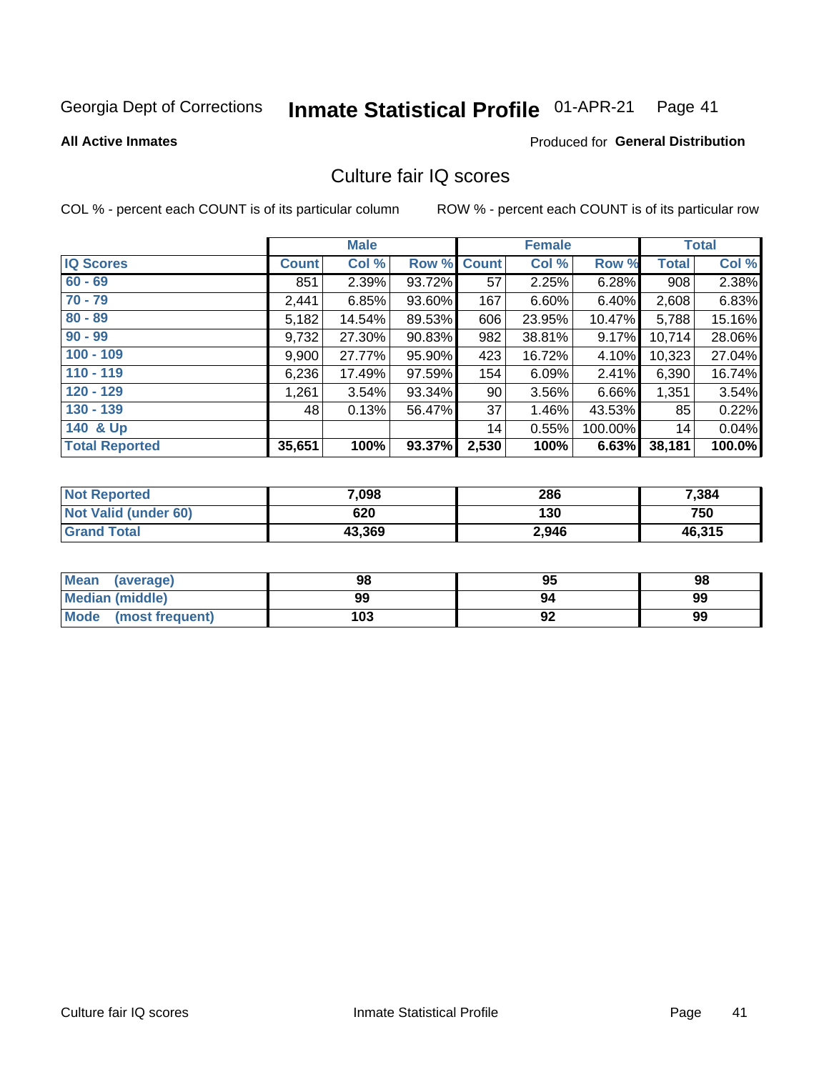Georgia Dept of Corrections **Inmate Statistical Profile** 01-APR-21

**All Active Inmates**

Produced for **General Distribution**

## Culture fair IQ scores

COL % - percent each COUNT is of its particular column ROW % - percent each COUNT is of its particular row

| | Male | | | Female | | | Total | |
|---|---|---|---|---|---|---|---|---|
| **IQ Scores** | **Count** | **Col %** | **Row %** | **Count** | **Col %** | **Row %** | **Total** | **Col %** |
| 60 - 69 | 851 | 2.39% | 93.72% | 57 | 2.25% | 6.28% | 908 | 2.38% |
| 70 - 79 | 2,441 | 6.85% | 93.60% | 167 | 6.60% | 6.40% | 2,608 | 6.83% |
| 80 - 89 | 5,182 | 14.54% | 89.53% | 606 | 23.95% | 10.47% | 5,788 | 15.16% |
| 90 - 99 | 9,732 | 27.30% | 90.83% | 982 | 38.81% | 9.17% | 10,714 | 28.06% |
| 100 - 109 | 9,900 | 27.77% | 95.90% | 423 | 16.72% | 4.10% | 10,323 | 27.04% |
| 110 - 119 | 6,236 | 17.49% | 97.59% | 154 | 6.09% | 2.41% | 6,390 | 16.74% |
| 120 - 129 | 1,261 | 3.54% | 93.34% | 90 | 3.56% | 6.66% | 1,351 | 3.54% |
| 130 - 139 | 48 | 0.13% | 56.47% | 37 | 1.46% | 43.53% | 85 | 0.22% |
| 140 & Up | | | | 14 | 0.55% | 100.00% | 14 | 0.04% |
| **Total Reported** | **35,651** | **100%** | **93.37%** | **2,530** | **100%** | **6.63%** | **38,181** | **100.0%** |

| | Male | Female | Total |
|---|---|---|---|
| **Not Reported** | **7,098** | **286** | **7,384** |
| **Not Valid (under 60)** | **620** | **130** | **750** |
| **Grand Total** | **43,369** | **2,946** | **46,315** |

| | Male | Female | Total |
|---|---|---|---|
| **Mean (average)** | **98** | **95** | **98** |
| **Median (middle)** | **99** | **94** | **99** |
| **Mode (most frequent)** | **103** | **92** | **99** |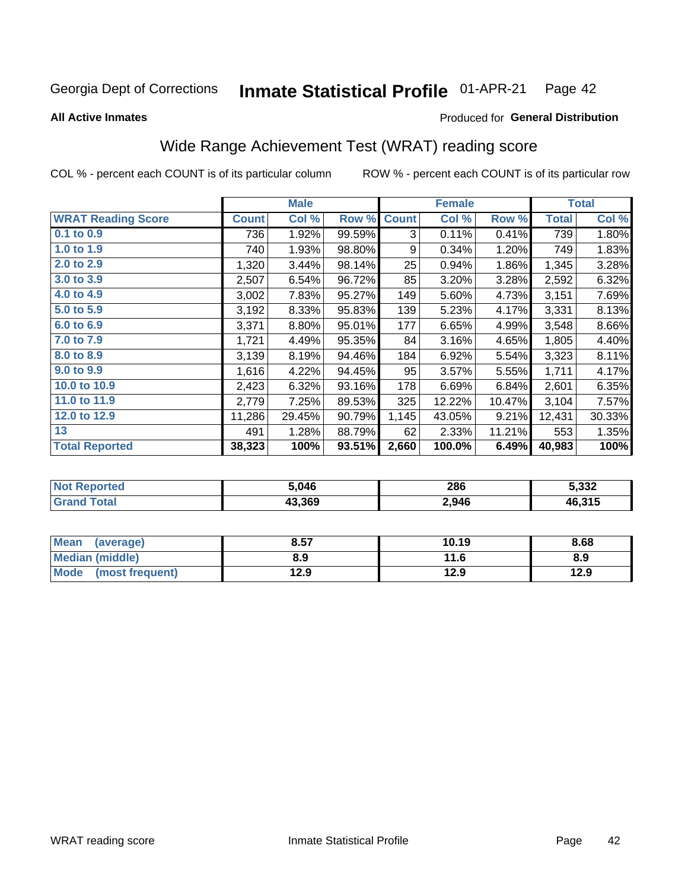Georgia Dept of Corrections **Inmate Statistical Profile** 01-APR-21 Page 42

**All Active Inmates**

Produced for **General Distribution**

## Wide Range Achievement Test (WRAT) reading score

COL % - percent each COUNT is of its particular column ROW % - percent each COUNT is of its particular row

| | Male | | | Female | | | Total | |
|---|---|---|---|---|---|---|---|---|
| **WRAT Reading Score** | **Count** | **Col %** | **Row %** | **Count** | **Col %** | **Row %** | **Total** | **Col %** |
| 0.1 to 0.9 | 736 | 1.92% | 99.59% | 3 | 0.11% | 0.41% | 739 | 1.80% |
| 1.0 to 1.9 | 740 | 1.93% | 98.80% | 9 | 0.34% | 1.20% | 749 | 1.83% |
| 2.0 to 2.9 | 1,320 | 3.44% | 98.14% | 25 | 0.94% | 1.86% | 1,345 | 3.28% |
| 3.0 to 3.9 | 2,507 | 6.54% | 96.72% | 85 | 3.20% | 3.28% | 2,592 | 6.32% |
| 4.0 to 4.9 | 3,002 | 7.83% | 95.27% | 149 | 5.60% | 4.73% | 3,151 | 7.69% |
| 5.0 to 5.9 | 3,192 | 8.33% | 95.83% | 139 | 5.23% | 4.17% | 3,331 | 8.13% |
| 6.0 to 6.9 | 3,371 | 8.80% | 95.01% | 177 | 6.65% | 4.99% | 3,548 | 8.66% |
| 7.0 to 7.9 | 1,721 | 4.49% | 95.35% | 84 | 3.16% | 4.65% | 1,805 | 4.40% |
| 8.0 to 8.9 | 3,139 | 8.19% | 94.46% | 184 | 6.92% | 5.54% | 3,323 | 8.11% |
| 9.0 to 9.9 | 1,616 | 4.22% | 94.45% | 95 | 3.57% | 5.55% | 1,711 | 4.17% |
| 10.0 to 10.9 | 2,423 | 6.32% | 93.16% | 178 | 6.69% | 6.84% | 2,601 | 6.35% |
| 11.0 to 11.9 | 2,779 | 7.25% | 89.53% | 325 | 12.22% | 10.47% | 3,104 | 7.57% |
| 12.0 to 12.9 | 11,286 | 29.45% | 90.79% | 1,145 | 43.05% | 9.21% | 12,431 | 30.33% |
| 13 | 491 | 1.28% | 88.79% | 62 | 2.33% | 11.21% | 553 | 1.35% |
| **Total Reported** | **38,323** | **100%** | **93.51%** | **2,660** | **100.0%** | **6.49%** | **40,983** | **100%** |

| | Male | Female | Total |
|---|---|---|---|
| Not Reported | 5,046 | 286 | 5,332 |
| Grand Total | 43,369 | 2,946 | 46,315 |

| | Male | Female | Total |
|---|---|---|---|
| Mean (average) | 8.57 | 10.19 | 8.68 |
| Median (middle) | 8.9 | 11.6 | 8.9 |
| Mode (most frequent) | 12.9 | 12.9 | 12.9 |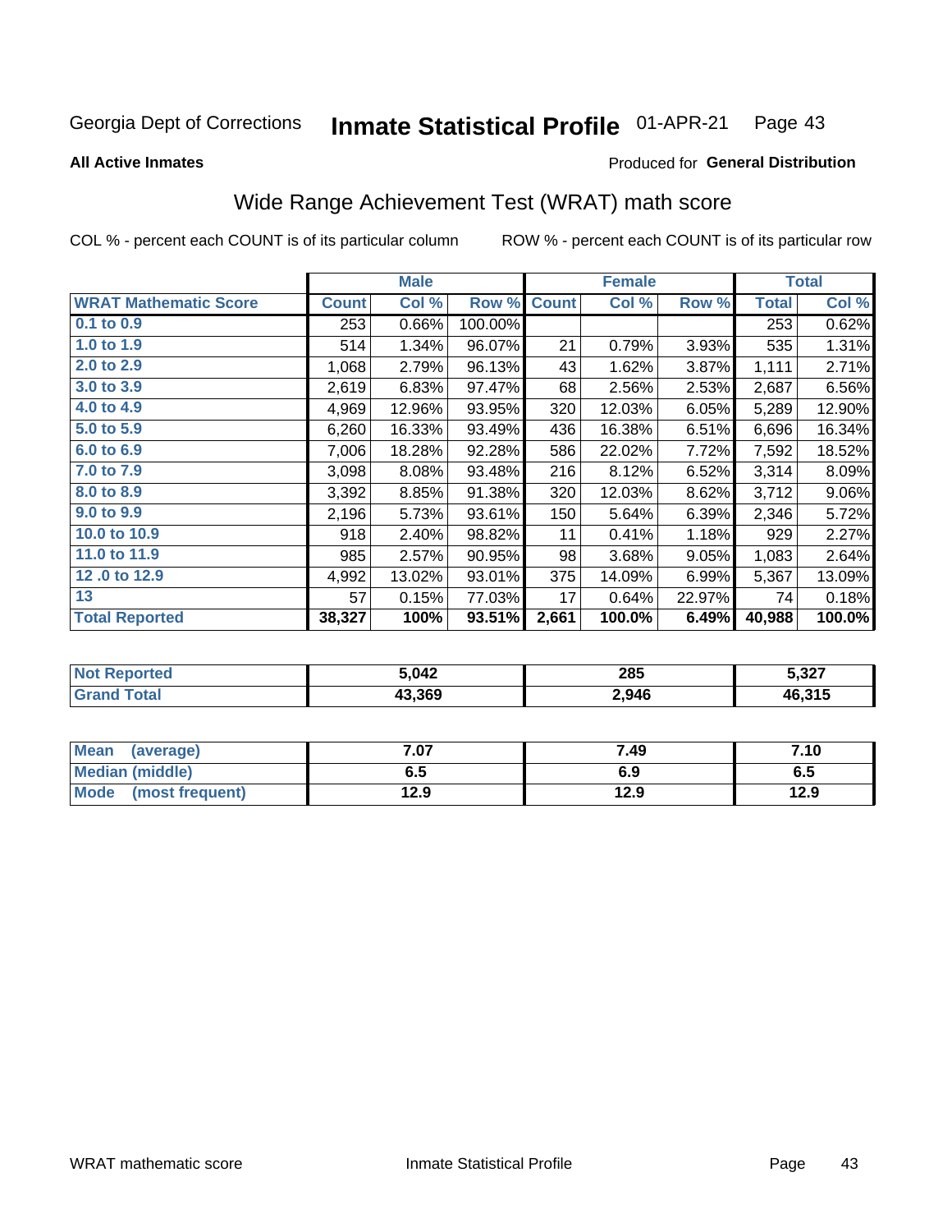Georgia Dept of Corrections **Inmate Statistical Profile** 01-APR-21

**All Active Inmates**

Produced for **General Distribution**

## Wide Range Achievement Test (WRAT) math score

COL % - percent each COUNT is of its particular column ROW % - percent each COUNT is of its particular row

| | Male | | | Female | | | Total | |
|---|---|---|---|---|---|---|---|---|
| **WRAT Mathematic Score** | **Count** | **Col %** | **Row %** | **Count** | **Col %** | **Row %** | **Total** | **Col %** |
| 0.1 to 0.9 | 253 | 0.66% | 100.00% | | | | 253 | 0.62% |
| 1.0 to 1.9 | 514 | 1.34% | 96.07% | 21 | 0.79% | 3.93% | 535 | 1.31% |
| 2.0 to 2.9 | 1,068 | 2.79% | 96.13% | 43 | 1.62% | 3.87% | 1,111 | 2.71% |
| 3.0 to 3.9 | 2,619 | 6.83% | 97.47% | 68 | 2.56% | 2.53% | 2,687 | 6.56% |
| 4.0 to 4.9 | 4,969 | 12.96% | 93.95% | 320 | 12.03% | 6.05% | 5,289 | 12.90% |
| 5.0 to 5.9 | 6,260 | 16.33% | 93.49% | 436 | 16.38% | 6.51% | 6,696 | 16.34% |
| 6.0 to 6.9 | 7,006 | 18.28% | 92.28% | 586 | 22.02% | 7.72% | 7,592 | 18.52% |
| 7.0 to 7.9 | 3,098 | 8.08% | 93.48% | 216 | 8.12% | 6.52% | 3,314 | 8.09% |
| 8.0 to 8.9 | 3,392 | 8.85% | 91.38% | 320 | 12.03% | 8.62% | 3,712 | 9.06% |
| 9.0 to 9.9 | 2,196 | 5.73% | 93.61% | 150 | 5.64% | 6.39% | 2,346 | 5.72% |
| 10.0 to 10.9 | 918 | 2.40% | 98.82% | 11 | 0.41% | 1.18% | 929 | 2.27% |
| 11.0 to 11.9 | 985 | 2.57% | 90.95% | 98 | 3.68% | 9.05% | 1,083 | 2.64% |
| 12 .0 to 12.9 | 4,992 | 13.02% | 93.01% | 375 | 14.09% | 6.99% | 5,367 | 13.09% |
| 13 | 57 | 0.15% | 77.03% | 17 | 0.64% | 22.97% | 74 | 0.18% |
| **Total Reported** | **38,327** | **100%** | **93.51%** | **2,661** | **100.0%** | **6.49%** | **40,988** | **100.0%** |

| | Male | Female | Total |
|---|---|---|---|
| Not Reported | **5,042** | **285** | **5,327** |
| Grand Total | **43,369** | **2,946** | **46,315** |

| | Male | Female | Total |
|---|---|---|---|
| Mean (average) | **7.07** | **7.49** | **7.10** |
| Median (middle) | **6.5** | **6.9** | **6.5** |
| Mode (most frequent) | **12.9** | **12.9** | **12.9** |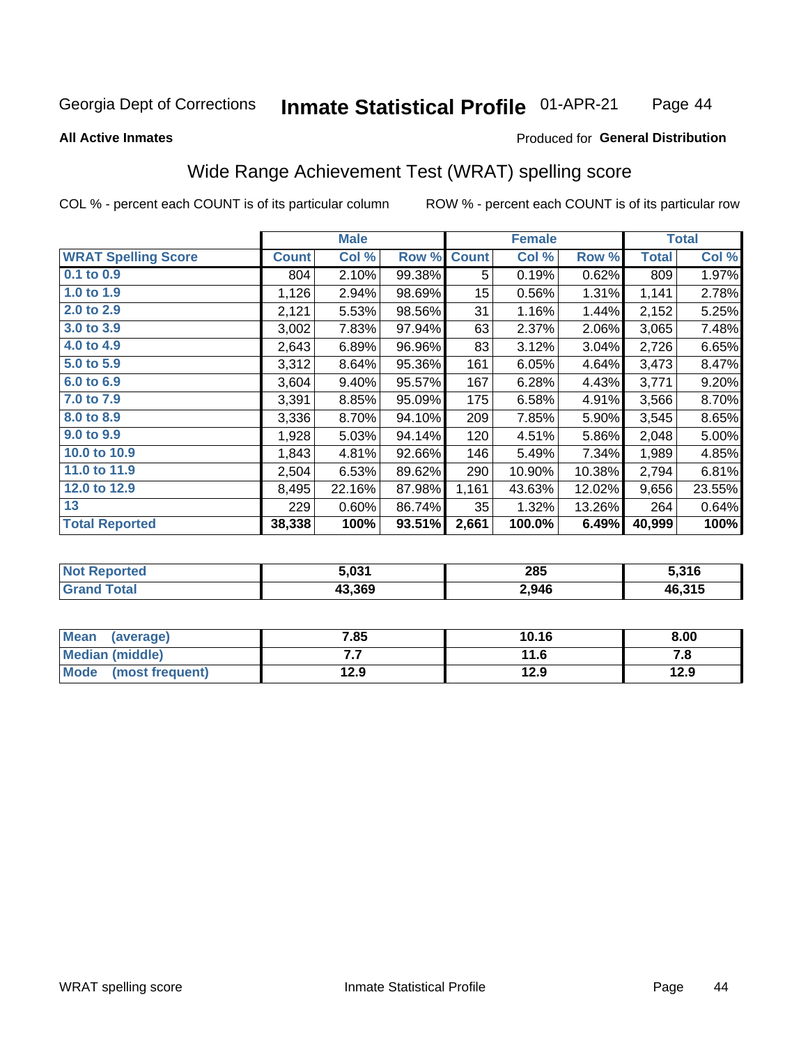Georgia Dept of Corrections **Inmate Statistical Profile** 01-APR-21

**All Active Inmates** Produced for **General Distribution**

## Wide Range Achievement Test (WRAT) spelling score

COL % - percent each COUNT is of its particular column ROW % - percent each COUNT is of its particular row

| | Male | | | Female | | | Total | |
|---|---|---|---|---|---|---|---|---|
| **WRAT Spelling Score** | **Count** | **Col %** | **Row %** | **Count** | **Col %** | **Row %** | **Total** | **Col %** |
| 0.1 to 0.9 | 804 | 2.10% | 99.38% | 5 | 0.19% | 0.62% | 809 | 1.97% |
| 1.0 to 1.9 | 1,126 | 2.94% | 98.69% | 15 | 0.56% | 1.31% | 1,141 | 2.78% |
| 2.0 to 2.9 | 2,121 | 5.53% | 98.56% | 31 | 1.16% | 1.44% | 2,152 | 5.25% |
| 3.0 to 3.9 | 3,002 | 7.83% | 97.94% | 63 | 2.37% | 2.06% | 3,065 | 7.48% |
| 4.0 to 4.9 | 2,643 | 6.89% | 96.96% | 83 | 3.12% | 3.04% | 2,726 | 6.65% |
| 5.0 to 5.9 | 3,312 | 8.64% | 95.36% | 161 | 6.05% | 4.64% | 3,473 | 8.47% |
| 6.0 to 6.9 | 3,604 | 9.40% | 95.57% | 167 | 6.28% | 4.43% | 3,771 | 9.20% |
| 7.0 to 7.9 | 3,391 | 8.85% | 95.09% | 175 | 6.58% | 4.91% | 3,566 | 8.70% |
| 8.0 to 8.9 | 3,336 | 8.70% | 94.10% | 209 | 7.85% | 5.90% | 3,545 | 8.65% |
| 9.0 to 9.9 | 1,928 | 5.03% | 94.14% | 120 | 4.51% | 5.86% | 2,048 | 5.00% |
| 10.0 to 10.9 | 1,843 | 4.81% | 92.66% | 146 | 5.49% | 7.34% | 1,989 | 4.85% |
| 11.0 to 11.9 | 2,504 | 6.53% | 89.62% | 290 | 10.90% | 10.38% | 2,794 | 6.81% |
| 12.0 to 12.9 | 8,495 | 22.16% | 87.98% | 1,161 | 43.63% | 12.02% | 9,656 | 23.55% |
| 13 | 229 | 0.60% | 86.74% | 35 | 1.32% | 13.26% | 264 | 0.64% |
| **Total Reported** | **38,338** | **100%** | **93.51%** | **2,661** | **100.0%** | **6.49%** | **40,999** | **100%** |

| | Male | Female | Total |
|---|---|---|---|
| **Not Reported** | **5,031** | **285** | **5,316** |
| **Grand Total** | **43,369** | **2,946** | **46,315** |

| | Male | Female | Total |
|---|---|---|---|
| **Mean (average)** | **7.85** | **10.16** | **8.00** |
| **Median (middle)** | **7.7** | **11.6** | **7.8** |
| **Mode (most frequent)** | **12.9** | **12.9** | **12.9** |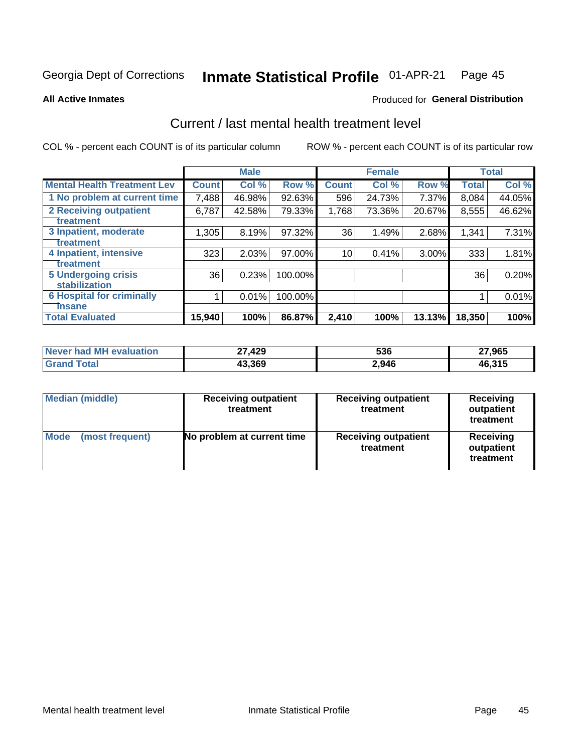Georgia Dept of Corrections **Inmate Statistical Profile** 01-APR-21

**All Active Inmates**

Produced for **General Distribution**

## Current / last mental health treatment level

COL % - percent each COUNT is of its particular column ROW % - percent each COUNT is of its particular row

| | Male | | | Female | | | Total | |
|---|---|---|---|---|---|---|---|---|
| **Mental Health Treatment Lev** | **Count** | **Col %** | **Row %** | **Count** | **Col %** | **Row %** | **Total** | **Col %** |
| 1 No problem at current time | 7,488 | 46.98% | 92.63% | 596 | 24.73% | 7.37% | 8,084 | 44.05% |
| 2 Receiving outpatient treatment | 6,787 | 42.58% | 79.33% | 1,768 | 73.36% | 20.67% | 8,555 | 46.62% |
| 3 Inpatient, moderate treatment | 1,305 | 8.19% | 97.32% | 36 | 1.49% | 2.68% | 1,341 | 7.31% |
| 4 Inpatient, intensive treatment | 323 | 2.03% | 97.00% | 10 | 0.41% | 3.00% | 333 | 1.81% |
| 5 Undergoing crisis stabilization | 36 | 0.23% | 100.00% | | | | 36 | 0.20% |
| 6 Hospital for criminally insane | 1 | 0.01% | 100.00% | | | | 1 | 0.01% |
| **Total Evaluated** | **15,940** | **100%** | **86.87%** | **2,410** | **100%** | **13.13%** | **18,350** | **100%** |

| | Male | Female | Total |
|---|---|---|---|
| **Never had MH evaluation** | **27,429** | **536** | **27,965** |
| **Grand Total** | **43,369** | **2,946** | **46,315** |

| | Male | Female | Total |
|---|---|---|---|
| **Median (middle)** | **Receiving outpatient treatment** | **Receiving outpatient treatment** | **Receiving outpatient treatment** |
| **Mode (most frequent)** | **No problem at current time** | **Receiving outpatient treatment** | **Receiving outpatient treatment** |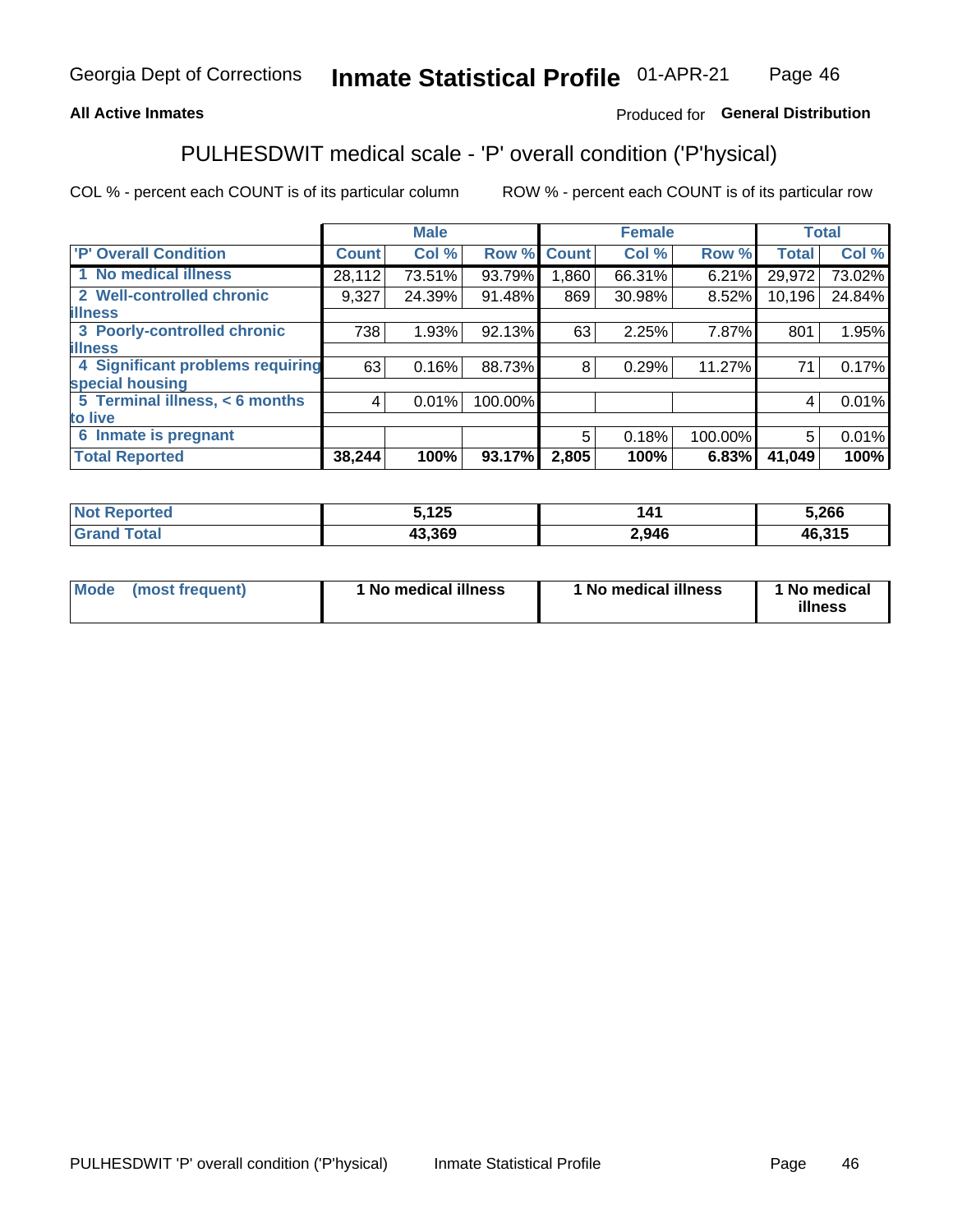Georgia Dept of Corrections **Inmate Statistical Profile** 01-APR-21

**All Active Inmates**

Produced for **General Distribution**

## PULHESDWIT medical scale - 'P' overall condition ('P'hysical)

COL % - percent each COUNT is of its particular column

ROW % - percent each COUNT is of its particular row

| | Male | | | Female | | | Total | |
|---|---|---|---|---|---|---|---|---|
| 'P' Overall Condition | Count | Col % | Row % | Count | Col % | Row % | Total | Col % |
| 1 No medical illness | 28,112 | 73.51% | 93.79% | 1,860 | 66.31% | 6.21% | 29,972 | 73.02% |
| 2 Well-controlled chronic illness | 9,327 | 24.39% | 91.48% | 869 | 30.98% | 8.52% | 10,196 | 24.84% |
| 3 Poorly-controlled chronic illness | 738 | 1.93% | 92.13% | 63 | 2.25% | 7.87% | 801 | 1.95% |
| 4 Significant problems requiring special housing | 63 | 0.16% | 88.73% | 8 | 0.29% | 11.27% | 71 | 0.17% |
| 5 Terminal illness, < 6 months to live | 4 | 0.01% | 100.00% | | | | 4 | 0.01% |
| 6 Inmate is pregnant | | | | 5 | 0.18% | 100.00% | 5 | 0.01% |
| **Total Reported** | **38,244** | **100%** | **93.17%** | **2,805** | **100%** | **6.83%** | **41,049** | **100%** |

| | Male | Female | Total |
|---|---|---|---|
| Not Reported | 5,125 | 141 | 5,266 |
| Grand Total | 43,369 | 2,946 | 46,315 |

| | Male | Female | Total |
|---|---|---|---|
| Mode (most frequent) | 1 No medical illness | 1 No medical illness | 1 No medical illness |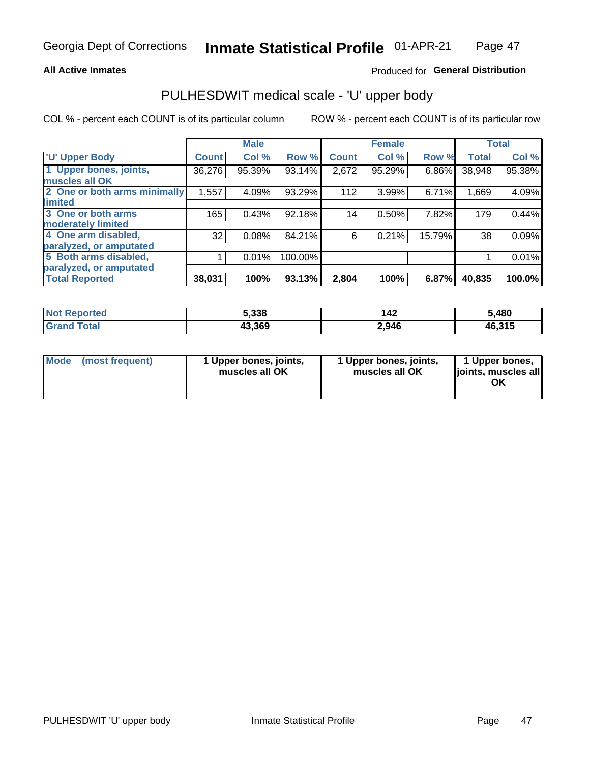Georgia Dept of Corrections **Inmate Statistical Profile** 01-APR-21

**All Active Inmates**

Produced for **General Distribution**

## PULHESDWIT medical scale - 'U' upper body

COL % - percent each COUNT is of its particular column

ROW % - percent each COUNT is of its particular row

| | Male | | | Female | | | Total | |
|---|---|---|---|---|---|---|---|---|
| 'U' Upper Body | Count | Col % | Row % | Count | Col % | Row % | Total | Col % |
| 1 Upper bones, joints, muscles all OK | 36,276 | 95.39% | 93.14% | 2,672 | 95.29% | 6.86% | 38,948 | 95.38% |
| 2 One or both arms minimally limited | 1,557 | 4.09% | 93.29% | 112 | 3.99% | 6.71% | 1,669 | 4.09% |
| 3 One or both arms moderately limited | 165 | 0.43% | 92.18% | 14 | 0.50% | 7.82% | 179 | 0.44% |
| 4 One arm disabled, paralyzed, or amputated | 32 | 0.08% | 84.21% | 6 | 0.21% | 15.79% | 38 | 0.09% |
| 5 Both arms disabled, paralyzed, or amputated | 1 | 0.01% | 100.00% | | | | 1 | 0.01% |
| **Total Reported** | **38,031** | **100%** | **93.13%** | **2,804** | **100%** | **6.87%** | **40,835** | **100.0%** |

| | Male | Female | Total |
|---|---|---|---|
| Not Reported | 5,338 | 142 | 5,480 |
| Grand Total | 43,369 | 2,946 | 46,315 |

| | Male | Female | Total |
|---|---|---|---|
| Mode (most frequent) | 1 Upper bones, joints, muscles all OK | 1 Upper bones, joints, muscles all OK | 1 Upper bones, joints, muscles all OK |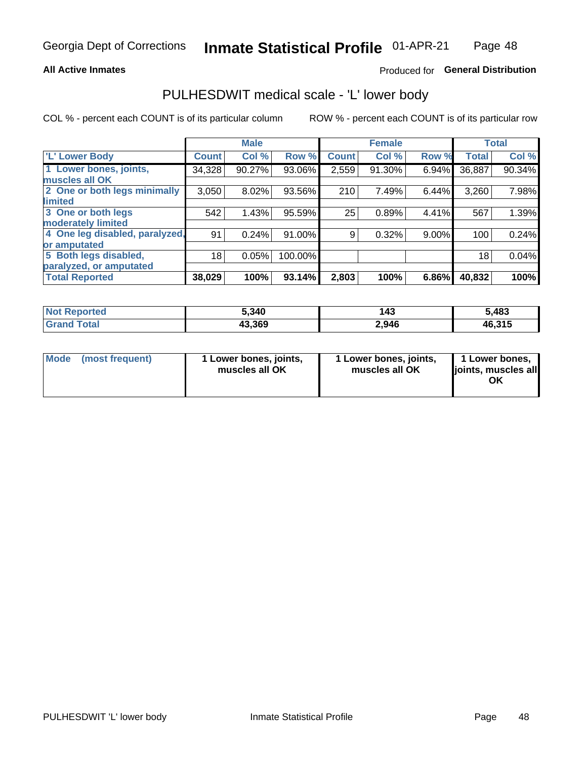Georgia Dept of Corrections **Inmate Statistical Profile** 01-APR-21

**All Active Inmates**

Produced for **General Distribution**

## PULHESDWIT medical scale - 'L' lower body

COL % - percent each COUNT is of its particular column

ROW % - percent each COUNT is of its particular row

| | Male | | | Female | | | Total | |
|---|---|---|---|---|---|---|---|---|
| **'L' Lower Body** | **Count** | **Col %** | **Row %** | **Count** | **Col %** | **Row %** | **Total** | **Col %** |
| **1 Lower bones, joints, muscles all OK** | 34,328 | 90.27% | 93.06% | 2,559 | 91.30% | 6.94% | 36,887 | 90.34% |
| **2 One or both legs minimally limited** | 3,050 | 8.02% | 93.56% | 210 | 7.49% | 6.44% | 3,260 | 7.98% |
| **3 One or both legs moderately limited** | 542 | 1.43% | 95.59% | 25 | 0.89% | 4.41% | 567 | 1.39% |
| **4 One leg disabled, paralyzed, or amputated** | 91 | 0.24% | 91.00% | 9 | 0.32% | 9.00% | 100 | 0.24% |
| **5 Both legs disabled, paralyzed, or amputated** | 18 | 0.05% | 100.00% | | | | 18 | 0.04% |
| **Total Reported** | **38,029** | **100%** | **93.14%** | **2,803** | **100%** | **6.86%** | **40,832** | **100%** |

| | Male | Female | Total |
|---|---|---|---|
| **Not Reported** | **5,340** | **143** | **5,483** |
| **Grand Total** | **43,369** | **2,946** | **46,315** |

| | Male | Female | Total |
|---|---|---|---|
| **Mode (most frequent)** | **1 Lower bones, joints, muscles all OK** | **1 Lower bones, joints, muscles all OK** | **1 Lower bones, joints, muscles all OK** |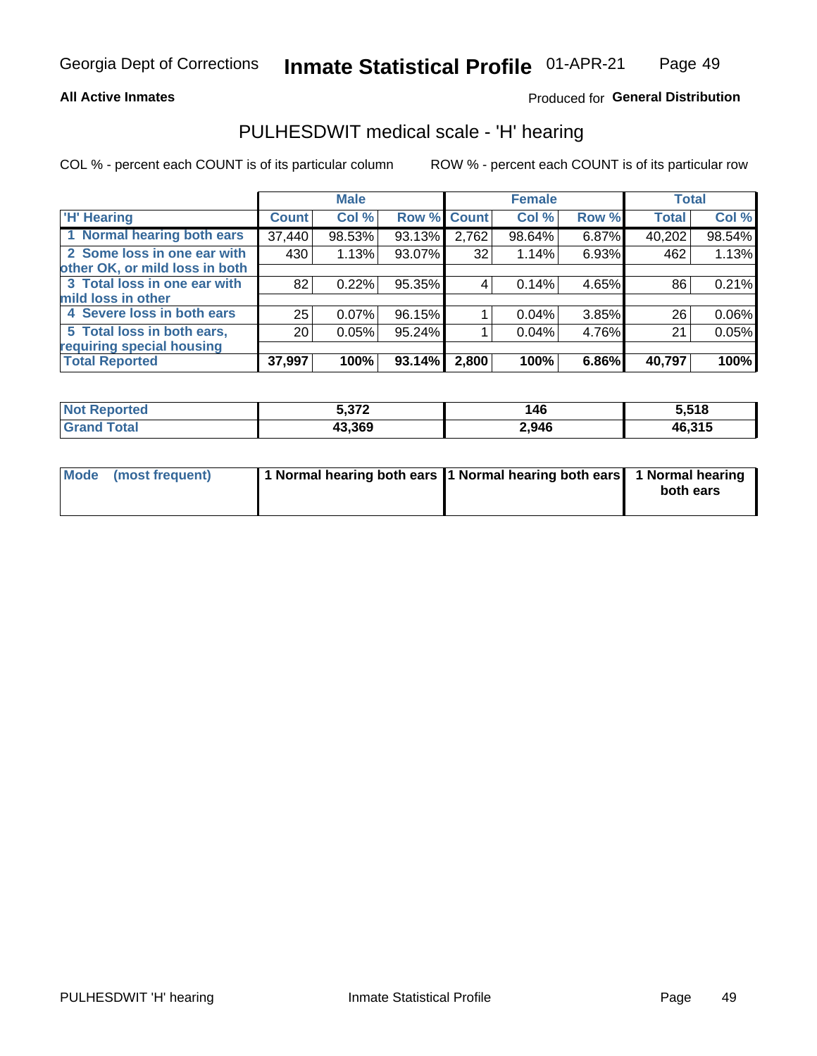Georgia Dept of Corrections **Inmate Statistical Profile** 01-APR-21

**All Active Inmates**

Produced for **General Distribution**

## PULHESDWIT medical scale - 'H' hearing

COL % - percent each COUNT is of its particular column

ROW % - percent each COUNT is of its particular row

| | Male | | | Female | | | Total | |
|---|---|---|---|---|---|---|---|---|
| 'H' Hearing | Count | Col % | Row % | Count | Col % | Row % | Total | Col % |
| 1 Normal hearing both ears | 37,440 | 98.53% | 93.13% | 2,762 | 98.64% | 6.87% | 40,202 | 98.54% |
| 2 Some loss in one ear with other OK, or mild loss in both | 430 | 1.13% | 93.07% | 32 | 1.14% | 6.93% | 462 | 1.13% |
| 3 Total loss in one ear with mild loss in other | 82 | 0.22% | 95.35% | 4 | 0.14% | 4.65% | 86 | 0.21% |
| 4 Severe loss in both ears | 25 | 0.07% | 96.15% | 1 | 0.04% | 3.85% | 26 | 0.06% |
| 5 Total loss in both ears, requiring special housing | 20 | 0.05% | 95.24% | 1 | 0.04% | 4.76% | 21 | 0.05% |
| **Total Reported** | **37,997** | **100%** | **93.14%** | **2,800** | **100%** | **6.86%** | **40,797** | **100%** |

| | Male | Female | Total |
|---|---|---|---|
| Not Reported | 5,372 | 146 | 5,518 |
| Grand Total | 43,369 | 2,946 | 46,315 |

| | Male | Female | Total |
|---|---|---|---|
| Mode (most frequent) | 1 Normal hearing both ears | 1 Normal hearing both ears | 1 Normal hearing both ears |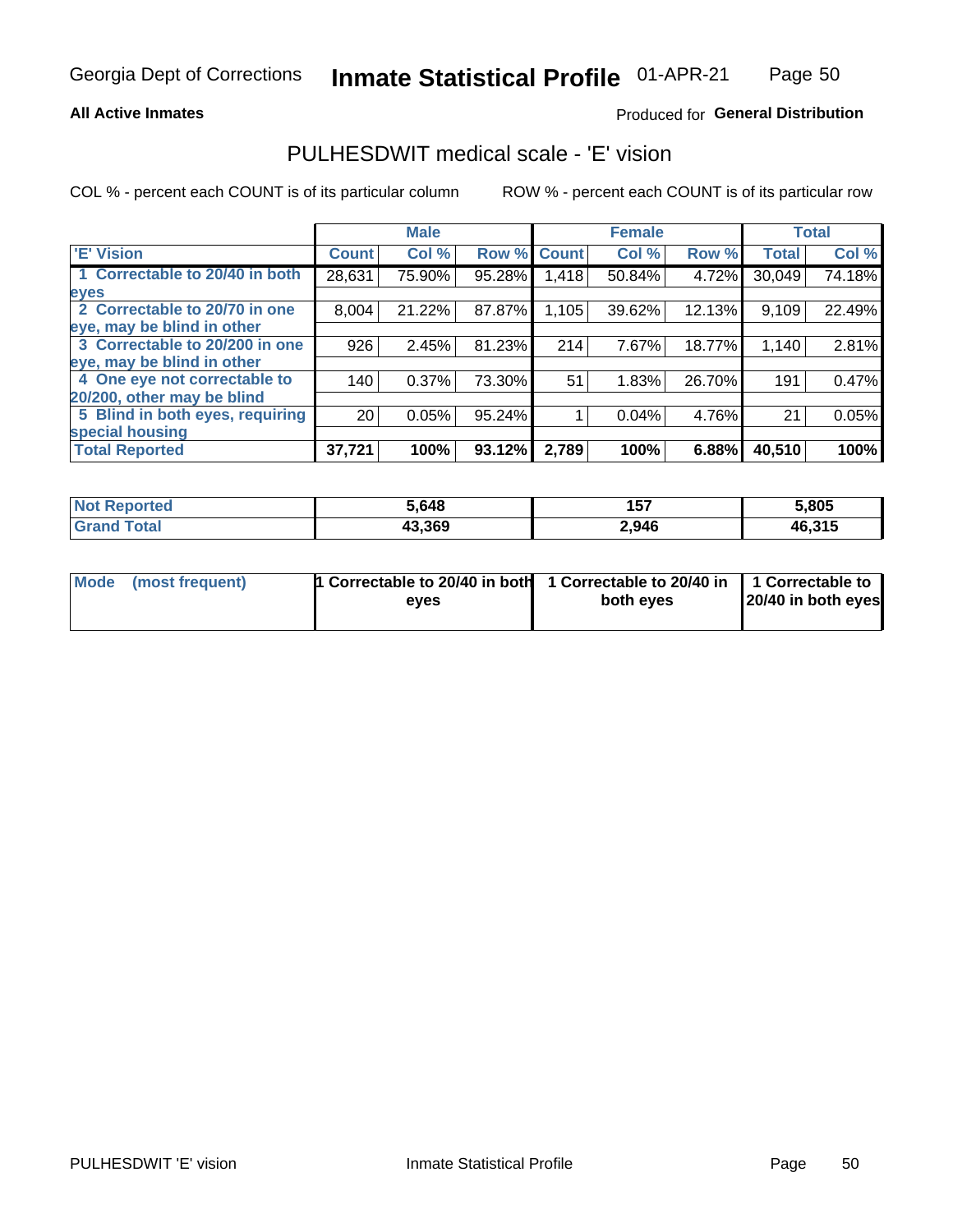Georgia Dept of Corrections **Inmate Statistical Profile** 01-APR-21

**All Active Inmates**

Produced for **General Distribution**

## PULHESDWIT medical scale - 'E' vision

COL % - percent each COUNT is of its particular column

ROW % - percent each COUNT is of its particular row

| | Male | | | Female | | | Total | |
|---|---|---|---|---|---|---|---|---|
| 'E' Vision | Count | Col % | Row % | Count | Col % | Row % | Total | Col % |
| 1 Correctable to 20/40 in both eyes | 28,631 | 75.90% | 95.28% | 1,418 | 50.84% | 4.72% | 30,049 | 74.18% |
| 2 Correctable to 20/70 in one eye, may be blind in other | 8,004 | 21.22% | 87.87% | 1,105 | 39.62% | 12.13% | 9,109 | 22.49% |
| 3 Correctable to 20/200 in one eye, may be blind in other | 926 | 2.45% | 81.23% | 214 | 7.67% | 18.77% | 1,140 | 2.81% |
| 4 One eye not correctable to 20/200, other may be blind | 140 | 0.37% | 73.30% | 51 | 1.83% | 26.70% | 191 | 0.47% |
| 5 Blind in both eyes, requiring special housing | 20 | 0.05% | 95.24% | 1 | 0.04% | 4.76% | 21 | 0.05% |
| **Total Reported** | **37,721** | **100%** | **93.12%** | **2,789** | **100%** | **6.88%** | **40,510** | **100%** |

| | Male | Female | Total |
|---|---|---|---|
| **Not Reported** | **5,648** | **157** | **5,805** |
| **Grand Total** | **43,369** | **2,946** | **46,315** |

| | Male | Female | Total |
|---|---|---|---|
| **Mode (most frequent)** | **1 Correctable to 20/40 in both eyes** | **1 Correctable to 20/40 in both eyes** | **1 Correctable to 20/40 in both eyes** |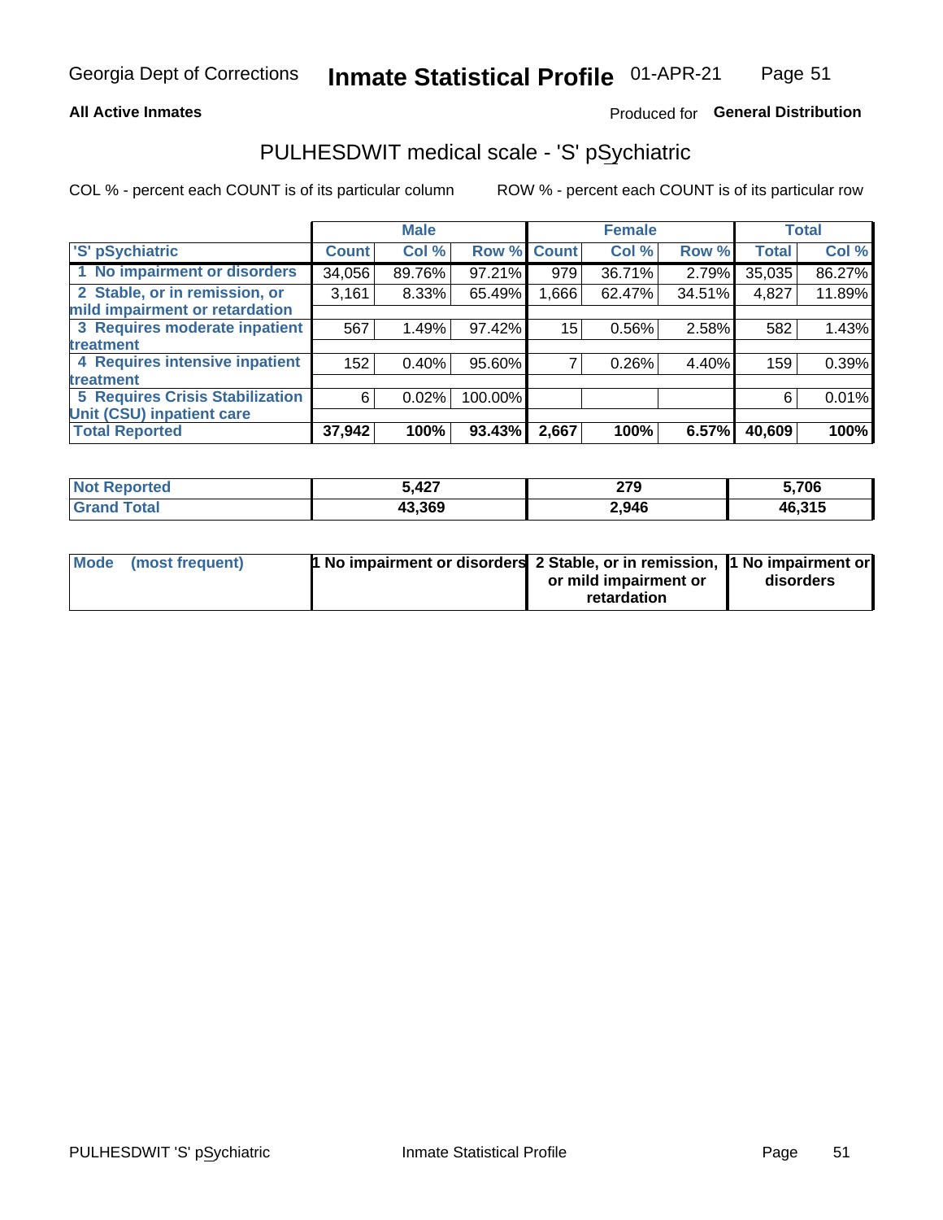Georgia Dept of Corrections **Inmate Statistical Profile** 01-APR-21

**All Active Inmates**

Produced for **General Distribution**

## PULHESDWIT medical scale - 'S' pSychiatric

COL % - percent each COUNT is of its particular column

ROW % - percent each COUNT is of its particular row

| | Male | | | Female | | | Total | |
|---|---|---|---|---|---|---|---|---|
| 'S' pSychiatric | Count | Col % | Row % | Count | Col % | Row % | Total | Col % |
| 1 No impairment or disorders | 34,056 | 89.76% | 97.21% | 979 | 36.71% | 2.79% | 35,035 | 86.27% |
| 2 Stable, or in remission, or mild impairment or retardation | 3,161 | 8.33% | 65.49% | 1,666 | 62.47% | 34.51% | 4,827 | 11.89% |
| 3 Requires moderate inpatient treatment | 567 | 1.49% | 97.42% | 15 | 0.56% | 2.58% | 582 | 1.43% |
| 4 Requires intensive inpatient treatment | 152 | 0.40% | 95.60% | 7 | 0.26% | 4.40% | 159 | 0.39% |
| 5 Requires Crisis Stabilization Unit (CSU) inpatient care | 6 | 0.02% | 100.00% | | | | 6 | 0.01% |
| **Total Reported** | **37,942** | **100%** | **93.43%** | **2,667** | **100%** | **6.57%** | **40,609** | **100%** |

| | Male | Female | Total |
|---|---|---|---|
| Not Reported | 5,427 | 279 | 5,706 |
| Grand Total | 43,369 | 2,946 | 46,315 |

| | Male | Female | Total |
|---|---|---|---|
| Mode (most frequent) | 1 No impairment or disorders | 2 Stable, or in remission, or mild impairment or retardation | 1 No impairment or disorders |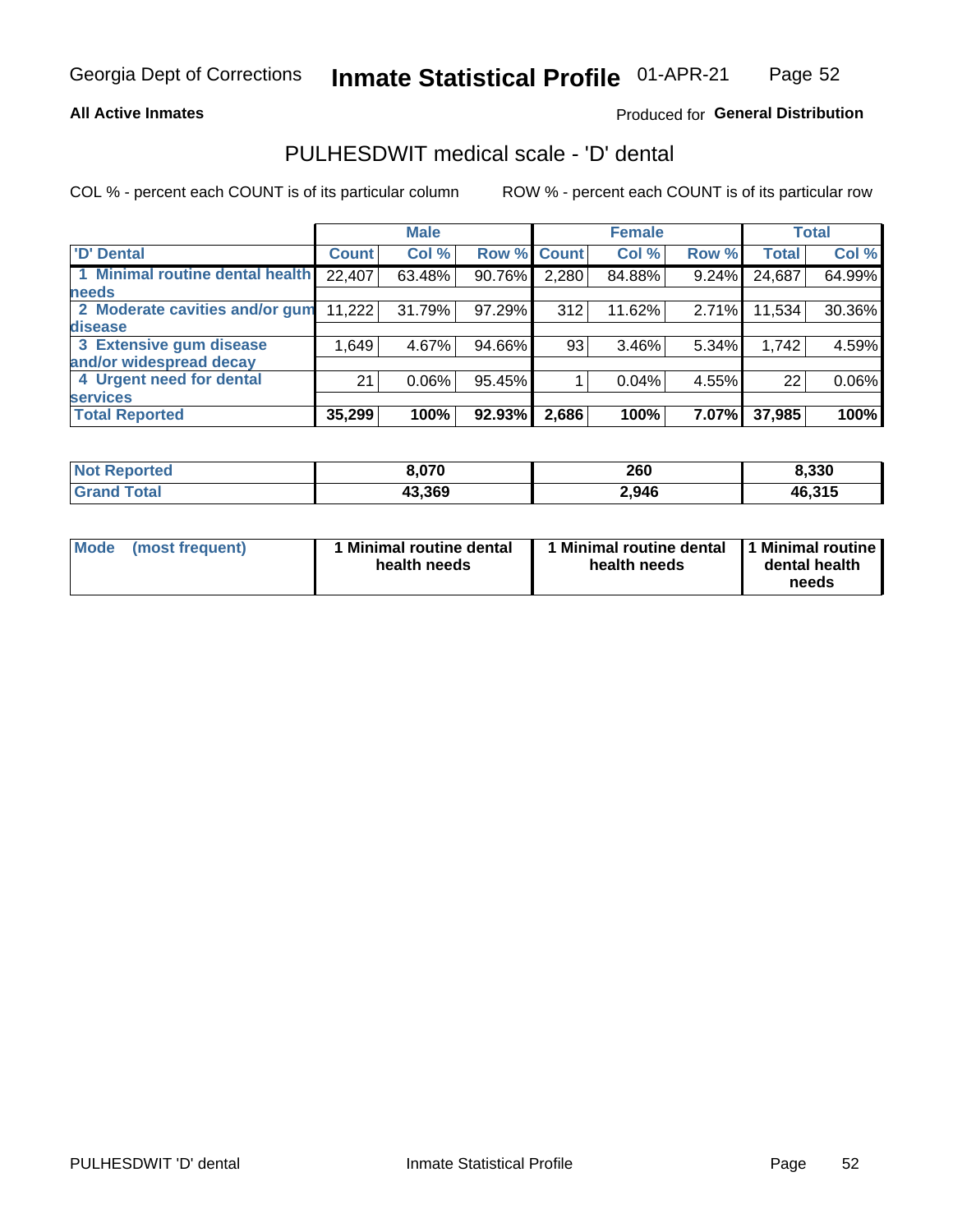Georgia Dept of Corrections **Inmate Statistical Profile** 01-APR-21

**All Active Inmates** Produced for **General Distribution**

## PULHESDWIT medical scale - 'D' dental

COL % - percent each COUNT is of its particular column ROW % - percent each COUNT is of its particular row

| | Male | | | Female | | | Total | |
|---|---|---|---|---|---|---|---|---|
| 'D' Dental | Count | Col % | Row % | Count | Col % | Row % | Total | Col % |
| 1 Minimal routine dental health needs | 22,407 | 63.48% | 90.76% | 2,280 | 84.88% | 9.24% | 24,687 | 64.99% |
| 2 Moderate cavities and/or gum disease | 11,222 | 31.79% | 97.29% | 312 | 11.62% | 2.71% | 11,534 | 30.36% |
| 3 Extensive gum disease and/or widespread decay | 1,649 | 4.67% | 94.66% | 93 | 3.46% | 5.34% | 1,742 | 4.59% |
| 4 Urgent need for dental services | 21 | 0.06% | 95.45% | 1 | 0.04% | 4.55% | 22 | 0.06% |
| **Total Reported** | **35,299** | **100%** | **92.93%** | **2,686** | **100%** | **7.07%** | **37,985** | **100%** |

| | Male | Female | Total |
|---|---|---|---|
| Not Reported | 8,070 | 260 | 8,330 |
| Grand Total | 43,369 | 2,946 | 46,315 |

| | Male | Female | Total |
|---|---|---|---|
| Mode (most frequent) | 1 Minimal routine dental health needs | 1 Minimal routine dental health needs | 1 Minimal routine dental health needs |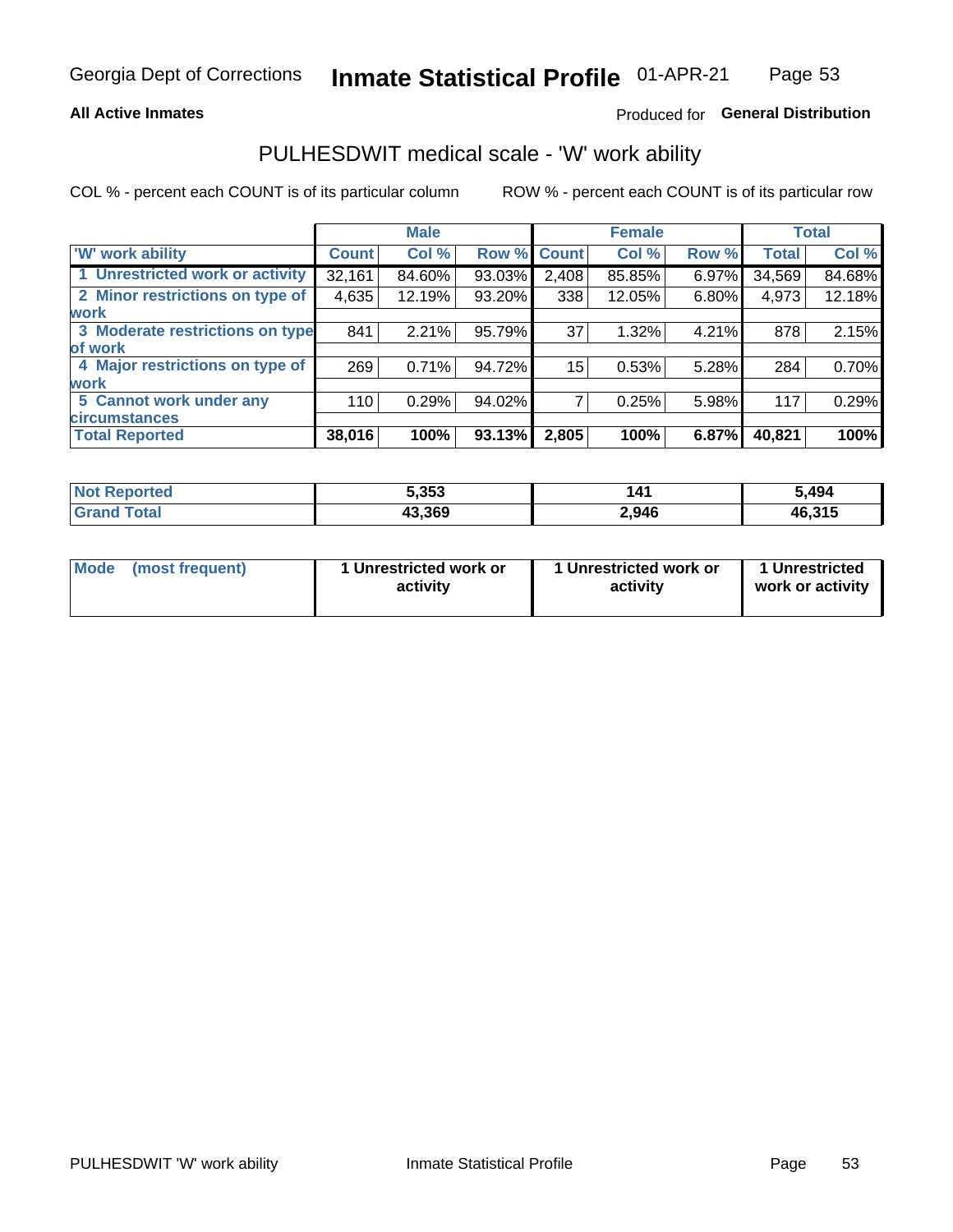Georgia Dept of Corrections **Inmate Statistical Profile** 01-APR-21

**All Active Inmates** Produced for **General Distribution**

## PULHESDWIT medical scale - 'W' work ability

COL % - percent each COUNT is of its particular column ROW % - percent each COUNT is of its particular row

| | Male | | | Female | | | Total | |
|---|---|---|---|---|---|---|---|---|
| 'W' work ability | Count | Col % | Row % | Count | Col % | Row % | Total | Col % |
| 1 Unrestricted work or activity | 32,161 | 84.60% | 93.03% | 2,408 | 85.85% | 6.97% | 34,569 | 84.68% |
| 2 Minor restrictions on type of work | 4,635 | 12.19% | 93.20% | 338 | 12.05% | 6.80% | 4,973 | 12.18% |
| 3 Moderate restrictions on type of work | 841 | 2.21% | 95.79% | 37 | 1.32% | 4.21% | 878 | 2.15% |
| 4 Major restrictions on type of work | 269 | 0.71% | 94.72% | 15 | 0.53% | 5.28% | 284 | 0.70% |
| 5 Cannot work under any circumstances | 110 | 0.29% | 94.02% | 7 | 0.25% | 5.98% | 117 | 0.29% |
| **Total Reported** | **38,016** | **100%** | **93.13%** | **2,805** | **100%** | **6.87%** | **40,821** | **100%** |

| | Male | Female | Total |
|---|---|---|---|
| Not Reported | 5,353 | 141 | 5,494 |
| Grand Total | 43,369 | 2,946 | 46,315 |

| | Male | Female | Total |
|---|---|---|---|
| Mode (most frequent) | 1 Unrestricted work or activity | 1 Unrestricted work or activity | 1 Unrestricted work or activity |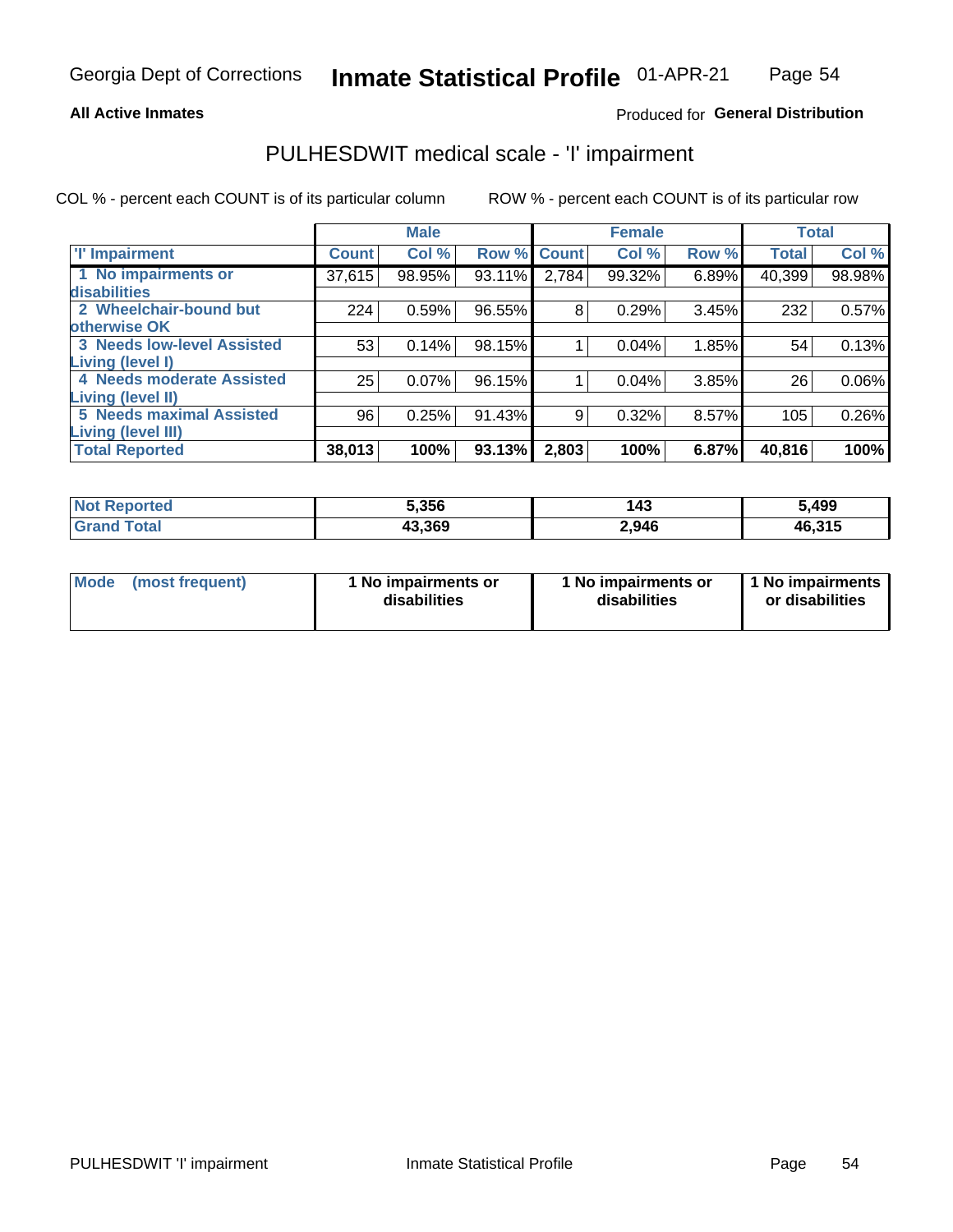Georgia Dept of Corrections **Inmate Statistical Profile** 01-APR-21

**All Active Inmates**

Produced for **General Distribution**

## PULHESDWIT medical scale - 'I' impairment

COL % - percent each COUNT is of its particular column ROW % - percent each COUNT is of its particular row

| | Male | | | Female | | | Total | |
|---|---|---|---|---|---|---|---|---|
| **'I' Impairment** | **Count** | **Col %** | **Row %** | **Count** | **Col %** | **Row %** | **Total** | **Col %** |
| **1 No impairments or disabilities** | 37,615 | 98.95% | 93.11% | 2,784 | 99.32% | 6.89% | 40,399 | 98.98% |
| **2 Wheelchair-bound but otherwise OK** | 224 | 0.59% | 96.55% | 8 | 0.29% | 3.45% | 232 | 0.57% |
| **3 Needs low-level Assisted Living (level I)** | 53 | 0.14% | 98.15% | 1 | 0.04% | 1.85% | 54 | 0.13% |
| **4 Needs moderate Assisted Living (level II)** | 25 | 0.07% | 96.15% | 1 | 0.04% | 3.85% | 26 | 0.06% |
| **5 Needs maximal Assisted Living (level III)** | 96 | 0.25% | 91.43% | 9 | 0.32% | 8.57% | 105 | 0.26% |
| **Total Reported** | **38,013** | **100%** | **93.13%** | **2,803** | **100%** | **6.87%** | **40,816** | **100%** |

| | Male | Female | Total |
|---|---|---|---|
| **Not Reported** | **5,356** | **143** | **5,499** |
| **Grand Total** | **43,369** | **2,946** | **46,315** |

| | Male | Female | Total |
|---|---|---|---|
| **Mode (most frequent)** | **1 No impairments or disabilities** | **1 No impairments or disabilities** | **1 No impairments or disabilities** |

PULHESDWIT 'I' impairment Inmate Statistical Profile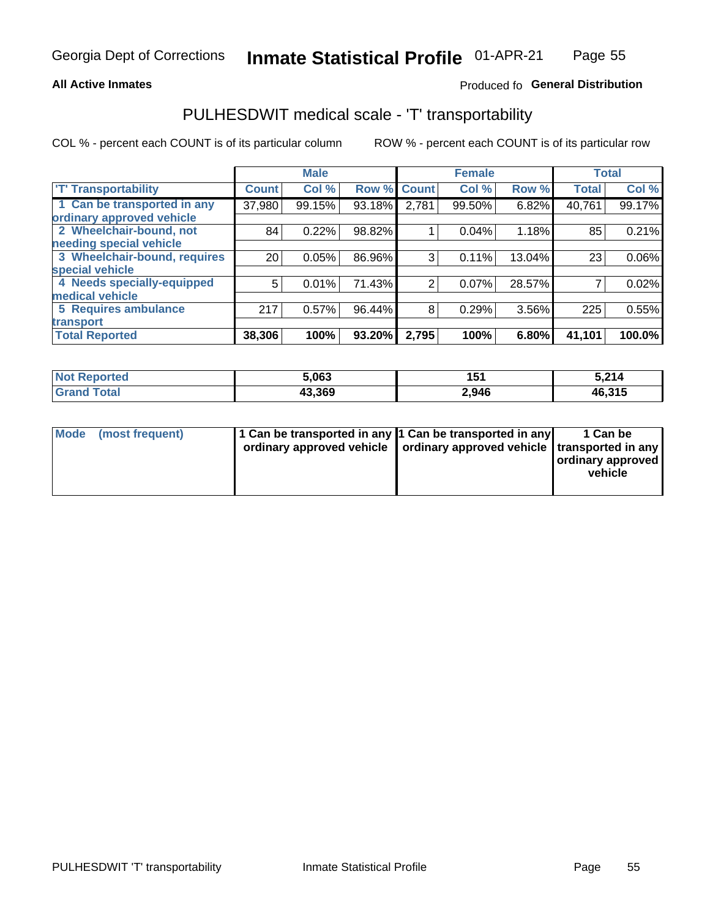**All Active Inmates**

Produced fo **General Distribution**

## PULHESDWIT medical scale - 'T' transportability

COL % - percent each COUNT is of its particular column

ROW % - percent each COUNT is of its particular row

| 'T' Transportability | Male | | | Female | | | Total | |
|---|---|---|---|---|---|---|---|---|
| | Count | Col % | Row % | Count | Col % | Row % | Total | Col % |
| 1 Can be transported in any ordinary approved vehicle | 37,980 | 99.15% | 93.18% | 2,781 | 99.50% | 6.82% | 40,761 | 99.17% |
| 2 Wheelchair-bound, not needing special vehicle | 84 | 0.22% | 98.82% | 1 | 0.04% | 1.18% | 85 | 0.21% |
| 3 Wheelchair-bound, requires special vehicle | 20 | 0.05% | 86.96% | 3 | 0.11% | 13.04% | 23 | 0.06% |
| 4 Needs specially-equipped medical vehicle | 5 | 0.01% | 71.43% | 2 | 0.07% | 28.57% | 7 | 0.02% |
| 5 Requires ambulance transport | 217 | 0.57% | 96.44% | 8 | 0.29% | 3.56% | 225 | 0.55% |
| **Total Reported** | **38,306** | **100%** | **93.20%** | **2,795** | **100%** | **6.80%** | **41,101** | **100.0%** |

| | Male | Female | Total |
|---|---|---|---|
| Not Reported | 5,063 | 151 | 5,214 |
| Grand Total | 43,369 | 2,946 | 46,315 |

| | Male | Female | Total |
|---|---|---|---|
| Mode (most frequent) | 1 Can be transported in any ordinary approved vehicle | 1 Can be transported in any ordinary approved vehicle | 1 Can be transported in any ordinary approved vehicle |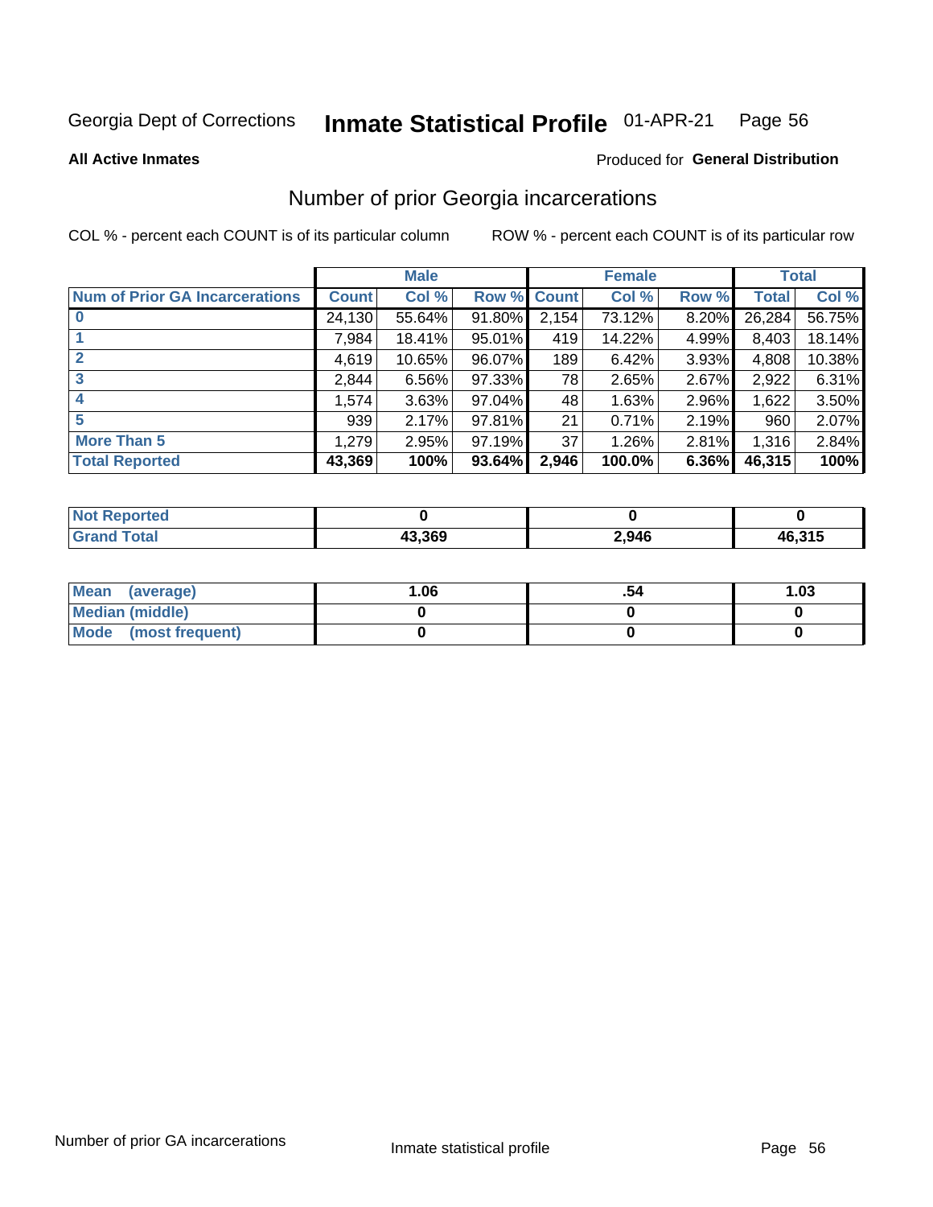Georgia Dept of Corrections **Inmate Statistical Profile** 01-APR-21

**All Active Inmates**

Produced for **General Distribution**

## Number of prior Georgia incarcerations

COL % - percent each COUNT is of its particular column

ROW % - percent each COUNT is of its particular row

| | Male | | | Female | | | Total | |
|---|---|---|---|---|---|---|---|---|
| **Num of Prior GA Incarcerations** | **Count** | **Col %** | **Row %** | **Count** | **Col %** | **Row %** | **Total** | **Col %** |
| **0** | 24,130 | 55.64% | 91.80% | 2,154 | 73.12% | 8.20% | 26,284 | 56.75% |
| **1** | 7,984 | 18.41% | 95.01% | 419 | 14.22% | 4.99% | 8,403 | 18.14% |
| **2** | 4,619 | 10.65% | 96.07% | 189 | 6.42% | 3.93% | 4,808 | 10.38% |
| **3** | 2,844 | 6.56% | 97.33% | 78 | 2.65% | 2.67% | 2,922 | 6.31% |
| **4** | 1,574 | 3.63% | 97.04% | 48 | 1.63% | 2.96% | 1,622 | 3.50% |
| **5** | 939 | 2.17% | 97.81% | 21 | 0.71% | 2.19% | 960 | 2.07% |
| **More Than 5** | 1,279 | 2.95% | 97.19% | 37 | 1.26% | 2.81% | 1,316 | 2.84% |
| **Total Reported** | **43,369** | **100%** | **93.64%** | **2,946** | **100.0%** | **6.36%** | **46,315** | **100%** |

| | Male | Female | Total |
|---|---|---|---|
| **Not Reported** | **0** | **0** | **0** |
| **Grand Total** | **43,369** | **2,946** | **46,315** |

| | Male | Female | Total |
|---|---|---|---|
| **Mean (average)** | **1.06** | **.54** | **1.03** |
| **Median (middle)** | **0** | **0** | **0** |
| **Mode (most frequent)** | **0** | **0** | **0** |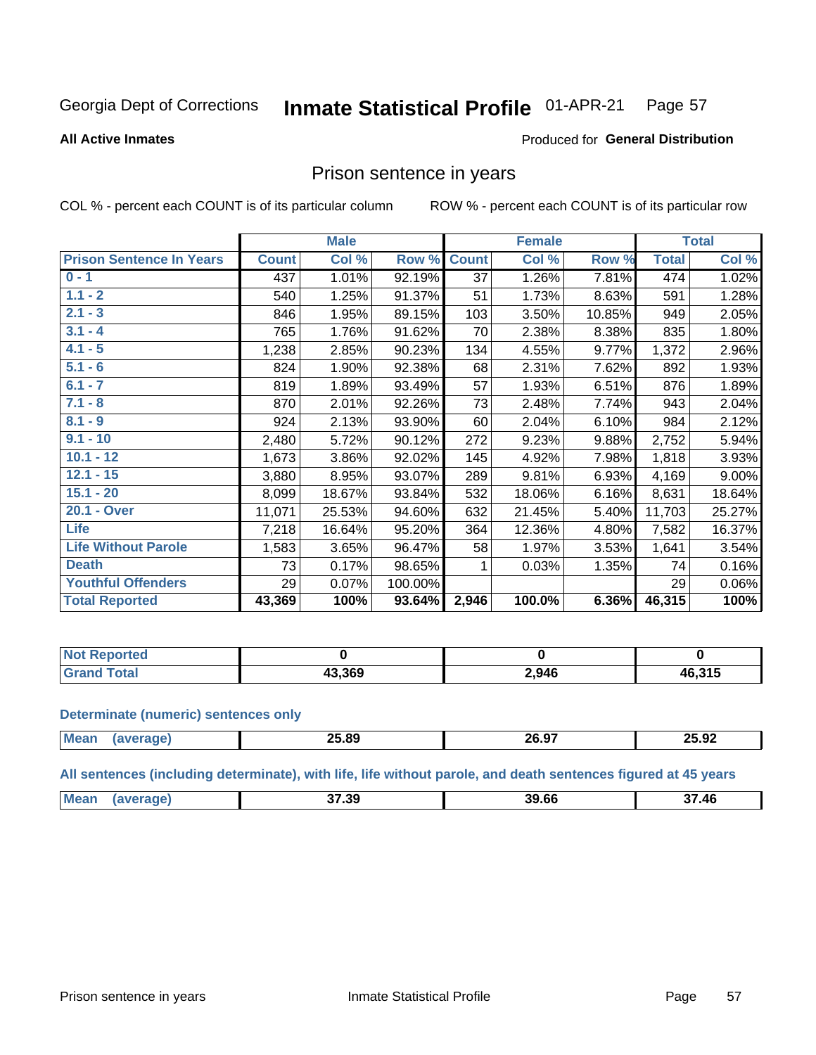Georgia Dept of Corrections **Inmate Statistical Profile** 01-APR-21

**All Active Inmates**

Produced for **General Distribution**

## Prison sentence in years

COL % - percent each COUNT is of its particular column    ROW % - percent each COUNT is of its particular row

| | Male | | | Female | | | Total | |
|---|---|---|---|---|---|---|---|---|
| **Prison Sentence In Years** | **Count** | **Col %** | **Row %** | **Count** | **Col %** | **Row %** | **Total** | **Col %** |
| 0 - 1 | 437 | 1.01% | 92.19% | 37 | 1.26% | 7.81% | 474 | 1.02% |
| 1.1 - 2 | 540 | 1.25% | 91.37% | 51 | 1.73% | 8.63% | 591 | 1.28% |
| 2.1 - 3 | 846 | 1.95% | 89.15% | 103 | 3.50% | 10.85% | 949 | 2.05% |
| 3.1 - 4 | 765 | 1.76% | 91.62% | 70 | 2.38% | 8.38% | 835 | 1.80% |
| 4.1 - 5 | 1,238 | 2.85% | 90.23% | 134 | 4.55% | 9.77% | 1,372 | 2.96% |
| 5.1 - 6 | 824 | 1.90% | 92.38% | 68 | 2.31% | 7.62% | 892 | 1.93% |
| 6.1 - 7 | 819 | 1.89% | 93.49% | 57 | 1.93% | 6.51% | 876 | 1.89% |
| 7.1 - 8 | 870 | 2.01% | 92.26% | 73 | 2.48% | 7.74% | 943 | 2.04% |
| 8.1 - 9 | 924 | 2.13% | 93.90% | 60 | 2.04% | 6.10% | 984 | 2.12% |
| 9.1 - 10 | 2,480 | 5.72% | 90.12% | 272 | 9.23% | 9.88% | 2,752 | 5.94% |
| 10.1 - 12 | 1,673 | 3.86% | 92.02% | 145 | 4.92% | 7.98% | 1,818 | 3.93% |
| 12.1 - 15 | 3,880 | 8.95% | 93.07% | 289 | 9.81% | 6.93% | 4,169 | 9.00% |
| 15.1 - 20 | 8,099 | 18.67% | 93.84% | 532 | 18.06% | 6.16% | 8,631 | 18.64% |
| 20.1 - Over | 11,071 | 25.53% | 94.60% | 632 | 21.45% | 5.40% | 11,703 | 25.27% |
| Life | 7,218 | 16.64% | 95.20% | 364 | 12.36% | 4.80% | 7,582 | 16.37% |
| Life Without Parole | 1,583 | 3.65% | 96.47% | 58 | 1.97% | 3.53% | 1,641 | 3.54% |
| Death | 73 | 0.17% | 98.65% | 1 | 0.03% | 1.35% | 74 | 0.16% |
| Youthful Offenders | 29 | 0.07% | 100.00% | | | | 29 | 0.06% |
| **Total Reported** | **43,369** | **100%** | **93.64%** | **2,946** | **100.0%** | **6.36%** | **46,315** | **100%** |

| | Male | Female | Total |
|---|---|---|---|
| Not Reported | 0 | 0 | 0 |
| Grand Total | 43,369 | 2,946 | 46,315 |

**Determinate (numeric) sentences only**

| | Male | Female | Total |
|---|---|---|---|
| Mean (average) | 25.89 | 26.97 | 25.92 |

**All sentences (including determinate), with life, life without parole, and death sentences figured at 45 years**

| | Male | Female | Total |
|---|---|---|---|
| Mean (average) | 37.39 | 39.66 | 37.46 |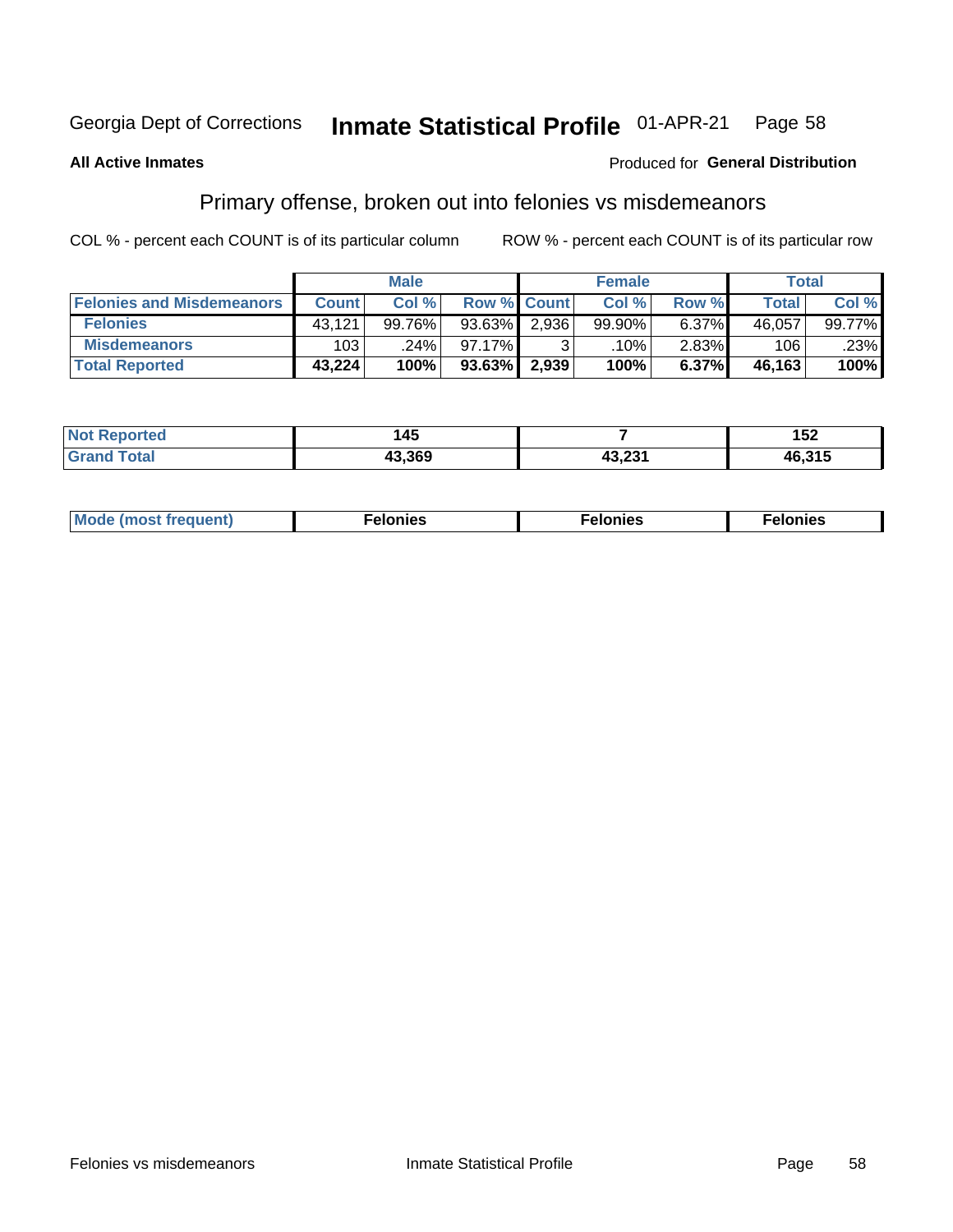Georgia Dept of Corrections **Inmate Statistical Profile** 01-APR-21

**All Active Inmates**

Produced for **General Distribution**

## Primary offense, broken out into felonies vs misdemeanors

COL % - percent each COUNT is of its particular column    ROW % - percent each COUNT is of its particular row

| | Male | | | Female | | | Total | |
|---|---|---|---|---|---|---|---|---|
| **Felonies and Misdemeanors** | **Count** | **Col %** | **Row %** | **Count** | **Col %** | **Row %** | **Total** | **Col %** |
| **Felonies** | 43,121 | 99.76% | 93.63% | 2,936 | 99.90% | 6.37% | 46,057 | 99.77% |
| **Misdemeanors** | 103 | .24% | 97.17% | 3 | .10% | 2.83% | 106 | .23% |
| **Total Reported** | **43,224** | **100%** | **93.63%** | **2,939** | **100%** | **6.37%** | **46,163** | **100%** |

| | Male | Female | Total |
|---|---|---|---|
| **Not Reported** | **145** | **7** | **152** |
| **Grand Total** | **43,369** | **43,231** | **46,315** |

| | Male | Female | Total |
|---|---|---|---|
| **Mode (most frequent)** | **Felonies** | **Felonies** | **Felonies** |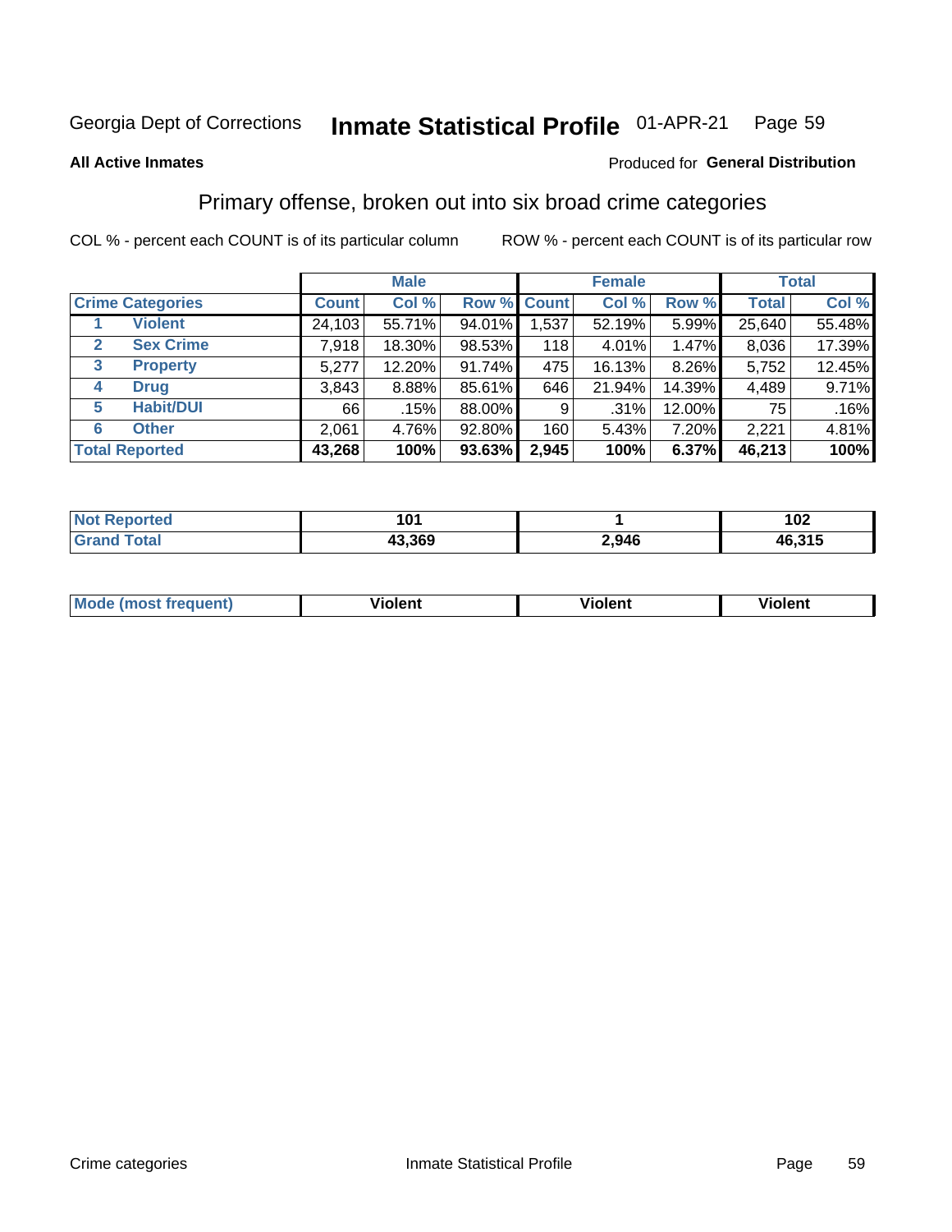Georgia Dept of Corrections **Inmate Statistical Profile** 01-APR-21

**All Active Inmates**

Produced for **General Distribution**

## Primary offense, broken out into six broad crime categories

COL % - percent each COUNT is of its particular column

ROW % - percent each COUNT is of its particular row

| | | Male | | | Female | | | Total | |
|---|---|---|---|---|---|---|---|---|---|
| **Crime Categories** | | **Count** | **Col %** | **Row %** | **Count** | **Col %** | **Row %** | **Total** | **Col %** |
| 1 | **Violent** | 24,103 | 55.71% | 94.01% | 1,537 | 52.19% | 5.99% | 25,640 | 55.48% |
| 2 | **Sex Crime** | 7,918 | 18.30% | 98.53% | 118 | 4.01% | 1.47% | 8,036 | 17.39% |
| 3 | **Property** | 5,277 | 12.20% | 91.74% | 475 | 16.13% | 8.26% | 5,752 | 12.45% |
| 4 | **Drug** | 3,843 | 8.88% | 85.61% | 646 | 21.94% | 14.39% | 4,489 | 9.71% |
| 5 | **Habit/DUI** | 66 | .15% | 88.00% | 9 | .31% | 12.00% | 75 | .16% |
| 6 | **Other** | 2,061 | 4.76% | 92.80% | 160 | 5.43% | 7.20% | 2,221 | 4.81% |
| **Total Reported** | | **43,268** | **100%** | **93.63%** | **2,945** | **100%** | **6.37%** | **46,213** | **100%** |

| | Male | Female | Total |
|---|---|---|---|
| **Not Reported** | **101** | **1** | **102** |
| **Grand Total** | **43,369** | **2,946** | **46,315** |

| | Male | Female | Total |
|---|---|---|---|
| **Mode (most frequent)** | **Violent** | **Violent** | **Violent** |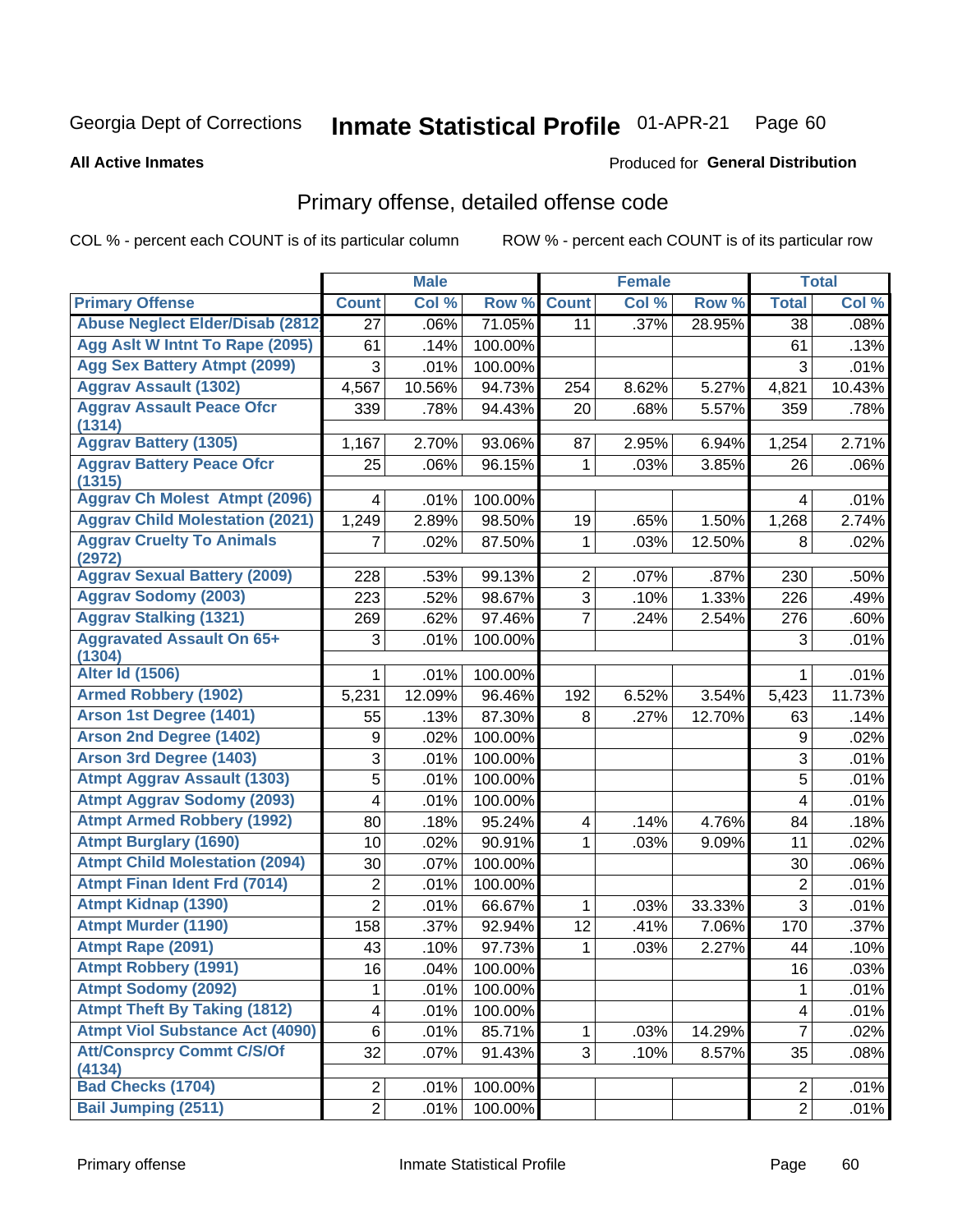Georgia Dept of Corrections

# Inmate Statistical Profile 01-APR-21

**All Active Inmates**

Produced for **General Distribution**

## Primary offense, detailed offense code

COL % - percent each COUNT is of its particular column

ROW % - percent each COUNT is of its particular row

| | Male | | | Female | | | Total | |
|---|---|---|---|---|---|---|---|---|
| **Primary Offense** | **Count** | **Col %** | **Row %** | **Count** | **Col %** | **Row %** | **Total** | **Col %** |
| Abuse Neglect Elder/Disab (2812 | 27 | .06% | 71.05% | 11 | .37% | 28.95% | 38 | .08% |
| Agg Aslt W Intnt To Rape (2095) | 61 | .14% | 100.00% | | | | 61 | .13% |
| Agg Sex Battery Atmpt (2099) | 3 | .01% | 100.00% | | | | 3 | .01% |
| Aggrav Assault (1302) | 4,567 | 10.56% | 94.73% | 254 | 8.62% | 5.27% | 4,821 | 10.43% |
| Aggrav Assault Peace Ofcr (1314) | 339 | .78% | 94.43% | 20 | .68% | 5.57% | 359 | .78% |
| Aggrav Battery (1305) | 1,167 | 2.70% | 93.06% | 87 | 2.95% | 6.94% | 1,254 | 2.71% |
| Aggrav Battery Peace Ofcr (1315) | 25 | .06% | 96.15% | 1 | .03% | 3.85% | 26 | .06% |
| Aggrav Ch Molest Atmpt (2096) | 4 | .01% | 100.00% | | | | 4 | .01% |
| Aggrav Child Molestation (2021) | 1,249 | 2.89% | 98.50% | 19 | .65% | 1.50% | 1,268 | 2.74% |
| Aggrav Cruelty To Animals (2972) | 7 | .02% | 87.50% | 1 | .03% | 12.50% | 8 | .02% |
| Aggrav Sexual Battery (2009) | 228 | .53% | 99.13% | 2 | .07% | .87% | 230 | .50% |
| Aggrav Sodomy (2003) | 223 | .52% | 98.67% | 3 | .10% | 1.33% | 226 | .49% |
| Aggrav Stalking (1321) | 269 | .62% | 97.46% | 7 | .24% | 2.54% | 276 | .60% |
| Aggravated Assault On 65+ (1304) | 3 | .01% | 100.00% | | | | 3 | .01% |
| Alter Id (1506) | 1 | .01% | 100.00% | | | | 1 | .01% |
| Armed Robbery (1902) | 5,231 | 12.09% | 96.46% | 192 | 6.52% | 3.54% | 5,423 | 11.73% |
| Arson 1st Degree (1401) | 55 | .13% | 87.30% | 8 | .27% | 12.70% | 63 | .14% |
| Arson 2nd Degree (1402) | 9 | .02% | 100.00% | | | | 9 | .02% |
| Arson 3rd Degree (1403) | 3 | .01% | 100.00% | | | | 3 | .01% |
| Atmpt Aggrav Assault (1303) | 5 | .01% | 100.00% | | | | 5 | .01% |
| Atmpt Aggrav Sodomy (2093) | 4 | .01% | 100.00% | | | | 4 | .01% |
| Atmpt Armed Robbery (1992) | 80 | .18% | 95.24% | 4 | .14% | 4.76% | 84 | .18% |
| Atmpt Burglary (1690) | 10 | .02% | 90.91% | 1 | .03% | 9.09% | 11 | .02% |
| Atmpt Child Molestation (2094) | 30 | .07% | 100.00% | | | | 30 | .06% |
| Atmpt Finan Ident Frd (7014) | 2 | .01% | 100.00% | | | | 2 | .01% |
| Atmpt Kidnap (1390) | 2 | .01% | 66.67% | 1 | .03% | 33.33% | 3 | .01% |
| Atmpt Murder (1190) | 158 | .37% | 92.94% | 12 | .41% | 7.06% | 170 | .37% |
| Atmpt Rape (2091) | 43 | .10% | 97.73% | 1 | .03% | 2.27% | 44 | .10% |
| Atmpt Robbery (1991) | 16 | .04% | 100.00% | | | | 16 | .03% |
| Atmpt Sodomy (2092) | 1 | .01% | 100.00% | | | | 1 | .01% |
| Atmpt Theft By Taking (1812) | 4 | .01% | 100.00% | | | | 4 | .01% |
| Atmpt Viol Substance Act (4090) | 6 | .01% | 85.71% | 1 | .03% | 14.29% | 7 | .02% |
| Att/Consprcy Commt C/S/Of (4134) | 32 | .07% | 91.43% | 3 | .10% | 8.57% | 35 | .08% |
| Bad Checks (1704) | 2 | .01% | 100.00% | | | | 2 | .01% |
| Bail Jumping (2511) | 2 | .01% | 100.00% | | | | 2 | .01% |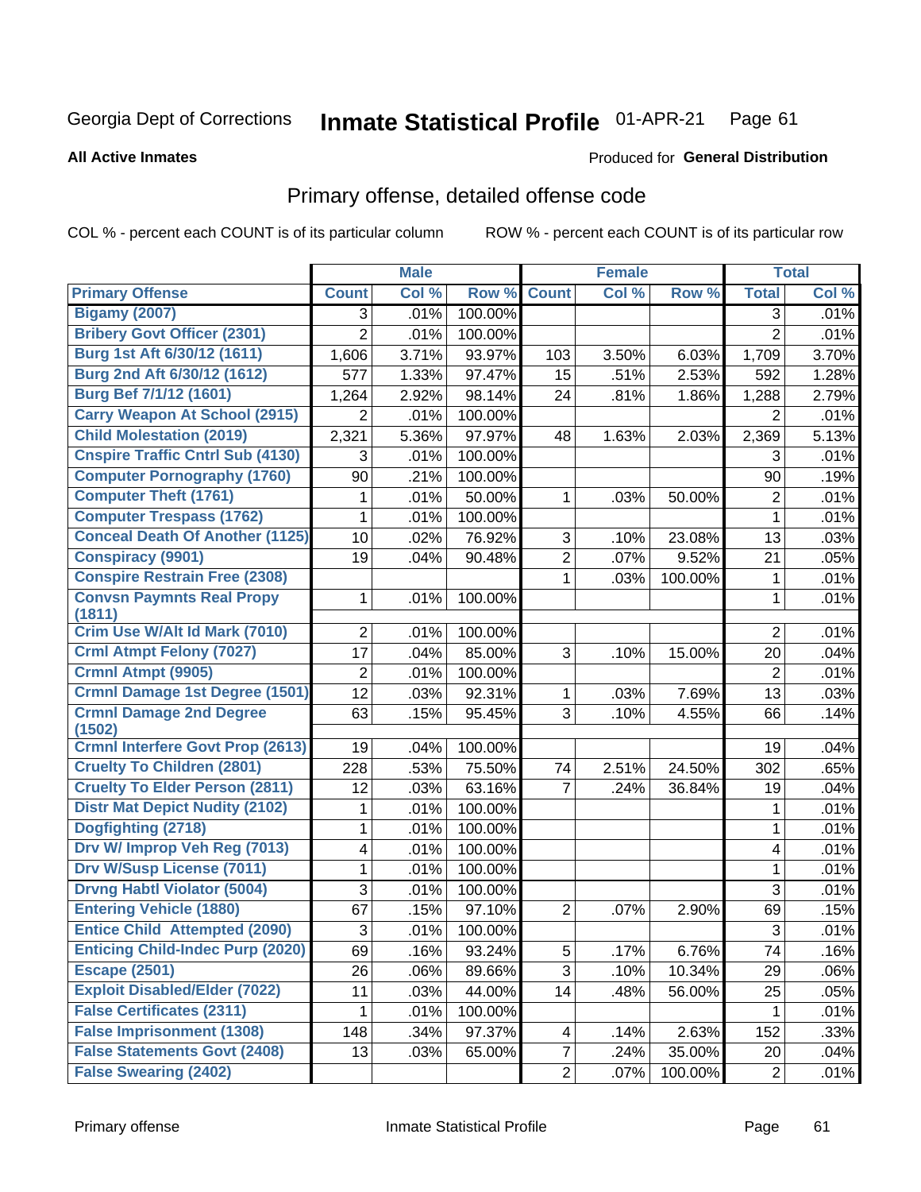Georgia Dept of Corrections **Inmate Statistical Profile** 01-APR-21 Page 61

**All Active Inmates**

Produced for **General Distribution**

## Primary offense, detailed offense code

COL % - percent each COUNT is of its particular column ROW % - percent each COUNT is of its particular row

| | Male | | | Female | | | Total | |
|---|---|---|---|---|---|---|---|---|
| **Primary Offense** | **Count** | **Col %** | **Row %** | **Count** | **Col %** | **Row %** | **Total** | **Col %** |
| Bigamy (2007) | 3 | .01% | 100.00% | | | | 3 | .01% |
| Bribery Govt Officer (2301) | 2 | .01% | 100.00% | | | | 2 | .01% |
| Burg 1st Aft 6/30/12 (1611) | 1,606 | 3.71% | 93.97% | 103 | 3.50% | 6.03% | 1,709 | 3.70% |
| Burg 2nd Aft 6/30/12 (1612) | 577 | 1.33% | 97.47% | 15 | .51% | 2.53% | 592 | 1.28% |
| Burg Bef 7/1/12 (1601) | 1,264 | 2.92% | 98.14% | 24 | .81% | 1.86% | 1,288 | 2.79% |
| Carry Weapon At School (2915) | 2 | .01% | 100.00% | | | | 2 | .01% |
| Child Molestation (2019) | 2,321 | 5.36% | 97.97% | 48 | 1.63% | 2.03% | 2,369 | 5.13% |
| Cnspire Traffic Cntrl Sub (4130) | 3 | .01% | 100.00% | | | | 3 | .01% |
| Computer Pornography (1760) | 90 | .21% | 100.00% | | | | 90 | .19% |
| Computer Theft (1761) | 1 | .01% | 50.00% | 1 | .03% | 50.00% | 2 | .01% |
| Computer Trespass (1762) | 1 | .01% | 100.00% | | | | 1 | .01% |
| Conceal Death Of Another (1125) | 10 | .02% | 76.92% | 3 | .10% | 23.08% | 13 | .03% |
| Conspiracy (9901) | 19 | .04% | 90.48% | 2 | .07% | 9.52% | 21 | .05% |
| Conspire Restrain Free (2308) | | | | 1 | .03% | 100.00% | 1 | .01% |
| Convsn Paymnts Real Propy (1811) | 1 | .01% | 100.00% | | | | 1 | .01% |
| Crim Use W/Alt Id Mark (7010) | 2 | .01% | 100.00% | | | | 2 | .01% |
| Crml Atmpt Felony (7027) | 17 | .04% | 85.00% | 3 | .10% | 15.00% | 20 | .04% |
| Crmnl Atmpt (9905) | 2 | .01% | 100.00% | | | | 2 | .01% |
| Crmnl Damage 1st Degree (1501) | 12 | .03% | 92.31% | 1 | .03% | 7.69% | 13 | .03% |
| Crmnl Damage 2nd Degree (1502) | 63 | .15% | 95.45% | 3 | .10% | 4.55% | 66 | .14% |
| Crmnl Interfere Govt Prop (2613) | 19 | .04% | 100.00% | | | | 19 | .04% |
| Cruelty To Children (2801) | 228 | .53% | 75.50% | 74 | 2.51% | 24.50% | 302 | .65% |
| Cruelty To Elder Person (2811) | 12 | .03% | 63.16% | 7 | .24% | 36.84% | 19 | .04% |
| Distr Mat Depict Nudity (2102) | 1 | .01% | 100.00% | | | | 1 | .01% |
| Dogfighting (2718) | 1 | .01% | 100.00% | | | | 1 | .01% |
| Drv W/ Improp Veh Reg (7013) | 4 | .01% | 100.00% | | | | 4 | .01% |
| Drv W/Susp License (7011) | 1 | .01% | 100.00% | | | | 1 | .01% |
| Drvng Habtl Violator (5004) | 3 | .01% | 100.00% | | | | 3 | .01% |
| Entering Vehicle (1880) | 67 | .15% | 97.10% | 2 | .07% | 2.90% | 69 | .15% |
| Entice Child Attempted (2090) | 3 | .01% | 100.00% | | | | 3 | .01% |
| Enticing Child-Indec Purp (2020) | 69 | .16% | 93.24% | 5 | .17% | 6.76% | 74 | .16% |
| Escape (2501) | 26 | .06% | 89.66% | 3 | .10% | 10.34% | 29 | .06% |
| Exploit Disabled/Elder (7022) | 11 | .03% | 44.00% | 14 | .48% | 56.00% | 25 | .05% |
| False Certificates (2311) | 1 | .01% | 100.00% | | | | 1 | .01% |
| False Imprisonment (1308) | 148 | .34% | 97.37% | 4 | .14% | 2.63% | 152 | .33% |
| False Statements Govt (2408) | 13 | .03% | 65.00% | 7 | .24% | 35.00% | 20 | .04% |
| False Swearing (2402) | | | | 2 | .07% | 100.00% | 2 | .01% |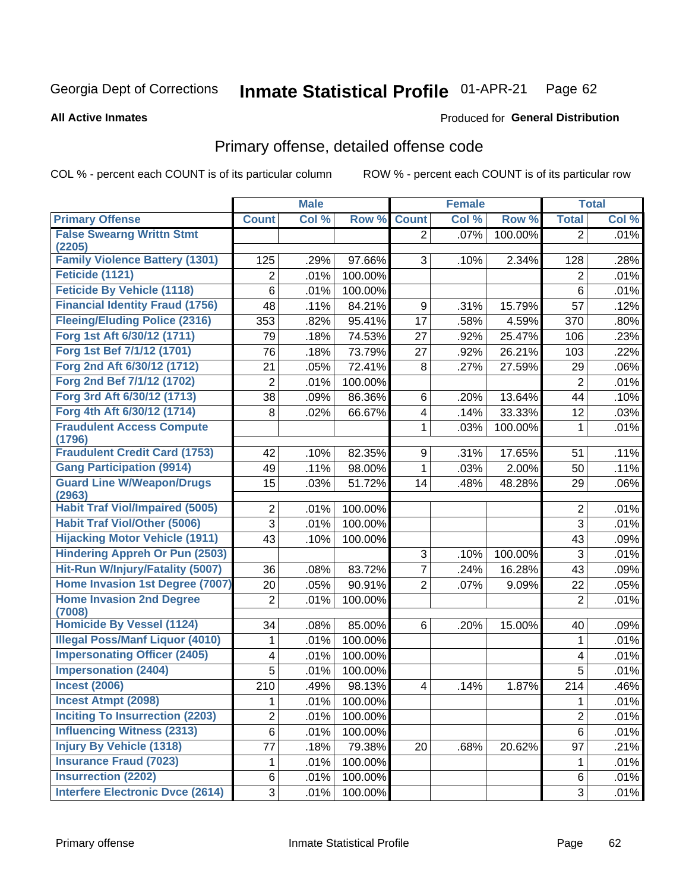Georgia Dept of Corrections **Inmate Statistical Profile** 01-APR-21

**All Active Inmates** Produced for **General Distribution**

## Primary offense, detailed offense code

COL % - percent each COUNT is of its particular column ROW % - percent each COUNT is of its particular row

| | Male | | | Female | | | Total | |
|---|---|---|---|---|---|---|---|---|
| **Primary Offense** | **Count** | **Col %** | **Row %** | **Count** | **Col %** | **Row %** | **Total** | **Col %** |
| False Swearng Writtn Stmt (2205) | | | | 2 | .07% | 100.00% | 2 | .01% |
| Family Violence Battery (1301) | 125 | .29% | 97.66% | 3 | .10% | 2.34% | 128 | .28% |
| Feticide (1121) | 2 | .01% | 100.00% | | | | 2 | .01% |
| Feticide By Vehicle (1118) | 6 | .01% | 100.00% | | | | 6 | .01% |
| Financial Identity Fraud (1756) | 48 | .11% | 84.21% | 9 | .31% | 15.79% | 57 | .12% |
| Fleeing/Eluding Police (2316) | 353 | .82% | 95.41% | 17 | .58% | 4.59% | 370 | .80% |
| Forg 1st Aft 6/30/12 (1711) | 79 | .18% | 74.53% | 27 | .92% | 25.47% | 106 | .23% |
| Forg 1st Bef 7/1/12 (1701) | 76 | .18% | 73.79% | 27 | .92% | 26.21% | 103 | .22% |
| Forg 2nd Aft 6/30/12 (1712) | 21 | .05% | 72.41% | 8 | .27% | 27.59% | 29 | .06% |
| Forg 2nd Bef 7/1/12 (1702) | 2 | .01% | 100.00% | | | | 2 | .01% |
| Forg 3rd Aft 6/30/12 (1713) | 38 | .09% | 86.36% | 6 | .20% | 13.64% | 44 | .10% |
| Forg 4th Aft 6/30/12 (1714) | 8 | .02% | 66.67% | 4 | .14% | 33.33% | 12 | .03% |
| Fraudulent Access Compute (1796) | | | | 1 | .03% | 100.00% | 1 | .01% |
| Fraudulent Credit Card (1753) | 42 | .10% | 82.35% | 9 | .31% | 17.65% | 51 | .11% |
| Gang Participation (9914) | 49 | .11% | 98.00% | 1 | .03% | 2.00% | 50 | .11% |
| Guard Line W/Weapon/Drugs (2963) | 15 | .03% | 51.72% | 14 | .48% | 48.28% | 29 | .06% |
| Habit Traf Viol/Impaired (5005) | 2 | .01% | 100.00% | | | | 2 | .01% |
| Habit Traf Viol/Other (5006) | 3 | .01% | 100.00% | | | | 3 | .01% |
| Hijacking Motor Vehicle (1911) | 43 | .10% | 100.00% | | | | 43 | .09% |
| Hindering Appreh Or Pun (2503) | | | | 3 | .10% | 100.00% | 3 | .01% |
| Hit-Run W/Injury/Fatality (5007) | 36 | .08% | 83.72% | 7 | .24% | 16.28% | 43 | .09% |
| Home Invasion 1st Degree (7007) | 20 | .05% | 90.91% | 2 | .07% | 9.09% | 22 | .05% |
| Home Invasion 2nd Degree (7008) | 2 | .01% | 100.00% | | | | 2 | .01% |
| Homicide By Vessel (1124) | 34 | .08% | 85.00% | 6 | .20% | 15.00% | 40 | .09% |
| Illegal Poss/Manf Liquor (4010) | 1 | .01% | 100.00% | | | | 1 | .01% |
| Impersonating Officer (2405) | 4 | .01% | 100.00% | | | | 4 | .01% |
| Impersonation (2404) | 5 | .01% | 100.00% | | | | 5 | .01% |
| Incest (2006) | 210 | .49% | 98.13% | 4 | .14% | 1.87% | 214 | .46% |
| Incest Atmpt (2098) | 1 | .01% | 100.00% | | | | 1 | .01% |
| Inciting To Insurrection (2203) | 2 | .01% | 100.00% | | | | 2 | .01% |
| Influencing Witness (2313) | 6 | .01% | 100.00% | | | | 6 | .01% |
| Injury By Vehicle (1318) | 77 | .18% | 79.38% | 20 | .68% | 20.62% | 97 | .21% |
| Insurance Fraud (7023) | 1 | .01% | 100.00% | | | | 1 | .01% |
| Insurrection (2202) | 6 | .01% | 100.00% | | | | 6 | .01% |
| Interfere Electronic Dvce (2614) | 3 | .01% | 100.00% | | | | 3 | .01% |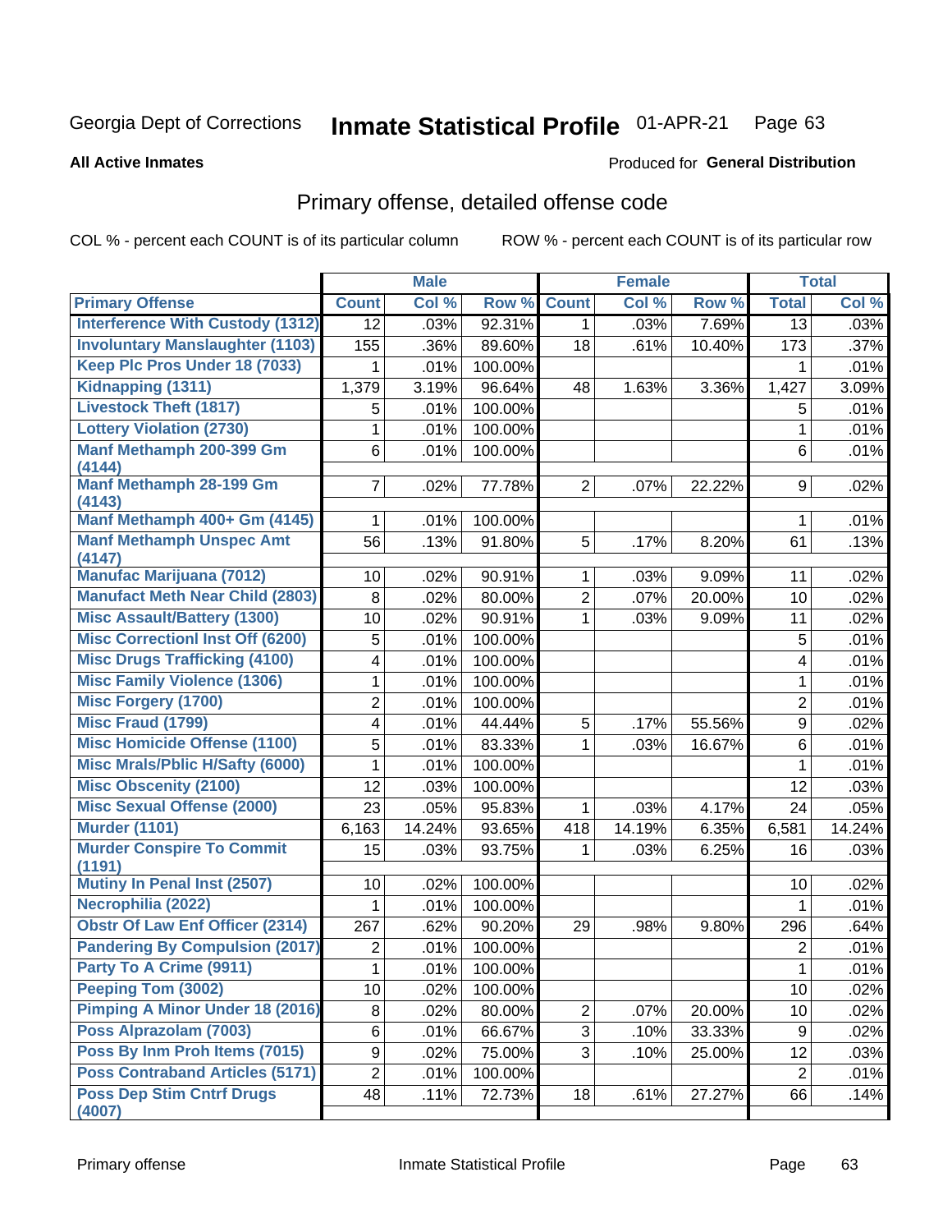Georgia Dept of Corrections **Inmate Statistical Profile** 01-APR-21

**All Active Inmates**

Produced for **General Distribution**

## Primary offense, detailed offense code

COL % - percent each COUNT is of its particular column    ROW % - percent each COUNT is of its particular row

| | Male | | | Female | | | Total | |
|---|---|---|---|---|---|---|---|---|
| **Primary Offense** | **Count** | **Col %** | **Row %** | **Count** | **Col %** | **Row %** | **Total** | **Col %** |
| Interference With Custody (1312) | 12 | .03% | 92.31% | 1 | .03% | 7.69% | 13 | .03% |
| Involuntary Manslaughter (1103) | 155 | .36% | 89.60% | 18 | .61% | 10.40% | 173 | .37% |
| Keep Plc Pros Under 18 (7033) | 1 | .01% | 100.00% | | | | 1 | .01% |
| Kidnapping (1311) | 1,379 | 3.19% | 96.64% | 48 | 1.63% | 3.36% | 1,427 | 3.09% |
| Livestock Theft (1817) | 5 | .01% | 100.00% | | | | 5 | .01% |
| Lottery Violation (2730) | 1 | .01% | 100.00% | | | | 1 | .01% |
| Manf Methamph 200-399 Gm (4144) | 6 | .01% | 100.00% | | | | 6 | .01% |
| Manf Methamph 28-199 Gm (4143) | 7 | .02% | 77.78% | 2 | .07% | 22.22% | 9 | .02% |
| Manf Methamph 400+ Gm (4145) | 1 | .01% | 100.00% | | | | 1 | .01% |
| Manf Methamph Unspec Amt (4147) | 56 | .13% | 91.80% | 5 | .17% | 8.20% | 61 | .13% |
| Manufac Marijuana (7012) | 10 | .02% | 90.91% | 1 | .03% | 9.09% | 11 | .02% |
| Manufact Meth Near Child (2803) | 8 | .02% | 80.00% | 2 | .07% | 20.00% | 10 | .02% |
| Misc Assault/Battery (1300) | 10 | .02% | 90.91% | 1 | .03% | 9.09% | 11 | .02% |
| Misc Correctionl Inst Off (6200) | 5 | .01% | 100.00% | | | | 5 | .01% |
| Misc Drugs Trafficking (4100) | 4 | .01% | 100.00% | | | | 4 | .01% |
| Misc Family Violence (1306) | 1 | .01% | 100.00% | | | | 1 | .01% |
| Misc Forgery (1700) | 2 | .01% | 100.00% | | | | 2 | .01% |
| Misc Fraud (1799) | 4 | .01% | 44.44% | 5 | .17% | 55.56% | 9 | .02% |
| Misc Homicide Offense (1100) | 5 | .01% | 83.33% | 1 | .03% | 16.67% | 6 | .01% |
| Misc Mrals/Pblic H/Safty (6000) | 1 | .01% | 100.00% | | | | 1 | .01% |
| Misc Obscenity (2100) | 12 | .03% | 100.00% | | | | 12 | .03% |
| Misc Sexual Offense (2000) | 23 | .05% | 95.83% | 1 | .03% | 4.17% | 24 | .05% |
| Murder (1101) | 6,163 | 14.24% | 93.65% | 418 | 14.19% | 6.35% | 6,581 | 14.24% |
| Murder Conspire To Commit (1191) | 15 | .03% | 93.75% | 1 | .03% | 6.25% | 16 | .03% |
| Mutiny In Penal Inst (2507) | 10 | .02% | 100.00% | | | | 10 | .02% |
| Necrophilia (2022) | 1 | .01% | 100.00% | | | | 1 | .01% |
| Obstr Of Law Enf Officer (2314) | 267 | .62% | 90.20% | 29 | .98% | 9.80% | 296 | .64% |
| Pandering By Compulsion (2017) | 2 | .01% | 100.00% | | | | 2 | .01% |
| Party To A Crime (9911) | 1 | .01% | 100.00% | | | | 1 | .01% |
| Peeping Tom (3002) | 10 | .02% | 100.00% | | | | 10 | .02% |
| Pimping A Minor Under 18 (2016) | 8 | .02% | 80.00% | 2 | .07% | 20.00% | 10 | .02% |
| Poss Alprazolam (7003) | 6 | .01% | 66.67% | 3 | .10% | 33.33% | 9 | .02% |
| Poss By Inm Proh Items (7015) | 9 | .02% | 75.00% | 3 | .10% | 25.00% | 12 | .03% |
| Poss Contraband Articles (5171) | 2 | .01% | 100.00% | | | | 2 | .01% |
| Poss Dep Stim Cntrf Drugs (4007) | 48 | .11% | 72.73% | 18 | .61% | 27.27% | 66 | .14% |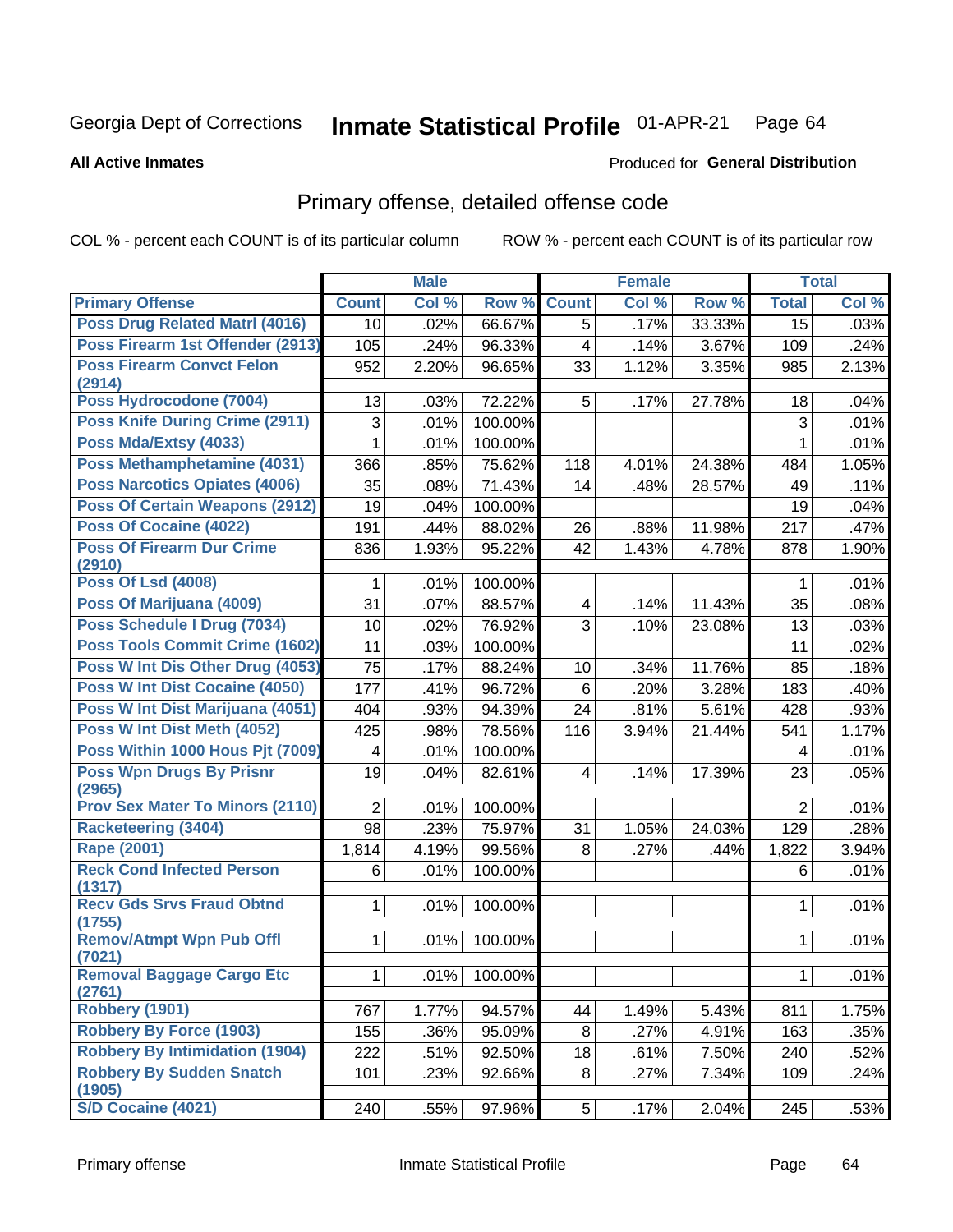Georgia Dept of Corrections **Inmate Statistical Profile** 01-APR-21

**All Active Inmates**

Produced for **General Distribution**

## Primary offense, detailed offense code

COL % - percent each COUNT is of its particular column

ROW % - percent each COUNT is of its particular row

| | Male | | | Female | | | Total | |
|---|---|---|---|---|---|---|---|---|
| **Primary Offense** | **Count** | **Col %** | **Row %** | **Count** | **Col %** | **Row %** | **Total** | **Col %** |
| Poss Drug Related Matrl (4016) | 10 | .02% | 66.67% | 5 | .17% | 33.33% | 15 | .03% |
| Poss Firearm 1st Offender (2913) | 105 | .24% | 96.33% | 4 | .14% | 3.67% | 109 | .24% |
| Poss Firearm Convct Felon (2914) | 952 | 2.20% | 96.65% | 33 | 1.12% | 3.35% | 985 | 2.13% |
| Poss Hydrocodone (7004) | 13 | .03% | 72.22% | 5 | .17% | 27.78% | 18 | .04% |
| Poss Knife During Crime (2911) | 3 | .01% | 100.00% | | | | 3 | .01% |
| Poss Mda/Extsy (4033) | 1 | .01% | 100.00% | | | | 1 | .01% |
| Poss Methamphetamine (4031) | 366 | .85% | 75.62% | 118 | 4.01% | 24.38% | 484 | 1.05% |
| Poss Narcotics Opiates (4006) | 35 | .08% | 71.43% | 14 | .48% | 28.57% | 49 | .11% |
| Poss Of Certain Weapons (2912) | 19 | .04% | 100.00% | | | | 19 | .04% |
| Poss Of Cocaine (4022) | 191 | .44% | 88.02% | 26 | .88% | 11.98% | 217 | .47% |
| Poss Of Firearm Dur Crime (2910) | 836 | 1.93% | 95.22% | 42 | 1.43% | 4.78% | 878 | 1.90% |
| Poss Of Lsd (4008) | 1 | .01% | 100.00% | | | | 1 | .01% |
| Poss Of Marijuana (4009) | 31 | .07% | 88.57% | 4 | .14% | 11.43% | 35 | .08% |
| Poss Schedule I Drug (7034) | 10 | .02% | 76.92% | 3 | .10% | 23.08% | 13 | .03% |
| Poss Tools Commit Crime (1602) | 11 | .03% | 100.00% | | | | 11 | .02% |
| Poss W Int Dis Other Drug (4053) | 75 | .17% | 88.24% | 10 | .34% | 11.76% | 85 | .18% |
| Poss W Int Dist Cocaine (4050) | 177 | .41% | 96.72% | 6 | .20% | 3.28% | 183 | .40% |
| Poss W Int Dist Marijuana (4051) | 404 | .93% | 94.39% | 24 | .81% | 5.61% | 428 | .93% |
| Poss W Int Dist Meth (4052) | 425 | .98% | 78.56% | 116 | 3.94% | 21.44% | 541 | 1.17% |
| Poss Within 1000 Hous Pjt (7009) | 4 | .01% | 100.00% | | | | 4 | .01% |
| Poss Wpn Drugs By Prisnr (2965) | 19 | .04% | 82.61% | 4 | .14% | 17.39% | 23 | .05% |
| Prov Sex Mater To Minors (2110) | 2 | .01% | 100.00% | | | | 2 | .01% |
| Racketeering (3404) | 98 | .23% | 75.97% | 31 | 1.05% | 24.03% | 129 | .28% |
| Rape (2001) | 1,814 | 4.19% | 99.56% | 8 | .27% | .44% | 1,822 | 3.94% |
| Reck Cond Infected Person (1317) | 6 | .01% | 100.00% | | | | 6 | .01% |
| Recv Gds Srvs Fraud Obtnd (1755) | 1 | .01% | 100.00% | | | | 1 | .01% |
| Remov/Atmpt Wpn Pub Offl (7021) | 1 | .01% | 100.00% | | | | 1 | .01% |
| Removal Baggage Cargo Etc (2761) | 1 | .01% | 100.00% | | | | 1 | .01% |
| Robbery (1901) | 767 | 1.77% | 94.57% | 44 | 1.49% | 5.43% | 811 | 1.75% |
| Robbery By Force (1903) | 155 | .36% | 95.09% | 8 | .27% | 4.91% | 163 | .35% |
| Robbery By Intimidation (1904) | 222 | .51% | 92.50% | 18 | .61% | 7.50% | 240 | .52% |
| Robbery By Sudden Snatch (1905) | 101 | .23% | 92.66% | 8 | .27% | 7.34% | 109 | .24% |
| S/D Cocaine (4021) | 240 | .55% | 97.96% | 5 | .17% | 2.04% | 245 | .53% |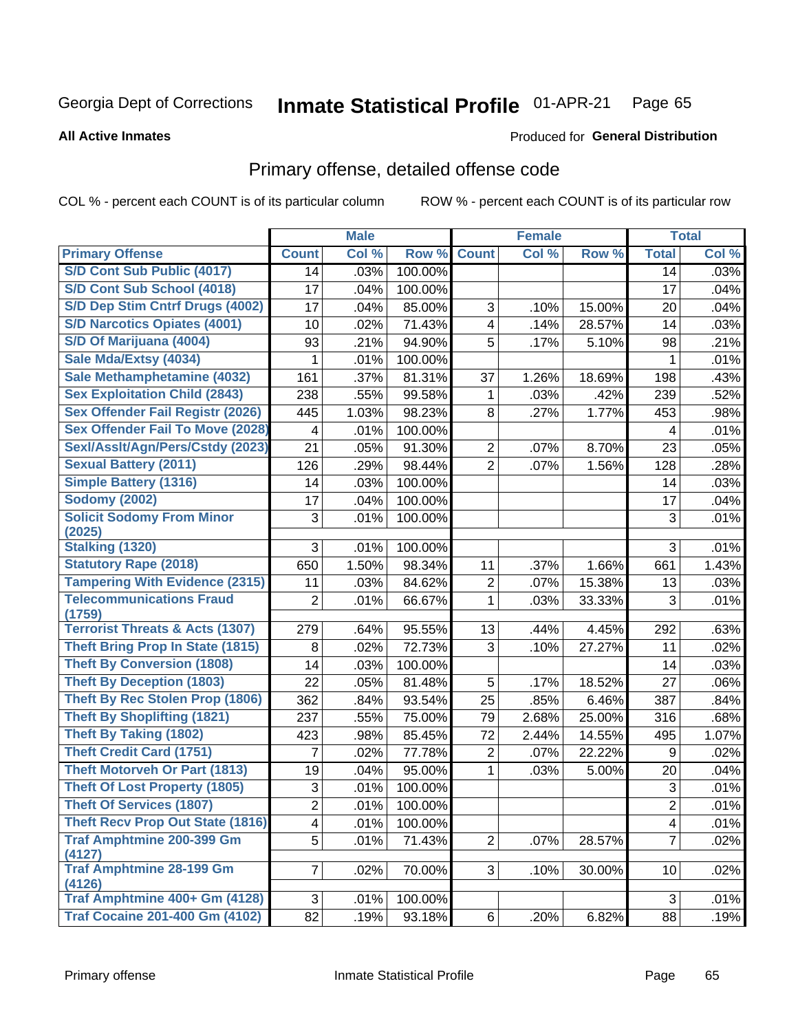Georgia Dept of Corrections **Inmate Statistical Profile** 01-APR-21

**All Active Inmates**

Produced for **General Distribution**

## Primary offense, detailed offense code

COL % - percent each COUNT is of its particular column    ROW % - percent each COUNT is of its particular row

| | Male | | | Female | | | Total | |
|---|---|---|---|---|---|---|---|---|
| Primary Offense | Count | Col % | Row % | Count | Col % | Row % | Total | Col % |
| S/D Cont Sub Public (4017) | 14 | .03% | 100.00% | | | | 14 | .03% |
| S/D Cont Sub School (4018) | 17 | .04% | 100.00% | | | | 17 | .04% |
| S/D Dep Stim Cntrf Drugs (4002) | 17 | .04% | 85.00% | 3 | .10% | 15.00% | 20 | .04% |
| S/D Narcotics Opiates (4001) | 10 | .02% | 71.43% | 4 | .14% | 28.57% | 14 | .03% |
| S/D Of Marijuana (4004) | 93 | .21% | 94.90% | 5 | .17% | 5.10% | 98 | .21% |
| Sale Mda/Extsy (4034) | 1 | .01% | 100.00% | | | | 1 | .01% |
| Sale Methamphetamine (4032) | 161 | .37% | 81.31% | 37 | 1.26% | 18.69% | 198 | .43% |
| Sex Exploitation Child (2843) | 238 | .55% | 99.58% | 1 | .03% | .42% | 239 | .52% |
| Sex Offender Fail Registr (2026) | 445 | 1.03% | 98.23% | 8 | .27% | 1.77% | 453 | .98% |
| Sex Offender Fail To Move (2028) | 4 | .01% | 100.00% | | | | 4 | .01% |
| Sexl/Asslt/Agn/Pers/Cstdy (2023) | 21 | .05% | 91.30% | 2 | .07% | 8.70% | 23 | .05% |
| Sexual Battery (2011) | 126 | .29% | 98.44% | 2 | .07% | 1.56% | 128 | .28% |
| Simple Battery (1316) | 14 | .03% | 100.00% | | | | 14 | .03% |
| Sodomy (2002) | 17 | .04% | 100.00% | | | | 17 | .04% |
| Solicit Sodomy From Minor (2025) | 3 | .01% | 100.00% | | | | 3 | .01% |
| Stalking (1320) | 3 | .01% | 100.00% | | | | 3 | .01% |
| Statutory Rape (2018) | 650 | 1.50% | 98.34% | 11 | .37% | 1.66% | 661 | 1.43% |
| Tampering With Evidence (2315) | 11 | .03% | 84.62% | 2 | .07% | 15.38% | 13 | .03% |
| Telecommunications Fraud (1759) | 2 | .01% | 66.67% | 1 | .03% | 33.33% | 3 | .01% |
| Terrorist Threats & Acts (1307) | 279 | .64% | 95.55% | 13 | .44% | 4.45% | 292 | .63% |
| Theft Bring Prop In State (1815) | 8 | .02% | 72.73% | 3 | .10% | 27.27% | 11 | .02% |
| Theft By Conversion (1808) | 14 | .03% | 100.00% | | | | 14 | .03% |
| Theft By Deception (1803) | 22 | .05% | 81.48% | 5 | .17% | 18.52% | 27 | .06% |
| Theft By Rec Stolen Prop (1806) | 362 | .84% | 93.54% | 25 | .85% | 6.46% | 387 | .84% |
| Theft By Shoplifting (1821) | 237 | .55% | 75.00% | 79 | 2.68% | 25.00% | 316 | .68% |
| Theft By Taking (1802) | 423 | .98% | 85.45% | 72 | 2.44% | 14.55% | 495 | 1.07% |
| Theft Credit Card (1751) | 7 | .02% | 77.78% | 2 | .07% | 22.22% | 9 | .02% |
| Theft Motorveh Or Part (1813) | 19 | .04% | 95.00% | 1 | .03% | 5.00% | 20 | .04% |
| Theft Of Lost Property (1805) | 3 | .01% | 100.00% | | | | 3 | .01% |
| Theft Of Services (1807) | 2 | .01% | 100.00% | | | | 2 | .01% |
| Theft Recv Prop Out State (1816) | 4 | .01% | 100.00% | | | | 4 | .01% |
| Traf Amphtmine 200-399 Gm (4127) | 5 | .01% | 71.43% | 2 | .07% | 28.57% | 7 | .02% |
| Traf Amphtmine 28-199 Gm (4126) | 7 | .02% | 70.00% | 3 | .10% | 30.00% | 10 | .02% |
| Traf Amphtmine 400+ Gm (4128) | 3 | .01% | 100.00% | | | | 3 | .01% |
| Traf Cocaine 201-400 Gm (4102) | 82 | .19% | 93.18% | 6 | .20% | 6.82% | 88 | .19% |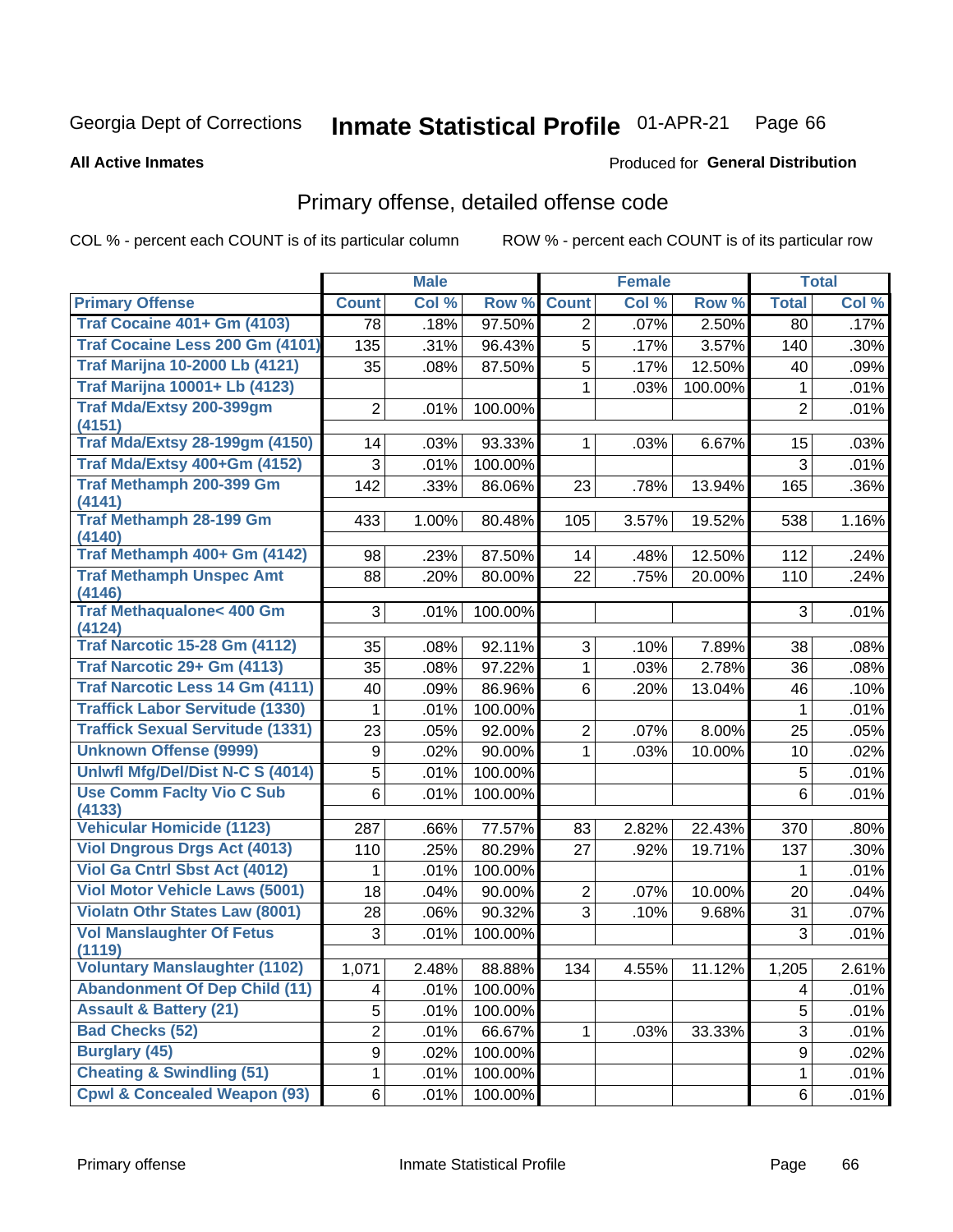Georgia Dept of Corrections **Inmate Statistical Profile** 01-APR-21

**All Active Inmates**

Produced for **General Distribution**

## Primary offense, detailed offense code

COL % - percent each COUNT is of its particular column ROW % - percent each COUNT is of its particular row

| | Male | | | Female | | | Total | |
|---|---|---|---|---|---|---|---|---|
| **Primary Offense** | **Count** | **Col %** | **Row %** | **Count** | **Col %** | **Row %** | **Total** | **Col %** |
| Traf Cocaine 401+ Gm (4103) | 78 | .18% | 97.50% | 2 | .07% | 2.50% | 80 | .17% |
| Traf Cocaine Less 200 Gm (4101) | 135 | .31% | 96.43% | 5 | .17% | 3.57% | 140 | .30% |
| Traf Marijna 10-2000 Lb (4121) | 35 | .08% | 87.50% | 5 | .17% | 12.50% | 40 | .09% |
| Traf Marijna 10001+ Lb (4123) | | | | 1 | .03% | 100.00% | 1 | .01% |
| Traf Mda/Extsy 200-399gm (4151) | 2 | .01% | 100.00% | | | | 2 | .01% |
| Traf Mda/Extsy 28-199gm (4150) | 14 | .03% | 93.33% | 1 | .03% | 6.67% | 15 | .03% |
| Traf Mda/Extsy 400+Gm (4152) | 3 | .01% | 100.00% | | | | 3 | .01% |
| Traf Methamph 200-399 Gm (4141) | 142 | .33% | 86.06% | 23 | .78% | 13.94% | 165 | .36% |
| Traf Methamph 28-199 Gm (4140) | 433 | 1.00% | 80.48% | 105 | 3.57% | 19.52% | 538 | 1.16% |
| Traf Methamph 400+ Gm (4142) | 98 | .23% | 87.50% | 14 | .48% | 12.50% | 112 | .24% |
| Traf Methamph Unspec Amt (4146) | 88 | .20% | 80.00% | 22 | .75% | 20.00% | 110 | .24% |
| Traf Methaqualone< 400 Gm (4124) | 3 | .01% | 100.00% | | | | 3 | .01% |
| Traf Narcotic 15-28 Gm (4112) | 35 | .08% | 92.11% | 3 | .10% | 7.89% | 38 | .08% |
| Traf Narcotic 29+ Gm (4113) | 35 | .08% | 97.22% | 1 | .03% | 2.78% | 36 | .08% |
| Traf Narcotic Less 14 Gm (4111) | 40 | .09% | 86.96% | 6 | .20% | 13.04% | 46 | .10% |
| Traffick Labor Servitude (1330) | 1 | .01% | 100.00% | | | | 1 | .01% |
| Traffick Sexual Servitude (1331) | 23 | .05% | 92.00% | 2 | .07% | 8.00% | 25 | .05% |
| Unknown Offense (9999) | 9 | .02% | 90.00% | 1 | .03% | 10.00% | 10 | .02% |
| Unlwfl Mfg/Del/Dist N-C S (4014) | 5 | .01% | 100.00% | | | | 5 | .01% |
| Use Comm Faclty Vio C Sub (4133) | 6 | .01% | 100.00% | | | | 6 | .01% |
| Vehicular Homicide (1123) | 287 | .66% | 77.57% | 83 | 2.82% | 22.43% | 370 | .80% |
| Viol Dngrous Drgs Act (4013) | 110 | .25% | 80.29% | 27 | .92% | 19.71% | 137 | .30% |
| Viol Ga Cntrl Sbst Act (4012) | 1 | .01% | 100.00% | | | | 1 | .01% |
| Viol Motor Vehicle Laws (5001) | 18 | .04% | 90.00% | 2 | .07% | 10.00% | 20 | .04% |
| Violatn Othr States Law (8001) | 28 | .06% | 90.32% | 3 | .10% | 9.68% | 31 | .07% |
| Vol Manslaughter Of Fetus (1119) | 3 | .01% | 100.00% | | | | 3 | .01% |
| Voluntary Manslaughter (1102) | 1,071 | 2.48% | 88.88% | 134 | 4.55% | 11.12% | 1,205 | 2.61% |
| Abandonment Of Dep Child (11) | 4 | .01% | 100.00% | | | | 4 | .01% |
| Assault & Battery (21) | 5 | .01% | 100.00% | | | | 5 | .01% |
| Bad Checks (52) | 2 | .01% | 66.67% | 1 | .03% | 33.33% | 3 | .01% |
| Burglary (45) | 9 | .02% | 100.00% | | | | 9 | .02% |
| Cheating & Swindling (51) | 1 | .01% | 100.00% | | | | 1 | .01% |
| Cpwl & Concealed Weapon (93) | 6 | .01% | 100.00% | | | | 6 | .01% |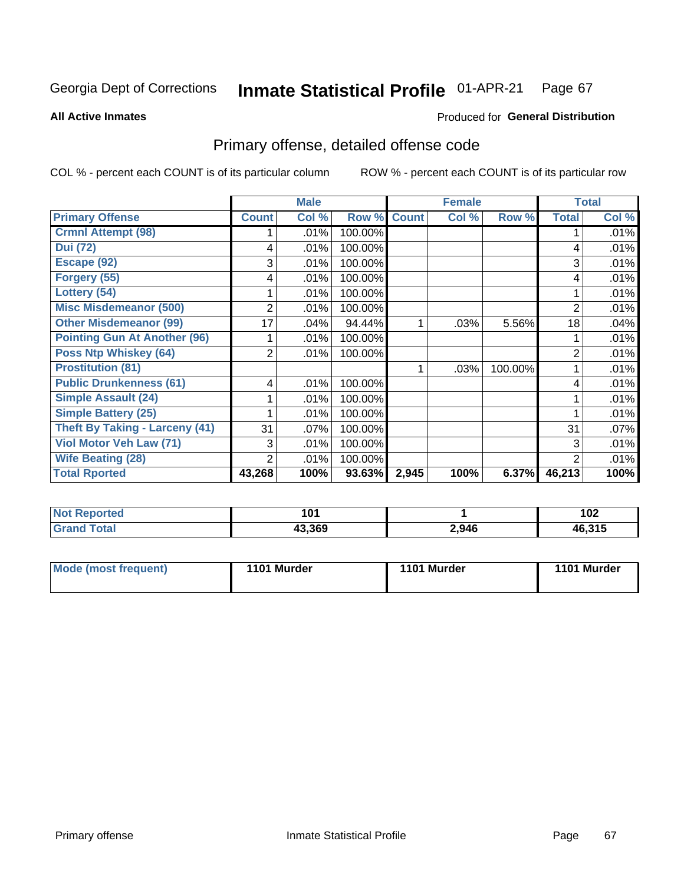Georgia Dept of Corrections **Inmate Statistical Profile** 01-APR-21

**All Active Inmates**

Produced for **General Distribution**

## Primary offense, detailed offense code

COL % - percent each COUNT is of its particular column

ROW % - percent each COUNT is of its particular row

| | Male | | | Female | | | Total | |
|---|---|---|---|---|---|---|---|---|
| **Primary Offense** | **Count** | **Col %** | **Row %** | **Count** | **Col %** | **Row %** | **Total** | **Col %** |
| Crmnl Attempt (98) | 1 | .01% | 100.00% | | | | 1 | .01% |
| Dui (72) | 4 | .01% | 100.00% | | | | 4 | .01% |
| Escape (92) | 3 | .01% | 100.00% | | | | 3 | .01% |
| Forgery (55) | 4 | .01% | 100.00% | | | | 4 | .01% |
| Lottery (54) | 1 | .01% | 100.00% | | | | 1 | .01% |
| Misc Misdemeanor (500) | 2 | .01% | 100.00% | | | | 2 | .01% |
| Other Misdemeanor (99) | 17 | .04% | 94.44% | 1 | .03% | 5.56% | 18 | .04% |
| Pointing Gun At Another (96) | 1 | .01% | 100.00% | | | | 1 | .01% |
| Poss Ntp Whiskey (64) | 2 | .01% | 100.00% | | | | 2 | .01% |
| Prostitution (81) | | | | 1 | .03% | 100.00% | 1 | .01% |
| Public Drunkenness (61) | 4 | .01% | 100.00% | | | | 4 | .01% |
| Simple Assault (24) | 1 | .01% | 100.00% | | | | 1 | .01% |
| Simple Battery (25) | 1 | .01% | 100.00% | | | | 1 | .01% |
| Theft By Taking - Larceny (41) | 31 | .07% | 100.00% | | | | 31 | .07% |
| Viol Motor Veh Law (71) | 3 | .01% | 100.00% | | | | 3 | .01% |
| Wife Beating (28) | 2 | .01% | 100.00% | | | | 2 | .01% |
| **Total Rported** | **43,268** | **100%** | **93.63%** | **2,945** | **100%** | **6.37%** | **46,213** | **100%** |

| | Male | Female | Total |
|---|---|---|---|
| **Not Reported** | **101** | **1** | **102** |
| **Grand Total** | **43,369** | **2,946** | **46,315** |

| | Male | Female | Total |
|---|---|---|---|
| **Mode (most frequent)** | **1101 Murder** | **1101 Murder** | **1101 Murder** |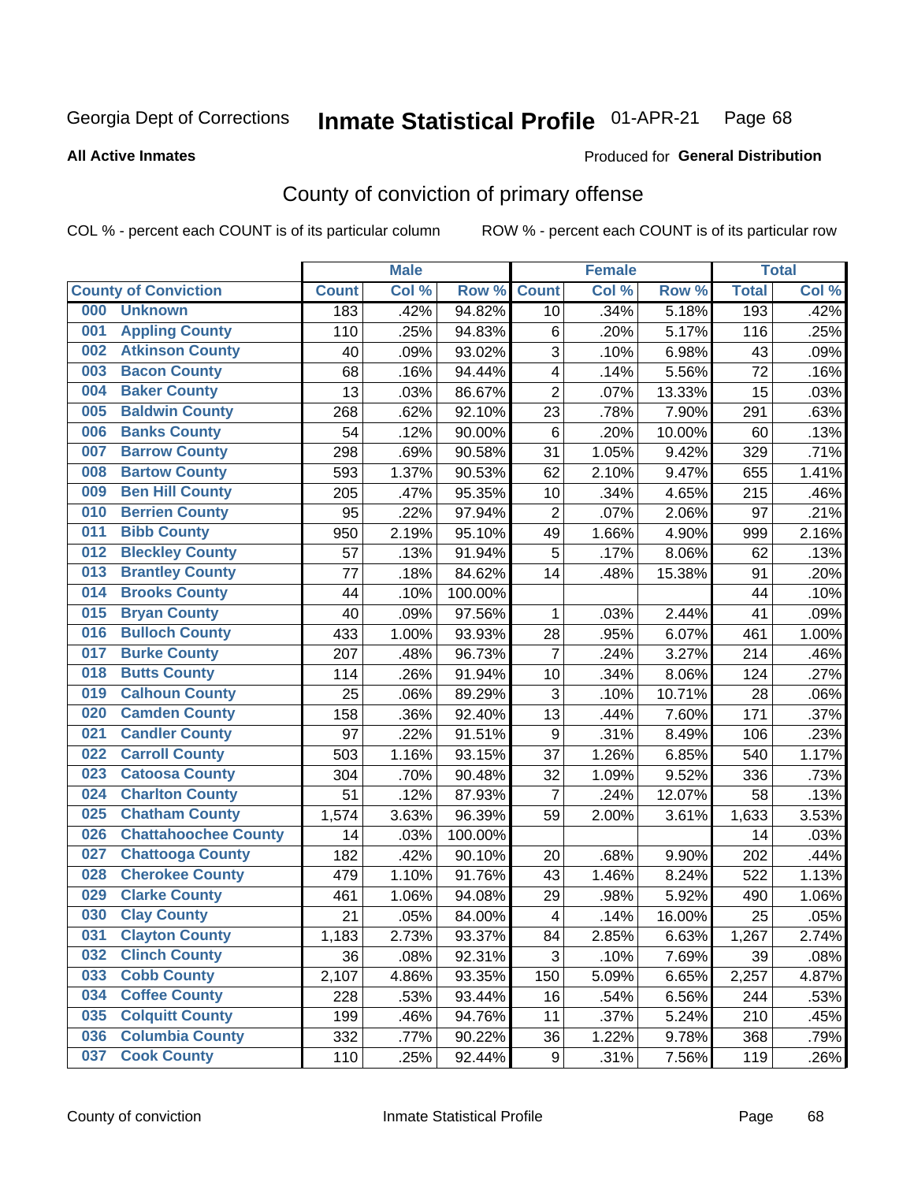Georgia Dept of Corrections **Inmate Statistical Profile** 01-APR-21

**All Active Inmates**

Produced for **General Distribution**

## County of conviction of primary offense

COL % - percent each COUNT is of its particular column

ROW % - percent each COUNT is of its particular row

| County of Conviction | Male | | | Female | | | Total | |
|---|---|---|---|---|---|---|---|---|
| | Count | Col % | Row % | Count | Col % | Row % | Total | Col % |
| 000 Unknown | 183 | .42% | 94.82% | 10 | .34% | 5.18% | 193 | .42% |
| 001 Appling County | 110 | .25% | 94.83% | 6 | .20% | 5.17% | 116 | .25% |
| 002 Atkinson County | 40 | .09% | 93.02% | 3 | .10% | 6.98% | 43 | .09% |
| 003 Bacon County | 68 | .16% | 94.44% | 4 | .14% | 5.56% | 72 | .16% |
| 004 Baker County | 13 | .03% | 86.67% | 2 | .07% | 13.33% | 15 | .03% |
| 005 Baldwin County | 268 | .62% | 92.10% | 23 | .78% | 7.90% | 291 | .63% |
| 006 Banks County | 54 | .12% | 90.00% | 6 | .20% | 10.00% | 60 | .13% |
| 007 Barrow County | 298 | .69% | 90.58% | 31 | 1.05% | 9.42% | 329 | .71% |
| 008 Bartow County | 593 | 1.37% | 90.53% | 62 | 2.10% | 9.47% | 655 | 1.41% |
| 009 Ben Hill County | 205 | .47% | 95.35% | 10 | .34% | 4.65% | 215 | .46% |
| 010 Berrien County | 95 | .22% | 97.94% | 2 | .07% | 2.06% | 97 | .21% |
| 011 Bibb County | 950 | 2.19% | 95.10% | 49 | 1.66% | 4.90% | 999 | 2.16% |
| 012 Bleckley County | 57 | .13% | 91.94% | 5 | .17% | 8.06% | 62 | .13% |
| 013 Brantley County | 77 | .18% | 84.62% | 14 | .48% | 15.38% | 91 | .20% |
| 014 Brooks County | 44 | .10% | 100.00% | | | | 44 | .10% |
| 015 Bryan County | 40 | .09% | 97.56% | 1 | .03% | 2.44% | 41 | .09% |
| 016 Bulloch County | 433 | 1.00% | 93.93% | 28 | .95% | 6.07% | 461 | 1.00% |
| 017 Burke County | 207 | .48% | 96.73% | 7 | .24% | 3.27% | 214 | .46% |
| 018 Butts County | 114 | .26% | 91.94% | 10 | .34% | 8.06% | 124 | .27% |
| 019 Calhoun County | 25 | .06% | 89.29% | 3 | .10% | 10.71% | 28 | .06% |
| 020 Camden County | 158 | .36% | 92.40% | 13 | .44% | 7.60% | 171 | .37% |
| 021 Candler County | 97 | .22% | 91.51% | 9 | .31% | 8.49% | 106 | .23% |
| 022 Carroll County | 503 | 1.16% | 93.15% | 37 | 1.26% | 6.85% | 540 | 1.17% |
| 023 Catoosa County | 304 | .70% | 90.48% | 32 | 1.09% | 9.52% | 336 | .73% |
| 024 Charlton County | 51 | .12% | 87.93% | 7 | .24% | 12.07% | 58 | .13% |
| 025 Chatham County | 1,574 | 3.63% | 96.39% | 59 | 2.00% | 3.61% | 1,633 | 3.53% |
| 026 Chattahoochee County | 14 | .03% | 100.00% | | | | 14 | .03% |
| 027 Chattooga County | 182 | .42% | 90.10% | 20 | .68% | 9.90% | 202 | .44% |
| 028 Cherokee County | 479 | 1.10% | 91.76% | 43 | 1.46% | 8.24% | 522 | 1.13% |
| 029 Clarke County | 461 | 1.06% | 94.08% | 29 | .98% | 5.92% | 490 | 1.06% |
| 030 Clay County | 21 | .05% | 84.00% | 4 | .14% | 16.00% | 25 | .05% |
| 031 Clayton County | 1,183 | 2.73% | 93.37% | 84 | 2.85% | 6.63% | 1,267 | 2.74% |
| 032 Clinch County | 36 | .08% | 92.31% | 3 | .10% | 7.69% | 39 | .08% |
| 033 Cobb County | 2,107 | 4.86% | 93.35% | 150 | 5.09% | 6.65% | 2,257 | 4.87% |
| 034 Coffee County | 228 | .53% | 93.44% | 16 | .54% | 6.56% | 244 | .53% |
| 035 Colquitt County | 199 | .46% | 94.76% | 11 | .37% | 5.24% | 210 | .45% |
| 036 Columbia County | 332 | .77% | 90.22% | 36 | 1.22% | 9.78% | 368 | .79% |
| 037 Cook County | 110 | .25% | 92.44% | 9 | .31% | 7.56% | 119 | .26% |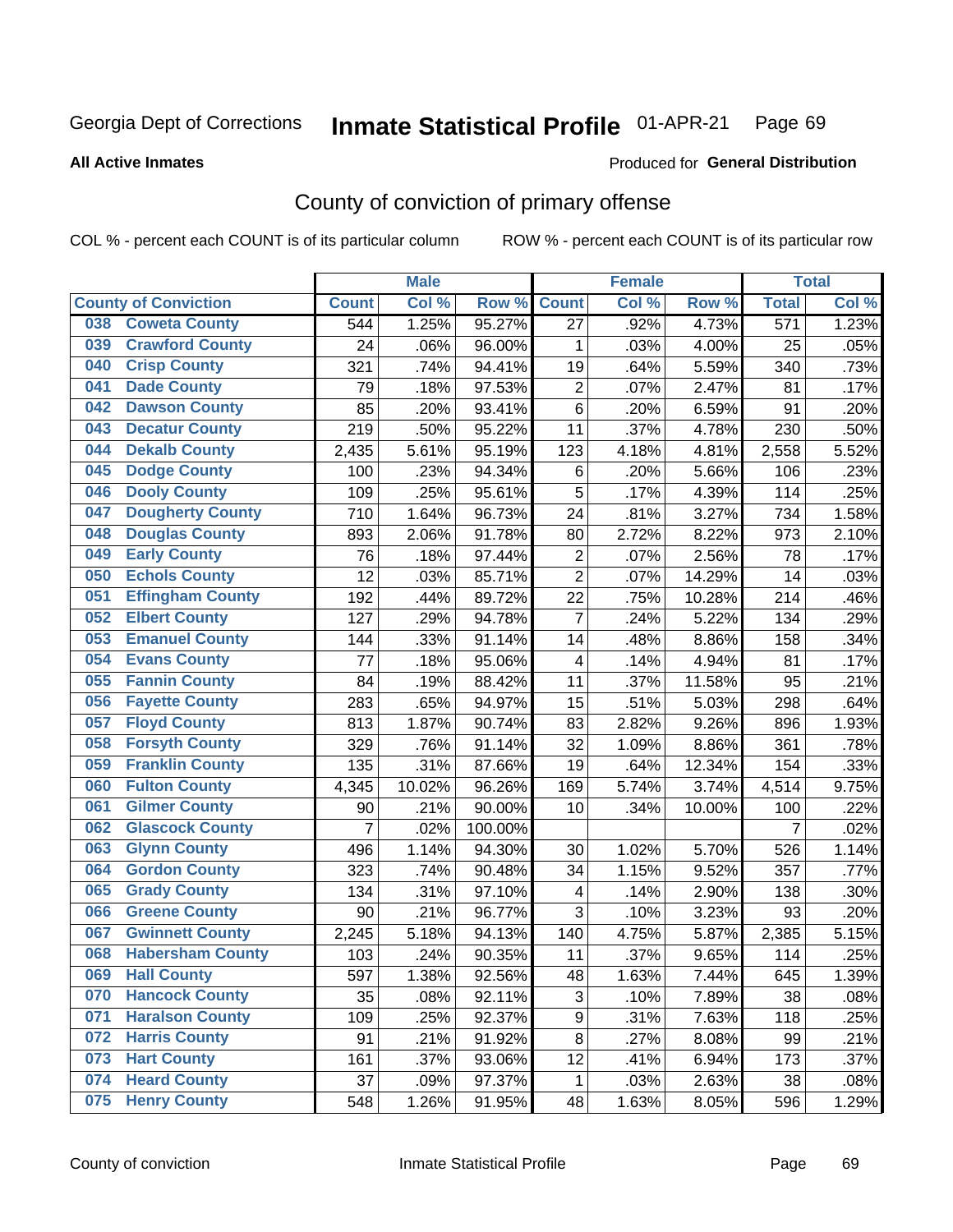Georgia Dept of Corrections **Inmate Statistical Profile** 01-APR-21 Page 69

**All Active Inmates**

Produced for **General Distribution**

## County of conviction of primary offense

COL % - percent each COUNT is of its particular column ROW % - percent each COUNT is of its particular row

| County of Conviction | Male | | | Female | | | Total | |
|---|---|---|---|---|---|---|---|---|
| | Count | Col % | Row % | Count | Col % | Row % | Total | Col % |
| 038 Coweta County | 544 | 1.25% | 95.27% | 27 | .92% | 4.73% | 571 | 1.23% |
| 039 Crawford County | 24 | .06% | 96.00% | 1 | .03% | 4.00% | 25 | .05% |
| 040 Crisp County | 321 | .74% | 94.41% | 19 | .64% | 5.59% | 340 | .73% |
| 041 Dade County | 79 | .18% | 97.53% | 2 | .07% | 2.47% | 81 | .17% |
| 042 Dawson County | 85 | .20% | 93.41% | 6 | .20% | 6.59% | 91 | .20% |
| 043 Decatur County | 219 | .50% | 95.22% | 11 | .37% | 4.78% | 230 | .50% |
| 044 Dekalb County | 2,435 | 5.61% | 95.19% | 123 | 4.18% | 4.81% | 2,558 | 5.52% |
| 045 Dodge County | 100 | .23% | 94.34% | 6 | .20% | 5.66% | 106 | .23% |
| 046 Dooly County | 109 | .25% | 95.61% | 5 | .17% | 4.39% | 114 | .25% |
| 047 Dougherty County | 710 | 1.64% | 96.73% | 24 | .81% | 3.27% | 734 | 1.58% |
| 048 Douglas County | 893 | 2.06% | 91.78% | 80 | 2.72% | 8.22% | 973 | 2.10% |
| 049 Early County | 76 | .18% | 97.44% | 2 | .07% | 2.56% | 78 | .17% |
| 050 Echols County | 12 | .03% | 85.71% | 2 | .07% | 14.29% | 14 | .03% |
| 051 Effingham County | 192 | .44% | 89.72% | 22 | .75% | 10.28% | 214 | .46% |
| 052 Elbert County | 127 | .29% | 94.78% | 7 | .24% | 5.22% | 134 | .29% |
| 053 Emanuel County | 144 | .33% | 91.14% | 14 | .48% | 8.86% | 158 | .34% |
| 054 Evans County | 77 | .18% | 95.06% | 4 | .14% | 4.94% | 81 | .17% |
| 055 Fannin County | 84 | .19% | 88.42% | 11 | .37% | 11.58% | 95 | .21% |
| 056 Fayette County | 283 | .65% | 94.97% | 15 | .51% | 5.03% | 298 | .64% |
| 057 Floyd County | 813 | 1.87% | 90.74% | 83 | 2.82% | 9.26% | 896 | 1.93% |
| 058 Forsyth County | 329 | .76% | 91.14% | 32 | 1.09% | 8.86% | 361 | .78% |
| 059 Franklin County | 135 | .31% | 87.66% | 19 | .64% | 12.34% | 154 | .33% |
| 060 Fulton County | 4,345 | 10.02% | 96.26% | 169 | 5.74% | 3.74% | 4,514 | 9.75% |
| 061 Gilmer County | 90 | .21% | 90.00% | 10 | .34% | 10.00% | 100 | .22% |
| 062 Glascock County | 7 | .02% | 100.00% | | | | 7 | .02% |
| 063 Glynn County | 496 | 1.14% | 94.30% | 30 | 1.02% | 5.70% | 526 | 1.14% |
| 064 Gordon County | 323 | .74% | 90.48% | 34 | 1.15% | 9.52% | 357 | .77% |
| 065 Grady County | 134 | .31% | 97.10% | 4 | .14% | 2.90% | 138 | .30% |
| 066 Greene County | 90 | .21% | 96.77% | 3 | .10% | 3.23% | 93 | .20% |
| 067 Gwinnett County | 2,245 | 5.18% | 94.13% | 140 | 4.75% | 5.87% | 2,385 | 5.15% |
| 068 Habersham County | 103 | .24% | 90.35% | 11 | .37% | 9.65% | 114 | .25% |
| 069 Hall County | 597 | 1.38% | 92.56% | 48 | 1.63% | 7.44% | 645 | 1.39% |
| 070 Hancock County | 35 | .08% | 92.11% | 3 | .10% | 7.89% | 38 | .08% |
| 071 Haralson County | 109 | .25% | 92.37% | 9 | .31% | 7.63% | 118 | .25% |
| 072 Harris County | 91 | .21% | 91.92% | 8 | .27% | 8.08% | 99 | .21% |
| 073 Hart County | 161 | .37% | 93.06% | 12 | .41% | 6.94% | 173 | .37% |
| 074 Heard County | 37 | .09% | 97.37% | 1 | .03% | 2.63% | 38 | .08% |
| 075 Henry County | 548 | 1.26% | 91.95% | 48 | 1.63% | 8.05% | 596 | 1.29% |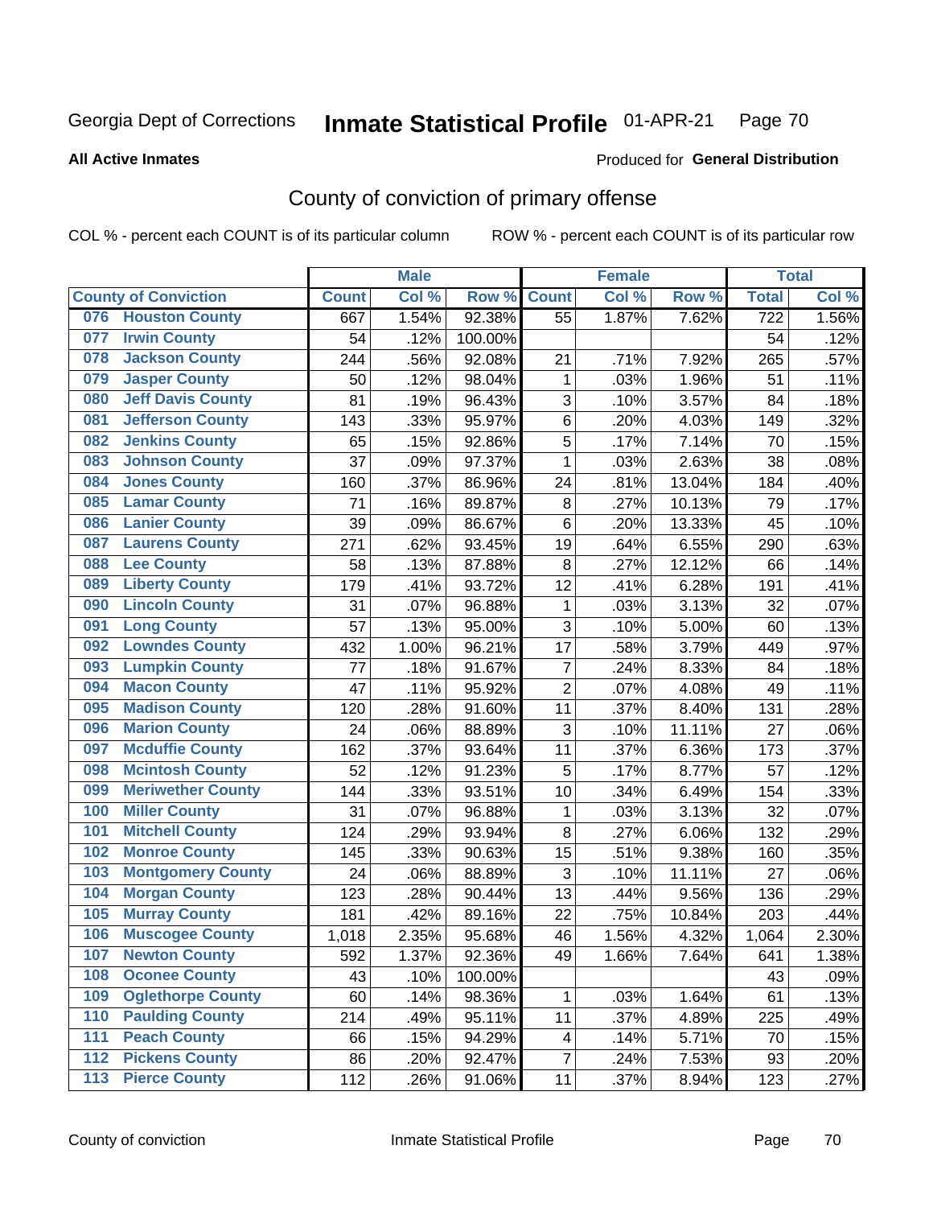Georgia Dept of Corrections

# Inmate Statistical Profile 01-APR-21

**All Active Inmates**

Produced for **General Distribution**

## County of conviction of primary offense

COL % - percent each COUNT is of its particular column ROW % - percent each COUNT is of its particular row

| County of Conviction | Male | | | Female | | | Total | |
|---|---|---|---|---|---|---|---|---|
| | Count | Col % | Row % | Count | Col % | Row % | Total | Col % |
| 076 Houston County | 667 | 1.54% | 92.38% | 55 | 1.87% | 7.62% | 722 | 1.56% |
| 077 Irwin County | 54 | .12% | 100.00% | | | | 54 | .12% |
| 078 Jackson County | 244 | .56% | 92.08% | 21 | .71% | 7.92% | 265 | .57% |
| 079 Jasper County | 50 | .12% | 98.04% | 1 | .03% | 1.96% | 51 | .11% |
| 080 Jeff Davis County | 81 | .19% | 96.43% | 3 | .10% | 3.57% | 84 | .18% |
| 081 Jefferson County | 143 | .33% | 95.97% | 6 | .20% | 4.03% | 149 | .32% |
| 082 Jenkins County | 65 | .15% | 92.86% | 5 | .17% | 7.14% | 70 | .15% |
| 083 Johnson County | 37 | .09% | 97.37% | 1 | .03% | 2.63% | 38 | .08% |
| 084 Jones County | 160 | .37% | 86.96% | 24 | .81% | 13.04% | 184 | .40% |
| 085 Lamar County | 71 | .16% | 89.87% | 8 | .27% | 10.13% | 79 | .17% |
| 086 Lanier County | 39 | .09% | 86.67% | 6 | .20% | 13.33% | 45 | .10% |
| 087 Laurens County | 271 | .62% | 93.45% | 19 | .64% | 6.55% | 290 | .63% |
| 088 Lee County | 58 | .13% | 87.88% | 8 | .27% | 12.12% | 66 | .14% |
| 089 Liberty County | 179 | .41% | 93.72% | 12 | .41% | 6.28% | 191 | .41% |
| 090 Lincoln County | 31 | .07% | 96.88% | 1 | .03% | 3.13% | 32 | .07% |
| 091 Long County | 57 | .13% | 95.00% | 3 | .10% | 5.00% | 60 | .13% |
| 092 Lowndes County | 432 | 1.00% | 96.21% | 17 | .58% | 3.79% | 449 | .97% |
| 093 Lumpkin County | 77 | .18% | 91.67% | 7 | .24% | 8.33% | 84 | .18% |
| 094 Macon County | 47 | .11% | 95.92% | 2 | .07% | 4.08% | 49 | .11% |
| 095 Madison County | 120 | .28% | 91.60% | 11 | .37% | 8.40% | 131 | .28% |
| 096 Marion County | 24 | .06% | 88.89% | 3 | .10% | 11.11% | 27 | .06% |
| 097 Mcduffie County | 162 | .37% | 93.64% | 11 | .37% | 6.36% | 173 | .37% |
| 098 Mcintosh County | 52 | .12% | 91.23% | 5 | .17% | 8.77% | 57 | .12% |
| 099 Meriwether County | 144 | .33% | 93.51% | 10 | .34% | 6.49% | 154 | .33% |
| 100 Miller County | 31 | .07% | 96.88% | 1 | .03% | 3.13% | 32 | .07% |
| 101 Mitchell County | 124 | .29% | 93.94% | 8 | .27% | 6.06% | 132 | .29% |
| 102 Monroe County | 145 | .33% | 90.63% | 15 | .51% | 9.38% | 160 | .35% |
| 103 Montgomery County | 24 | .06% | 88.89% | 3 | .10% | 11.11% | 27 | .06% |
| 104 Morgan County | 123 | .28% | 90.44% | 13 | .44% | 9.56% | 136 | .29% |
| 105 Murray County | 181 | .42% | 89.16% | 22 | .75% | 10.84% | 203 | .44% |
| 106 Muscogee County | 1,018 | 2.35% | 95.68% | 46 | 1.56% | 4.32% | 1,064 | 2.30% |
| 107 Newton County | 592 | 1.37% | 92.36% | 49 | 1.66% | 7.64% | 641 | 1.38% |
| 108 Oconee County | 43 | .10% | 100.00% | | | | 43 | .09% |
| 109 Oglethorpe County | 60 | .14% | 98.36% | 1 | .03% | 1.64% | 61 | .13% |
| 110 Paulding County | 214 | .49% | 95.11% | 11 | .37% | 4.89% | 225 | .49% |
| 111 Peach County | 66 | .15% | 94.29% | 4 | .14% | 5.71% | 70 | .15% |
| 112 Pickens County | 86 | .20% | 92.47% | 7 | .24% | 7.53% | 93 | .20% |
| 113 Pierce County | 112 | .26% | 91.06% | 11 | .37% | 8.94% | 123 | .27% |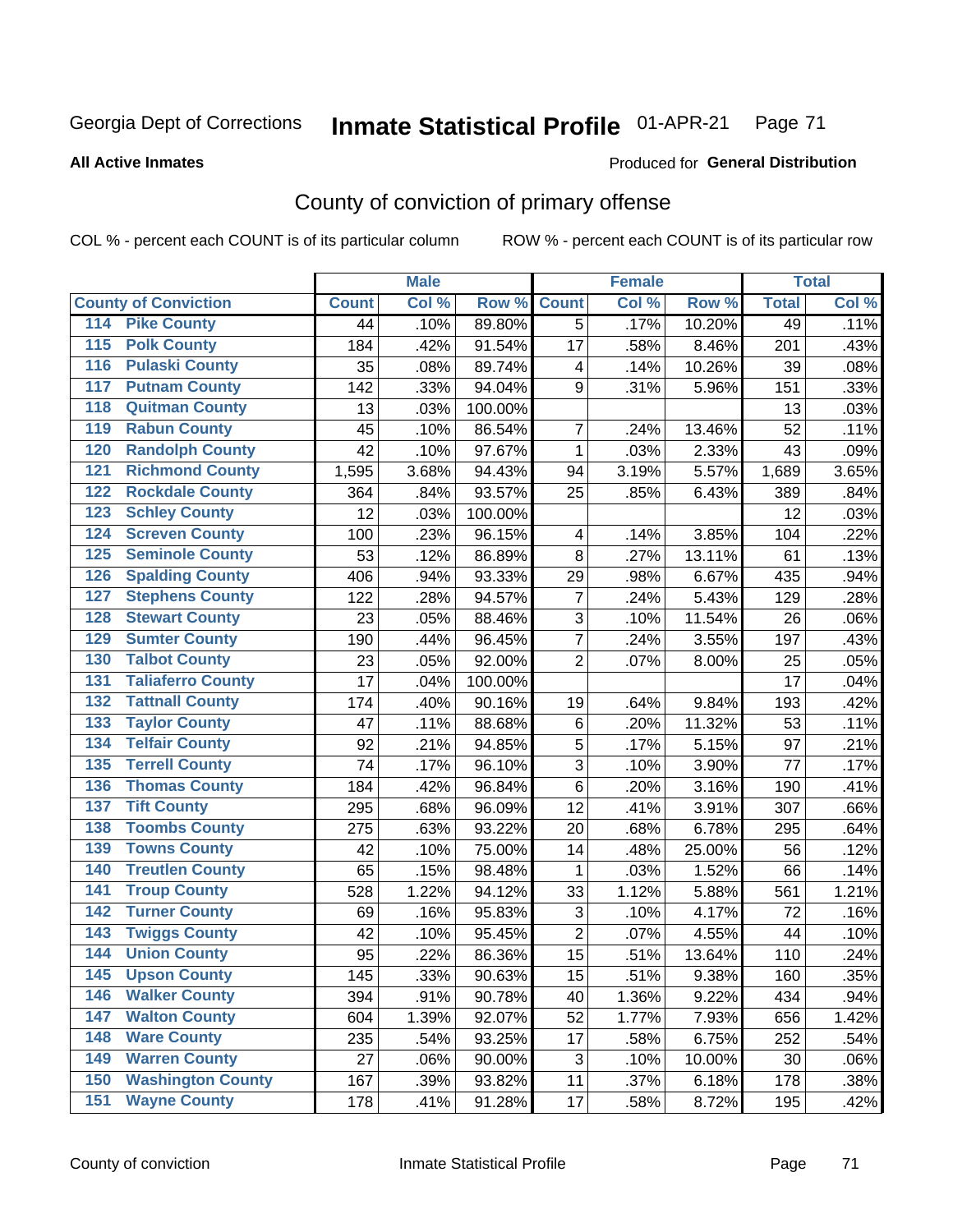Georgia Dept of Corrections **Inmate Statistical Profile** 01-APR-21

**All Active Inmates**

Produced for **General Distribution**

## County of conviction of primary offense

COL % - percent each COUNT is of its particular column ROW % - percent each COUNT is of its particular row

| County of Conviction | | Male | | | Female | | | Total | |
|---|---|---|---|---|---|---|---|---|---|
| | | Count | Col % | Row % | Count | Col % | Row % | Total | Col % |
| 114 | Pike County | 44 | .10% | 89.80% | 5 | .17% | 10.20% | 49 | .11% |
| 115 | Polk County | 184 | .42% | 91.54% | 17 | .58% | 8.46% | 201 | .43% |
| 116 | Pulaski County | 35 | .08% | 89.74% | 4 | .14% | 10.26% | 39 | .08% |
| 117 | Putnam County | 142 | .33% | 94.04% | 9 | .31% | 5.96% | 151 | .33% |
| 118 | Quitman County | 13 | .03% | 100.00% | | | | 13 | .03% |
| 119 | Rabun County | 45 | .10% | 86.54% | 7 | .24% | 13.46% | 52 | .11% |
| 120 | Randolph County | 42 | .10% | 97.67% | 1 | .03% | 2.33% | 43 | .09% |
| 121 | Richmond County | 1,595 | 3.68% | 94.43% | 94 | 3.19% | 5.57% | 1,689 | 3.65% |
| 122 | Rockdale County | 364 | .84% | 93.57% | 25 | .85% | 6.43% | 389 | .84% |
| 123 | Schley County | 12 | .03% | 100.00% | | | | 12 | .03% |
| 124 | Screven County | 100 | .23% | 96.15% | 4 | .14% | 3.85% | 104 | .22% |
| 125 | Seminole County | 53 | .12% | 86.89% | 8 | .27% | 13.11% | 61 | .13% |
| 126 | Spalding County | 406 | .94% | 93.33% | 29 | .98% | 6.67% | 435 | .94% |
| 127 | Stephens County | 122 | .28% | 94.57% | 7 | .24% | 5.43% | 129 | .28% |
| 128 | Stewart County | 23 | .05% | 88.46% | 3 | .10% | 11.54% | 26 | .06% |
| 129 | Sumter County | 190 | .44% | 96.45% | 7 | .24% | 3.55% | 197 | .43% |
| 130 | Talbot County | 23 | .05% | 92.00% | 2 | .07% | 8.00% | 25 | .05% |
| 131 | Taliaferro County | 17 | .04% | 100.00% | | | | 17 | .04% |
| 132 | Tattnall County | 174 | .40% | 90.16% | 19 | .64% | 9.84% | 193 | .42% |
| 133 | Taylor County | 47 | .11% | 88.68% | 6 | .20% | 11.32% | 53 | .11% |
| 134 | Telfair County | 92 | .21% | 94.85% | 5 | .17% | 5.15% | 97 | .21% |
| 135 | Terrell County | 74 | .17% | 96.10% | 3 | .10% | 3.90% | 77 | .17% |
| 136 | Thomas County | 184 | .42% | 96.84% | 6 | .20% | 3.16% | 190 | .41% |
| 137 | Tift County | 295 | .68% | 96.09% | 12 | .41% | 3.91% | 307 | .66% |
| 138 | Toombs County | 275 | .63% | 93.22% | 20 | .68% | 6.78% | 295 | .64% |
| 139 | Towns County | 42 | .10% | 75.00% | 14 | .48% | 25.00% | 56 | .12% |
| 140 | Treutlen County | 65 | .15% | 98.48% | 1 | .03% | 1.52% | 66 | .14% |
| 141 | Troup County | 528 | 1.22% | 94.12% | 33 | 1.12% | 5.88% | 561 | 1.21% |
| 142 | Turner County | 69 | .16% | 95.83% | 3 | .10% | 4.17% | 72 | .16% |
| 143 | Twiggs County | 42 | .10% | 95.45% | 2 | .07% | 4.55% | 44 | .10% |
| 144 | Union County | 95 | .22% | 86.36% | 15 | .51% | 13.64% | 110 | .24% |
| 145 | Upson County | 145 | .33% | 90.63% | 15 | .51% | 9.38% | 160 | .35% |
| 146 | Walker County | 394 | .91% | 90.78% | 40 | 1.36% | 9.22% | 434 | .94% |
| 147 | Walton County | 604 | 1.39% | 92.07% | 52 | 1.77% | 7.93% | 656 | 1.42% |
| 148 | Ware County | 235 | .54% | 93.25% | 17 | .58% | 6.75% | 252 | .54% |
| 149 | Warren County | 27 | .06% | 90.00% | 3 | .10% | 10.00% | 30 | .06% |
| 150 | Washington County | 167 | .39% | 93.82% | 11 | .37% | 6.18% | 178 | .38% |
| 151 | Wayne County | 178 | .41% | 91.28% | 17 | .58% | 8.72% | 195 | .42% |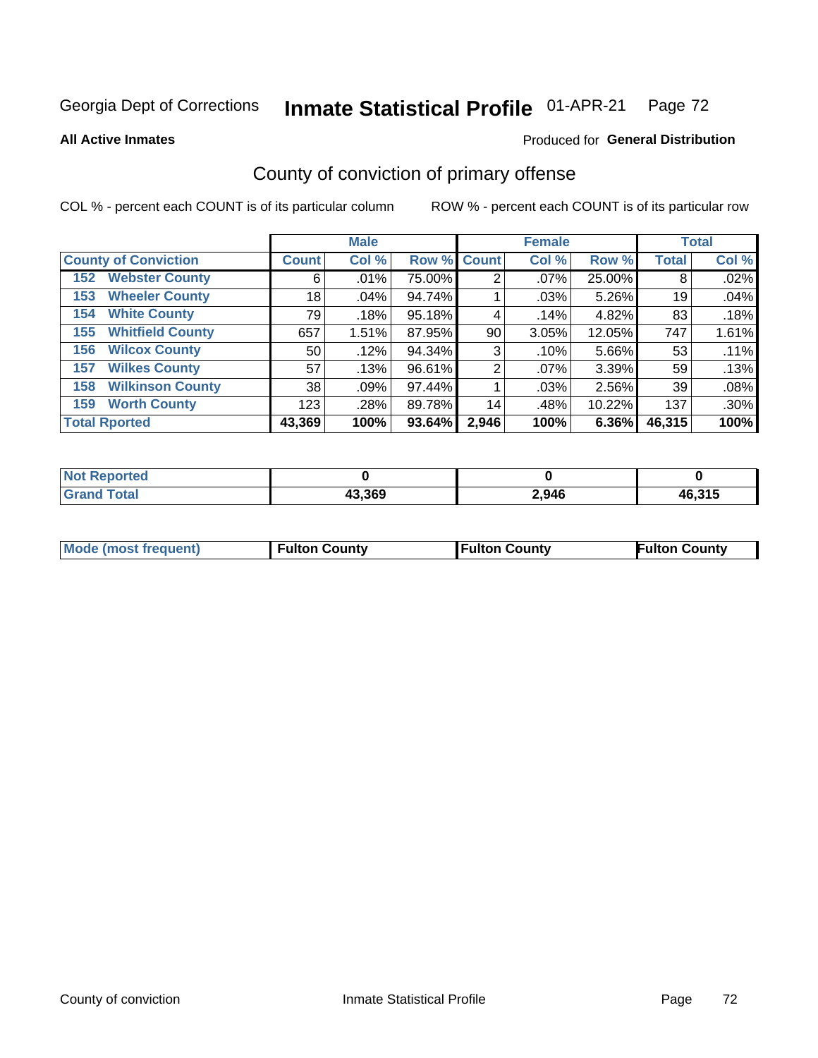Georgia Dept of Corrections **Inmate Statistical Profile** 01-APR-21 Page 72

**All Active Inmates**

Produced for **General Distribution**

## County of conviction of primary offense

COL % - percent each COUNT is of its particular column

ROW % - percent each COUNT is of its particular row

| | Male | | | Female | | | Total | |
|---|---|---|---|---|---|---|---|---|
| **County of Conviction** | **Count** | **Col %** | **Row %** | **Count** | **Col %** | **Row %** | **Total** | **Col %** |
| 152 Webster County | 6 | .01% | 75.00% | 2 | .07% | 25.00% | 8 | .02% |
| 153 Wheeler County | 18 | .04% | 94.74% | 1 | .03% | 5.26% | 19 | .04% |
| 154 White County | 79 | .18% | 95.18% | 4 | .14% | 4.82% | 83 | .18% |
| 155 Whitfield County | 657 | 1.51% | 87.95% | 90 | 3.05% | 12.05% | 747 | 1.61% |
| 156 Wilcox County | 50 | .12% | 94.34% | 3 | .10% | 5.66% | 53 | .11% |
| 157 Wilkes County | 57 | .13% | 96.61% | 2 | .07% | 3.39% | 59 | .13% |
| 158 Wilkinson County | 38 | .09% | 97.44% | 1 | .03% | 2.56% | 39 | .08% |
| 159 Worth County | 123 | .28% | 89.78% | 14 | .48% | 10.22% | 137 | .30% |
| **Total Rported** | **43,369** | **100%** | **93.64%** | **2,946** | **100%** | **6.36%** | **46,315** | **100%** |

| | Male | Female | Total |
|---|---|---|---|
| Not Reported | 0 | 0 | 0 |
| Grand Total | 43,369 | 2,946 | 46,315 |

| | Male | Female | Total |
|---|---|---|---|
| Mode (most frequent) | Fulton County | Fulton County | Fulton County |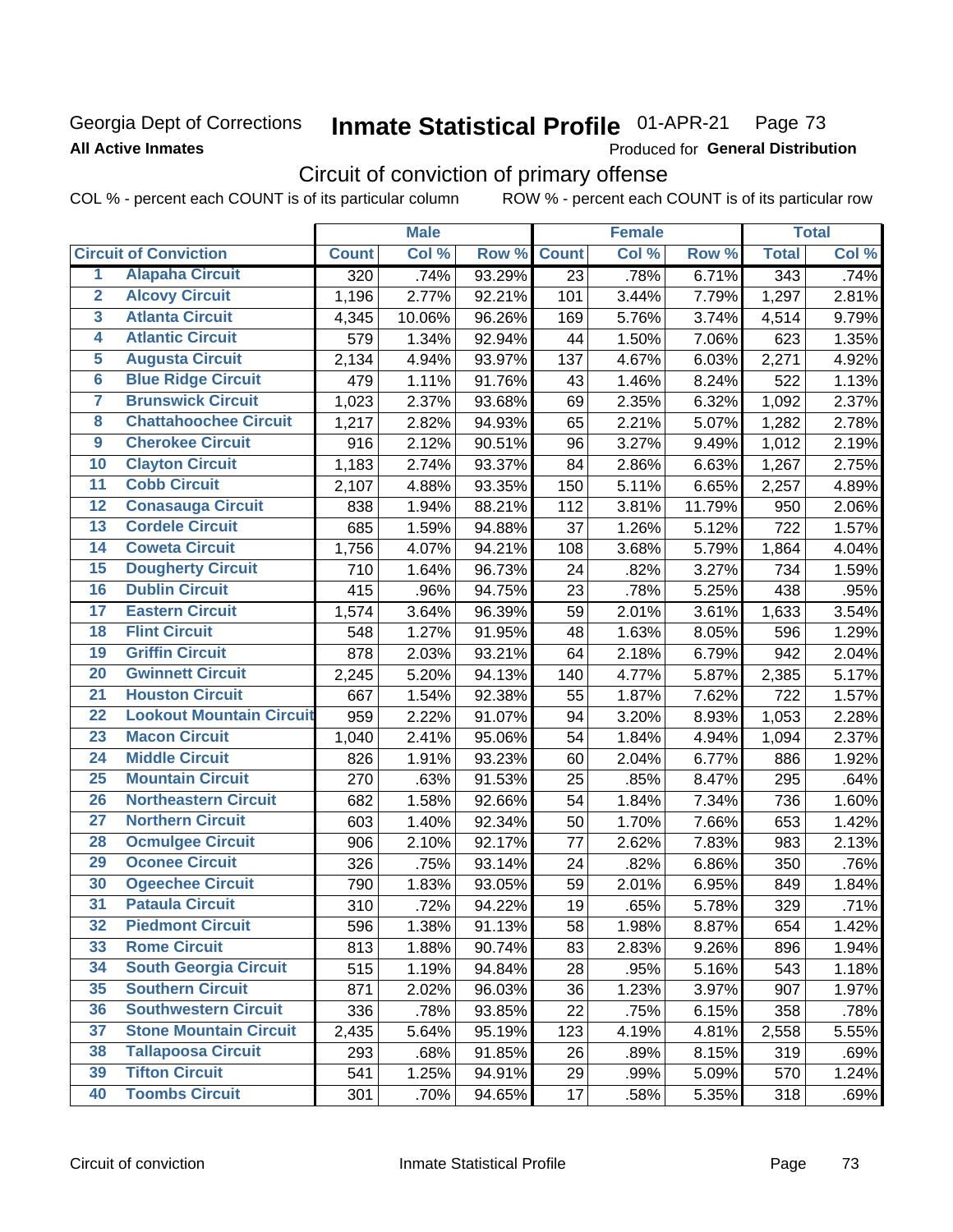Georgia Dept of Corrections **Inmate Statistical Profile** 01-APR-21 Page 73

**All Active Inmates**

Produced for **General Distribution**

## Circuit of conviction of primary offense

COL % - percent each COUNT is of its particular column ROW % - percent each COUNT is of its particular row

| | | Male | | | Female | | | Total | |
|---|---|---|---|---|---|---|---|---|---|
| **Circuit of Conviction** | | **Count** | **Col %** | **Row %** | **Count** | **Col %** | **Row %** | **Total** | **Col %** |
| 1 | Alapaha Circuit | 320 | .74% | 93.29% | 23 | .78% | 6.71% | 343 | .74% |
| 2 | Alcovy Circuit | 1,196 | 2.77% | 92.21% | 101 | 3.44% | 7.79% | 1,297 | 2.81% |
| 3 | Atlanta Circuit | 4,345 | 10.06% | 96.26% | 169 | 5.76% | 3.74% | 4,514 | 9.79% |
| 4 | Atlantic Circuit | 579 | 1.34% | 92.94% | 44 | 1.50% | 7.06% | 623 | 1.35% |
| 5 | Augusta Circuit | 2,134 | 4.94% | 93.97% | 137 | 4.67% | 6.03% | 2,271 | 4.92% |
| 6 | Blue Ridge Circuit | 479 | 1.11% | 91.76% | 43 | 1.46% | 8.24% | 522 | 1.13% |
| 7 | Brunswick Circuit | 1,023 | 2.37% | 93.68% | 69 | 2.35% | 6.32% | 1,092 | 2.37% |
| 8 | Chattahoochee Circuit | 1,217 | 2.82% | 94.93% | 65 | 2.21% | 5.07% | 1,282 | 2.78% |
| 9 | Cherokee Circuit | 916 | 2.12% | 90.51% | 96 | 3.27% | 9.49% | 1,012 | 2.19% |
| 10 | Clayton Circuit | 1,183 | 2.74% | 93.37% | 84 | 2.86% | 6.63% | 1,267 | 2.75% |
| 11 | Cobb Circuit | 2,107 | 4.88% | 93.35% | 150 | 5.11% | 6.65% | 2,257 | 4.89% |
| 12 | Conasauga Circuit | 838 | 1.94% | 88.21% | 112 | 3.81% | 11.79% | 950 | 2.06% |
| 13 | Cordele Circuit | 685 | 1.59% | 94.88% | 37 | 1.26% | 5.12% | 722 | 1.57% |
| 14 | Coweta Circuit | 1,756 | 4.07% | 94.21% | 108 | 3.68% | 5.79% | 1,864 | 4.04% |
| 15 | Dougherty Circuit | 710 | 1.64% | 96.73% | 24 | .82% | 3.27% | 734 | 1.59% |
| 16 | Dublin Circuit | 415 | .96% | 94.75% | 23 | .78% | 5.25% | 438 | .95% |
| 17 | Eastern Circuit | 1,574 | 3.64% | 96.39% | 59 | 2.01% | 3.61% | 1,633 | 3.54% |
| 18 | Flint Circuit | 548 | 1.27% | 91.95% | 48 | 1.63% | 8.05% | 596 | 1.29% |
| 19 | Griffin Circuit | 878 | 2.03% | 93.21% | 64 | 2.18% | 6.79% | 942 | 2.04% |
| 20 | Gwinnett Circuit | 2,245 | 5.20% | 94.13% | 140 | 4.77% | 5.87% | 2,385 | 5.17% |
| 21 | Houston Circuit | 667 | 1.54% | 92.38% | 55 | 1.87% | 7.62% | 722 | 1.57% |
| 22 | Lookout Mountain Circuit | 959 | 2.22% | 91.07% | 94 | 3.20% | 8.93% | 1,053 | 2.28% |
| 23 | Macon Circuit | 1,040 | 2.41% | 95.06% | 54 | 1.84% | 4.94% | 1,094 | 2.37% |
| 24 | Middle Circuit | 826 | 1.91% | 93.23% | 60 | 2.04% | 6.77% | 886 | 1.92% |
| 25 | Mountain Circuit | 270 | .63% | 91.53% | 25 | .85% | 8.47% | 295 | .64% |
| 26 | Northeastern Circuit | 682 | 1.58% | 92.66% | 54 | 1.84% | 7.34% | 736 | 1.60% |
| 27 | Northern Circuit | 603 | 1.40% | 92.34% | 50 | 1.70% | 7.66% | 653 | 1.42% |
| 28 | Ocmulgee Circuit | 906 | 2.10% | 92.17% | 77 | 2.62% | 7.83% | 983 | 2.13% |
| 29 | Oconee Circuit | 326 | .75% | 93.14% | 24 | .82% | 6.86% | 350 | .76% |
| 30 | Ogeechee Circuit | 790 | 1.83% | 93.05% | 59 | 2.01% | 6.95% | 849 | 1.84% |
| 31 | Pataula Circuit | 310 | .72% | 94.22% | 19 | .65% | 5.78% | 329 | .71% |
| 32 | Piedmont Circuit | 596 | 1.38% | 91.13% | 58 | 1.98% | 8.87% | 654 | 1.42% |
| 33 | Rome Circuit | 813 | 1.88% | 90.74% | 83 | 2.83% | 9.26% | 896 | 1.94% |
| 34 | South Georgia Circuit | 515 | 1.19% | 94.84% | 28 | .95% | 5.16% | 543 | 1.18% |
| 35 | Southern Circuit | 871 | 2.02% | 96.03% | 36 | 1.23% | 3.97% | 907 | 1.97% |
| 36 | Southwestern Circuit | 336 | .78% | 93.85% | 22 | .75% | 6.15% | 358 | .78% |
| 37 | Stone Mountain Circuit | 2,435 | 5.64% | 95.19% | 123 | 4.19% | 4.81% | 2,558 | 5.55% |
| 38 | Tallapoosa Circuit | 293 | .68% | 91.85% | 26 | .89% | 8.15% | 319 | .69% |
| 39 | Tifton Circuit | 541 | 1.25% | 94.91% | 29 | .99% | 5.09% | 570 | 1.24% |
| 40 | Toombs Circuit | 301 | .70% | 94.65% | 17 | .58% | 5.35% | 318 | .69% |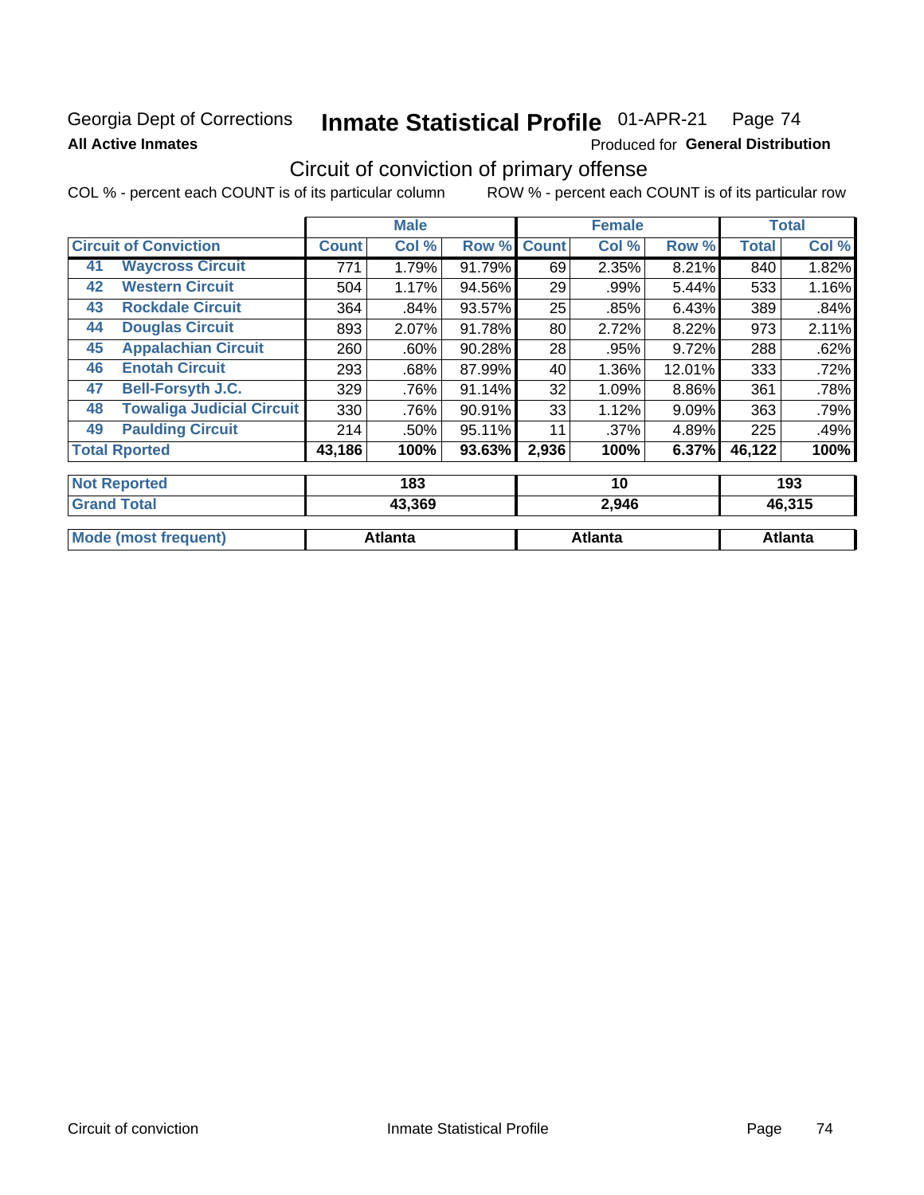Georgia Dept of Corrections **Inmate Statistical Profile** 01-APR-21 Page 74

**All Active Inmates**

Produced for **General Distribution**

## Circuit of conviction of primary offense

COL % - percent each COUNT is of its particular column ROW % - percent each COUNT is of its particular row

| Circuit of Conviction | | Male | | | Female | | | Total | |
|---|---|---|---|---|---|---|---|---|---|
| | | Count | Col % | Row % | Count | Col % | Row % | Total | Col % |
| 41 | Waycross Circuit | 771 | 1.79% | 91.79% | 69 | 2.35% | 8.21% | 840 | 1.82% |
| 42 | Western Circuit | 504 | 1.17% | 94.56% | 29 | .99% | 5.44% | 533 | 1.16% |
| 43 | Rockdale Circuit | 364 | .84% | 93.57% | 25 | .85% | 6.43% | 389 | .84% |
| 44 | Douglas Circuit | 893 | 2.07% | 91.78% | 80 | 2.72% | 8.22% | 973 | 2.11% |
| 45 | Appalachian Circuit | 260 | .60% | 90.28% | 28 | .95% | 9.72% | 288 | .62% |
| 46 | Enotah Circuit | 293 | .68% | 87.99% | 40 | 1.36% | 12.01% | 333 | .72% |
| 47 | Bell-Forsyth J.C. | 329 | .76% | 91.14% | 32 | 1.09% | 8.86% | 361 | .78% |
| 48 | Towaliga Judicial Circuit | 330 | .76% | 90.91% | 33 | 1.12% | 9.09% | 363 | .79% |
| 49 | Paulding Circuit | 214 | .50% | 95.11% | 11 | .37% | 4.89% | 225 | .49% |
| Total Rported | | 43,186 | 100% | 93.63% | 2,936 | 100% | 6.37% | 46,122 | 100% |
| Not Reported | | 183 | | | 10 | | | 193 | |
| Grand Total | | 43,369 | | | 2,946 | | | 46,315 | |
| Mode (most frequent) | | Atlanta | | | Atlanta | | | Atlanta | |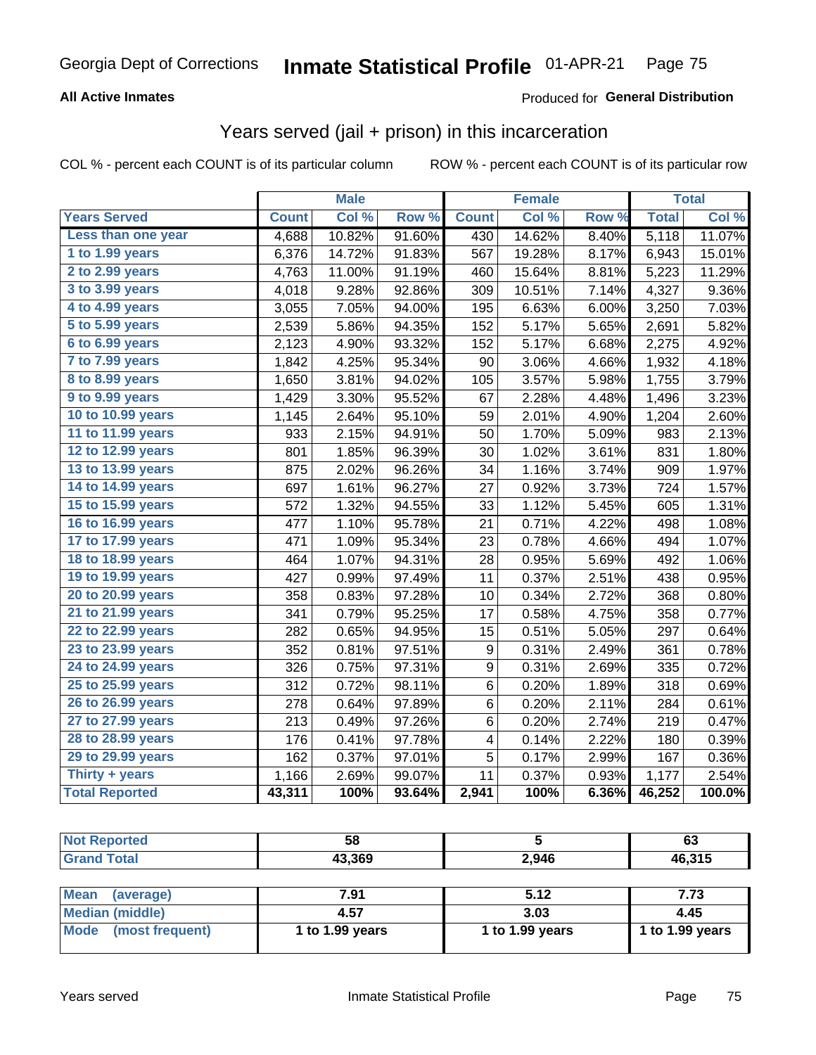Georgia Dept of Corrections **Inmate Statistical Profile** 01-APR-21

**All Active Inmates**

Produced for **General Distribution**

## Years served (jail + prison) in this incarceration

COL % - percent each COUNT is of its particular column

ROW % - percent each COUNT is of its particular row

| | Male | | | Female | | | Total | |
|---|---|---|---|---|---|---|---|---|
| **Years Served** | **Count** | **Col %** | **Row %** | **Count** | **Col %** | **Row %** | **Total** | **Col %** |
| Less than one year | 4,688 | 10.82% | 91.60% | 430 | 14.62% | 8.40% | 5,118 | 11.07% |
| 1 to 1.99 years | 6,376 | 14.72% | 91.83% | 567 | 19.28% | 8.17% | 6,943 | 15.01% |
| 2 to 2.99 years | 4,763 | 11.00% | 91.19% | 460 | 15.64% | 8.81% | 5,223 | 11.29% |
| 3 to 3.99 years | 4,018 | 9.28% | 92.86% | 309 | 10.51% | 7.14% | 4,327 | 9.36% |
| 4 to 4.99 years | 3,055 | 7.05% | 94.00% | 195 | 6.63% | 6.00% | 3,250 | 7.03% |
| 5 to 5.99 years | 2,539 | 5.86% | 94.35% | 152 | 5.17% | 5.65% | 2,691 | 5.82% |
| 6 to 6.99 years | 2,123 | 4.90% | 93.32% | 152 | 5.17% | 6.68% | 2,275 | 4.92% |
| 7 to 7.99 years | 1,842 | 4.25% | 95.34% | 90 | 3.06% | 4.66% | 1,932 | 4.18% |
| 8 to 8.99 years | 1,650 | 3.81% | 94.02% | 105 | 3.57% | 5.98% | 1,755 | 3.79% |
| 9 to 9.99 years | 1,429 | 3.30% | 95.52% | 67 | 2.28% | 4.48% | 1,496 | 3.23% |
| 10 to 10.99 years | 1,145 | 2.64% | 95.10% | 59 | 2.01% | 4.90% | 1,204 | 2.60% |
| 11 to 11.99 years | 933 | 2.15% | 94.91% | 50 | 1.70% | 5.09% | 983 | 2.13% |
| 12 to 12.99 years | 801 | 1.85% | 96.39% | 30 | 1.02% | 3.61% | 831 | 1.80% |
| 13 to 13.99 years | 875 | 2.02% | 96.26% | 34 | 1.16% | 3.74% | 909 | 1.97% |
| 14 to 14.99 years | 697 | 1.61% | 96.27% | 27 | 0.92% | 3.73% | 724 | 1.57% |
| 15 to 15.99 years | 572 | 1.32% | 94.55% | 33 | 1.12% | 5.45% | 605 | 1.31% |
| 16 to 16.99 years | 477 | 1.10% | 95.78% | 21 | 0.71% | 4.22% | 498 | 1.08% |
| 17 to 17.99 years | 471 | 1.09% | 95.34% | 23 | 0.78% | 4.66% | 494 | 1.07% |
| 18 to 18.99 years | 464 | 1.07% | 94.31% | 28 | 0.95% | 5.69% | 492 | 1.06% |
| 19 to 19.99 years | 427 | 0.99% | 97.49% | 11 | 0.37% | 2.51% | 438 | 0.95% |
| 20 to 20.99 years | 358 | 0.83% | 97.28% | 10 | 0.34% | 2.72% | 368 | 0.80% |
| 21 to 21.99 years | 341 | 0.79% | 95.25% | 17 | 0.58% | 4.75% | 358 | 0.77% |
| 22 to 22.99 years | 282 | 0.65% | 94.95% | 15 | 0.51% | 5.05% | 297 | 0.64% |
| 23 to 23.99 years | 352 | 0.81% | 97.51% | 9 | 0.31% | 2.49% | 361 | 0.78% |
| 24 to 24.99 years | 326 | 0.75% | 97.31% | 9 | 0.31% | 2.69% | 335 | 0.72% |
| 25 to 25.99 years | 312 | 0.72% | 98.11% | 6 | 0.20% | 1.89% | 318 | 0.69% |
| 26 to 26.99 years | 278 | 0.64% | 97.89% | 6 | 0.20% | 2.11% | 284 | 0.61% |
| 27 to 27.99 years | 213 | 0.49% | 97.26% | 6 | 0.20% | 2.74% | 219 | 0.47% |
| 28 to 28.99 years | 176 | 0.41% | 97.78% | 4 | 0.14% | 2.22% | 180 | 0.39% |
| 29 to 29.99 years | 162 | 0.37% | 97.01% | 5 | 0.17% | 2.99% | 167 | 0.36% |
| Thirty + years | 1,166 | 2.69% | 99.07% | 11 | 0.37% | 0.93% | 1,177 | 2.54% |
| **Total Reported** | **43,311** | **100%** | **93.64%** | **2,941** | **100%** | **6.36%** | **46,252** | **100.0%** |

| | Male | Female | Total |
|---|---|---|---|
| Not Reported | 58 | 5 | 63 |
| Grand Total | 43,369 | 2,946 | 46,315 |

| | Male | Female | Total |
|---|---|---|---|
| Mean (average) | 7.91 | 5.12 | 7.73 |
| Median (middle) | 4.57 | 3.03 | 4.45 |
| Mode (most frequent) | 1 to 1.99 years | 1 to 1.99 years | 1 to 1.99 years |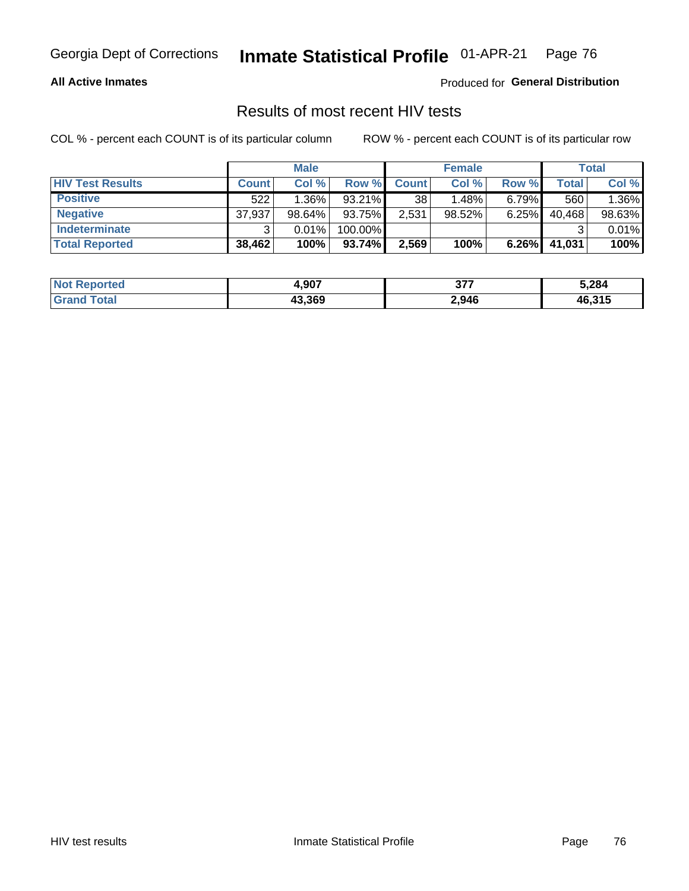Georgia Dept of Corrections **Inmate Statistical Profile** 01-APR-21

**All Active Inmates**

Produced for **General Distribution**

## Results of most recent HIV tests

COL % - percent each COUNT is of its particular column ROW % - percent each COUNT is of its particular row

| | Male | | | Female | | | Total | |
|---|---|---|---|---|---|---|---|---|
| **HIV Test Results** | **Count** | **Col %** | **Row %** | **Count** | **Col %** | **Row %** | **Total** | **Col %** |
| **Positive** | 522 | 1.36% | 93.21% | 38 | 1.48% | 6.79% | 560 | 1.36% |
| **Negative** | 37,937 | 98.64% | 93.75% | 2,531 | 98.52% | 6.25% | 40,468 | 98.63% |
| **Indeterminate** | 3 | 0.01% | 100.00% | | | | 3 | 0.01% |
| **Total Reported** | **38,462** | **100%** | **93.74%** | **2,569** | **100%** | **6.26%** | **41,031** | **100%** |

| | Male | Female | Total |
|---|---|---|---|
| **Not Reported** | **4,907** | **377** | **5,284** |
| **Grand Total** | **43,369** | **2,946** | **46,315** |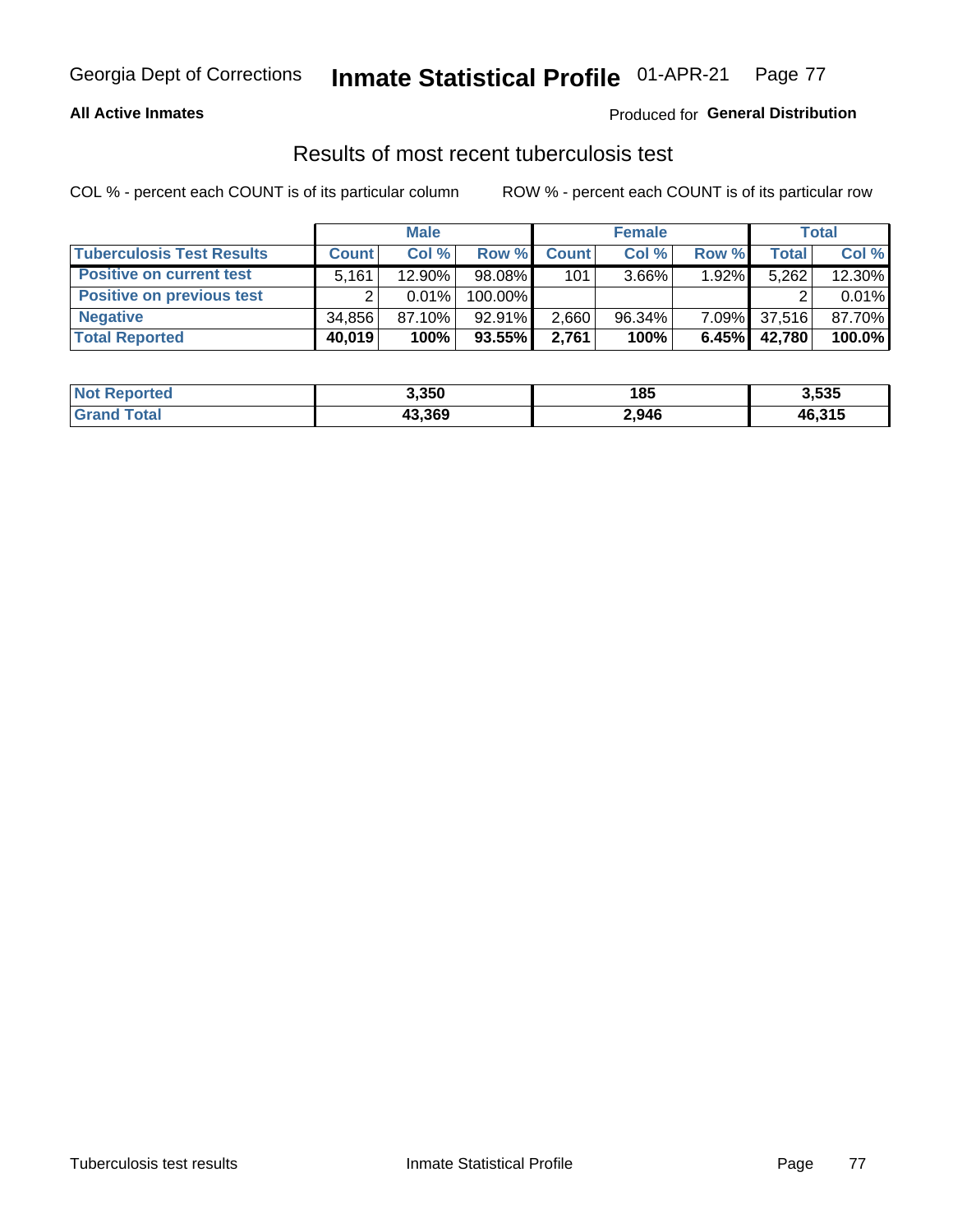Georgia Dept of Corrections **Inmate Statistical Profile** 01-APR-21

**All Active Inmates**

Produced for **General Distribution**

## Results of most recent tuberculosis test

COL % - percent each COUNT is of its particular column

ROW % - percent each COUNT is of its particular row

| | Male | | | Female | | | Total | |
|---|---|---|---|---|---|---|---|---|
| **Tuberculosis Test Results** | **Count** | **Col %** | **Row %** | **Count** | **Col %** | **Row %** | **Total** | **Col %** |
| **Positive on current test** | 5,161 | 12.90% | 98.08% | 101 | 3.66% | 1.92% | 5,262 | 12.30% |
| **Positive on previous test** | 2 | 0.01% | 100.00% | | | | 2 | 0.01% |
| **Negative** | 34,856 | 87.10% | 92.91% | 2,660 | 96.34% | 7.09% | 37,516 | 87.70% |
| **Total Reported** | **40,019** | **100%** | **93.55%** | **2,761** | **100%** | **6.45%** | **42,780** | **100.0%** |

| | Male | Female | Total |
|---|---|---|---|
| **Not Reported** | **3,350** | **185** | **3,535** |
| **Grand Total** | **43,369** | **2,946** | **46,315** |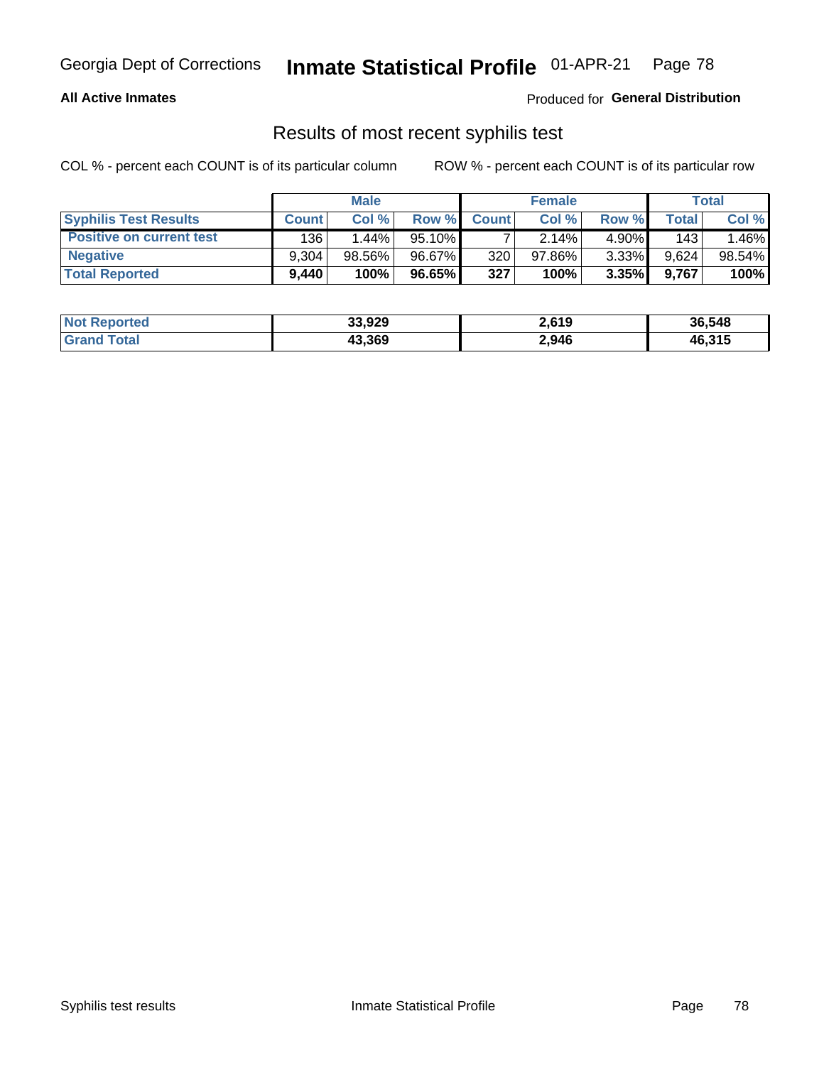Georgia Dept of Corrections **Inmate Statistical Profile** 01-APR-21

**All Active Inmates**

Produced for **General Distribution**

## Results of most recent syphilis test

COL % - percent each COUNT is of its particular column

ROW % - percent each COUNT is of its particular row

| | Male | | | Female | | | Total | |
|---|---|---|---|---|---|---|---|---|
| **Syphilis Test Results** | **Count** | **Col %** | **Row %** | **Count** | **Col %** | **Row %** | **Total** | **Col %** |
| **Positive on current test** | 136 | 1.44% | 95.10% | 7 | 2.14% | 4.90% | 143 | 1.46% |
| **Negative** | 9,304 | 98.56% | 96.67% | 320 | 97.86% | 3.33% | 9,624 | 98.54% |
| **Total Reported** | **9,440** | **100%** | **96.65%** | **327** | **100%** | **3.35%** | **9,767** | **100%** |

| | Male | Female | Total |
|---|---|---|---|
| **Not Reported** | **33,929** | **2,619** | **36,548** |
| **Grand Total** | **43,369** | **2,946** | **46,315** |

Syphilis test results

Inmate Statistical Profile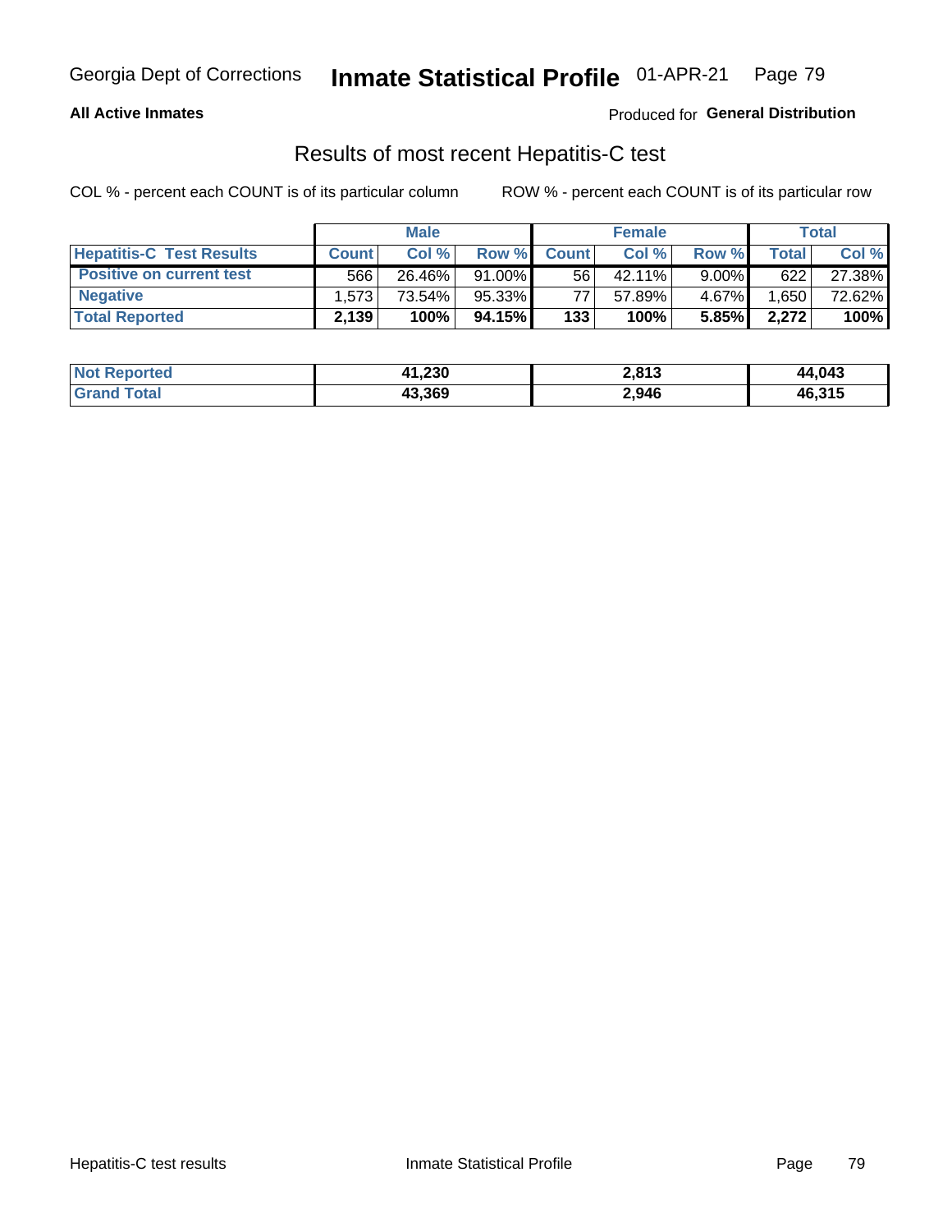**All Active Inmates**

Produced for **General Distribution**

## Results of most recent Hepatitis-C test

COL % - percent each COUNT is of its particular column

ROW % - percent each COUNT is of its particular row

| | Male | | | Female | | | Total | |
|---|---|---|---|---|---|---|---|---|
| **Hepatitis-C Test Results** | **Count** | **Col %** | **Row %** | **Count** | **Col %** | **Row %** | **Total** | **Col %** |
| **Positive on current test** | 566 | 26.46% | 91.00% | 56 | 42.11% | 9.00% | 622 | 27.38% |
| **Negative** | 1,573 | 73.54% | 95.33% | 77 | 57.89% | 4.67% | 1,650 | 72.62% |
| **Total Reported** | **2,139** | **100%** | **94.15%** | **133** | **100%** | **5.85%** | **2,272** | **100%** |

| | Male | Female | Total |
|---|---|---|---|
| **Not Reported** | **41,230** | **2,813** | **44,043** |
| **Grand Total** | **43,369** | **2,946** | **46,315** |